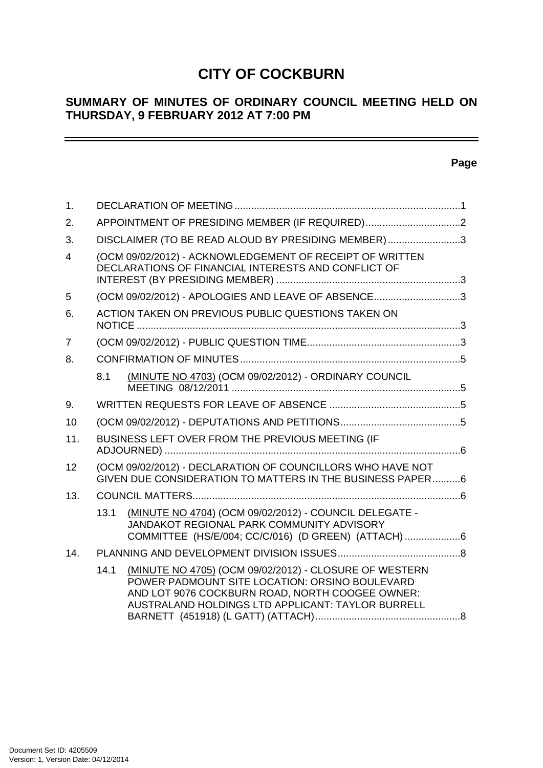# CITY OF COCKBURN

## SUMMARY OF MINUTES OF ORDINARY COUNCIL MEETING HELD ON THURSDAY, 9 FEBRUARY 2012 AT 7:00 PM

**Page**

1. DECLARATION OF MEETING ..... 1
2. APPOINTMENT OF PRESIDING MEMBER (IF REQUIRED) ..... 2
3. DISCLAIMER (TO BE READ ALOUD BY PRESIDING MEMBER) ..... 3
4 (OCM 09/02/2012) - ACKNOWLEDGEMENT OF RECEIPT OF WRITTEN DECLARATIONS OF FINANCIAL INTERESTS AND CONFLICT OF INTEREST (BY PRESIDING MEMBER) ..... 3
5 (OCM 09/02/2012) - APOLOGIES AND LEAVE OF ABSENCE ..... 3
6. ACTION TAKEN ON PREVIOUS PUBLIC QUESTIONS TAKEN ON NOTICE ..... 3
7 (OCM 09/02/2012) - PUBLIC QUESTION TIME ..... 3
8. CONFIRMATION OF MINUTES ..... 5
   - 8.1 (MINUTE NO 4703) (OCM 09/02/2012) - ORDINARY COUNCIL MEETING 08/12/2011 ..... 5
9. WRITTEN REQUESTS FOR LEAVE OF ABSENCE ..... 5
10 (OCM 09/02/2012) - DEPUTATIONS AND PETITIONS ..... 5
11. BUSINESS LEFT OVER FROM THE PREVIOUS MEETING (IF ADJOURNED) ..... 6
12 (OCM 09/02/2012) - DECLARATION OF COUNCILLORS WHO HAVE NOT GIVEN DUE CONSIDERATION TO MATTERS IN THE BUSINESS PAPER ..... 6
13. COUNCIL MATTERS ..... 6
   - 13.1 (MINUTE NO 4704) (OCM 09/02/2012) - COUNCIL DELEGATE - JANDAKOT REGIONAL PARK COMMUNITY ADVISORY COMMITTEE (HS/E/004; CC/C/016) (D GREEN) (ATTACH) ..... 6
14. PLANNING AND DEVELOPMENT DIVISION ISSUES ..... 8
   - 14.1 (MINUTE NO 4705) (OCM 09/02/2012) - CLOSURE OF WESTERN POWER PADMOUNT SITE LOCATION: ORSINO BOULEVARD AND LOT 9076 COCKBURN ROAD, NORTH COOGEE OWNER: AUSTRALAND HOLDINGS LTD APPLICANT: TAYLOR BURRELL BARNETT (451918) (L GATT) (ATTACH) ..... 8

Document Set ID: 4205509
Version: 1, Version Date: 04/12/2014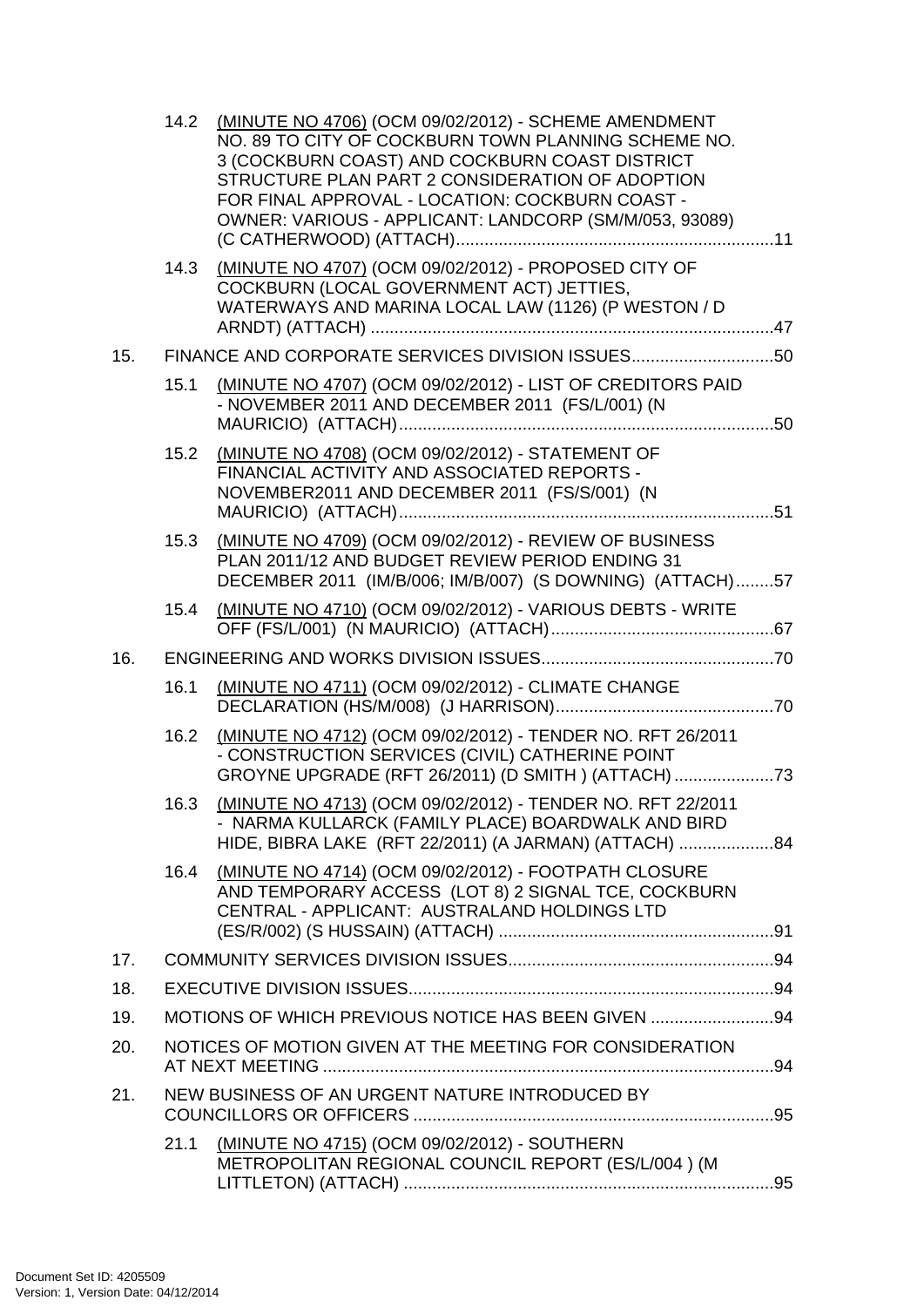14.2 (MINUTE NO 4706) (OCM 09/02/2012) - SCHEME AMENDMENT NO. 89 TO CITY OF COCKBURN TOWN PLANNING SCHEME NO. 3 (COCKBURN COAST) AND COCKBURN COAST DISTRICT STRUCTURE PLAN PART 2 CONSIDERATION OF ADOPTION FOR FINAL APPROVAL - LOCATION: COCKBURN COAST - OWNER: VARIOUS - APPLICANT: LANDCORP (SM/M/053, 93089) (C CATHERWOOD) (ATTACH)....................................................................11

14.3 (MINUTE NO 4707) (OCM 09/02/2012) - PROPOSED CITY OF COCKBURN (LOCAL GOVERNMENT ACT) JETTIES, WATERWAYS AND MARINA LOCAL LAW (1126) (P WESTON / D ARNDT) (ATTACH) .....................................................................................47

15. FINANCE AND CORPORATE SERVICES DIVISION ISSUES..............................50

15.1 (MINUTE NO 4707) (OCM 09/02/2012) - LIST OF CREDITORS PAID - NOVEMBER 2011 AND DECEMBER 2011 (FS/L/001) (N MAURICIO) (ATTACH)...............................................................................50

15.2 (MINUTE NO 4708) (OCM 09/02/2012) - STATEMENT OF FINANCIAL ACTIVITY AND ASSOCIATED REPORTS - NOVEMBER2011 AND DECEMBER 2011 (FS/S/001) (N MAURICIO) (ATTACH)...............................................................................51

15.3 (MINUTE NO 4709) (OCM 09/02/2012) - REVIEW OF BUSINESS PLAN 2011/12 AND BUDGET REVIEW PERIOD ENDING 31 DECEMBER 2011 (IM/B/006; IM/B/007) (S DOWNING) (ATTACH)........57

15.4 (MINUTE NO 4710) (OCM 09/02/2012) - VARIOUS DEBTS - WRITE OFF (FS/L/001) (N MAURICIO) (ATTACH)...............................................67

16. ENGINEERING AND WORKS DIVISION ISSUES.................................................70

16.1 (MINUTE NO 4711) (OCM 09/02/2012) - CLIMATE CHANGE DECLARATION (HS/M/008) (J HARRISON)..............................................70

16.2 (MINUTE NO 4712) (OCM 09/02/2012) - TENDER NO. RFT 26/2011 - CONSTRUCTION SERVICES (CIVIL) CATHERINE POINT GROYNE UPGRADE (RFT 26/2011) (D SMITH ) (ATTACH).....................73

16.3 (MINUTE NO 4713) (OCM 09/02/2012) - TENDER NO. RFT 22/2011 - NARMA KULLARCK (FAMILY PLACE) BOARDWALK AND BIRD HIDE, BIBRA LAKE (RFT 22/2011) (A JARMAN) (ATTACH) ....................84

16.4 (MINUTE NO 4714) (OCM 09/02/2012) - FOOTPATH CLOSURE AND TEMPORARY ACCESS (LOT 8) 2 SIGNAL TCE, COCKBURN CENTRAL - APPLICANT: AUSTRALAND HOLDINGS LTD (ES/R/002) (S HUSSAIN) (ATTACH) ..........................................................91

17. COMMUNITY SERVICES DIVISION ISSUES........................................................94

18. EXECUTIVE DIVISION ISSUES.............................................................................94

19. MOTIONS OF WHICH PREVIOUS NOTICE HAS BEEN GIVEN ..........................94

20. NOTICES OF MOTION GIVEN AT THE MEETING FOR CONSIDERATION AT NEXT MEETING ...............................................................................................94

21. NEW BUSINESS OF AN URGENT NATURE INTRODUCED BY COUNCILLORS OR OFFICERS ............................................................................95

21.1 (MINUTE NO 4715) (OCM 09/02/2012) - SOUTHERN METROPOLITAN REGIONAL COUNCIL REPORT (ES/L/004 ) (M LITTLETON) (ATTACH) ..............................................................................95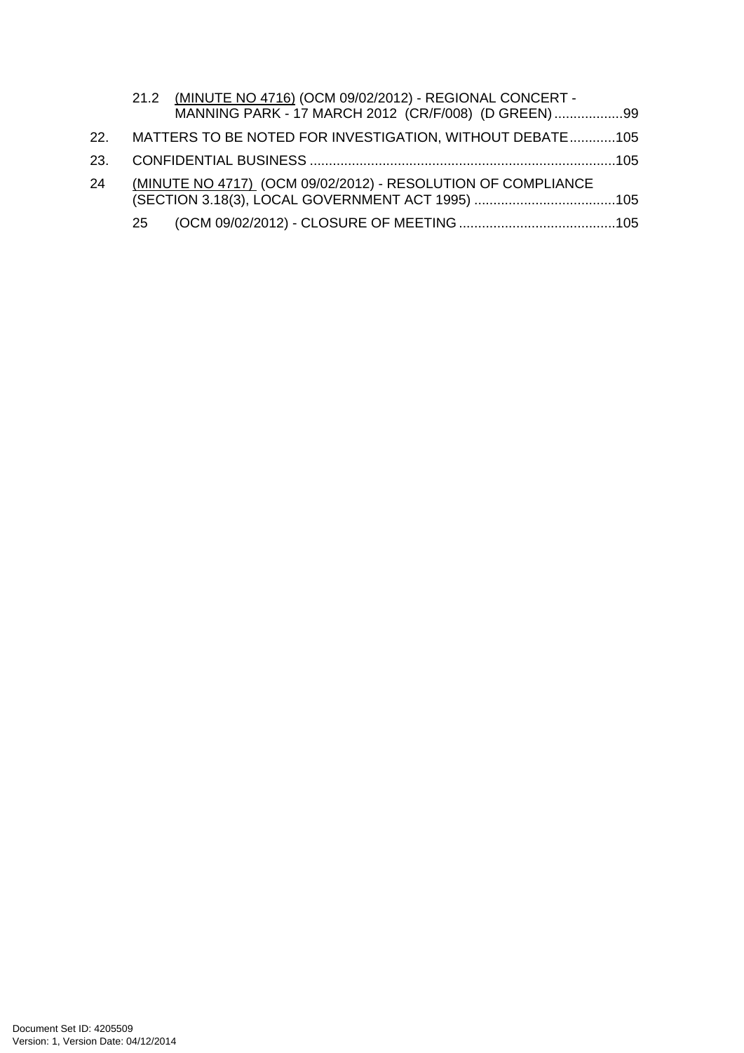21.2 (MINUTE NO 4716) (OCM 09/02/2012) - REGIONAL CONCERT - MANNING PARK - 17 MARCH 2012 (CR/F/008) (D GREEN)..................99

22. MATTERS TO BE NOTED FOR INVESTIGATION, WITHOUT DEBATE............105

23. CONFIDENTIAL BUSINESS ...............................................................................105

24 (MINUTE NO 4717) (OCM 09/02/2012) - RESOLUTION OF COMPLIANCE (SECTION 3.18(3), LOCAL GOVERNMENT ACT 1995) .....................................105

25 (OCM 09/02/2012) - CLOSURE OF MEETING .........................................105

Document Set ID: 4205509
Version: 1, Version Date: 04/12/2014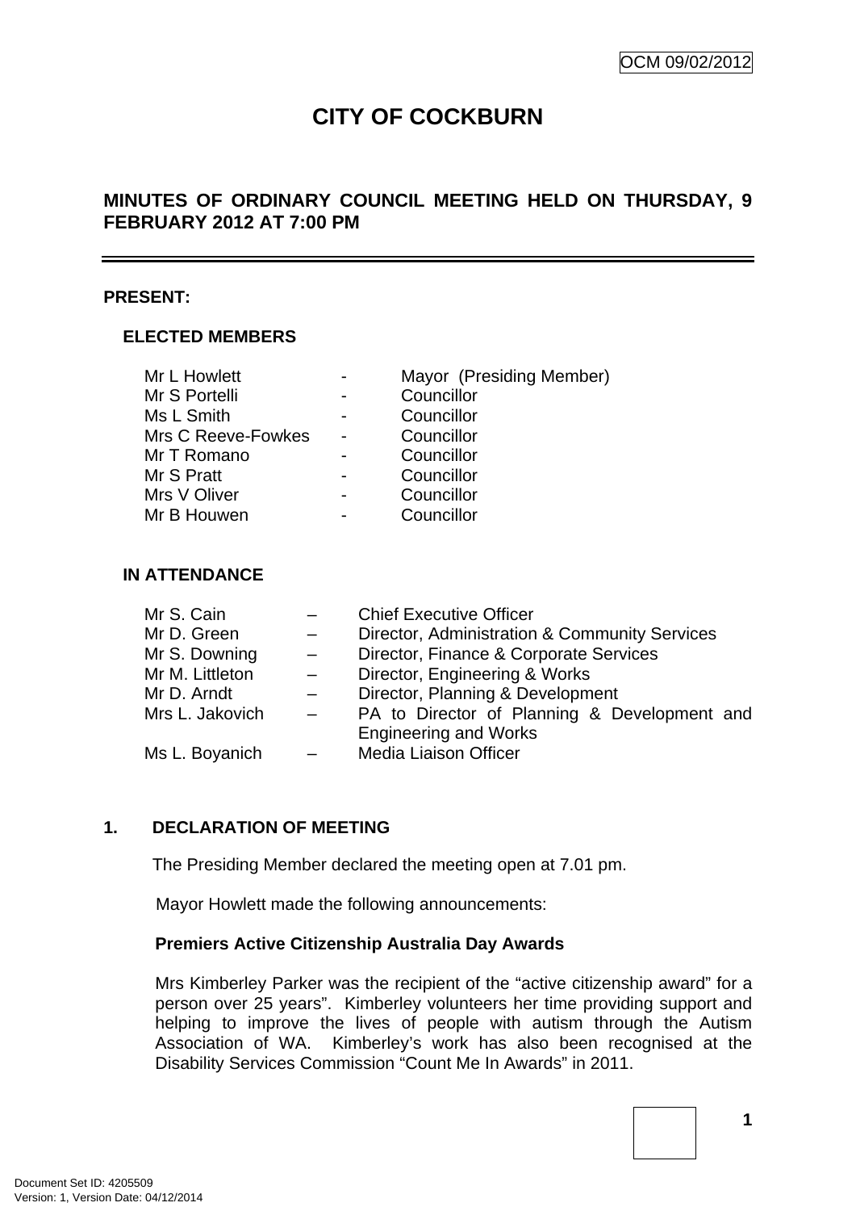# CITY OF COCKBURN

## MINUTES OF ORDINARY COUNCIL MEETING HELD ON THURSDAY, 9 FEBRUARY 2012 AT 7:00 PM

**PRESENT:**

**ELECTED MEMBERS**

| | | |
|---|---|---|
| Mr L Howlett | - | Mayor (Presiding Member) |
| Mr S Portelli | - | Councillor |
| Ms L Smith | - | Councillor |
| Mrs C Reeve-Fowkes | - | Councillor |
| Mr T Romano | - | Councillor |
| Mr S Pratt | - | Councillor |
| Mrs V Oliver | - | Councillor |
| Mr B Houwen | - | Councillor |

**IN ATTENDANCE**

| | | |
|---|---|---|
| Mr S. Cain | – | Chief Executive Officer |
| Mr D. Green | – | Director, Administration & Community Services |
| Mr S. Downing | – | Director, Finance & Corporate Services |
| Mr M. Littleton | – | Director, Engineering & Works |
| Mr D. Arndt | – | Director, Planning & Development |
| Mrs L. Jakovich | – | PA to Director of Planning & Development and Engineering and Works |
| Ms L. Boyanich | – | Media Liaison Officer |

**1. DECLARATION OF MEETING**

The Presiding Member declared the meeting open at 7.01 pm.

Mayor Howlett made the following announcements:

**Premiers Active Citizenship Australia Day Awards**

Mrs Kimberley Parker was the recipient of the "active citizenship award" for a person over 25 years". Kimberley volunteers her time providing support and helping to improve the lives of people with autism through the Autism Association of WA. Kimberley's work has also been recognised at the Disability Services Commission "Count Me In Awards" in 2011.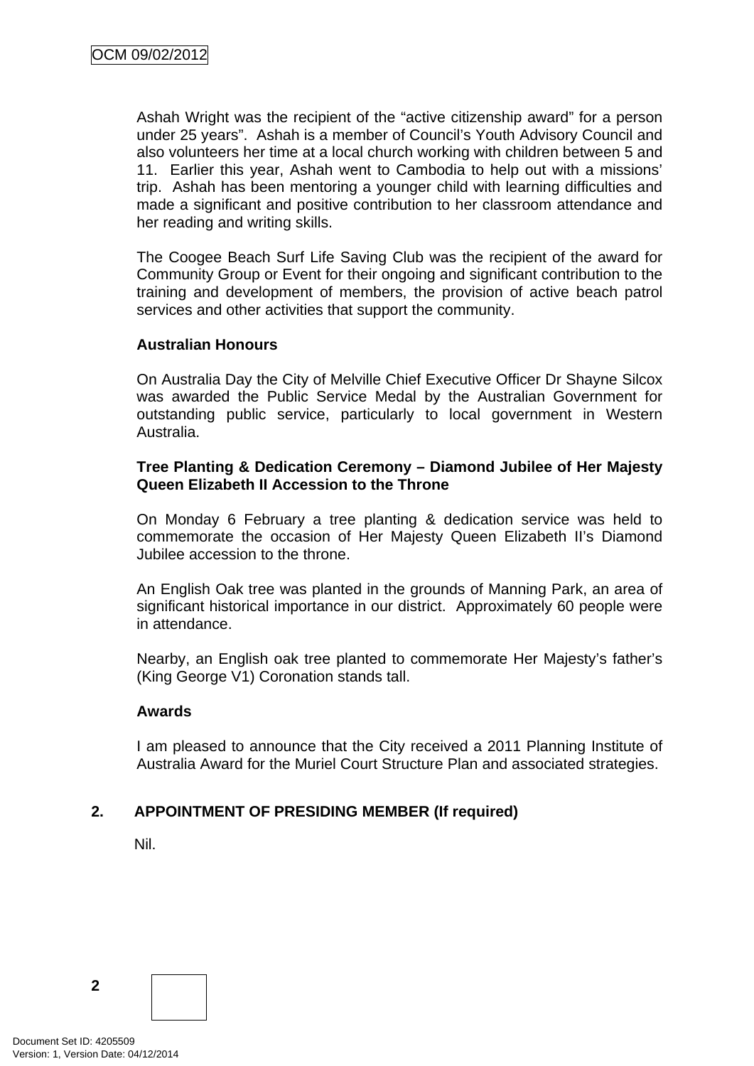Ashah Wright was the recipient of the “active citizenship award” for a person under 25 years”. Ashah is a member of Council’s Youth Advisory Council and also volunteers her time at a local church working with children between 5 and 11. Earlier this year, Ashah went to Cambodia to help out with a missions’ trip. Ashah has been mentoring a younger child with learning difficulties and made a significant and positive contribution to her classroom attendance and her reading and writing skills.

The Coogee Beach Surf Life Saving Club was the recipient of the award for Community Group or Event for their ongoing and significant contribution to the training and development of members, the provision of active beach patrol services and other activities that support the community.

**Australian Honours**

On Australia Day the City of Melville Chief Executive Officer Dr Shayne Silcox was awarded the Public Service Medal by the Australian Government for outstanding public service, particularly to local government in Western Australia.

**Tree Planting & Dedication Ceremony – Diamond Jubilee of Her Majesty Queen Elizabeth II Accession to the Throne**

On Monday 6 February a tree planting & dedication service was held to commemorate the occasion of Her Majesty Queen Elizabeth II’s Diamond Jubilee accession to the throne.

An English Oak tree was planted in the grounds of Manning Park, an area of significant historical importance in our district. Approximately 60 people were in attendance.

Nearby, an English oak tree planted to commemorate Her Majesty’s father’s (King George V1) Coronation stands tall.

**Awards**

I am pleased to announce that the City received a 2011 Planning Institute of Australia Award for the Muriel Court Structure Plan and associated strategies.

## 2. APPOINTMENT OF PRESIDING MEMBER (If required)

Nil.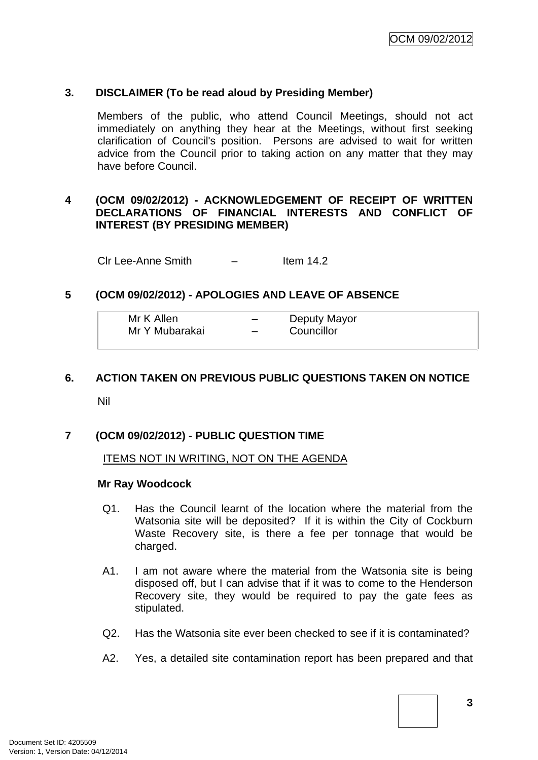## 3. DISCLAIMER (To be read aloud by Presiding Member)

Members of the public, who attend Council Meetings, should not act immediately on anything they hear at the Meetings, without first seeking clarification of Council's position. Persons are advised to wait for written advice from the Council prior to taking action on any matter that they may have before Council.

## 4 (OCM 09/02/2012) - ACKNOWLEDGEMENT OF RECEIPT OF WRITTEN DECLARATIONS OF FINANCIAL INTERESTS AND CONFLICT OF INTEREST (BY PRESIDING MEMBER)

Clr Lee-Anne Smith – Item 14.2

## 5 (OCM 09/02/2012) - APOLOGIES AND LEAVE OF ABSENCE

| | | |
|---|---|---|
| Mr K Allen | – | Deputy Mayor |
| Mr Y Mubarakai | – | Councillor |

## 6. ACTION TAKEN ON PREVIOUS PUBLIC QUESTIONS TAKEN ON NOTICE

Nil

## 7 (OCM 09/02/2012) - PUBLIC QUESTION TIME

ITEMS NOT IN WRITING, NOT ON THE AGENDA

**Mr Ray Woodcock**

Q1. Has the Council learnt of the location where the material from the Watsonia site will be deposited? If it is within the City of Cockburn Waste Recovery site, is there a fee per tonnage that would be charged.

A1. I am not aware where the material from the Watsonia site is being disposed off, but I can advise that if it was to come to the Henderson Recovery site, they would be required to pay the gate fees as stipulated.

Q2. Has the Watsonia site ever been checked to see if it is contaminated?

A2. Yes, a detailed site contamination report has been prepared and that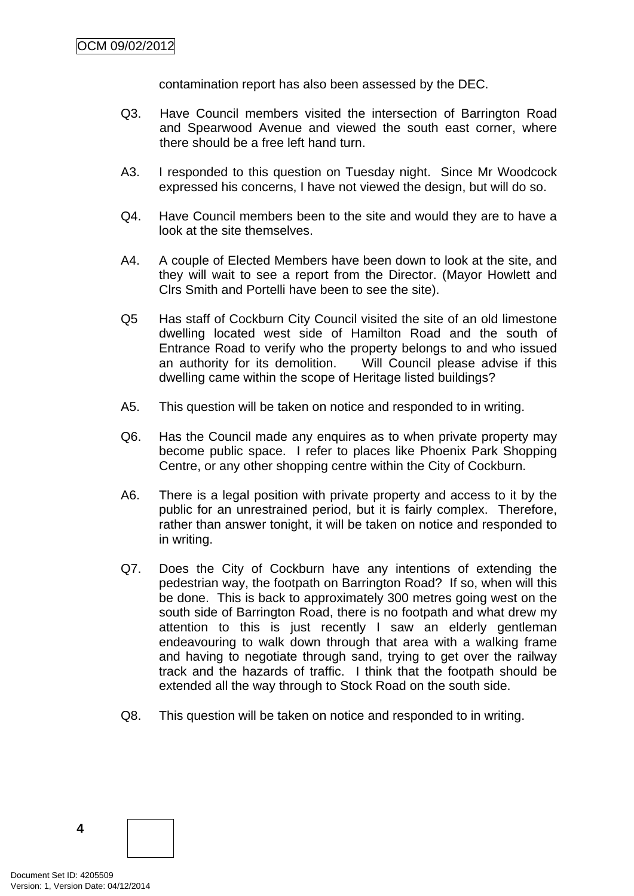contamination report has also been assessed by the DEC.

Q3. Have Council members visited the intersection of Barrington Road and Spearwood Avenue and viewed the south east corner, where there should be a free left hand turn.

A3. I responded to this question on Tuesday night. Since Mr Woodcock expressed his concerns, I have not viewed the design, but will do so.

Q4. Have Council members been to the site and would they are to have a look at the site themselves.

A4. A couple of Elected Members have been down to look at the site, and they will wait to see a report from the Director. (Mayor Howlett and Clrs Smith and Portelli have been to see the site).

Q5 Has staff of Cockburn City Council visited the site of an old limestone dwelling located west side of Hamilton Road and the south of Entrance Road to verify who the property belongs to and who issued an authority for its demolition. Will Council please advise if this dwelling came within the scope of Heritage listed buildings?

A5. This question will be taken on notice and responded to in writing.

Q6. Has the Council made any enquires as to when private property may become public space. I refer to places like Phoenix Park Shopping Centre, or any other shopping centre within the City of Cockburn.

A6. There is a legal position with private property and access to it by the public for an unrestrained period, but it is fairly complex. Therefore, rather than answer tonight, it will be taken on notice and responded to in writing.

Q7. Does the City of Cockburn have any intentions of extending the pedestrian way, the footpath on Barrington Road? If so, when will this be done. This is back to approximately 300 metres going west on the south side of Barrington Road, there is no footpath and what drew my attention to this is just recently I saw an elderly gentleman endeavouring to walk down through that area with a walking frame and having to negotiate through sand, trying to get over the railway track and the hazards of traffic. I think that the footpath should be extended all the way through to Stock Road on the south side.

Q8. This question will be taken on notice and responded to in writing.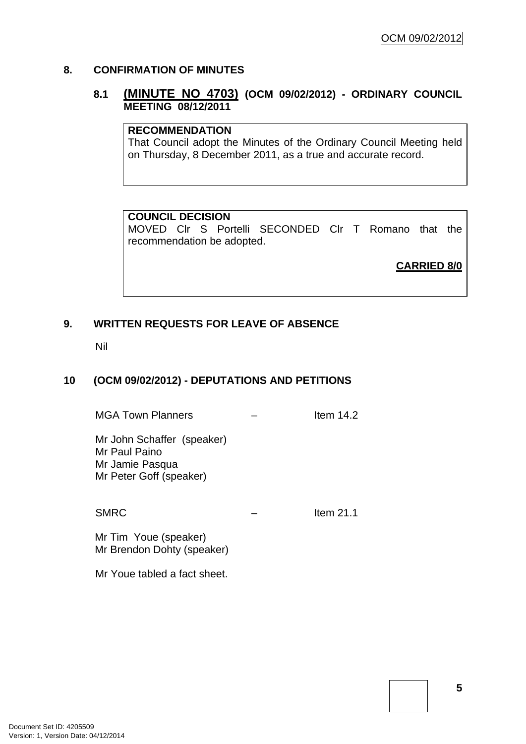## 8. CONFIRMATION OF MINUTES

### 8.1 **(MINUTE NO 4703)** (OCM 09/02/2012) - ORDINARY COUNCIL MEETING 08/12/2011

**RECOMMENDATION**
That Council adopt the Minutes of the Ordinary Council Meeting held on Thursday, 8 December 2011, as a true and accurate record.

**COUNCIL DECISION**
MOVED Clr S Portelli SECONDED Clr T Romano that the recommendation be adopted.

**CARRIED 8/0**

## 9. WRITTEN REQUESTS FOR LEAVE OF ABSENCE

Nil

## 10 (OCM 09/02/2012) - DEPUTATIONS AND PETITIONS

MGA Town Planners – Item 14.2

Mr John Schaffer (speaker)
Mr Paul Paino
Mr Jamie Pasqua
Mr Peter Goff (speaker)

SMRC – Item 21.1

Mr Tim Youe (speaker)
Mr Brendon Dohty (speaker)

Mr Youe tabled a fact sheet.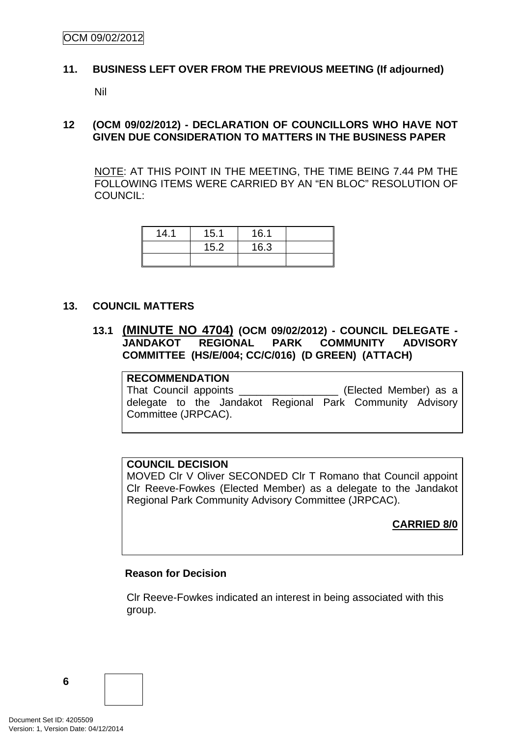## 11. BUSINESS LEFT OVER FROM THE PREVIOUS MEETING (If adjourned)

Nil

## 12 (OCM 09/02/2012) - DECLARATION OF COUNCILLORS WHO HAVE NOT GIVEN DUE CONSIDERATION TO MATTERS IN THE BUSINESS PAPER

NOTE: AT THIS POINT IN THE MEETING, THE TIME BEING 7.44 PM THE FOLLOWING ITEMS WERE CARRIED BY AN "EN BLOC" RESOLUTION OF COUNCIL:

| 14.1 | 15.1 | 16.1 | |
|---|---|---|---|
| | 15.2 | 16.3 | |
| | | | |

## 13. COUNCIL MATTERS

### 13.1 (MINUTE NO 4704) (OCM 09/02/2012) - COUNCIL DELEGATE - JANDAKOT REGIONAL PARK COMMUNITY ADVISORY COMMITTEE (HS/E/004; CC/C/016) (D GREEN) (ATTACH)

**RECOMMENDATION**
That Council appoints _________________ (Elected Member) as a delegate to the Jandakot Regional Park Community Advisory Committee (JRPCAC).

**COUNCIL DECISION**
MOVED Clr V Oliver SECONDED Clr T Romano that Council appoint Clr Reeve-Fowkes (Elected Member) as a delegate to the Jandakot Regional Park Community Advisory Committee (JRPCAC).

**CARRIED 8/0**

**Reason for Decision**

Clr Reeve-Fowkes indicated an interest in being associated with this group.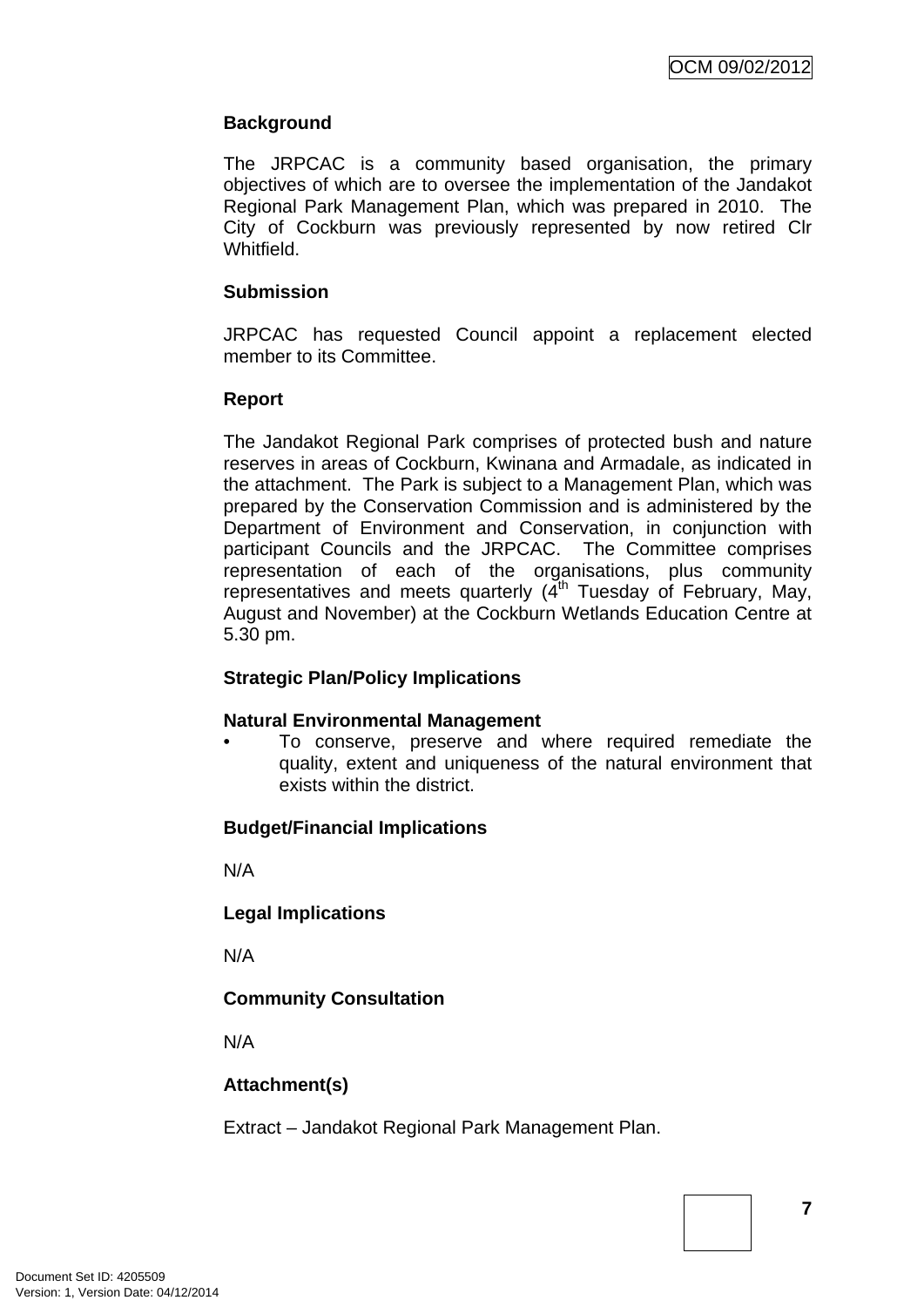**Background**

The JRPCAC is a community based organisation, the primary objectives of which are to oversee the implementation of the Jandakot Regional Park Management Plan, which was prepared in 2010. The City of Cockburn was previously represented by now retired Clr Whitfield.

**Submission**

JRPCAC has requested Council appoint a replacement elected member to its Committee.

**Report**

The Jandakot Regional Park comprises of protected bush and nature reserves in areas of Cockburn, Kwinana and Armadale, as indicated in the attachment. The Park is subject to a Management Plan, which was prepared by the Conservation Commission and is administered by the Department of Environment and Conservation, in conjunction with participant Councils and the JRPCAC. The Committee comprises representation of each of the organisations, plus community representatives and meets quarterly (4th Tuesday of February, May, August and November) at the Cockburn Wetlands Education Centre at 5.30 pm.

**Strategic Plan/Policy Implications**

**Natural Environmental Management**

- To conserve, preserve and where required remediate the quality, extent and uniqueness of the natural environment that exists within the district.

**Budget/Financial Implications**

N/A

**Legal Implications**

N/A

**Community Consultation**

N/A

**Attachment(s)**

Extract – Jandakot Regional Park Management Plan.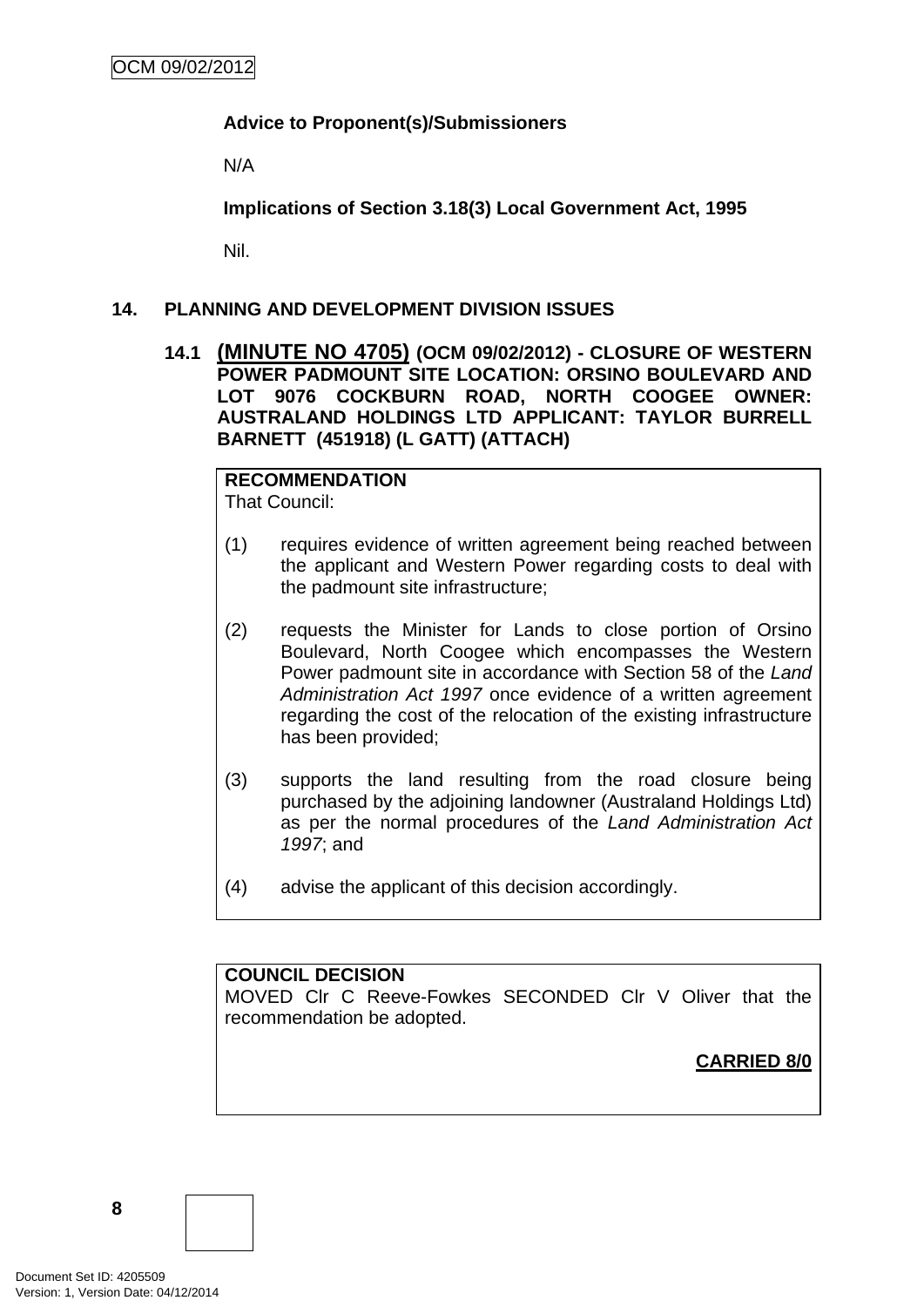**Advice to Proponent(s)/Submissioners**

N/A

**Implications of Section 3.18(3) Local Government Act, 1995**

Nil.

## 14. PLANNING AND DEVELOPMENT DIVISION ISSUES

### 14.1 (MINUTE NO 4705) (OCM 09/02/2012) - CLOSURE OF WESTERN POWER PADMOUNT SITE LOCATION: ORSINO BOULEVARD AND LOT 9076 COCKBURN ROAD, NORTH COOGEE OWNER: AUSTRALAND HOLDINGS LTD APPLICANT: TAYLOR BURRELL BARNETT (451918) (L GATT) (ATTACH)

**RECOMMENDATION**

That Council:

(1) requires evidence of written agreement being reached between the applicant and Western Power regarding costs to deal with the padmount site infrastructure;

(2) requests the Minister for Lands to close portion of Orsino Boulevard, North Coogee which encompasses the Western Power padmount site in accordance with Section 58 of the *Land Administration Act 1997* once evidence of a written agreement regarding the cost of the relocation of the existing infrastructure has been provided;

(3) supports the land resulting from the road closure being purchased by the adjoining landowner (Australand Holdings Ltd) as per the normal procedures of the *Land Administration Act 1997*; and

(4) advise the applicant of this decision accordingly.

**COUNCIL DECISION**

MOVED Clr C Reeve-Fowkes SECONDED Clr V Oliver that the recommendation be adopted.

**CARRIED 8/0**

Document Set ID: 4205509
Version: 1, Version Date: 04/12/2014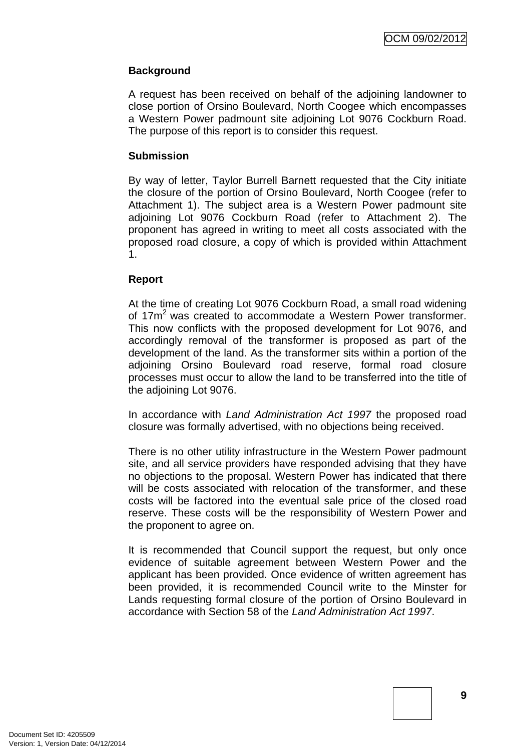**Background**

A request has been received on behalf of the adjoining landowner to close portion of Orsino Boulevard, North Coogee which encompasses a Western Power padmount site adjoining Lot 9076 Cockburn Road. The purpose of this report is to consider this request.

**Submission**

By way of letter, Taylor Burrell Barnett requested that the City initiate the closure of the portion of Orsino Boulevard, North Coogee (refer to Attachment 1). The subject area is a Western Power padmount site adjoining Lot 9076 Cockburn Road (refer to Attachment 2). The proponent has agreed in writing to meet all costs associated with the proposed road closure, a copy of which is provided within Attachment 1.

**Report**

At the time of creating Lot 9076 Cockburn Road, a small road widening of $17m^2$ was created to accommodate a Western Power transformer. This now conflicts with the proposed development for Lot 9076, and accordingly removal of the transformer is proposed as part of the development of the land. As the transformer sits within a portion of the adjoining Orsino Boulevard road reserve, formal road closure processes must occur to allow the land to be transferred into the title of the adjoining Lot 9076.

In accordance with *Land Administration Act 1997* the proposed road closure was formally advertised, with no objections being received.

There is no other utility infrastructure in the Western Power padmount site, and all service providers have responded advising that they have no objections to the proposal. Western Power has indicated that there will be costs associated with relocation of the transformer, and these costs will be factored into the eventual sale price of the closed road reserve. These costs will be the responsibility of Western Power and the proponent to agree on.

It is recommended that Council support the request, but only once evidence of suitable agreement between Western Power and the applicant has been provided. Once evidence of written agreement has been provided, it is recommended Council write to the Minster for Lands requesting formal closure of the portion of Orsino Boulevard in accordance with Section 58 of the *Land Administration Act 1997*.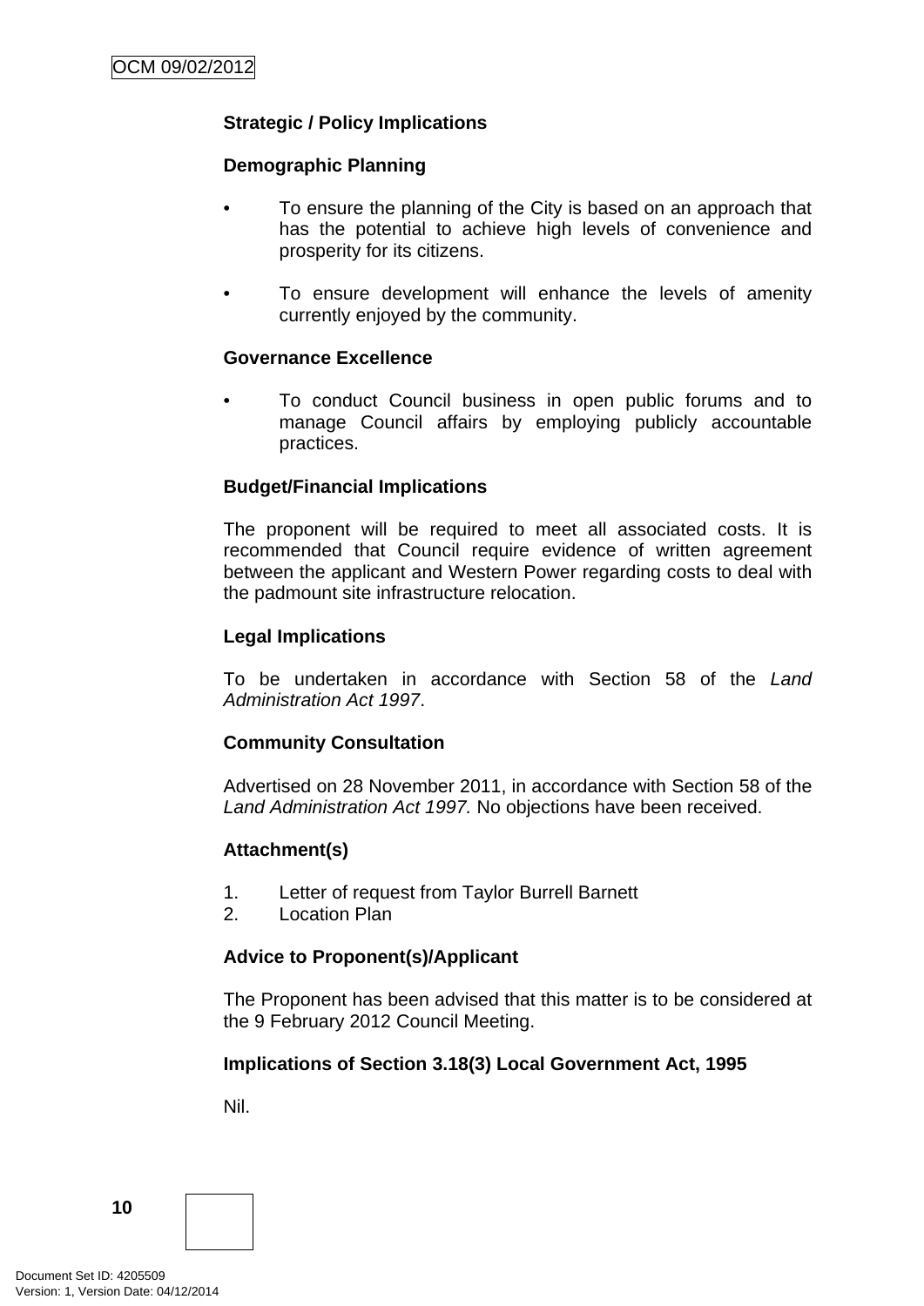**Strategic / Policy Implications**

**Demographic Planning**

- To ensure the planning of the City is based on an approach that has the potential to achieve high levels of convenience and prosperity for its citizens.
- To ensure development will enhance the levels of amenity currently enjoyed by the community.

**Governance Excellence**

- To conduct Council business in open public forums and to manage Council affairs by employing publicly accountable practices.

**Budget/Financial Implications**

The proponent will be required to meet all associated costs. It is recommended that Council require evidence of written agreement between the applicant and Western Power regarding costs to deal with the padmount site infrastructure relocation.

**Legal Implications**

To be undertaken in accordance with Section 58 of the *Land Administration Act 1997*.

**Community Consultation**

Advertised on 28 November 2011, in accordance with Section 58 of the *Land Administration Act 1997.* No objections have been received.

**Attachment(s)**

1. Letter of request from Taylor Burrell Barnett
2. Location Plan

**Advice to Proponent(s)/Applicant**

The Proponent has been advised that this matter is to be considered at the 9 February 2012 Council Meeting.

**Implications of Section 3.18(3) Local Government Act, 1995**

Nil.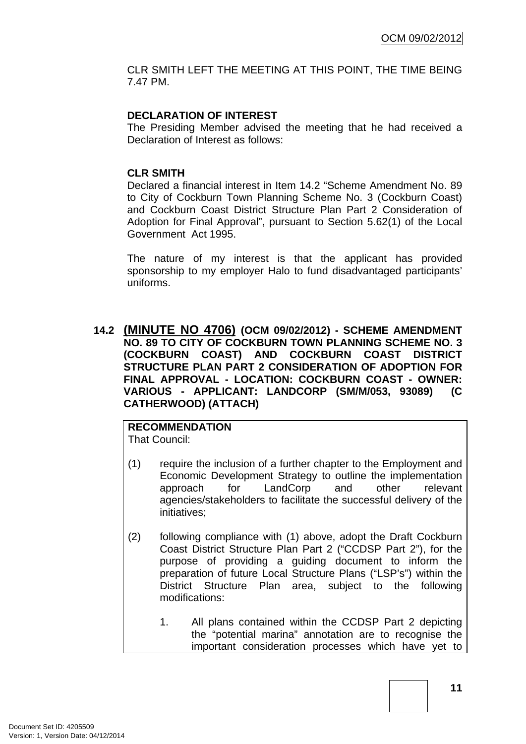CLR SMITH LEFT THE MEETING AT THIS POINT, THE TIME BEING 7.47 PM.

**DECLARATION OF INTEREST**

The Presiding Member advised the meeting that he had received a Declaration of Interest as follows:

**CLR SMITH**

Declared a financial interest in Item 14.2 "Scheme Amendment No. 89 to City of Cockburn Town Planning Scheme No. 3 (Cockburn Coast) and Cockburn Coast District Structure Plan Part 2 Consideration of Adoption for Final Approval", pursuant to Section 5.62(1) of the Local Government Act 1995.

The nature of my interest is that the applicant has provided sponsorship to my employer Halo to fund disadvantaged participants' uniforms.

## 14.2 (MINUTE NO 4706) (OCM 09/02/2012) - SCHEME AMENDMENT NO. 89 TO CITY OF COCKBURN TOWN PLANNING SCHEME NO. 3 (COCKBURN COAST) AND COCKBURN COAST DISTRICT STRUCTURE PLAN PART 2 CONSIDERATION OF ADOPTION FOR FINAL APPROVAL - LOCATION: COCKBURN COAST - OWNER: VARIOUS - APPLICANT: LANDCORP (SM/M/053, 93089) (C CATHERWOOD) (ATTACH)

**RECOMMENDATION**

That Council:

(1) require the inclusion of a further chapter to the Employment and Economic Development Strategy to outline the implementation approach for LandCorp and other relevant agencies/stakeholders to facilitate the successful delivery of the initiatives;

(2) following compliance with (1) above, adopt the Draft Cockburn Coast District Structure Plan Part 2 ("CCDSP Part 2"), for the purpose of providing a guiding document to inform the preparation of future Local Structure Plans ("LSP's") within the District Structure Plan area, subject to the following modifications:

1. All plans contained within the CCDSP Part 2 depicting the "potential marina" annotation are to recognise the important consideration processes which have yet to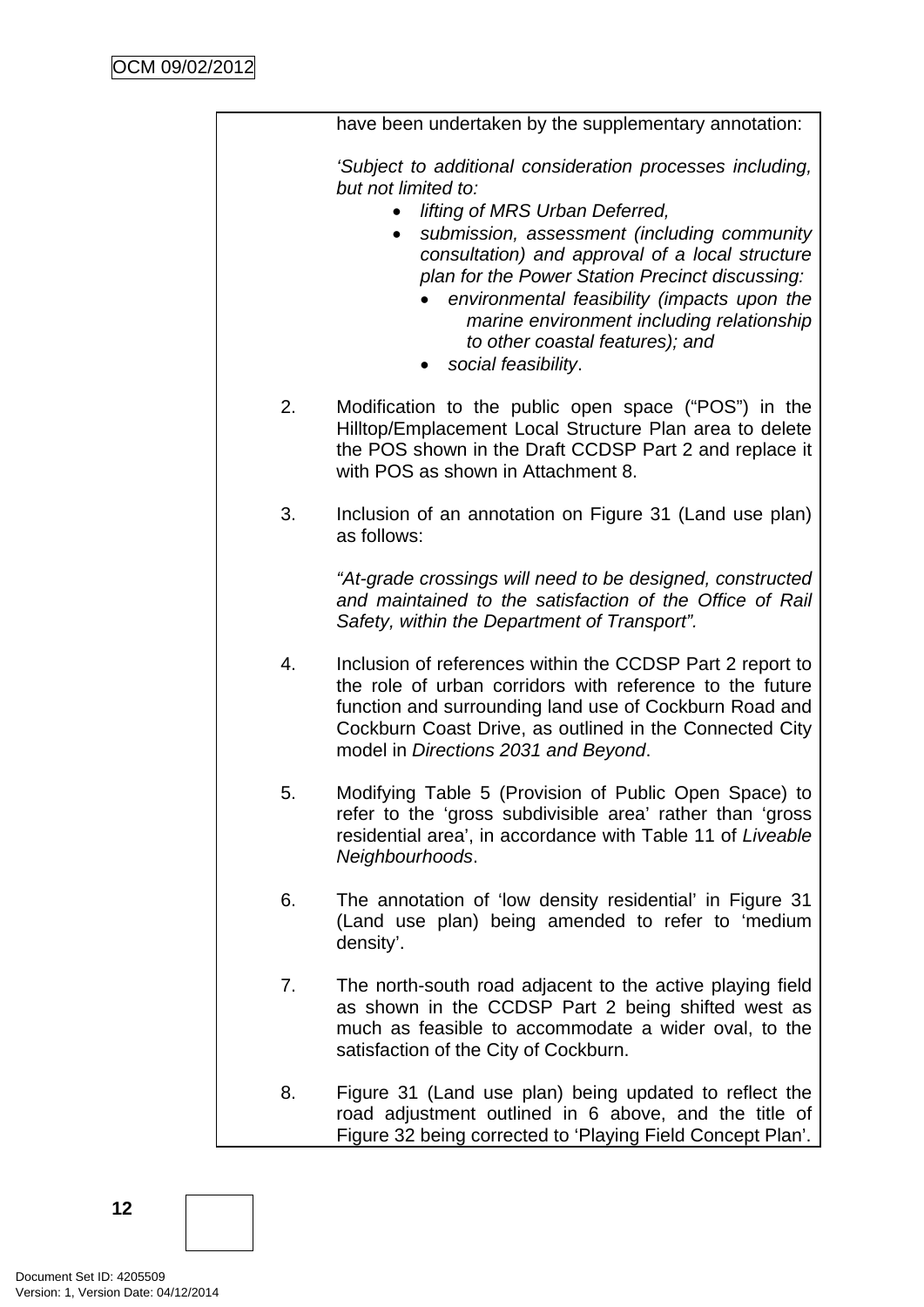have been undertaken by the supplementary annotation:

*'Subject to additional consideration processes including, but not limited to:*

- *lifting of MRS Urban Deferred,*
- *submission, assessment (including community consultation) and approval of a local structure plan for the Power Station Precinct discussing:*
  - *environmental feasibility (impacts upon the marine environment including relationship to other coastal features); and*
  - *social feasibility*.

2. Modification to the public open space ("POS") in the Hilltop/Emplacement Local Structure Plan area to delete the POS shown in the Draft CCDSP Part 2 and replace it with POS as shown in Attachment 8.

3. Inclusion of an annotation on Figure 31 (Land use plan) as follows:

   *"At-grade crossings will need to be designed, constructed and maintained to the satisfaction of the Office of Rail Safety, within the Department of Transport".*

4. Inclusion of references within the CCDSP Part 2 report to the role of urban corridors with reference to the future function and surrounding land use of Cockburn Road and Cockburn Coast Drive, as outlined in the Connected City model in *Directions 2031 and Beyond*.

5. Modifying Table 5 (Provision of Public Open Space) to refer to the 'gross subdivisible area' rather than 'gross residential area', in accordance with Table 11 of *Liveable Neighbourhoods*.

6. The annotation of 'low density residential' in Figure 31 (Land use plan) being amended to refer to 'medium density'.

7. The north-south road adjacent to the active playing field as shown in the CCDSP Part 2 being shifted west as much as feasible to accommodate a wider oval, to the satisfaction of the City of Cockburn.

8. Figure 31 (Land use plan) being updated to reflect the road adjustment outlined in 6 above, and the title of Figure 32 being corrected to 'Playing Field Concept Plan'.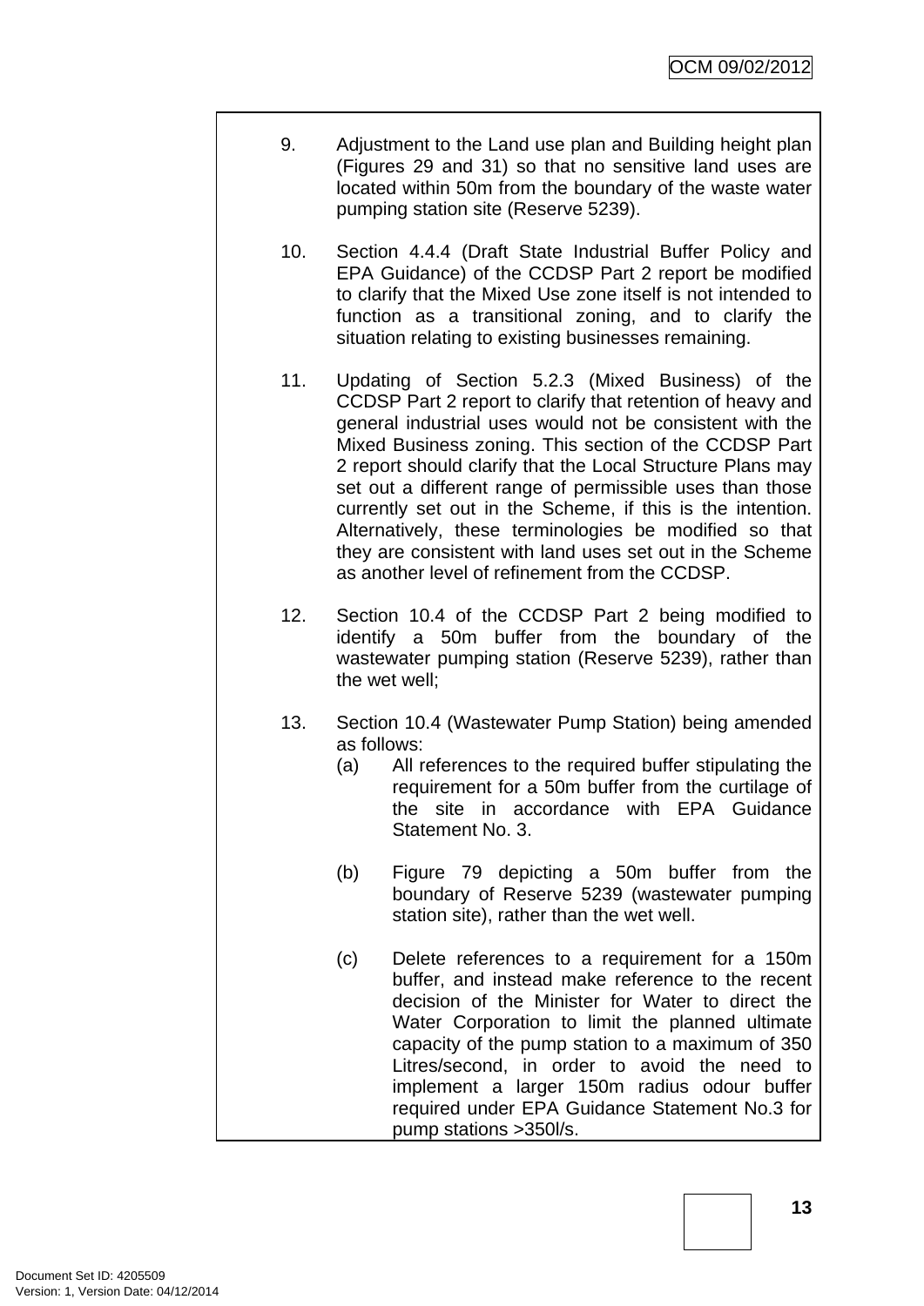9. Adjustment to the Land use plan and Building height plan (Figures 29 and 31) so that no sensitive land uses are located within 50m from the boundary of the waste water pumping station site (Reserve 5239).

10. Section 4.4.4 (Draft State Industrial Buffer Policy and EPA Guidance) of the CCDSP Part 2 report be modified to clarify that the Mixed Use zone itself is not intended to function as a transitional zoning, and to clarify the situation relating to existing businesses remaining.

11. Updating of Section 5.2.3 (Mixed Business) of the CCDSP Part 2 report to clarify that retention of heavy and general industrial uses would not be consistent with the Mixed Business zoning. This section of the CCDSP Part 2 report should clarify that the Local Structure Plans may set out a different range of permissible uses than those currently set out in the Scheme, if this is the intention. Alternatively, these terminologies be modified so that they are consistent with land uses set out in the Scheme as another level of refinement from the CCDSP.

12. Section 10.4 of the CCDSP Part 2 being modified to identify a 50m buffer from the boundary of the wastewater pumping station (Reserve 5239), rather than the wet well;

13. Section 10.4 (Wastewater Pump Station) being amended as follows:
    (a) All references to the required buffer stipulating the requirement for a 50m buffer from the curtilage of the site in accordance with EPA Guidance Statement No. 3.

    (b) Figure 79 depicting a 50m buffer from the boundary of Reserve 5239 (wastewater pumping station site), rather than the wet well.

    (c) Delete references to a requirement for a 150m buffer, and instead make reference to the recent decision of the Minister for Water to direct the Water Corporation to limit the planned ultimate capacity of the pump station to a maximum of 350 Litres/second, in order to avoid the need to implement a larger 150m radius odour buffer required under EPA Guidance Statement No.3 for pump stations >350l/s.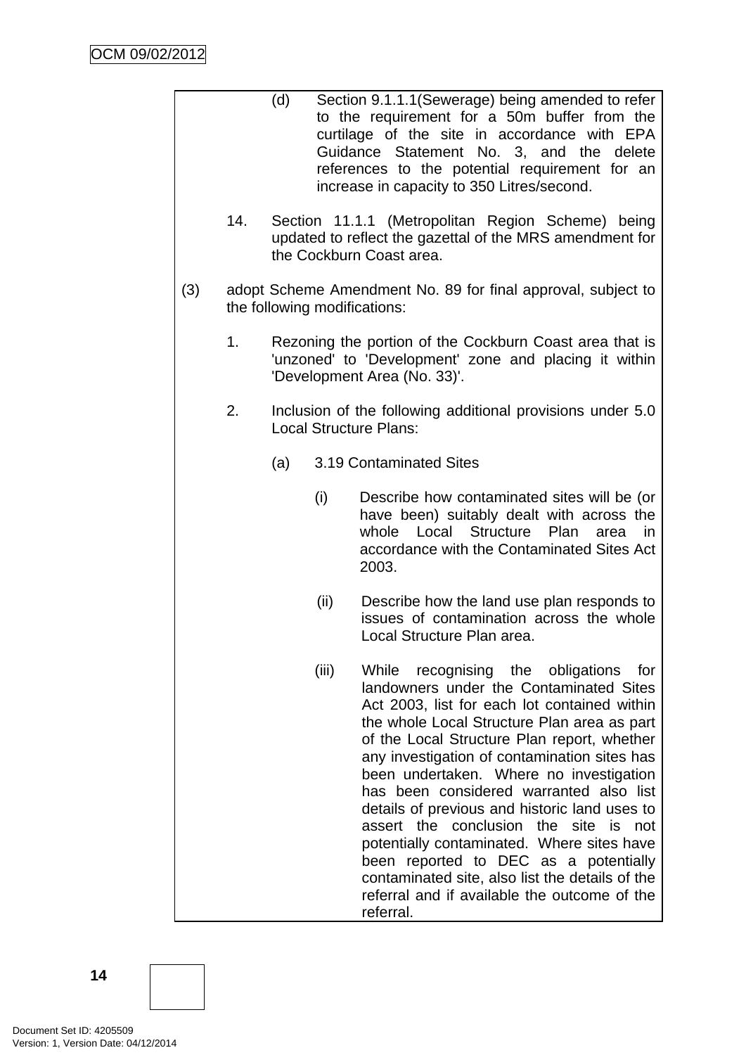(d) Section 9.1.1.1(Sewerage) being amended to refer to the requirement for a 50m buffer from the curtilage of the site in accordance with EPA Guidance Statement No. 3, and the delete references to the potential requirement for an increase in capacity to 350 Litres/second.

14. Section 11.1.1 (Metropolitan Region Scheme) being updated to reflect the gazettal of the MRS amendment for the Cockburn Coast area.

(3) adopt Scheme Amendment No. 89 for final approval, subject to the following modifications:

1. Rezoning the portion of the Cockburn Coast area that is 'unzoned' to 'Development' zone and placing it within 'Development Area (No. 33)'.

2. Inclusion of the following additional provisions under 5.0 Local Structure Plans:

   (a) 3.19 Contaminated Sites

   (i) Describe how contaminated sites will be (or have been) suitably dealt with across the whole Local Structure Plan area in accordance with the Contaminated Sites Act 2003.

   (ii) Describe how the land use plan responds to issues of contamination across the whole Local Structure Plan area.

   (iii) While recognising the obligations for landowners under the Contaminated Sites Act 2003, list for each lot contained within the whole Local Structure Plan area as part of the Local Structure Plan report, whether any investigation of contamination sites has been undertaken. Where no investigation has been considered warranted also list details of previous and historic land uses to assert the conclusion the site is not potentially contaminated. Where sites have been reported to DEC as a potentially contaminated site, also list the details of the referral and if available the outcome of the referral.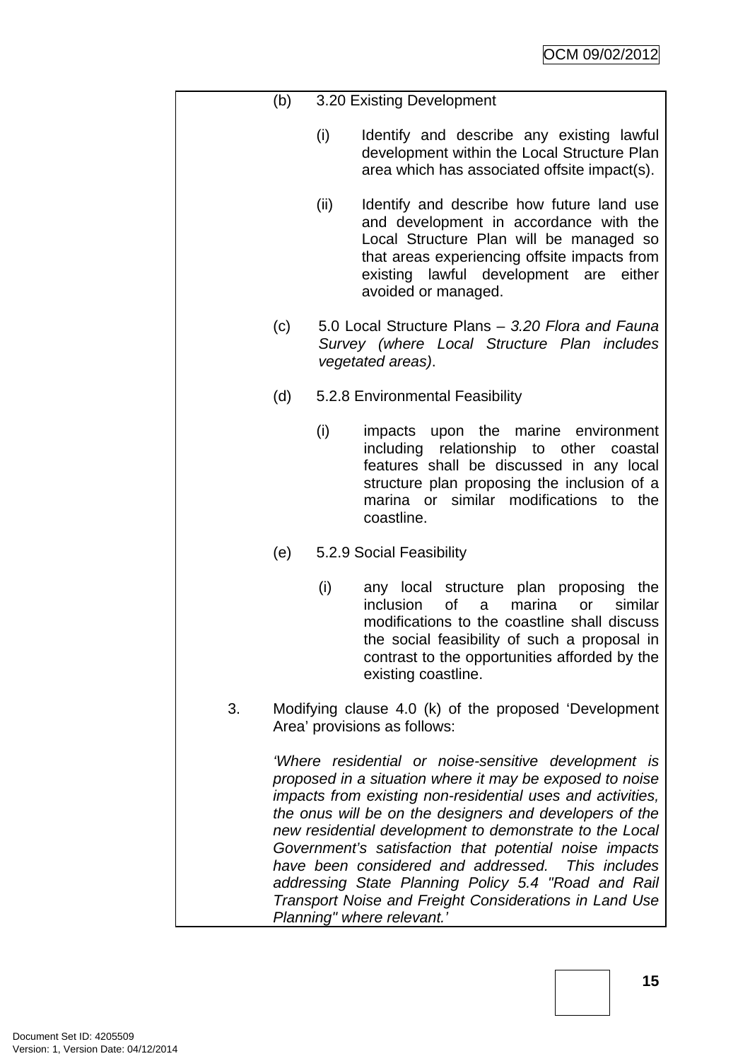(b) 3.20 Existing Development

   (i) Identify and describe any existing lawful development within the Local Structure Plan area which has associated offsite impact(s).

   (ii) Identify and describe how future land use and development in accordance with the Local Structure Plan will be managed so that areas experiencing offsite impacts from existing lawful development are either avoided or managed.

(c) 5.0 Local Structure Plans – *3.20 Flora and Fauna Survey (where Local Structure Plan includes vegetated areas)*.

(d) 5.2.8 Environmental Feasibility

   (i) impacts upon the marine environment including relationship to other coastal features shall be discussed in any local structure plan proposing the inclusion of a marina or similar modifications to the coastline.

(e) 5.2.9 Social Feasibility

   (i) any local structure plan proposing the inclusion of a marina or similar modifications to the coastline shall discuss the social feasibility of such a proposal in contrast to the opportunities afforded by the existing coastline.

3. Modifying clause 4.0 (k) of the proposed 'Development Area' provisions as follows:

   *'Where residential or noise-sensitive development is proposed in a situation where it may be exposed to noise impacts from existing non-residential uses and activities, the onus will be on the designers and developers of the new residential development to demonstrate to the Local Government's satisfaction that potential noise impacts have been considered and addressed. This includes addressing State Planning Policy 5.4 "Road and Rail Transport Noise and Freight Considerations in Land Use Planning" where relevant.'*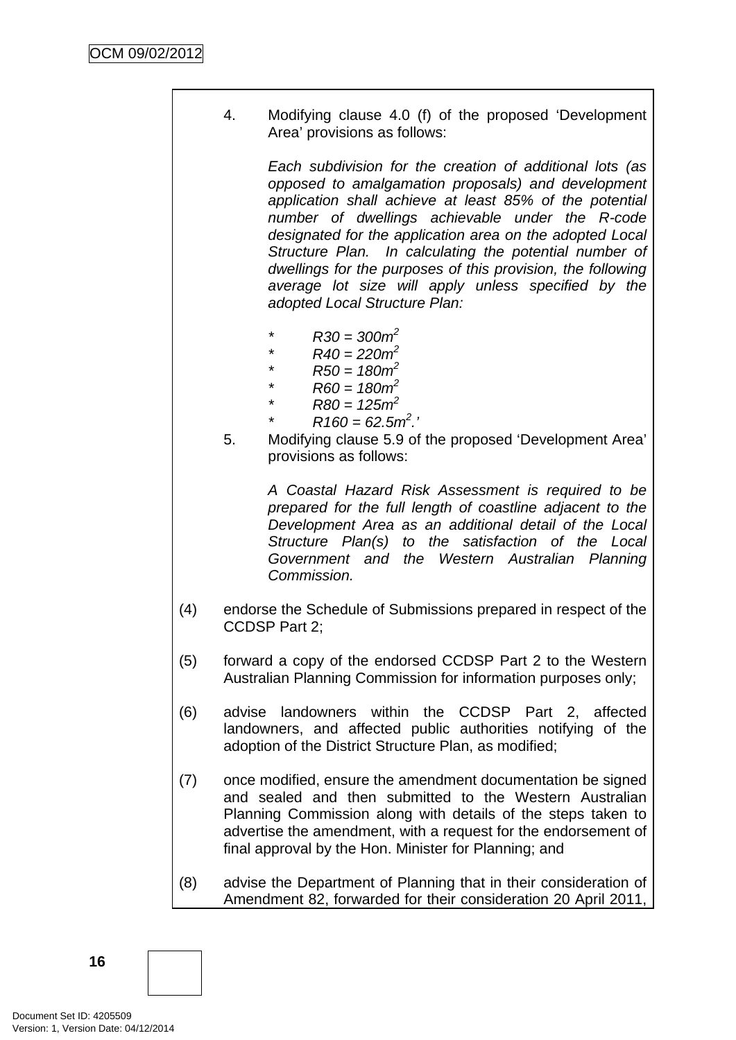4. Modifying clause 4.0 (f) of the proposed 'Development Area' provisions as follows:

   *Each subdivision for the creation of additional lots (as opposed to amalgamation proposals) and development application shall achieve at least 85% of the potential number of dwellings achievable under the R-code designated for the application area on the adopted Local Structure Plan. In calculating the potential number of dwellings for the purposes of this provision, the following average lot size will apply unless specified by the adopted Local Structure Plan:*

   * *R30 = 300m$^2$*
   * *R40 = 220m$^2$*
   * *R50 = 180m$^2$*
   * *R60 = 180m$^2$*
   * *R80 = 125m$^2$*
   * *R160 = 62.5m$^2$.'*

5. Modifying clause 5.9 of the proposed 'Development Area' provisions as follows:

   *A Coastal Hazard Risk Assessment is required to be prepared for the full length of coastline adjacent to the Development Area as an additional detail of the Local Structure Plan(s) to the satisfaction of the Local Government and the Western Australian Planning Commission.*

(4) endorse the Schedule of Submissions prepared in respect of the CCDSP Part 2;

(5) forward a copy of the endorsed CCDSP Part 2 to the Western Australian Planning Commission for information purposes only;

(6) advise landowners within the CCDSP Part 2, affected landowners, and affected public authorities notifying of the adoption of the District Structure Plan, as modified;

(7) once modified, ensure the amendment documentation be signed and sealed and then submitted to the Western Australian Planning Commission along with details of the steps taken to advertise the amendment, with a request for the endorsement of final approval by the Hon. Minister for Planning; and

(8) advise the Department of Planning that in their consideration of Amendment 82, forwarded for their consideration 20 April 2011,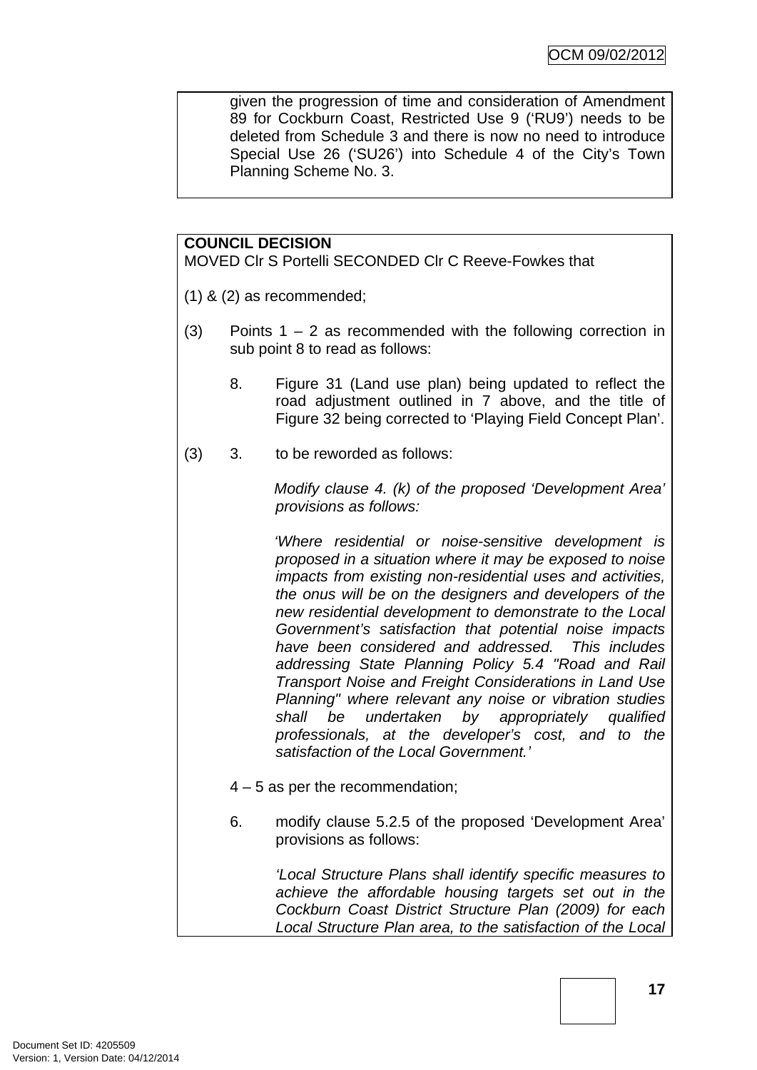given the progression of time and consideration of Amendment 89 for Cockburn Coast, Restricted Use 9 ('RU9') needs to be deleted from Schedule 3 and there is now no need to introduce Special Use 26 ('SU26') into Schedule 4 of the City's Town Planning Scheme No. 3.

**COUNCIL DECISION**
MOVED Clr S Portelli SECONDED Clr C Reeve-Fowkes that

(1) & (2) as recommended;

(3) Points 1 – 2 as recommended with the following correction in sub point 8 to read as follows:

8. Figure 31 (Land use plan) being updated to reflect the road adjustment outlined in 7 above, and the title of Figure 32 being corrected to 'Playing Field Concept Plan'.

(3) 3. to be reworded as follows:

*Modify clause 4. (k) of the proposed 'Development Area' provisions as follows:*

*'Where residential or noise-sensitive development is proposed in a situation where it may be exposed to noise impacts from existing non-residential uses and activities, the onus will be on the designers and developers of the new residential development to demonstrate to the Local Government's satisfaction that potential noise impacts have been considered and addressed. This includes addressing State Planning Policy 5.4 "Road and Rail Transport Noise and Freight Considerations in Land Use Planning" where relevant any noise or vibration studies shall be undertaken by appropriately qualified professionals, at the developer's cost, and to the satisfaction of the Local Government.'*

4 – 5 as per the recommendation;

6. modify clause 5.2.5 of the proposed 'Development Area' provisions as follows:

*'Local Structure Plans shall identify specific measures to achieve the affordable housing targets set out in the Cockburn Coast District Structure Plan (2009) for each Local Structure Plan area, to the satisfaction of the Local*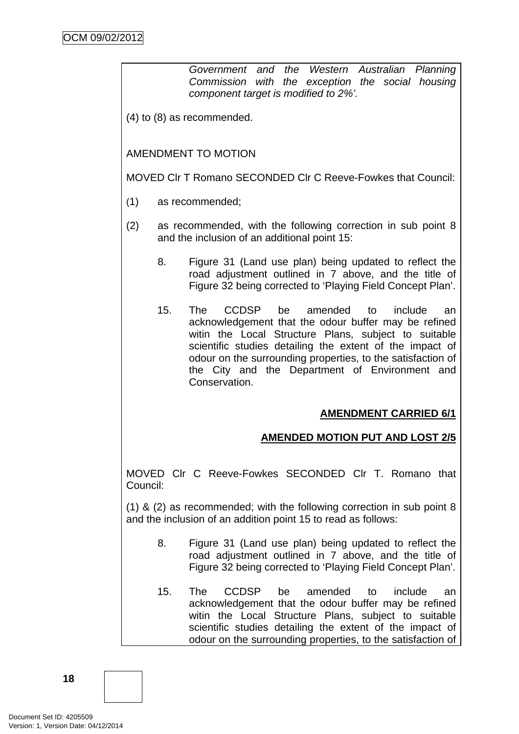*Government and the Western Australian Planning Commission with the exception the social housing component target is modified to 2%'.*

(4) to (8) as recommended.

AMENDMENT TO MOTION

MOVED Clr T Romano SECONDED Clr C Reeve-Fowkes that Council:

(1) as recommended;

(2) as recommended, with the following correction in sub point 8 and the inclusion of an additional point 15:

8. Figure 31 (Land use plan) being updated to reflect the road adjustment outlined in 7 above, and the title of Figure 32 being corrected to 'Playing Field Concept Plan'.

15. The CCDSP be amended to include an acknowledgement that the odour buffer may be refined witin the Local Structure Plans, subject to suitable scientific studies detailing the extent of the impact of odour on the surrounding properties, to the satisfaction of the City and the Department of Environment and Conservation.

**AMENDMENT CARRIED 6/1**

**AMENDED MOTION PUT AND LOST 2/5**

MOVED Clr C Reeve-Fowkes SECONDED Clr T. Romano that Council:

(1) & (2) as recommended; with the following correction in sub point 8 and the inclusion of an addition point 15 to read as follows:

8. Figure 31 (Land use plan) being updated to reflect the road adjustment outlined in 7 above, and the title of Figure 32 being corrected to 'Playing Field Concept Plan'.

15. The CCDSP be amended to include an acknowledgement that the odour buffer may be refined witin the Local Structure Plans, subject to suitable scientific studies detailing the extent of the impact of odour on the surrounding properties, to the satisfaction of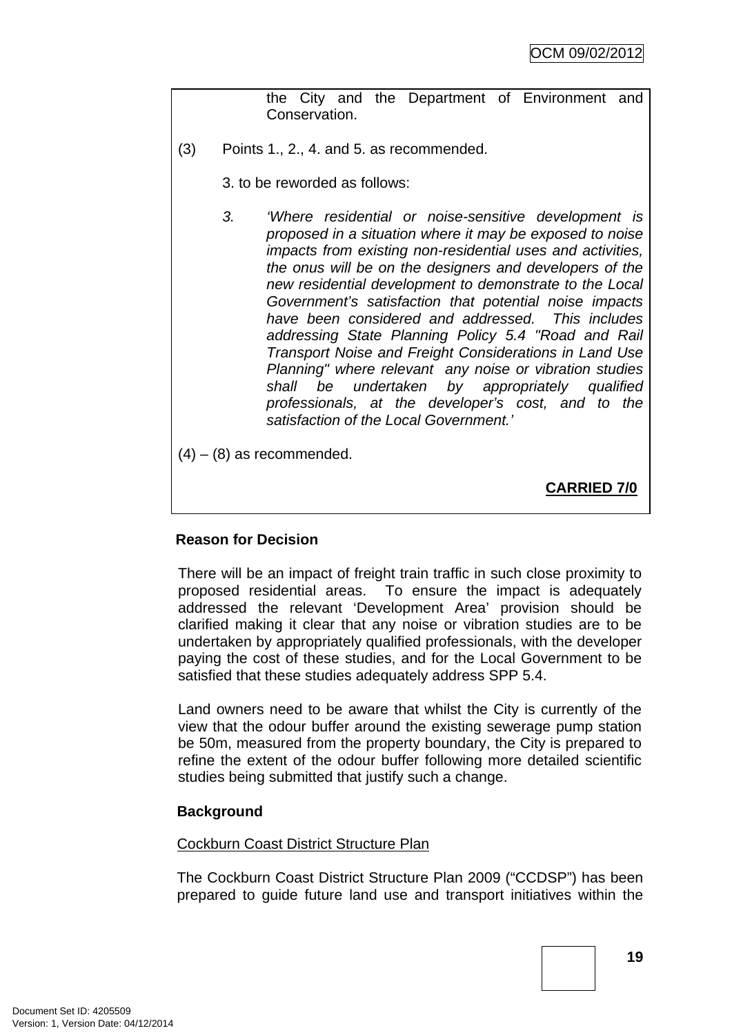the City and the Department of Environment and Conservation.

(3) Points 1., 2., 4. and 5. as recommended.

3. to be reworded as follows:

*3. 'Where residential or noise-sensitive development is proposed in a situation where it may be exposed to noise impacts from existing non-residential uses and activities, the onus will be on the designers and developers of the new residential development to demonstrate to the Local Government's satisfaction that potential noise impacts have been considered and addressed. This includes addressing State Planning Policy 5.4 "Road and Rail Transport Noise and Freight Considerations in Land Use Planning" where relevant any noise or vibration studies shall be undertaken by appropriately qualified professionals, at the developer's cost, and to the satisfaction of the Local Government.'*

(4) – (8) as recommended.

**CARRIED 7/0**

**Reason for Decision**

There will be an impact of freight train traffic in such close proximity to proposed residential areas. To ensure the impact is adequately addressed the relevant 'Development Area' provision should be clarified making it clear that any noise or vibration studies are to be undertaken by appropriately qualified professionals, with the developer paying the cost of these studies, and for the Local Government to be satisfied that these studies adequately address SPP 5.4.

Land owners need to be aware that whilst the City is currently of the view that the odour buffer around the existing sewerage pump station be 50m, measured from the property boundary, the City is prepared to refine the extent of the odour buffer following more detailed scientific studies being submitted that justify such a change.

**Background**

Cockburn Coast District Structure Plan

The Cockburn Coast District Structure Plan 2009 ("CCDSP") has been prepared to guide future land use and transport initiatives within the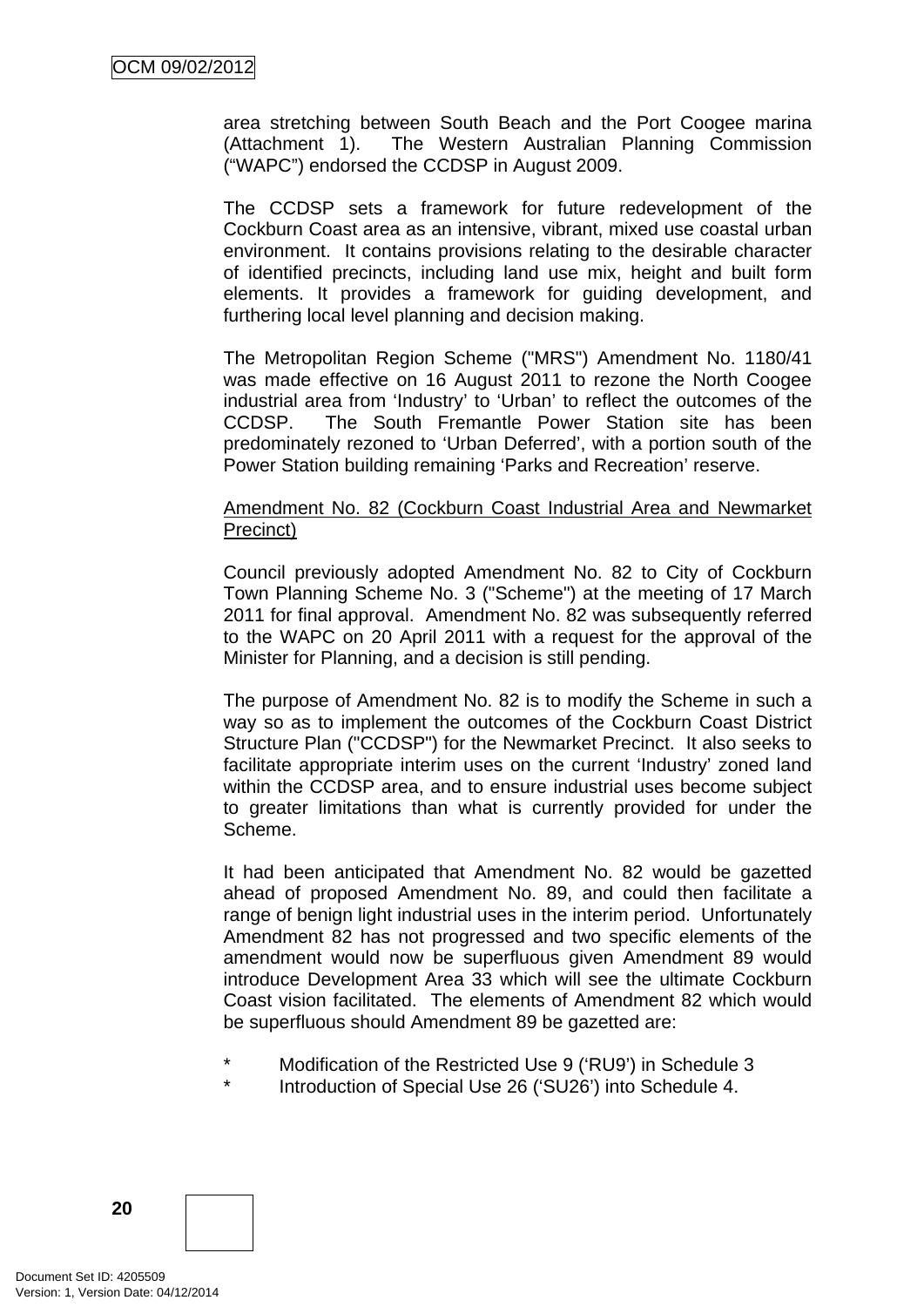area stretching between South Beach and the Port Coogee marina (Attachment 1). The Western Australian Planning Commission ("WAPC") endorsed the CCDSP in August 2009.

The CCDSP sets a framework for future redevelopment of the Cockburn Coast area as an intensive, vibrant, mixed use coastal urban environment. It contains provisions relating to the desirable character of identified precincts, including land use mix, height and built form elements. It provides a framework for guiding development, and furthering local level planning and decision making.

The Metropolitan Region Scheme ("MRS") Amendment No. 1180/41 was made effective on 16 August 2011 to rezone the North Coogee industrial area from 'Industry' to 'Urban' to reflect the outcomes of the CCDSP. The South Fremantle Power Station site has been predominately rezoned to 'Urban Deferred', with a portion south of the Power Station building remaining 'Parks and Recreation' reserve.

<u>Amendment No. 82 (Cockburn Coast Industrial Area and Newmarket Precinct)</u>

Council previously adopted Amendment No. 82 to City of Cockburn Town Planning Scheme No. 3 ("Scheme") at the meeting of 17 March 2011 for final approval. Amendment No. 82 was subsequently referred to the WAPC on 20 April 2011 with a request for the approval of the Minister for Planning, and a decision is still pending.

The purpose of Amendment No. 82 is to modify the Scheme in such a way so as to implement the outcomes of the Cockburn Coast District Structure Plan ("CCDSP") for the Newmarket Precinct. It also seeks to facilitate appropriate interim uses on the current 'Industry' zoned land within the CCDSP area, and to ensure industrial uses become subject to greater limitations than what is currently provided for under the Scheme.

It had been anticipated that Amendment No. 82 would be gazetted ahead of proposed Amendment No. 89, and could then facilitate a range of benign light industrial uses in the interim period. Unfortunately Amendment 82 has not progressed and two specific elements of the amendment would now be superfluous given Amendment 89 would introduce Development Area 33 which will see the ultimate Cockburn Coast vision facilitated. The elements of Amendment 82 which would be superfluous should Amendment 89 be gazetted are:

- Modification of the Restricted Use 9 ('RU9') in Schedule 3
- Introduction of Special Use 26 ('SU26') into Schedule 4.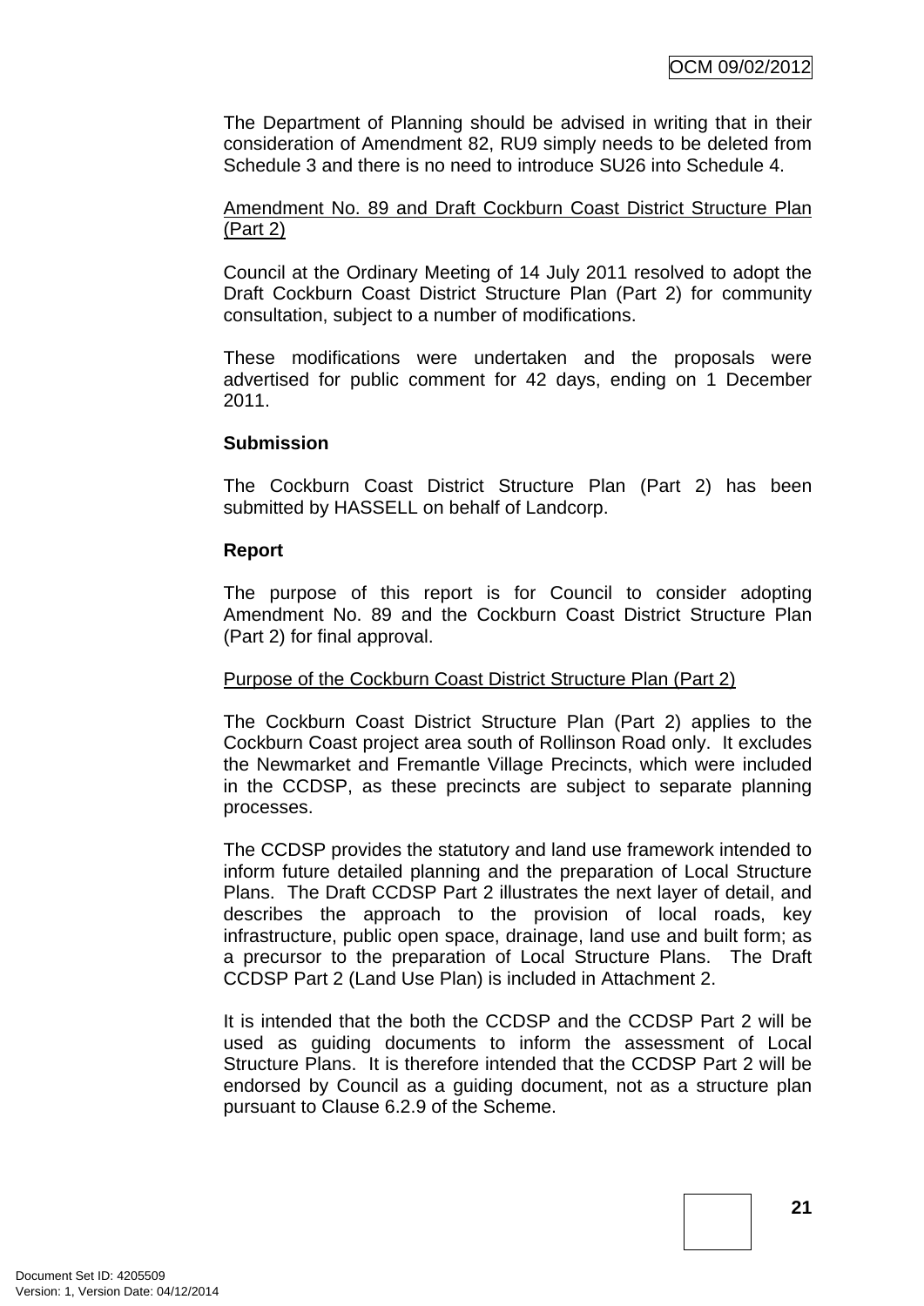The Department of Planning should be advised in writing that in their consideration of Amendment 82, RU9 simply needs to be deleted from Schedule 3 and there is no need to introduce SU26 into Schedule 4.

Amendment No. 89 and Draft Cockburn Coast District Structure Plan (Part 2)

Council at the Ordinary Meeting of 14 July 2011 resolved to adopt the Draft Cockburn Coast District Structure Plan (Part 2) for community consultation, subject to a number of modifications.

These modifications were undertaken and the proposals were advertised for public comment for 42 days, ending on 1 December 2011.

**Submission**

The Cockburn Coast District Structure Plan (Part 2) has been submitted by HASSELL on behalf of Landcorp.

**Report**

The purpose of this report is for Council to consider adopting Amendment No. 89 and the Cockburn Coast District Structure Plan (Part 2) for final approval.

Purpose of the Cockburn Coast District Structure Plan (Part 2)

The Cockburn Coast District Structure Plan (Part 2) applies to the Cockburn Coast project area south of Rollinson Road only. It excludes the Newmarket and Fremantle Village Precincts, which were included in the CCDSP, as these precincts are subject to separate planning processes.

The CCDSP provides the statutory and land use framework intended to inform future detailed planning and the preparation of Local Structure Plans. The Draft CCDSP Part 2 illustrates the next layer of detail, and describes the approach to the provision of local roads, key infrastructure, public open space, drainage, land use and built form; as a precursor to the preparation of Local Structure Plans. The Draft CCDSP Part 2 (Land Use Plan) is included in Attachment 2.

It is intended that the both the CCDSP and the CCDSP Part 2 will be used as guiding documents to inform the assessment of Local Structure Plans. It is therefore intended that the CCDSP Part 2 will be endorsed by Council as a guiding document, not as a structure plan pursuant to Clause 6.2.9 of the Scheme.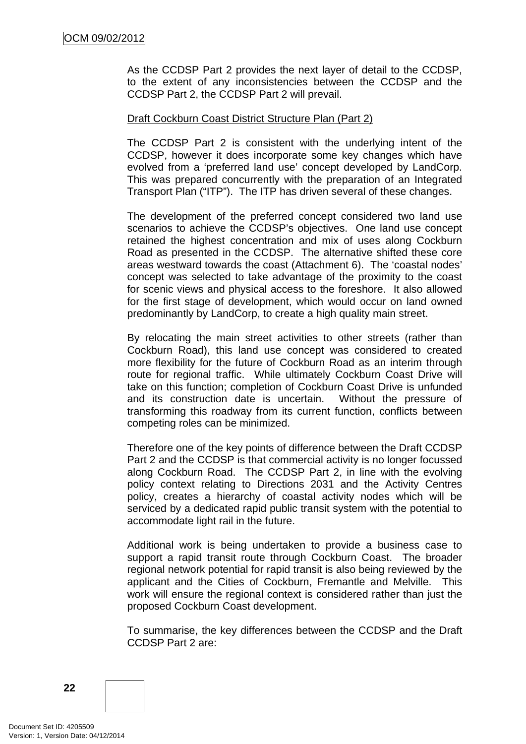As the CCDSP Part 2 provides the next layer of detail to the CCDSP, to the extent of any inconsistencies between the CCDSP and the CCDSP Part 2, the CCDSP Part 2 will prevail.

Draft Cockburn Coast District Structure Plan (Part 2)

The CCDSP Part 2 is consistent with the underlying intent of the CCDSP, however it does incorporate some key changes which have evolved from a 'preferred land use' concept developed by LandCorp. This was prepared concurrently with the preparation of an Integrated Transport Plan ("ITP"). The ITP has driven several of these changes.

The development of the preferred concept considered two land use scenarios to achieve the CCDSP's objectives. One land use concept retained the highest concentration and mix of uses along Cockburn Road as presented in the CCDSP. The alternative shifted these core areas westward towards the coast (Attachment 6). The 'coastal nodes' concept was selected to take advantage of the proximity to the coast for scenic views and physical access to the foreshore. It also allowed for the first stage of development, which would occur on land owned predominantly by LandCorp, to create a high quality main street.

By relocating the main street activities to other streets (rather than Cockburn Road), this land use concept was considered to created more flexibility for the future of Cockburn Road as an interim through route for regional traffic. While ultimately Cockburn Coast Drive will take on this function; completion of Cockburn Coast Drive is unfunded and its construction date is uncertain. Without the pressure of transforming this roadway from its current function, conflicts between competing roles can be minimized.

Therefore one of the key points of difference between the Draft CCDSP Part 2 and the CCDSP is that commercial activity is no longer focussed along Cockburn Road. The CCDSP Part 2, in line with the evolving policy context relating to Directions 2031 and the Activity Centres policy, creates a hierarchy of coastal activity nodes which will be serviced by a dedicated rapid public transit system with the potential to accommodate light rail in the future.

Additional work is being undertaken to provide a business case to support a rapid transit route through Cockburn Coast. The broader regional network potential for rapid transit is also being reviewed by the applicant and the Cities of Cockburn, Fremantle and Melville. This work will ensure the regional context is considered rather than just the proposed Cockburn Coast development.

To summarise, the key differences between the CCDSP and the Draft CCDSP Part 2 are: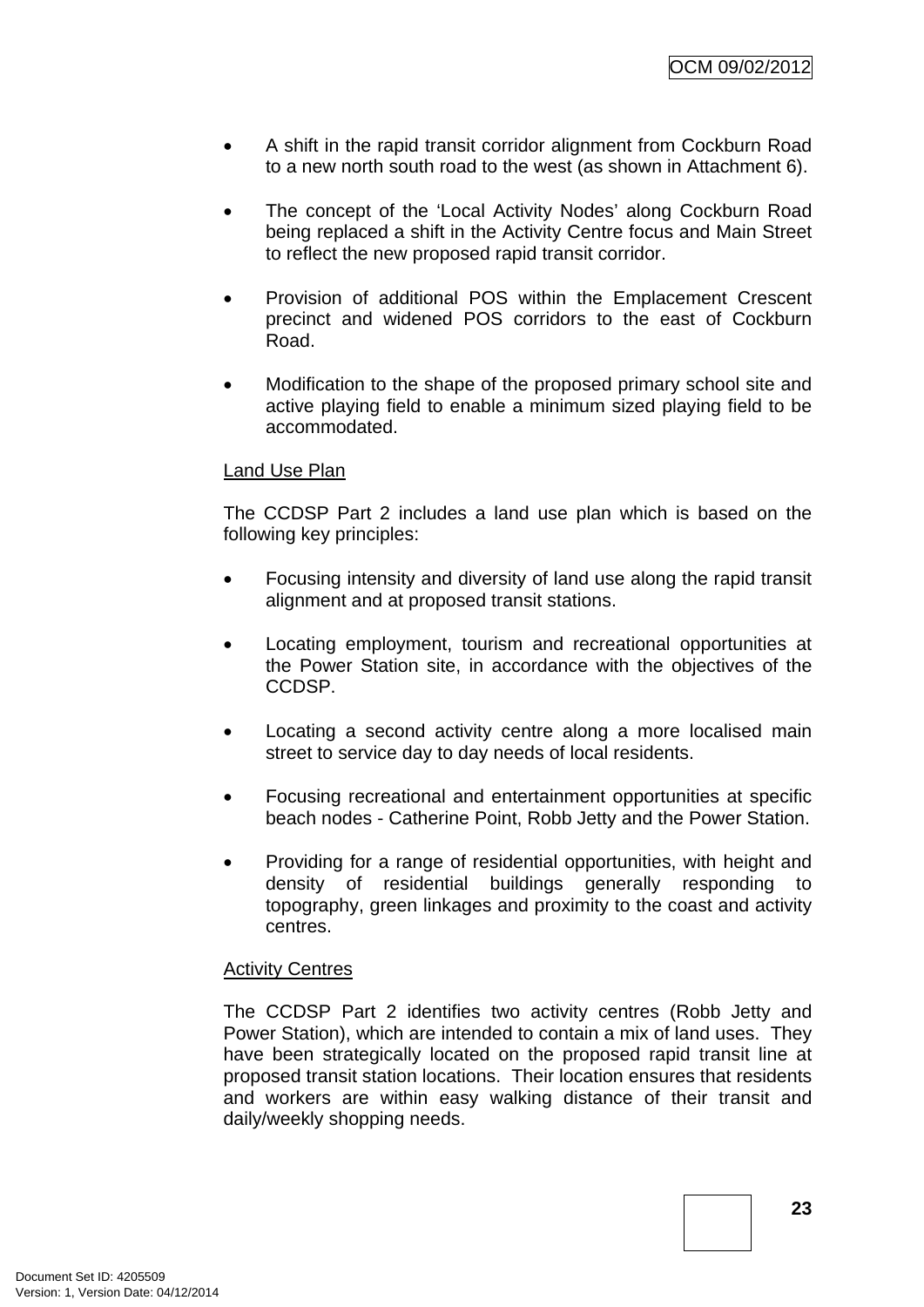- A shift in the rapid transit corridor alignment from Cockburn Road to a new north south road to the west (as shown in Attachment 6).

- The concept of the 'Local Activity Nodes' along Cockburn Road being replaced a shift in the Activity Centre focus and Main Street to reflect the new proposed rapid transit corridor.

- Provision of additional POS within the Emplacement Crescent precinct and widened POS corridors to the east of Cockburn Road.

- Modification to the shape of the proposed primary school site and active playing field to enable a minimum sized playing field to be accommodated.

Land Use Plan

The CCDSP Part 2 includes a land use plan which is based on the following key principles:

- Focusing intensity and diversity of land use along the rapid transit alignment and at proposed transit stations.

- Locating employment, tourism and recreational opportunities at the Power Station site, in accordance with the objectives of the CCDSP.

- Locating a second activity centre along a more localised main street to service day to day needs of local residents.

- Focusing recreational and entertainment opportunities at specific beach nodes - Catherine Point, Robb Jetty and the Power Station.

- Providing for a range of residential opportunities, with height and density of residential buildings generally responding to topography, green linkages and proximity to the coast and activity centres.

Activity Centres

The CCDSP Part 2 identifies two activity centres (Robb Jetty and Power Station), which are intended to contain a mix of land uses. They have been strategically located on the proposed rapid transit line at proposed transit station locations. Their location ensures that residents and workers are within easy walking distance of their transit and daily/weekly shopping needs.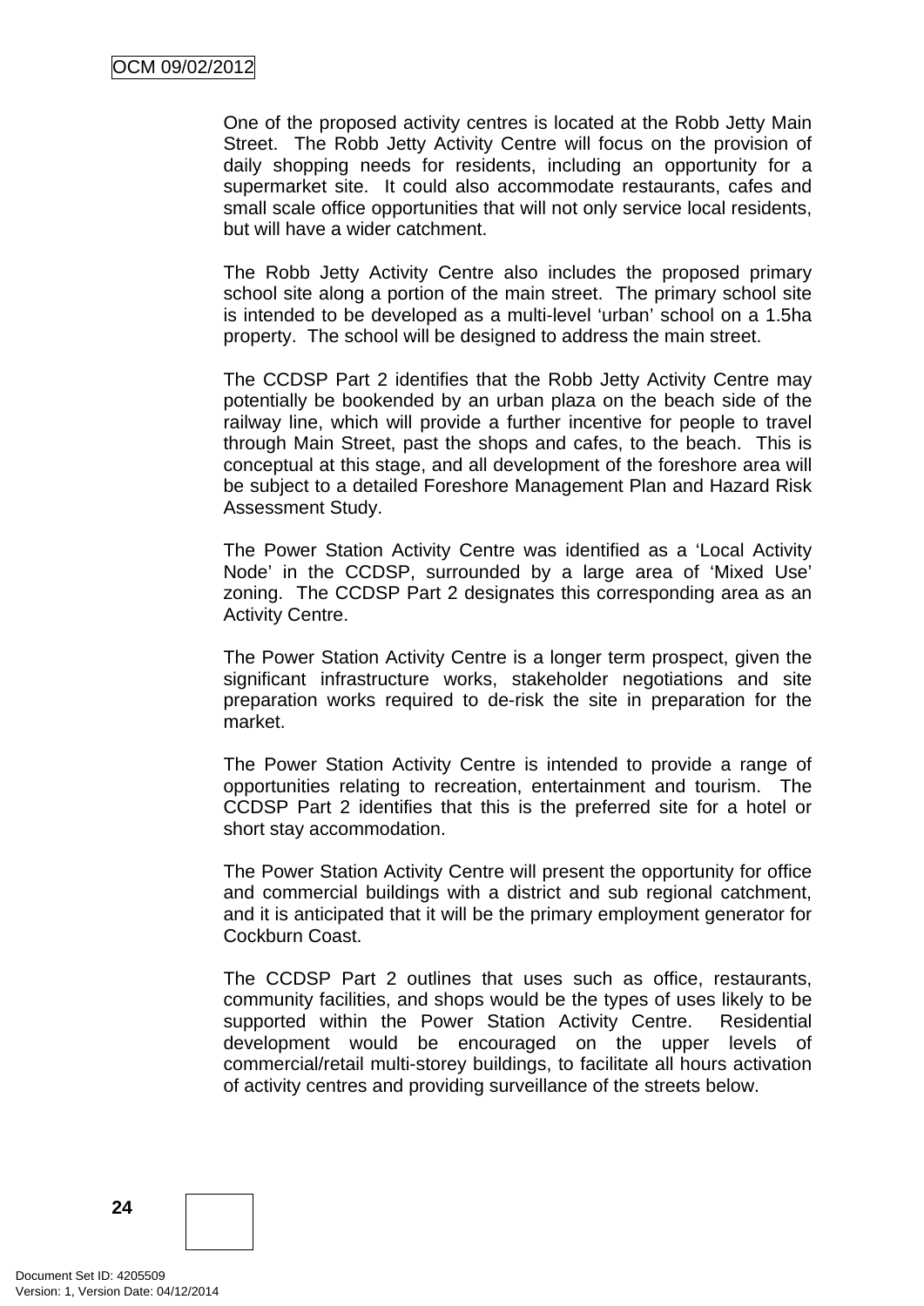One of the proposed activity centres is located at the Robb Jetty Main Street. The Robb Jetty Activity Centre will focus on the provision of daily shopping needs for residents, including an opportunity for a supermarket site. It could also accommodate restaurants, cafes and small scale office opportunities that will not only service local residents, but will have a wider catchment.

The Robb Jetty Activity Centre also includes the proposed primary school site along a portion of the main street. The primary school site is intended to be developed as a multi-level 'urban' school on a 1.5ha property. The school will be designed to address the main street.

The CCDSP Part 2 identifies that the Robb Jetty Activity Centre may potentially be bookended by an urban plaza on the beach side of the railway line, which will provide a further incentive for people to travel through Main Street, past the shops and cafes, to the beach. This is conceptual at this stage, and all development of the foreshore area will be subject to a detailed Foreshore Management Plan and Hazard Risk Assessment Study.

The Power Station Activity Centre was identified as a 'Local Activity Node' in the CCDSP, surrounded by a large area of 'Mixed Use' zoning. The CCDSP Part 2 designates this corresponding area as an Activity Centre.

The Power Station Activity Centre is a longer term prospect, given the significant infrastructure works, stakeholder negotiations and site preparation works required to de-risk the site in preparation for the market.

The Power Station Activity Centre is intended to provide a range of opportunities relating to recreation, entertainment and tourism. The CCDSP Part 2 identifies that this is the preferred site for a hotel or short stay accommodation.

The Power Station Activity Centre will present the opportunity for office and commercial buildings with a district and sub regional catchment, and it is anticipated that it will be the primary employment generator for Cockburn Coast.

The CCDSP Part 2 outlines that uses such as office, restaurants, community facilities, and shops would be the types of uses likely to be supported within the Power Station Activity Centre. Residential development would be encouraged on the upper levels of commercial/retail multi-storey buildings, to facilitate all hours activation of activity centres and providing surveillance of the streets below.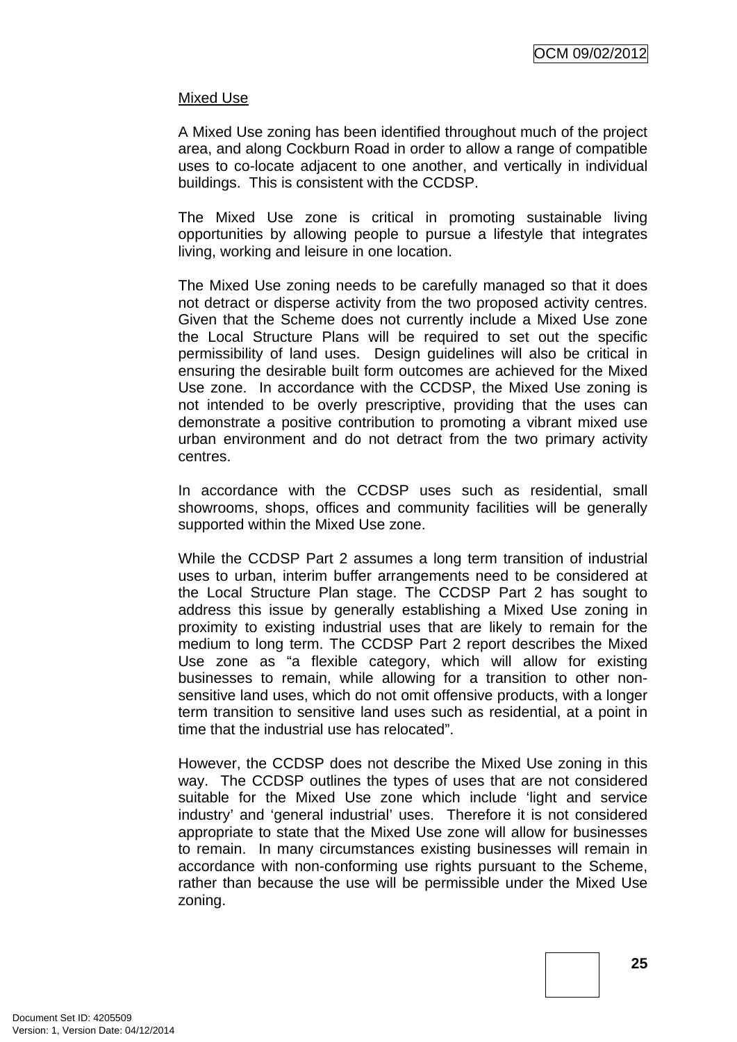Mixed Use

A Mixed Use zoning has been identified throughout much of the project area, and along Cockburn Road in order to allow a range of compatible uses to co-locate adjacent to one another, and vertically in individual buildings. This is consistent with the CCDSP.

The Mixed Use zone is critical in promoting sustainable living opportunities by allowing people to pursue a lifestyle that integrates living, working and leisure in one location.

The Mixed Use zoning needs to be carefully managed so that it does not detract or disperse activity from the two proposed activity centres. Given that the Scheme does not currently include a Mixed Use zone the Local Structure Plans will be required to set out the specific permissibility of land uses. Design guidelines will also be critical in ensuring the desirable built form outcomes are achieved for the Mixed Use zone. In accordance with the CCDSP, the Mixed Use zoning is not intended to be overly prescriptive, providing that the uses can demonstrate a positive contribution to promoting a vibrant mixed use urban environment and do not detract from the two primary activity centres.

In accordance with the CCDSP uses such as residential, small showrooms, shops, offices and community facilities will be generally supported within the Mixed Use zone.

While the CCDSP Part 2 assumes a long term transition of industrial uses to urban, interim buffer arrangements need to be considered at the Local Structure Plan stage. The CCDSP Part 2 has sought to address this issue by generally establishing a Mixed Use zoning in proximity to existing industrial uses that are likely to remain for the medium to long term. The CCDSP Part 2 report describes the Mixed Use zone as "a flexible category, which will allow for existing businesses to remain, while allowing for a transition to other non-sensitive land uses, which do not omit offensive products, with a longer term transition to sensitive land uses such as residential, at a point in time that the industrial use has relocated".

However, the CCDSP does not describe the Mixed Use zoning in this way. The CCDSP outlines the types of uses that are not considered suitable for the Mixed Use zone which include 'light and service industry' and 'general industrial' uses. Therefore it is not considered appropriate to state that the Mixed Use zone will allow for businesses to remain. In many circumstances existing businesses will remain in accordance with non-conforming use rights pursuant to the Scheme, rather than because the use will be permissible under the Mixed Use zoning.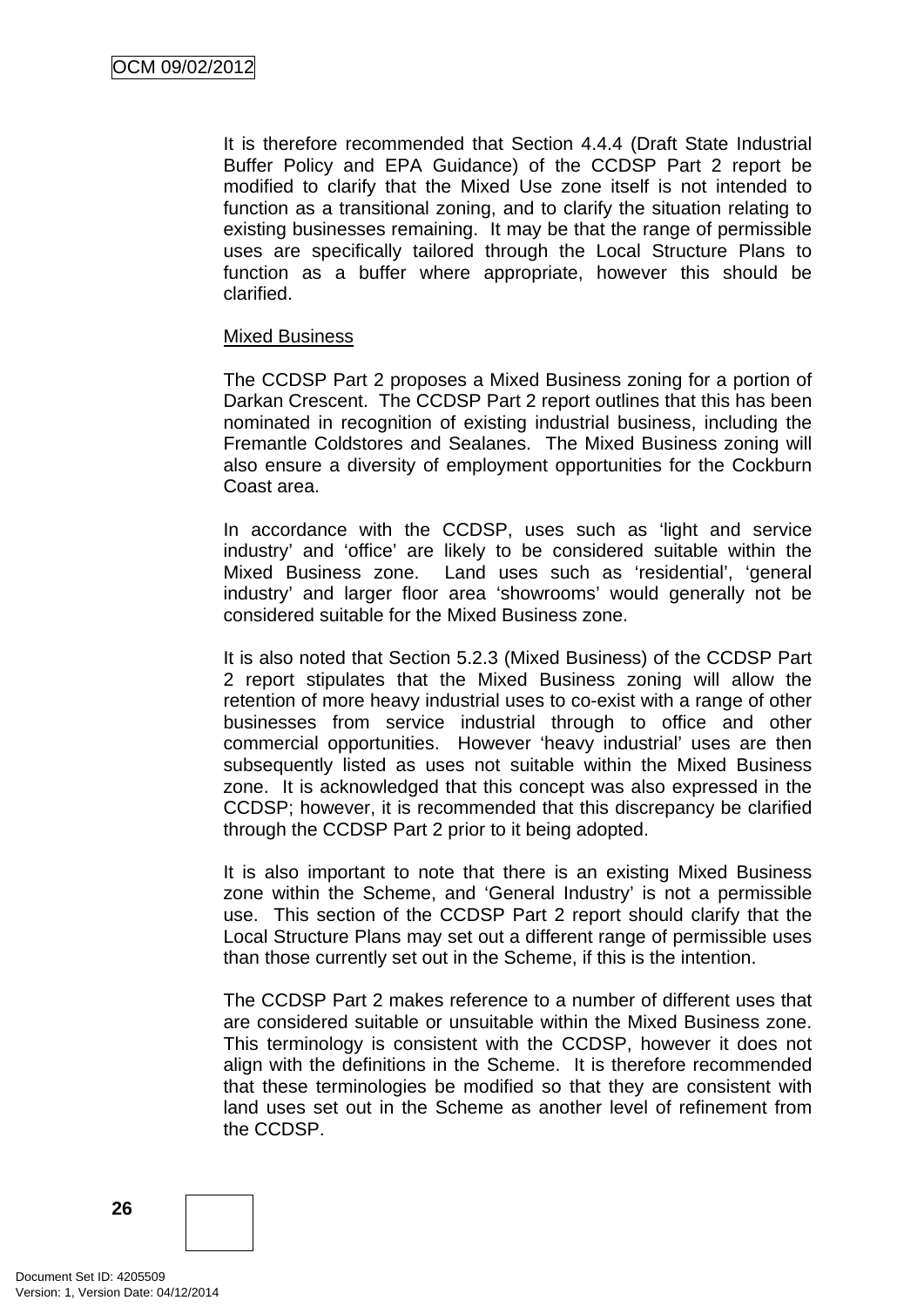It is therefore recommended that Section 4.4.4 (Draft State Industrial Buffer Policy and EPA Guidance) of the CCDSP Part 2 report be modified to clarify that the Mixed Use zone itself is not intended to function as a transitional zoning, and to clarify the situation relating to existing businesses remaining. It may be that the range of permissible uses are specifically tailored through the Local Structure Plans to function as a buffer where appropriate, however this should be clarified.

Mixed Business

The CCDSP Part 2 proposes a Mixed Business zoning for a portion of Darkan Crescent. The CCDSP Part 2 report outlines that this has been nominated in recognition of existing industrial business, including the Fremantle Coldstores and Sealanes. The Mixed Business zoning will also ensure a diversity of employment opportunities for the Cockburn Coast area.

In accordance with the CCDSP, uses such as 'light and service industry' and 'office' are likely to be considered suitable within the Mixed Business zone. Land uses such as 'residential', 'general industry' and larger floor area 'showrooms' would generally not be considered suitable for the Mixed Business zone.

It is also noted that Section 5.2.3 (Mixed Business) of the CCDSP Part 2 report stipulates that the Mixed Business zoning will allow the retention of more heavy industrial uses to co-exist with a range of other businesses from service industrial through to office and other commercial opportunities. However 'heavy industrial' uses are then subsequently listed as uses not suitable within the Mixed Business zone. It is acknowledged that this concept was also expressed in the CCDSP; however, it is recommended that this discrepancy be clarified through the CCDSP Part 2 prior to it being adopted.

It is also important to note that there is an existing Mixed Business zone within the Scheme, and 'General Industry' is not a permissible use. This section of the CCDSP Part 2 report should clarify that the Local Structure Plans may set out a different range of permissible uses than those currently set out in the Scheme, if this is the intention.

The CCDSP Part 2 makes reference to a number of different uses that are considered suitable or unsuitable within the Mixed Business zone. This terminology is consistent with the CCDSP, however it does not align with the definitions in the Scheme. It is therefore recommended that these terminologies be modified so that they are consistent with land uses set out in the Scheme as another level of refinement from the CCDSP.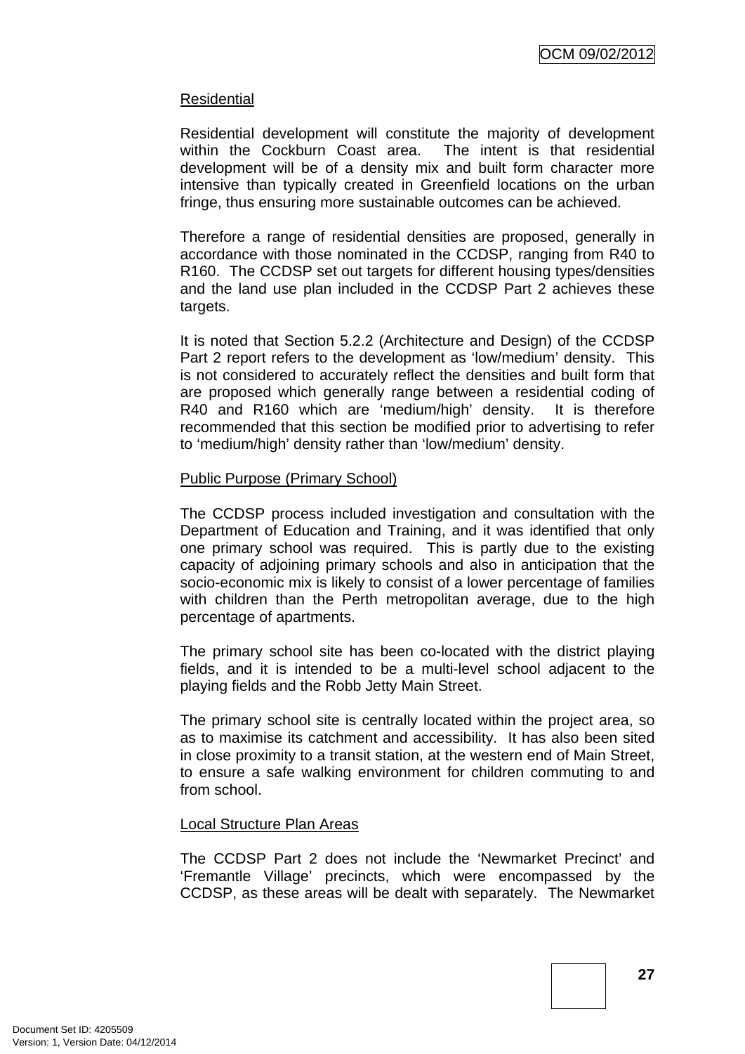Residential

Residential development will constitute the majority of development within the Cockburn Coast area. The intent is that residential development will be of a density mix and built form character more intensive than typically created in Greenfield locations on the urban fringe, thus ensuring more sustainable outcomes can be achieved.

Therefore a range of residential densities are proposed, generally in accordance with those nominated in the CCDSP, ranging from R40 to R160. The CCDSP set out targets for different housing types/densities and the land use plan included in the CCDSP Part 2 achieves these targets.

It is noted that Section 5.2.2 (Architecture and Design) of the CCDSP Part 2 report refers to the development as 'low/medium' density. This is not considered to accurately reflect the densities and built form that are proposed which generally range between a residential coding of R40 and R160 which are 'medium/high' density. It is therefore recommended that this section be modified prior to advertising to refer to 'medium/high' density rather than 'low/medium' density.

Public Purpose (Primary School)

The CCDSP process included investigation and consultation with the Department of Education and Training, and it was identified that only one primary school was required. This is partly due to the existing capacity of adjoining primary schools and also in anticipation that the socio-economic mix is likely to consist of a lower percentage of families with children than the Perth metropolitan average, due to the high percentage of apartments.

The primary school site has been co-located with the district playing fields, and it is intended to be a multi-level school adjacent to the playing fields and the Robb Jetty Main Street.

The primary school site is centrally located within the project area, so as to maximise its catchment and accessibility. It has also been sited in close proximity to a transit station, at the western end of Main Street, to ensure a safe walking environment for children commuting to and from school.

Local Structure Plan Areas

The CCDSP Part 2 does not include the 'Newmarket Precinct' and 'Fremantle Village' precincts, which were encompassed by the CCDSP, as these areas will be dealt with separately. The Newmarket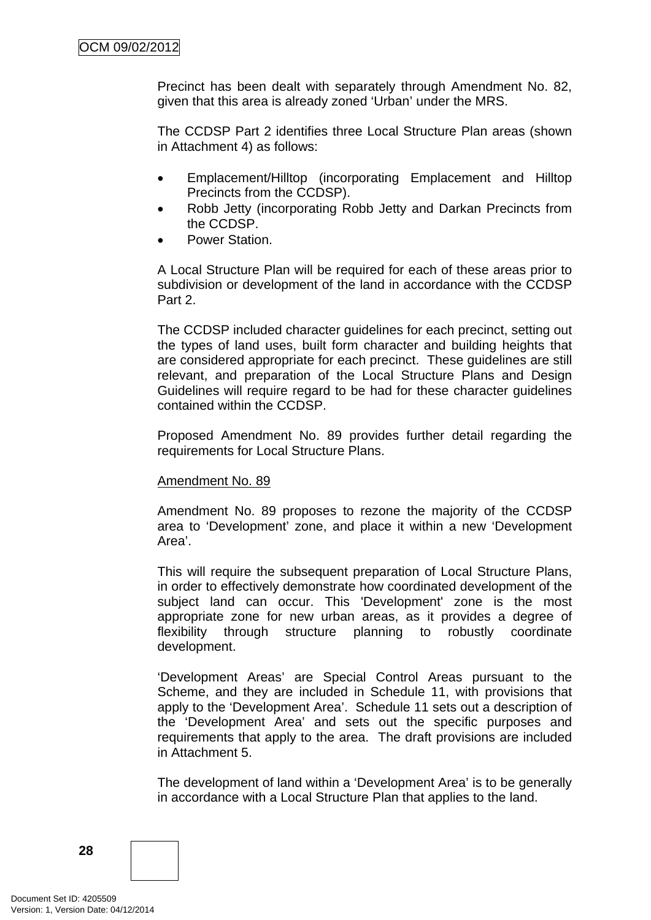Precinct has been dealt with separately through Amendment No. 82, given that this area is already zoned 'Urban' under the MRS.

The CCDSP Part 2 identifies three Local Structure Plan areas (shown in Attachment 4) as follows:

- Emplacement/Hilltop (incorporating Emplacement and Hilltop Precincts from the CCDSP).
- Robb Jetty (incorporating Robb Jetty and Darkan Precincts from the CCDSP.
- Power Station.

A Local Structure Plan will be required for each of these areas prior to subdivision or development of the land in accordance with the CCDSP Part 2.

The CCDSP included character guidelines for each precinct, setting out the types of land uses, built form character and building heights that are considered appropriate for each precinct. These guidelines are still relevant, and preparation of the Local Structure Plans and Design Guidelines will require regard to be had for these character guidelines contained within the CCDSP.

Proposed Amendment No. 89 provides further detail regarding the requirements for Local Structure Plans.

Amendment No. 89

Amendment No. 89 proposes to rezone the majority of the CCDSP area to 'Development' zone, and place it within a new 'Development Area'.

This will require the subsequent preparation of Local Structure Plans, in order to effectively demonstrate how coordinated development of the subject land can occur. This 'Development' zone is the most appropriate zone for new urban areas, as it provides a degree of flexibility through structure planning to robustly coordinate development.

'Development Areas' are Special Control Areas pursuant to the Scheme, and they are included in Schedule 11, with provisions that apply to the 'Development Area'. Schedule 11 sets out a description of the 'Development Area' and sets out the specific purposes and requirements that apply to the area. The draft provisions are included in Attachment 5.

The development of land within a 'Development Area' is to be generally in accordance with a Local Structure Plan that applies to the land.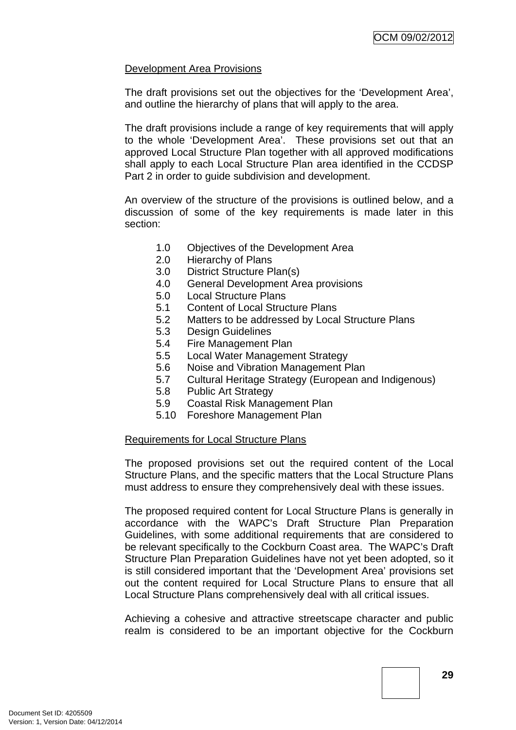Development Area Provisions

The draft provisions set out the objectives for the 'Development Area', and outline the hierarchy of plans that will apply to the area.

The draft provisions include a range of key requirements that will apply to the whole 'Development Area'. These provisions set out that an approved Local Structure Plan together with all approved modifications shall apply to each Local Structure Plan area identified in the CCDSP Part 2 in order to guide subdivision and development.

An overview of the structure of the provisions is outlined below, and a discussion of some of the key requirements is made later in this section:

- 1.0 Objectives of the Development Area
- 2.0 Hierarchy of Plans
- 3.0 District Structure Plan(s)
- 4.0 General Development Area provisions
- 5.0 Local Structure Plans
- 5.1 Content of Local Structure Plans
- 5.2 Matters to be addressed by Local Structure Plans
- 5.3 Design Guidelines
- 5.4 Fire Management Plan
- 5.5 Local Water Management Strategy
- 5.6 Noise and Vibration Management Plan
- 5.7 Cultural Heritage Strategy (European and Indigenous)
- 5.8 Public Art Strategy
- 5.9 Coastal Risk Management Plan
- 5.10 Foreshore Management Plan

Requirements for Local Structure Plans

The proposed provisions set out the required content of the Local Structure Plans, and the specific matters that the Local Structure Plans must address to ensure they comprehensively deal with these issues.

The proposed required content for Local Structure Plans is generally in accordance with the WAPC's Draft Structure Plan Preparation Guidelines, with some additional requirements that are considered to be relevant specifically to the Cockburn Coast area. The WAPC's Draft Structure Plan Preparation Guidelines have not yet been adopted, so it is still considered important that the 'Development Area' provisions set out the content required for Local Structure Plans to ensure that all Local Structure Plans comprehensively deal with all critical issues.

Achieving a cohesive and attractive streetscape character and public realm is considered to be an important objective for the Cockburn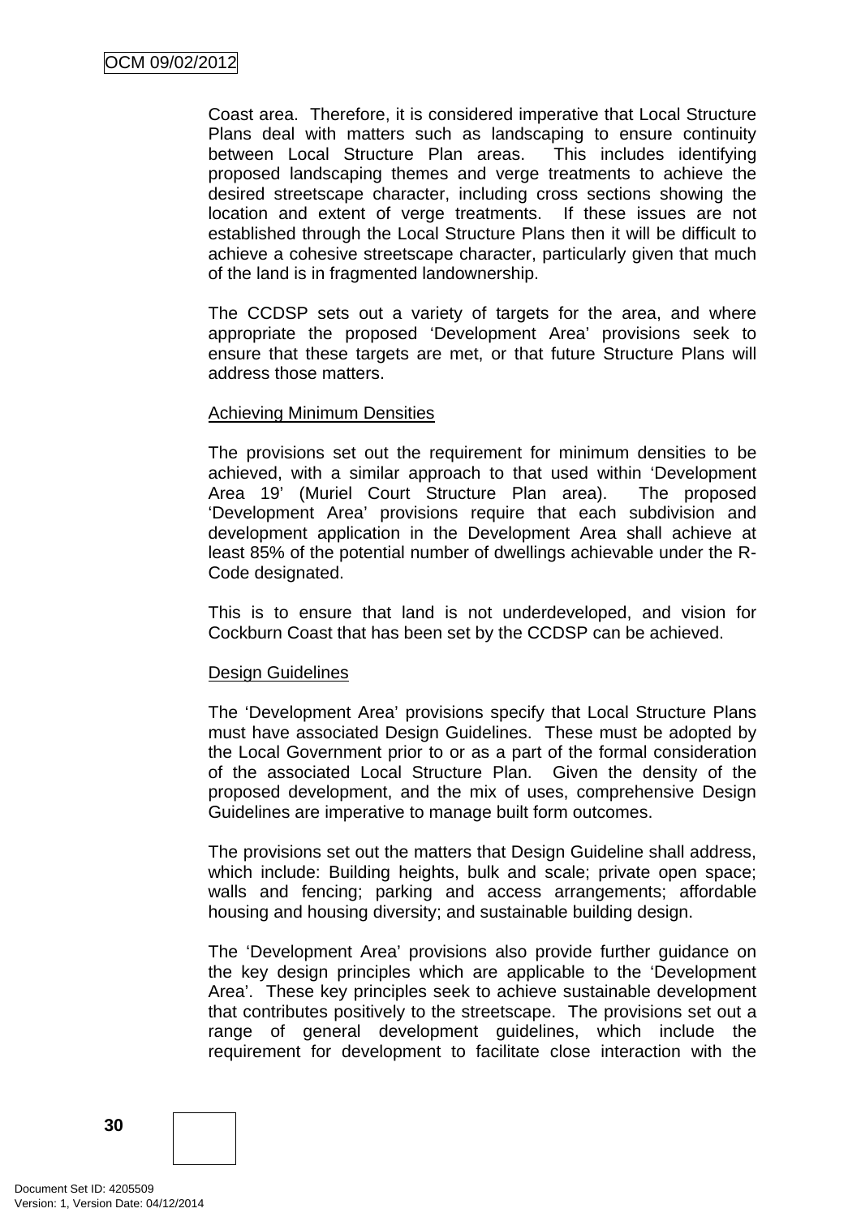Coast area. Therefore, it is considered imperative that Local Structure Plans deal with matters such as landscaping to ensure continuity between Local Structure Plan areas. This includes identifying proposed landscaping themes and verge treatments to achieve the desired streetscape character, including cross sections showing the location and extent of verge treatments. If these issues are not established through the Local Structure Plans then it will be difficult to achieve a cohesive streetscape character, particularly given that much of the land is in fragmented landownership.

The CCDSP sets out a variety of targets for the area, and where appropriate the proposed 'Development Area' provisions seek to ensure that these targets are met, or that future Structure Plans will address those matters.

<u>Achieving Minimum Densities</u>

The provisions set out the requirement for minimum densities to be achieved, with a similar approach to that used within 'Development Area 19' (Muriel Court Structure Plan area). The proposed 'Development Area' provisions require that each subdivision and development application in the Development Area shall achieve at least 85% of the potential number of dwellings achievable under the R-Code designated.

This is to ensure that land is not underdeveloped, and vision for Cockburn Coast that has been set by the CCDSP can be achieved.

<u>Design Guidelines</u>

The 'Development Area' provisions specify that Local Structure Plans must have associated Design Guidelines. These must be adopted by the Local Government prior to or as a part of the formal consideration of the associated Local Structure Plan. Given the density of the proposed development, and the mix of uses, comprehensive Design Guidelines are imperative to manage built form outcomes.

The provisions set out the matters that Design Guideline shall address, which include: Building heights, bulk and scale; private open space; walls and fencing; parking and access arrangements; affordable housing and housing diversity; and sustainable building design.

The 'Development Area' provisions also provide further guidance on the key design principles which are applicable to the 'Development Area'. These key principles seek to achieve sustainable development that contributes positively to the streetscape. The provisions set out a range of general development guidelines, which include the requirement for development to facilitate close interaction with the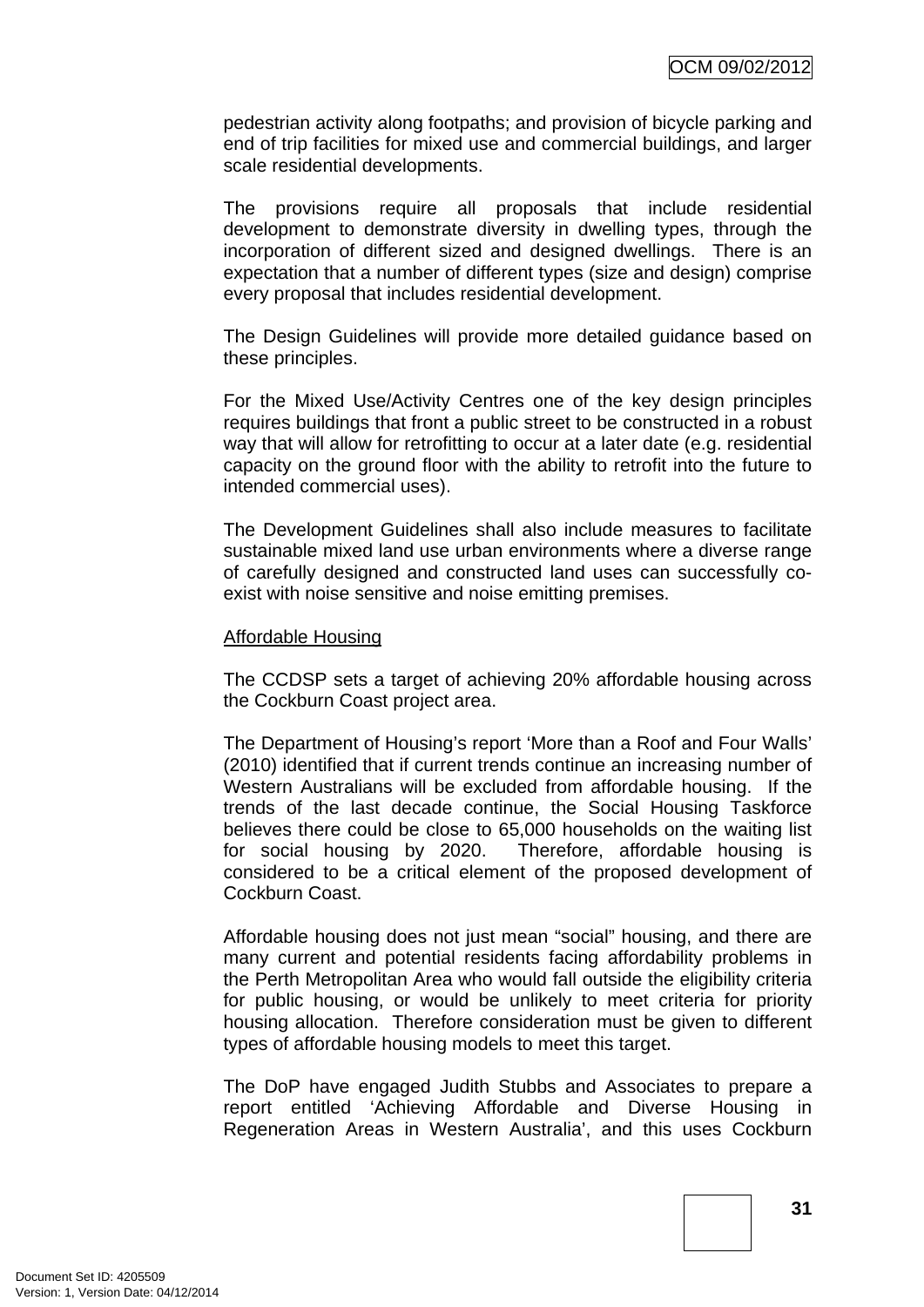pedestrian activity along footpaths; and provision of bicycle parking and end of trip facilities for mixed use and commercial buildings, and larger scale residential developments.

The provisions require all proposals that include residential development to demonstrate diversity in dwelling types, through the incorporation of different sized and designed dwellings. There is an expectation that a number of different types (size and design) comprise every proposal that includes residential development.

The Design Guidelines will provide more detailed guidance based on these principles.

For the Mixed Use/Activity Centres one of the key design principles requires buildings that front a public street to be constructed in a robust way that will allow for retrofitting to occur at a later date (e.g. residential capacity on the ground floor with the ability to retrofit into the future to intended commercial uses).

The Development Guidelines shall also include measures to facilitate sustainable mixed land use urban environments where a diverse range of carefully designed and constructed land uses can successfully co-exist with noise sensitive and noise emitting premises.

Affordable Housing

The CCDSP sets a target of achieving 20% affordable housing across the Cockburn Coast project area.

The Department of Housing's report 'More than a Roof and Four Walls' (2010) identified that if current trends continue an increasing number of Western Australians will be excluded from affordable housing. If the trends of the last decade continue, the Social Housing Taskforce believes there could be close to 65,000 households on the waiting list for social housing by 2020. Therefore, affordable housing is considered to be a critical element of the proposed development of Cockburn Coast.

Affordable housing does not just mean "social" housing, and there are many current and potential residents facing affordability problems in the Perth Metropolitan Area who would fall outside the eligibility criteria for public housing, or would be unlikely to meet criteria for priority housing allocation. Therefore consideration must be given to different types of affordable housing models to meet this target.

The DoP have engaged Judith Stubbs and Associates to prepare a report entitled 'Achieving Affordable and Diverse Housing in Regeneration Areas in Western Australia', and this uses Cockburn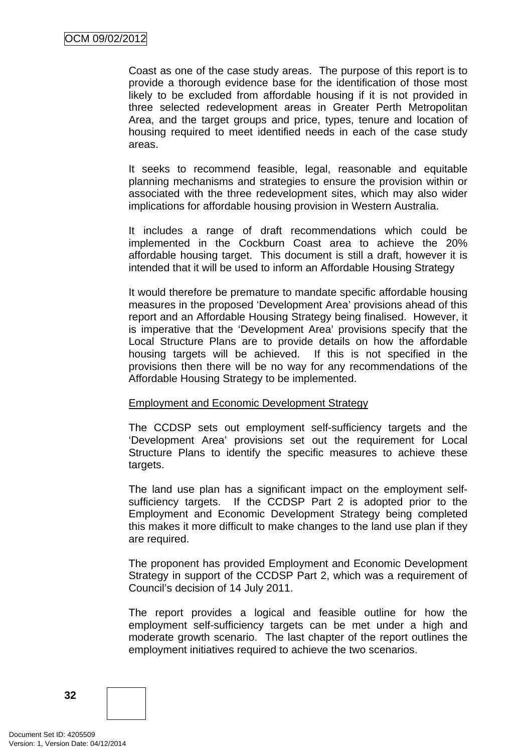Coast as one of the case study areas. The purpose of this report is to provide a thorough evidence base for the identification of those most likely to be excluded from affordable housing if it is not provided in three selected redevelopment areas in Greater Perth Metropolitan Area, and the target groups and price, types, tenure and location of housing required to meet identified needs in each of the case study areas.

It seeks to recommend feasible, legal, reasonable and equitable planning mechanisms and strategies to ensure the provision within or associated with the three redevelopment sites, which may also wider implications for affordable housing provision in Western Australia.

It includes a range of draft recommendations which could be implemented in the Cockburn Coast area to achieve the 20% affordable housing target. This document is still a draft, however it is intended that it will be used to inform an Affordable Housing Strategy

It would therefore be premature to mandate specific affordable housing measures in the proposed 'Development Area' provisions ahead of this report and an Affordable Housing Strategy being finalised. However, it is imperative that the 'Development Area' provisions specify that the Local Structure Plans are to provide details on how the affordable housing targets will be achieved. If this is not specified in the provisions then there will be no way for any recommendations of the Affordable Housing Strategy to be implemented.

Employment and Economic Development Strategy

The CCDSP sets out employment self-sufficiency targets and the 'Development Area' provisions set out the requirement for Local Structure Plans to identify the specific measures to achieve these targets.

The land use plan has a significant impact on the employment self-sufficiency targets. If the CCDSP Part 2 is adopted prior to the Employment and Economic Development Strategy being completed this makes it more difficult to make changes to the land use plan if they are required.

The proponent has provided Employment and Economic Development Strategy in support of the CCDSP Part 2, which was a requirement of Council's decision of 14 July 2011.

The report provides a logical and feasible outline for how the employment self-sufficiency targets can be met under a high and moderate growth scenario. The last chapter of the report outlines the employment initiatives required to achieve the two scenarios.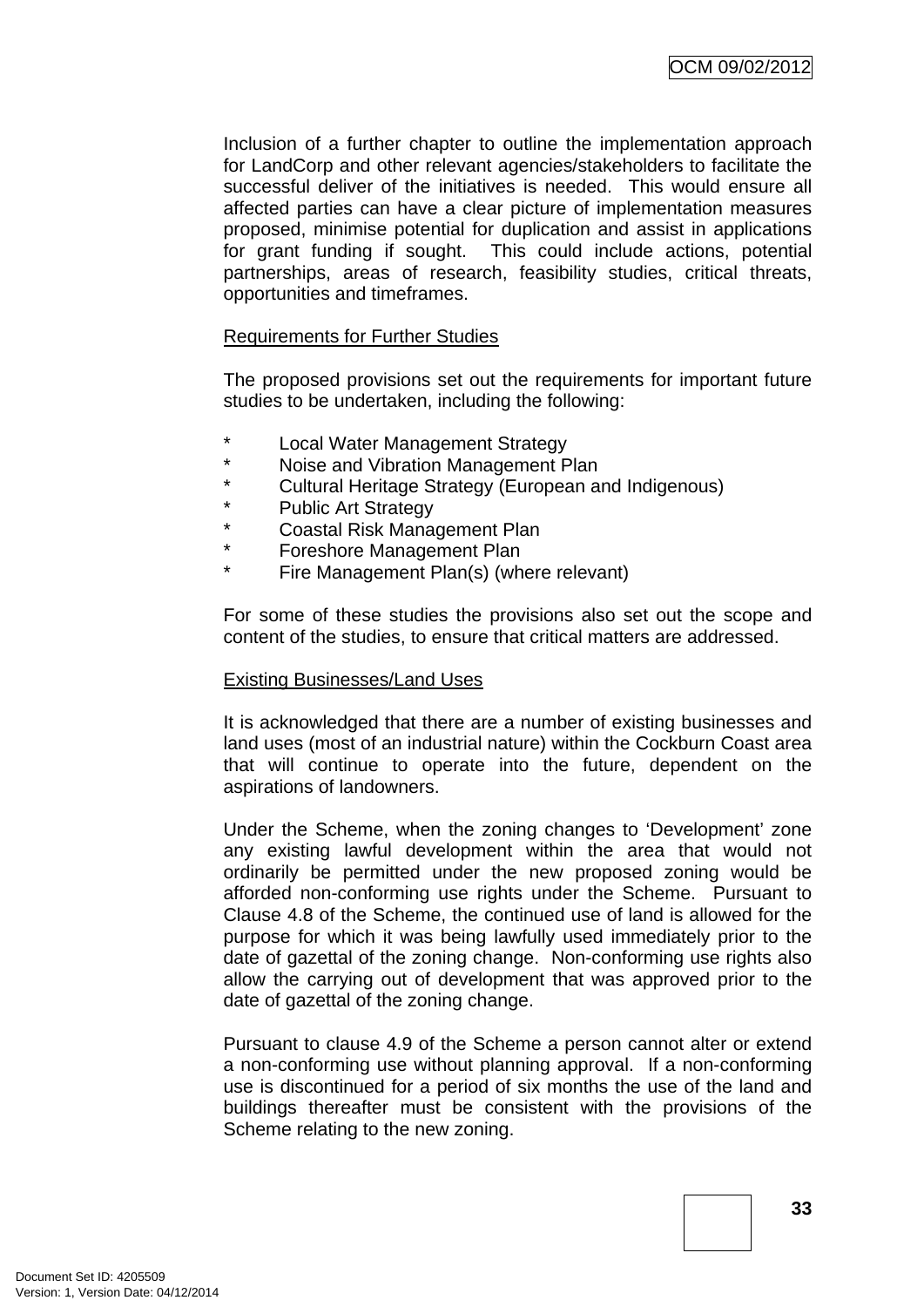Inclusion of a further chapter to outline the implementation approach for LandCorp and other relevant agencies/stakeholders to facilitate the successful deliver of the initiatives is needed. This would ensure all affected parties can have a clear picture of implementation measures proposed, minimise potential for duplication and assist in applications for grant funding if sought. This could include actions, potential partnerships, areas of research, feasibility studies, critical threats, opportunities and timeframes.

<u>Requirements for Further Studies</u>

The proposed provisions set out the requirements for important future studies to be undertaken, including the following:

- Local Water Management Strategy
- Noise and Vibration Management Plan
- Cultural Heritage Strategy (European and Indigenous)
- Public Art Strategy
- Coastal Risk Management Plan
- Foreshore Management Plan
- Fire Management Plan(s) (where relevant)

For some of these studies the provisions also set out the scope and content of the studies, to ensure that critical matters are addressed.

<u>Existing Businesses/Land Uses</u>

It is acknowledged that there are a number of existing businesses and land uses (most of an industrial nature) within the Cockburn Coast area that will continue to operate into the future, dependent on the aspirations of landowners.

Under the Scheme, when the zoning changes to 'Development' zone any existing lawful development within the area that would not ordinarily be permitted under the new proposed zoning would be afforded non-conforming use rights under the Scheme. Pursuant to Clause 4.8 of the Scheme, the continued use of land is allowed for the purpose for which it was being lawfully used immediately prior to the date of gazettal of the zoning change. Non-conforming use rights also allow the carrying out of development that was approved prior to the date of gazettal of the zoning change.

Pursuant to clause 4.9 of the Scheme a person cannot alter or extend a non-conforming use without planning approval. If a non-conforming use is discontinued for a period of six months the use of the land and buildings thereafter must be consistent with the provisions of the Scheme relating to the new zoning.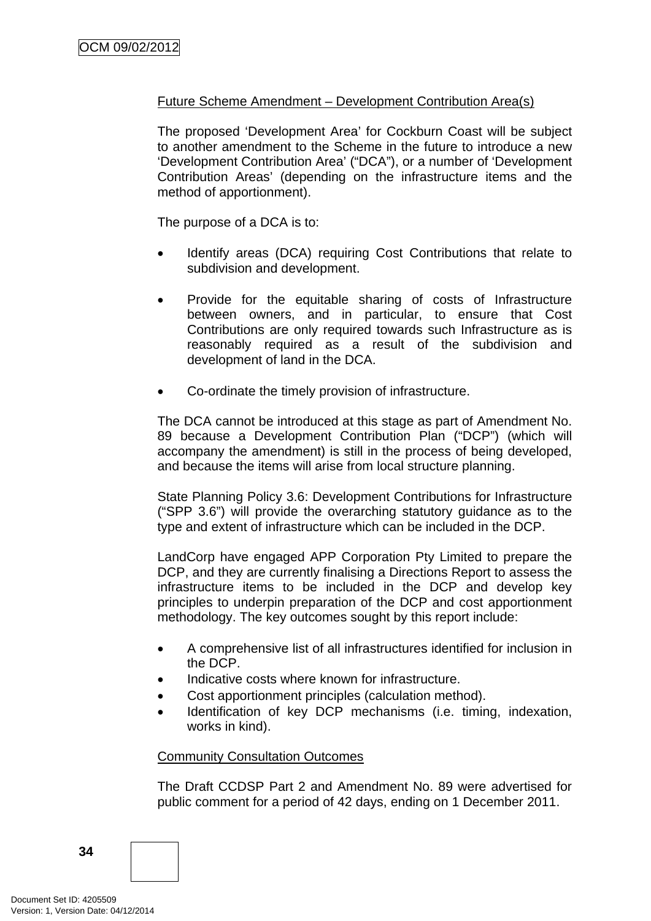Future Scheme Amendment – Development Contribution Area(s)

The proposed 'Development Area' for Cockburn Coast will be subject to another amendment to the Scheme in the future to introduce a new 'Development Contribution Area' ("DCA"), or a number of 'Development Contribution Areas' (depending on the infrastructure items and the method of apportionment).

The purpose of a DCA is to:

- Identify areas (DCA) requiring Cost Contributions that relate to subdivision and development.
- Provide for the equitable sharing of costs of Infrastructure between owners, and in particular, to ensure that Cost Contributions are only required towards such Infrastructure as is reasonably required as a result of the subdivision and development of land in the DCA.
- Co-ordinate the timely provision of infrastructure.

The DCA cannot be introduced at this stage as part of Amendment No. 89 because a Development Contribution Plan ("DCP") (which will accompany the amendment) is still in the process of being developed, and because the items will arise from local structure planning.

State Planning Policy 3.6: Development Contributions for Infrastructure ("SPP 3.6") will provide the overarching statutory guidance as to the type and extent of infrastructure which can be included in the DCP.

LandCorp have engaged APP Corporation Pty Limited to prepare the DCP, and they are currently finalising a Directions Report to assess the infrastructure items to be included in the DCP and develop key principles to underpin preparation of the DCP and cost apportionment methodology. The key outcomes sought by this report include:

- A comprehensive list of all infrastructures identified for inclusion in the DCP.
- Indicative costs where known for infrastructure.
- Cost apportionment principles (calculation method).
- Identification of key DCP mechanisms (i.e. timing, indexation, works in kind).

Community Consultation Outcomes

The Draft CCDSP Part 2 and Amendment No. 89 were advertised for public comment for a period of 42 days, ending on 1 December 2011.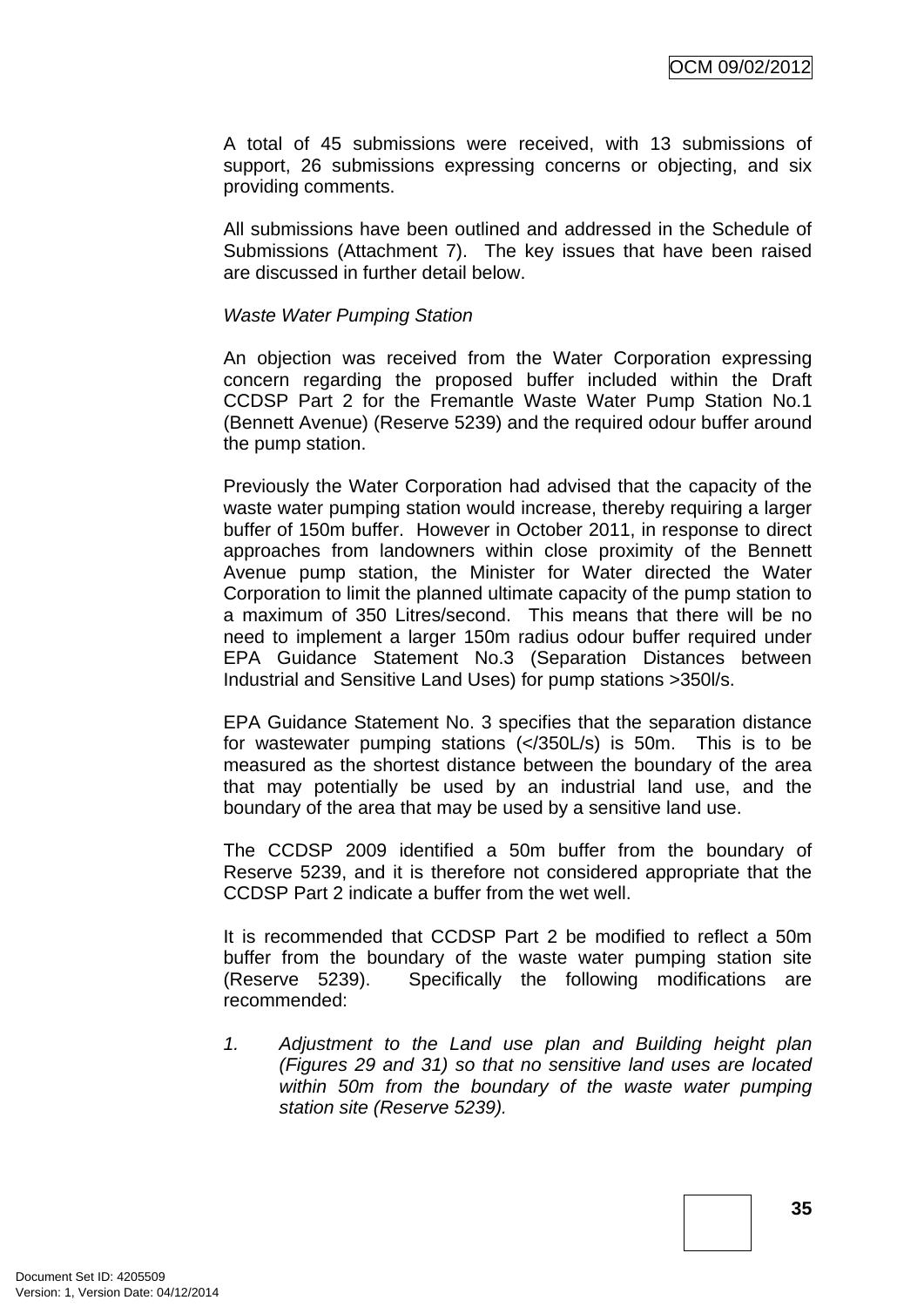A total of 45 submissions were received, with 13 submissions of support, 26 submissions expressing concerns or objecting, and six providing comments.

All submissions have been outlined and addressed in the Schedule of Submissions (Attachment 7). The key issues that have been raised are discussed in further detail below.

*Waste Water Pumping Station*

An objection was received from the Water Corporation expressing concern regarding the proposed buffer included within the Draft CCDSP Part 2 for the Fremantle Waste Water Pump Station No.1 (Bennett Avenue) (Reserve 5239) and the required odour buffer around the pump station.

Previously the Water Corporation had advised that the capacity of the waste water pumping station would increase, thereby requiring a larger buffer of 150m buffer. However in October 2011, in response to direct approaches from landowners within close proximity of the Bennett Avenue pump station, the Minister for Water directed the Water Corporation to limit the planned ultimate capacity of the pump station to a maximum of 350 Litres/second. This means that there will be no need to implement a larger 150m radius odour buffer required under EPA Guidance Statement No.3 (Separation Distances between Industrial and Sensitive Land Uses) for pump stations >350l/s.

EPA Guidance Statement No. 3 specifies that the separation distance for wastewater pumping stations (</350L/s) is 50m. This is to be measured as the shortest distance between the boundary of the area that may potentially be used by an industrial land use, and the boundary of the area that may be used by a sensitive land use.

The CCDSP 2009 identified a 50m buffer from the boundary of Reserve 5239, and it is therefore not considered appropriate that the CCDSP Part 2 indicate a buffer from the wet well.

It is recommended that CCDSP Part 2 be modified to reflect a 50m buffer from the boundary of the waste water pumping station site (Reserve 5239). Specifically the following modifications are recommended:

1. *Adjustment to the Land use plan and Building height plan (Figures 29 and 31) so that no sensitive land uses are located within 50m from the boundary of the waste water pumping station site (Reserve 5239).*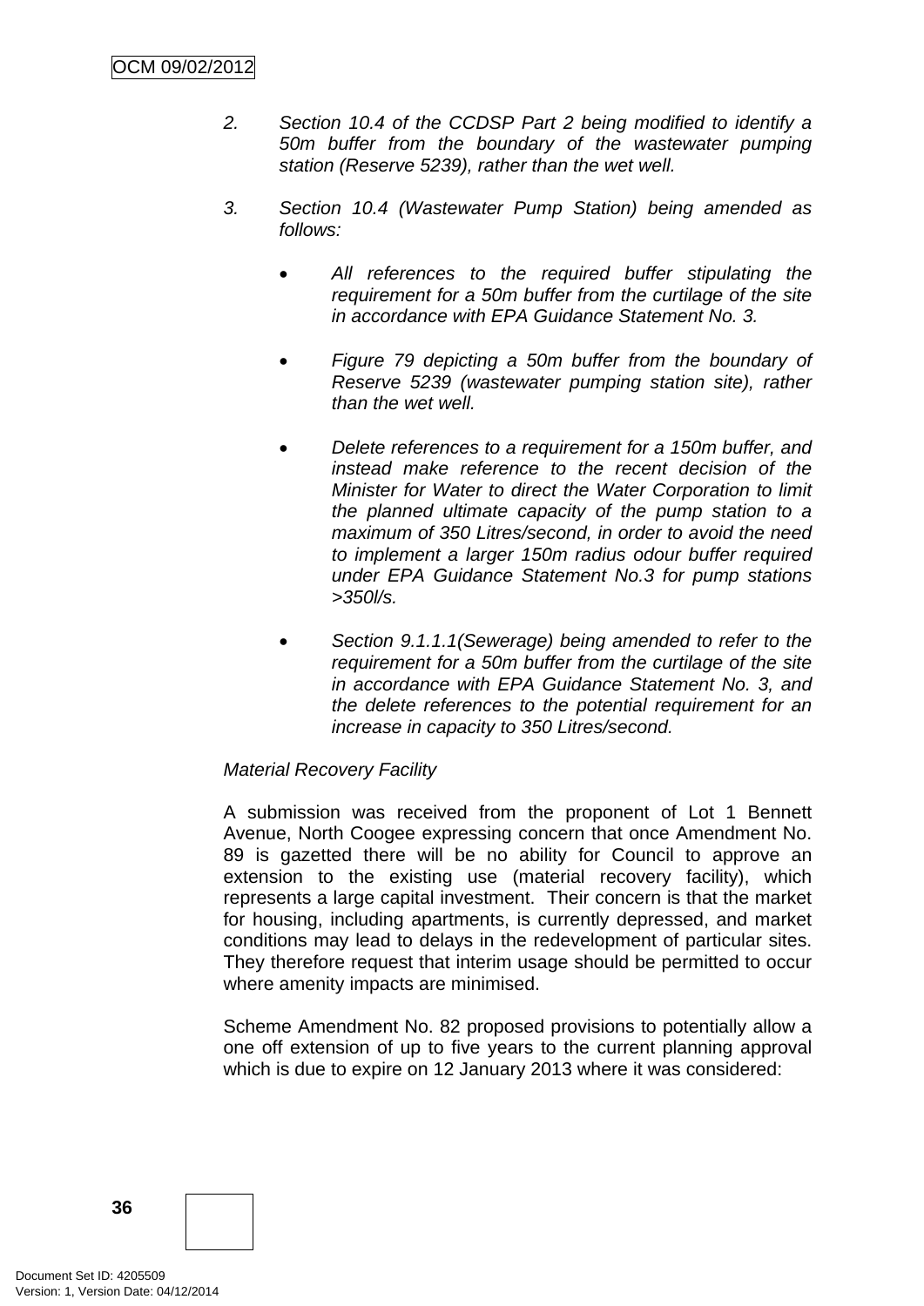*2. Section 10.4 of the CCDSP Part 2 being modified to identify a 50m buffer from the boundary of the wastewater pumping station (Reserve 5239), rather than the wet well.*

*3. Section 10.4 (Wastewater Pump Station) being amended as follows:*

- *All references to the required buffer stipulating the requirement for a 50m buffer from the curtilage of the site in accordance with EPA Guidance Statement No. 3.*

- *Figure 79 depicting a 50m buffer from the boundary of Reserve 5239 (wastewater pumping station site), rather than the wet well.*

- *Delete references to a requirement for a 150m buffer, and instead make reference to the recent decision of the Minister for Water to direct the Water Corporation to limit the planned ultimate capacity of the pump station to a maximum of 350 Litres/second, in order to avoid the need to implement a larger 150m radius odour buffer required under EPA Guidance Statement No.3 for pump stations >350l/s.*

- *Section 9.1.1.1(Sewerage) being amended to refer to the requirement for a 50m buffer from the curtilage of the site in accordance with EPA Guidance Statement No. 3, and the delete references to the potential requirement for an increase in capacity to 350 Litres/second.*

*Material Recovery Facility*

A submission was received from the proponent of Lot 1 Bennett Avenue, North Coogee expressing concern that once Amendment No. 89 is gazetted there will be no ability for Council to approve an extension to the existing use (material recovery facility), which represents a large capital investment. Their concern is that the market for housing, including apartments, is currently depressed, and market conditions may lead to delays in the redevelopment of particular sites. They therefore request that interim usage should be permitted to occur where amenity impacts are minimised.

Scheme Amendment No. 82 proposed provisions to potentially allow a one off extension of up to five years to the current planning approval which is due to expire on 12 January 2013 where it was considered: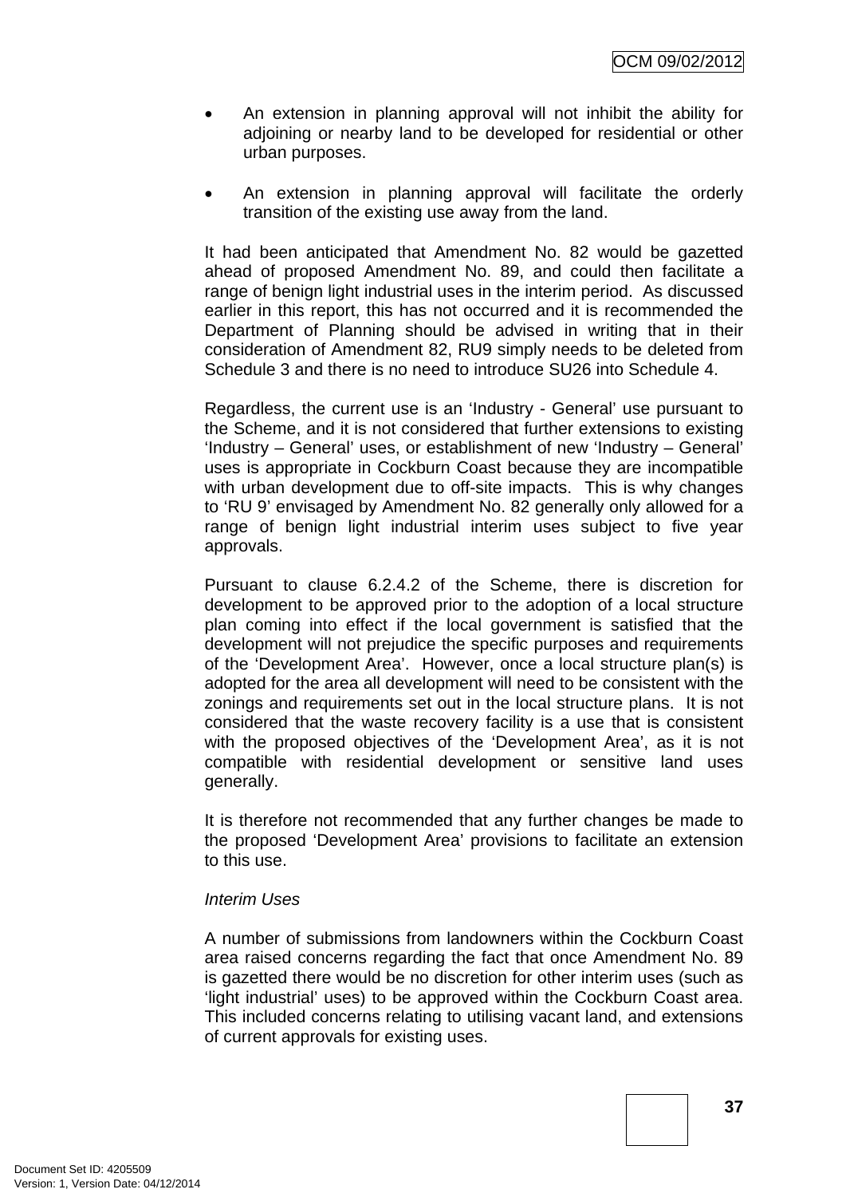- An extension in planning approval will not inhibit the ability for adjoining or nearby land to be developed for residential or other urban purposes.

- An extension in planning approval will facilitate the orderly transition of the existing use away from the land.

It had been anticipated that Amendment No. 82 would be gazetted ahead of proposed Amendment No. 89, and could then facilitate a range of benign light industrial uses in the interim period. As discussed earlier in this report, this has not occurred and it is recommended the Department of Planning should be advised in writing that in their consideration of Amendment 82, RU9 simply needs to be deleted from Schedule 3 and there is no need to introduce SU26 into Schedule 4.

Regardless, the current use is an 'Industry - General' use pursuant to the Scheme, and it is not considered that further extensions to existing 'Industry – General' uses, or establishment of new 'Industry – General' uses is appropriate in Cockburn Coast because they are incompatible with urban development due to off-site impacts. This is why changes to 'RU 9' envisaged by Amendment No. 82 generally only allowed for a range of benign light industrial interim uses subject to five year approvals.

Pursuant to clause 6.2.4.2 of the Scheme, there is discretion for development to be approved prior to the adoption of a local structure plan coming into effect if the local government is satisfied that the development will not prejudice the specific purposes and requirements of the 'Development Area'. However, once a local structure plan(s) is adopted for the area all development will need to be consistent with the zonings and requirements set out in the local structure plans. It is not considered that the waste recovery facility is a use that is consistent with the proposed objectives of the 'Development Area', as it is not compatible with residential development or sensitive land uses generally.

It is therefore not recommended that any further changes be made to the proposed 'Development Area' provisions to facilitate an extension to this use.

*Interim Uses*

A number of submissions from landowners within the Cockburn Coast area raised concerns regarding the fact that once Amendment No. 89 is gazetted there would be no discretion for other interim uses (such as 'light industrial' uses) to be approved within the Cockburn Coast area. This included concerns relating to utilising vacant land, and extensions of current approvals for existing uses.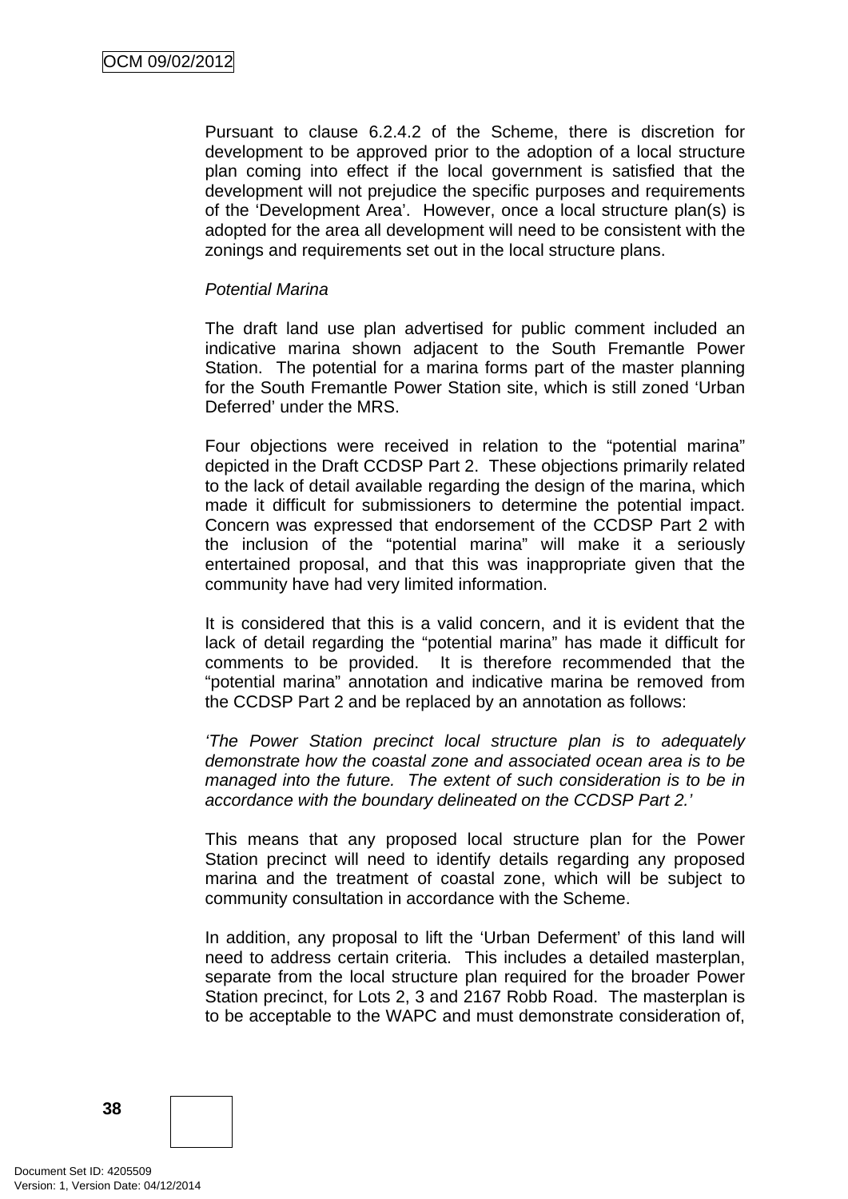Pursuant to clause 6.2.4.2 of the Scheme, there is discretion for development to be approved prior to the adoption of a local structure plan coming into effect if the local government is satisfied that the development will not prejudice the specific purposes and requirements of the 'Development Area'. However, once a local structure plan(s) is adopted for the area all development will need to be consistent with the zonings and requirements set out in the local structure plans.

*Potential Marina*

The draft land use plan advertised for public comment included an indicative marina shown adjacent to the South Fremantle Power Station. The potential for a marina forms part of the master planning for the South Fremantle Power Station site, which is still zoned 'Urban Deferred' under the MRS.

Four objections were received in relation to the "potential marina" depicted in the Draft CCDSP Part 2. These objections primarily related to the lack of detail available regarding the design of the marina, which made it difficult for submissioners to determine the potential impact. Concern was expressed that endorsement of the CCDSP Part 2 with the inclusion of the "potential marina" will make it a seriously entertained proposal, and that this was inappropriate given that the community have had very limited information.

It is considered that this is a valid concern, and it is evident that the lack of detail regarding the "potential marina" has made it difficult for comments to be provided. It is therefore recommended that the "potential marina" annotation and indicative marina be removed from the CCDSP Part 2 and be replaced by an annotation as follows:

*'The Power Station precinct local structure plan is to adequately demonstrate how the coastal zone and associated ocean area is to be managed into the future. The extent of such consideration is to be in accordance with the boundary delineated on the CCDSP Part 2.'*

This means that any proposed local structure plan for the Power Station precinct will need to identify details regarding any proposed marina and the treatment of coastal zone, which will be subject to community consultation in accordance with the Scheme.

In addition, any proposal to lift the 'Urban Deferment' of this land will need to address certain criteria. This includes a detailed masterplan, separate from the local structure plan required for the broader Power Station precinct, for Lots 2, 3 and 2167 Robb Road. The masterplan is to be acceptable to the WAPC and must demonstrate consideration of,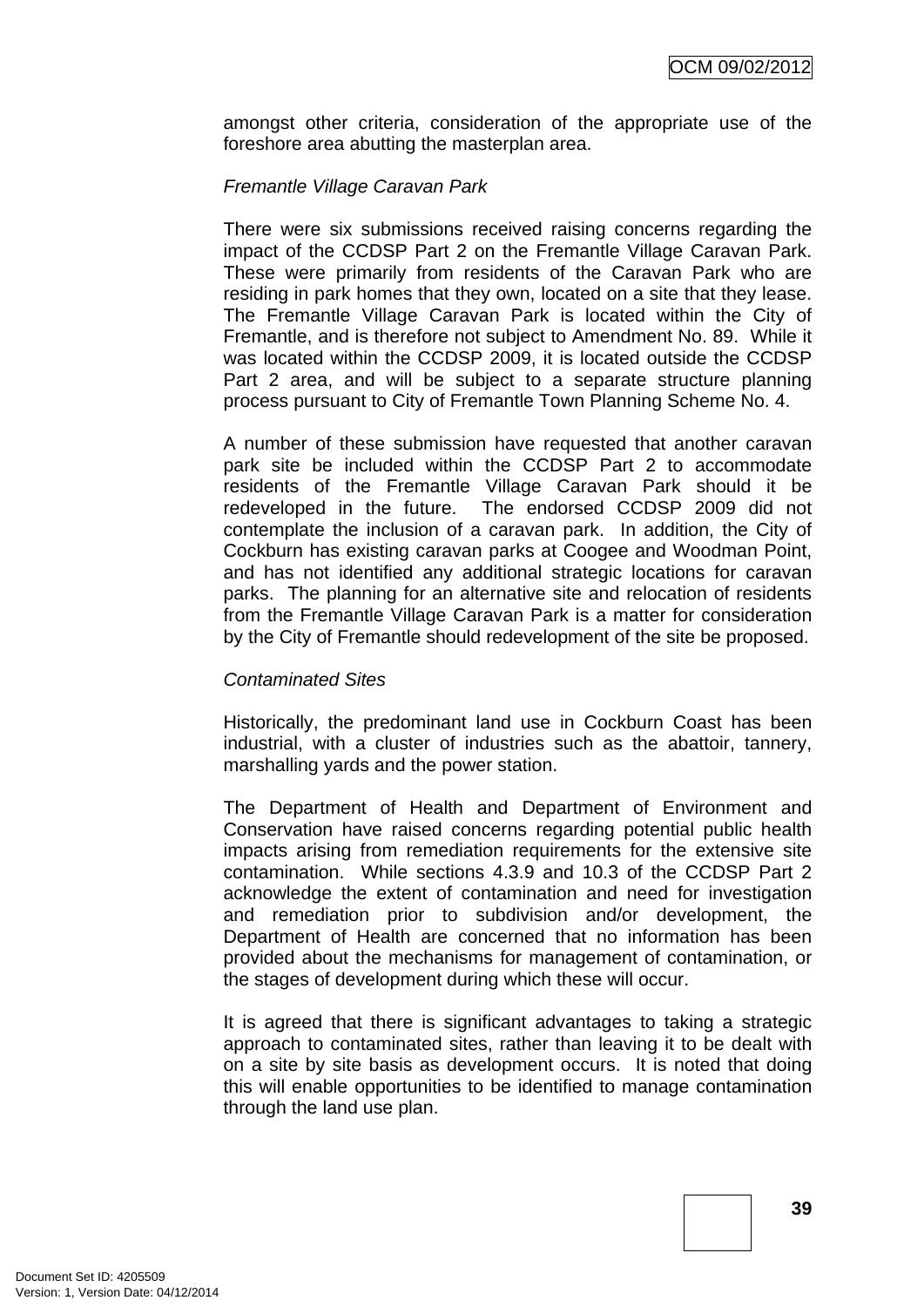amongst other criteria, consideration of the appropriate use of the foreshore area abutting the masterplan area.

*Fremantle Village Caravan Park*

There were six submissions received raising concerns regarding the impact of the CCDSP Part 2 on the Fremantle Village Caravan Park. These were primarily from residents of the Caravan Park who are residing in park homes that they own, located on a site that they lease. The Fremantle Village Caravan Park is located within the City of Fremantle, and is therefore not subject to Amendment No. 89. While it was located within the CCDSP 2009, it is located outside the CCDSP Part 2 area, and will be subject to a separate structure planning process pursuant to City of Fremantle Town Planning Scheme No. 4.

A number of these submission have requested that another caravan park site be included within the CCDSP Part 2 to accommodate residents of the Fremantle Village Caravan Park should it be redeveloped in the future. The endorsed CCDSP 2009 did not contemplate the inclusion of a caravan park. In addition, the City of Cockburn has existing caravan parks at Coogee and Woodman Point, and has not identified any additional strategic locations for caravan parks. The planning for an alternative site and relocation of residents from the Fremantle Village Caravan Park is a matter for consideration by the City of Fremantle should redevelopment of the site be proposed.

*Contaminated Sites*

Historically, the predominant land use in Cockburn Coast has been industrial, with a cluster of industries such as the abattoir, tannery, marshalling yards and the power station.

The Department of Health and Department of Environment and Conservation have raised concerns regarding potential public health impacts arising from remediation requirements for the extensive site contamination. While sections 4.3.9 and 10.3 of the CCDSP Part 2 acknowledge the extent of contamination and need for investigation and remediation prior to subdivision and/or development, the Department of Health are concerned that no information has been provided about the mechanisms for management of contamination, or the stages of development during which these will occur.

It is agreed that there is significant advantages to taking a strategic approach to contaminated sites, rather than leaving it to be dealt with on a site by site basis as development occurs. It is noted that doing this will enable opportunities to be identified to manage contamination through the land use plan.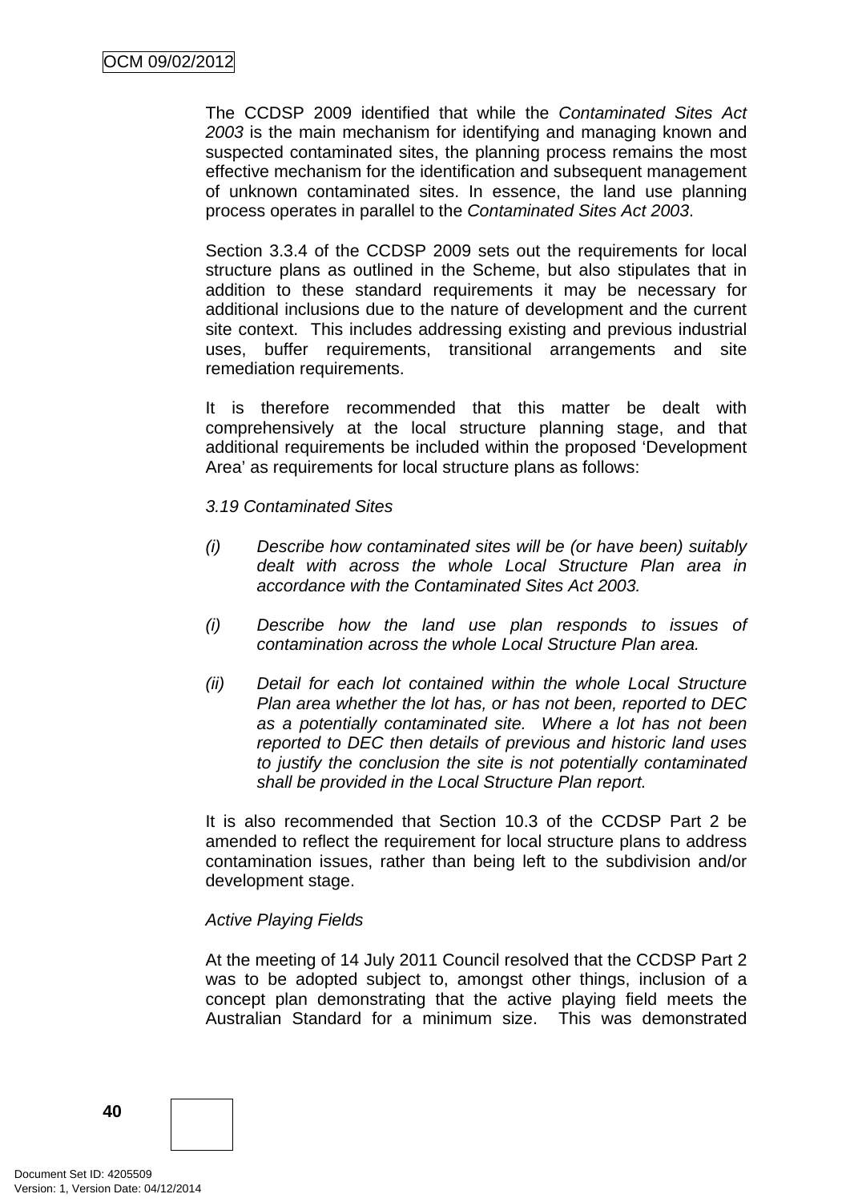The CCDSP 2009 identified that while the *Contaminated Sites Act 2003* is the main mechanism for identifying and managing known and suspected contaminated sites, the planning process remains the most effective mechanism for the identification and subsequent management of unknown contaminated sites. In essence, the land use planning process operates in parallel to the *Contaminated Sites Act 2003*.

Section 3.3.4 of the CCDSP 2009 sets out the requirements for local structure plans as outlined in the Scheme, but also stipulates that in addition to these standard requirements it may be necessary for additional inclusions due to the nature of development and the current site context. This includes addressing existing and previous industrial uses, buffer requirements, transitional arrangements and site remediation requirements.

It is therefore recommended that this matter be dealt with comprehensively at the local structure planning stage, and that additional requirements be included within the proposed 'Development Area' as requirements for local structure plans as follows:

*3.19 Contaminated Sites*

*(i) Describe how contaminated sites will be (or have been) suitably dealt with across the whole Local Structure Plan area in accordance with the Contaminated Sites Act 2003.*

*(i) Describe how the land use plan responds to issues of contamination across the whole Local Structure Plan area.*

*(ii) Detail for each lot contained within the whole Local Structure Plan area whether the lot has, or has not been, reported to DEC as a potentially contaminated site. Where a lot has not been reported to DEC then details of previous and historic land uses to justify the conclusion the site is not potentially contaminated shall be provided in the Local Structure Plan report.*

It is also recommended that Section 10.3 of the CCDSP Part 2 be amended to reflect the requirement for local structure plans to address contamination issues, rather than being left to the subdivision and/or development stage.

*Active Playing Fields*

At the meeting of 14 July 2011 Council resolved that the CCDSP Part 2 was to be adopted subject to, amongst other things, inclusion of a concept plan demonstrating that the active playing field meets the Australian Standard for a minimum size. This was demonstrated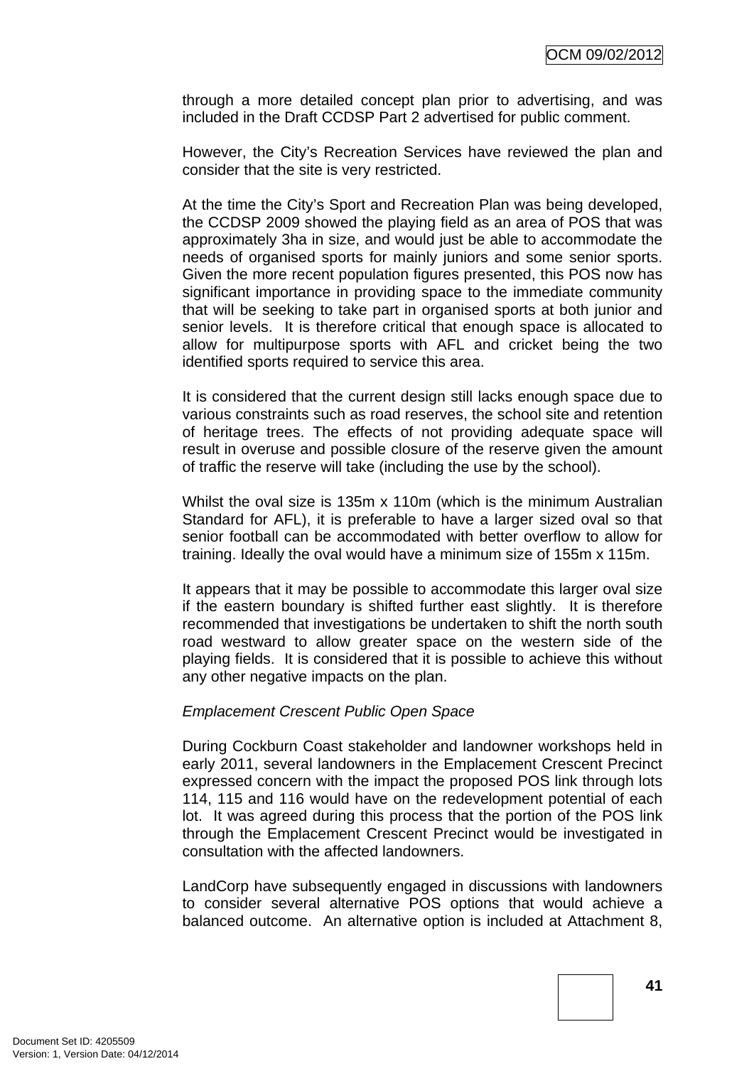through a more detailed concept plan prior to advertising, and was included in the Draft CCDSP Part 2 advertised for public comment.

However, the City's Recreation Services have reviewed the plan and consider that the site is very restricted.

At the time the City's Sport and Recreation Plan was being developed, the CCDSP 2009 showed the playing field as an area of POS that was approximately 3ha in size, and would just be able to accommodate the needs of organised sports for mainly juniors and some senior sports. Given the more recent population figures presented, this POS now has significant importance in providing space to the immediate community that will be seeking to take part in organised sports at both junior and senior levels. It is therefore critical that enough space is allocated to allow for multipurpose sports with AFL and cricket being the two identified sports required to service this area.

It is considered that the current design still lacks enough space due to various constraints such as road reserves, the school site and retention of heritage trees. The effects of not providing adequate space will result in overuse and possible closure of the reserve given the amount of traffic the reserve will take (including the use by the school).

Whilst the oval size is 135m x 110m (which is the minimum Australian Standard for AFL), it is preferable to have a larger sized oval so that senior football can be accommodated with better overflow to allow for training. Ideally the oval would have a minimum size of 155m x 115m.

It appears that it may be possible to accommodate this larger oval size if the eastern boundary is shifted further east slightly. It is therefore recommended that investigations be undertaken to shift the north south road westward to allow greater space on the western side of the playing fields. It is considered that it is possible to achieve this without any other negative impacts on the plan.

*Emplacement Crescent Public Open Space*

During Cockburn Coast stakeholder and landowner workshops held in early 2011, several landowners in the Emplacement Crescent Precinct expressed concern with the impact the proposed POS link through lots 114, 115 and 116 would have on the redevelopment potential of each lot. It was agreed during this process that the portion of the POS link through the Emplacement Crescent Precinct would be investigated in consultation with the affected landowners.

LandCorp have subsequently engaged in discussions with landowners to consider several alternative POS options that would achieve a balanced outcome. An alternative option is included at Attachment 8,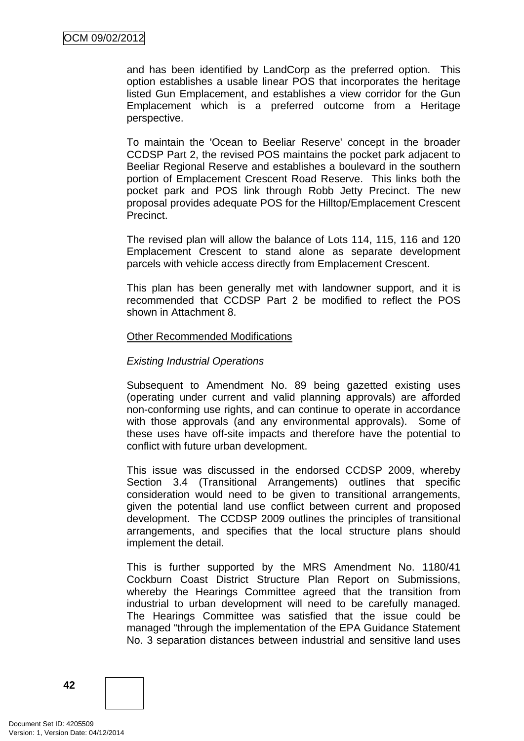and has been identified by LandCorp as the preferred option. This option establishes a usable linear POS that incorporates the heritage listed Gun Emplacement, and establishes a view corridor for the Gun Emplacement which is a preferred outcome from a Heritage perspective.

To maintain the 'Ocean to Beeliar Reserve' concept in the broader CCDSP Part 2, the revised POS maintains the pocket park adjacent to Beeliar Regional Reserve and establishes a boulevard in the southern portion of Emplacement Crescent Road Reserve. This links both the pocket park and POS link through Robb Jetty Precinct. The new proposal provides adequate POS for the Hilltop/Emplacement Crescent Precinct.

The revised plan will allow the balance of Lots 114, 115, 116 and 120 Emplacement Crescent to stand alone as separate development parcels with vehicle access directly from Emplacement Crescent.

This plan has been generally met with landowner support, and it is recommended that CCDSP Part 2 be modified to reflect the POS shown in Attachment 8.

<u>Other Recommended Modifications</u>

*Existing Industrial Operations*

Subsequent to Amendment No. 89 being gazetted existing uses (operating under current and valid planning approvals) are afforded non-conforming use rights, and can continue to operate in accordance with those approvals (and any environmental approvals). Some of these uses have off-site impacts and therefore have the potential to conflict with future urban development.

This issue was discussed in the endorsed CCDSP 2009, whereby Section 3.4 (Transitional Arrangements) outlines that specific consideration would need to be given to transitional arrangements, given the potential land use conflict between current and proposed development. The CCDSP 2009 outlines the principles of transitional arrangements, and specifies that the local structure plans should implement the detail.

This is further supported by the MRS Amendment No. 1180/41 Cockburn Coast District Structure Plan Report on Submissions, whereby the Hearings Committee agreed that the transition from industrial to urban development will need to be carefully managed. The Hearings Committee was satisfied that the issue could be managed "through the implementation of the EPA Guidance Statement No. 3 separation distances between industrial and sensitive land uses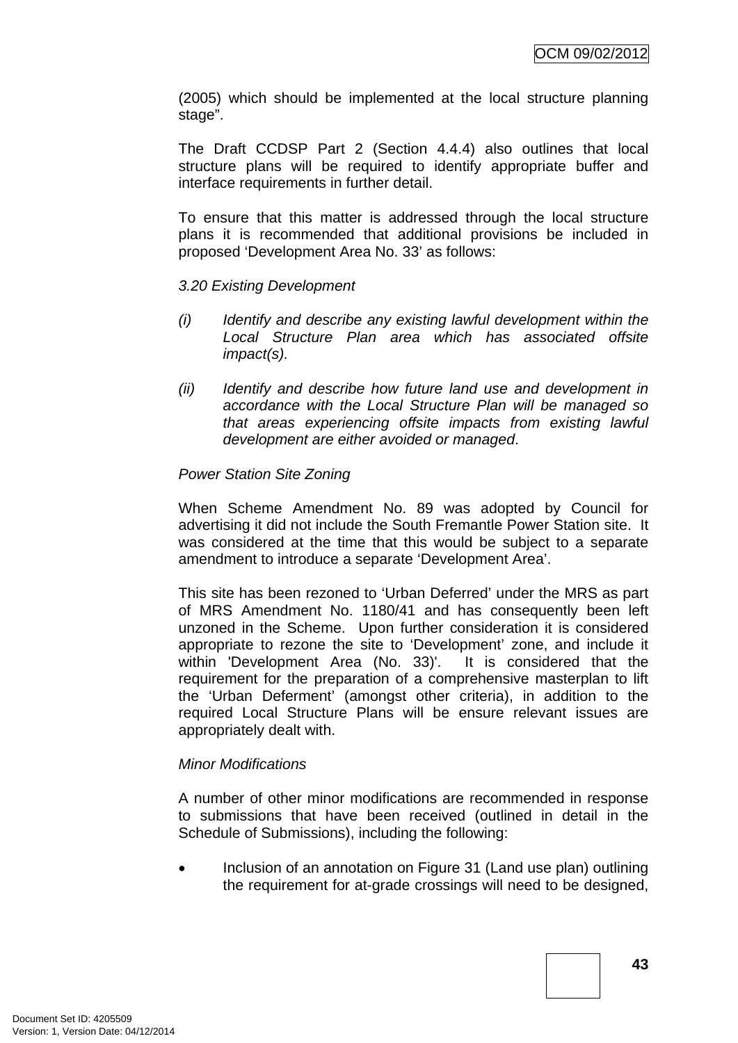(2005) which should be implemented at the local structure planning stage".

The Draft CCDSP Part 2 (Section 4.4.4) also outlines that local structure plans will be required to identify appropriate buffer and interface requirements in further detail.

To ensure that this matter is addressed through the local structure plans it is recommended that additional provisions be included in proposed 'Development Area No. 33' as follows:

*3.20 Existing Development*

*(i) Identify and describe any existing lawful development within the Local Structure Plan area which has associated offsite impact(s).*

*(ii) Identify and describe how future land use and development in accordance with the Local Structure Plan will be managed so that areas experiencing offsite impacts from existing lawful development are either avoided or managed.*

*Power Station Site Zoning*

When Scheme Amendment No. 89 was adopted by Council for advertising it did not include the South Fremantle Power Station site. It was considered at the time that this would be subject to a separate amendment to introduce a separate 'Development Area'.

This site has been rezoned to 'Urban Deferred' under the MRS as part of MRS Amendment No. 1180/41 and has consequently been left unzoned in the Scheme. Upon further consideration it is considered appropriate to rezone the site to 'Development' zone, and include it within 'Development Area (No. 33)'. It is considered that the requirement for the preparation of a comprehensive masterplan to lift the 'Urban Deferment' (amongst other criteria), in addition to the required Local Structure Plans will be ensure relevant issues are appropriately dealt with.

*Minor Modifications*

A number of other minor modifications are recommended in response to submissions that have been received (outlined in detail in the Schedule of Submissions), including the following:

- Inclusion of an annotation on Figure 31 (Land use plan) outlining the requirement for at-grade crossings will need to be designed,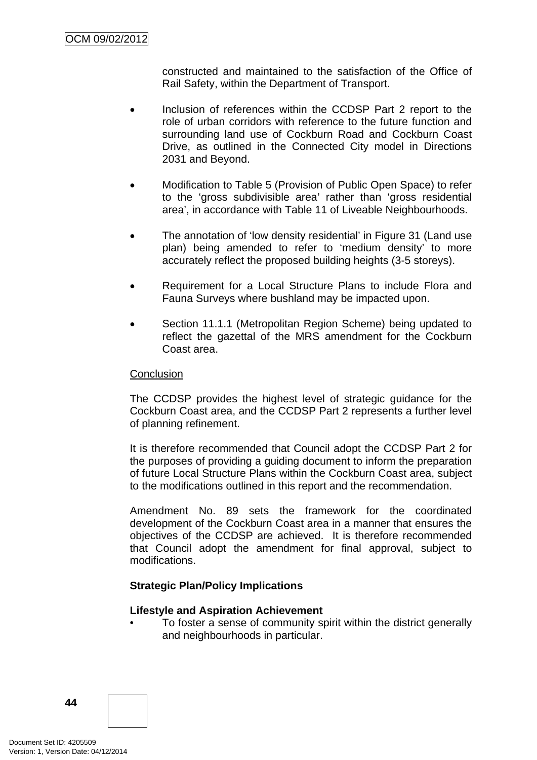constructed and maintained to the satisfaction of the Office of Rail Safety, within the Department of Transport.

- Inclusion of references within the CCDSP Part 2 report to the role of urban corridors with reference to the future function and surrounding land use of Cockburn Road and Cockburn Coast Drive, as outlined in the Connected City model in Directions 2031 and Beyond.

- Modification to Table 5 (Provision of Public Open Space) to refer to the 'gross subdivisible area' rather than 'gross residential area', in accordance with Table 11 of Liveable Neighbourhoods.

- The annotation of 'low density residential' in Figure 31 (Land use plan) being amended to refer to 'medium density' to more accurately reflect the proposed building heights (3-5 storeys).

- Requirement for a Local Structure Plans to include Flora and Fauna Surveys where bushland may be impacted upon.

- Section 11.1.1 (Metropolitan Region Scheme) being updated to reflect the gazettal of the MRS amendment for the Cockburn Coast area.

Conclusion

The CCDSP provides the highest level of strategic guidance for the Cockburn Coast area, and the CCDSP Part 2 represents a further level of planning refinement.

It is therefore recommended that Council adopt the CCDSP Part 2 for the purposes of providing a guiding document to inform the preparation of future Local Structure Plans within the Cockburn Coast area, subject to the modifications outlined in this report and the recommendation.

Amendment No. 89 sets the framework for the coordinated development of the Cockburn Coast area in a manner that ensures the objectives of the CCDSP are achieved. It is therefore recommended that Council adopt the amendment for final approval, subject to modifications.

**Strategic Plan/Policy Implications**

**Lifestyle and Aspiration Achievement**

- To foster a sense of community spirit within the district generally and neighbourhoods in particular.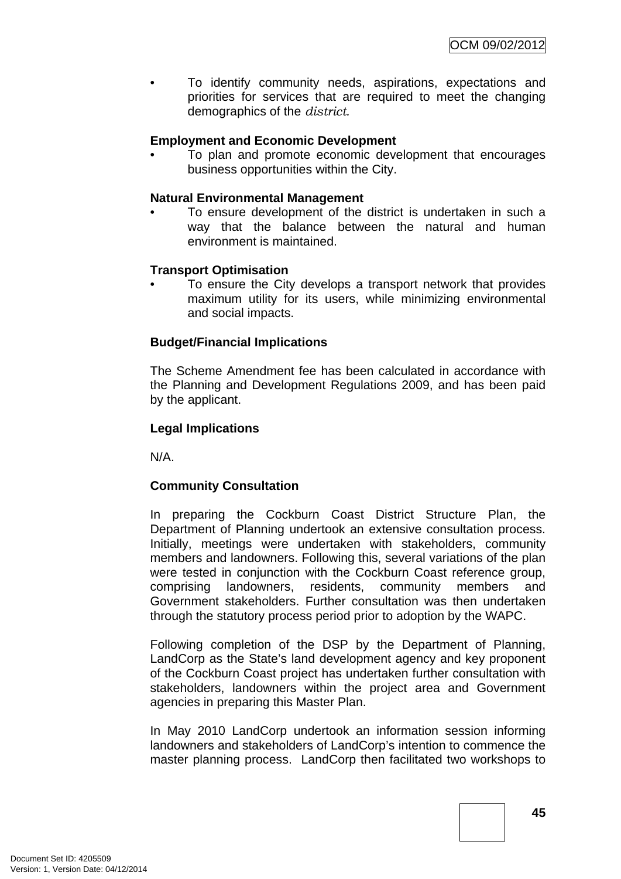- To identify community needs, aspirations, expectations and priorities for services that are required to meet the changing demographics of the *district*.

**Employment and Economic Development**

- To plan and promote economic development that encourages business opportunities within the City.

**Natural Environmental Management**

- To ensure development of the district is undertaken in such a way that the balance between the natural and human environment is maintained.

**Transport Optimisation**

- To ensure the City develops a transport network that provides maximum utility for its users, while minimizing environmental and social impacts.

**Budget/Financial Implications**

The Scheme Amendment fee has been calculated in accordance with the Planning and Development Regulations 2009, and has been paid by the applicant.

**Legal Implications**

N/A.

**Community Consultation**

In preparing the Cockburn Coast District Structure Plan, the Department of Planning undertook an extensive consultation process. Initially, meetings were undertaken with stakeholders, community members and landowners. Following this, several variations of the plan were tested in conjunction with the Cockburn Coast reference group, comprising landowners, residents, community members and Government stakeholders. Further consultation was then undertaken through the statutory process period prior to adoption by the WAPC.

Following completion of the DSP by the Department of Planning, LandCorp as the State's land development agency and key proponent of the Cockburn Coast project has undertaken further consultation with stakeholders, landowners within the project area and Government agencies in preparing this Master Plan.

In May 2010 LandCorp undertook an information session informing landowners and stakeholders of LandCorp's intention to commence the master planning process. LandCorp then facilitated two workshops to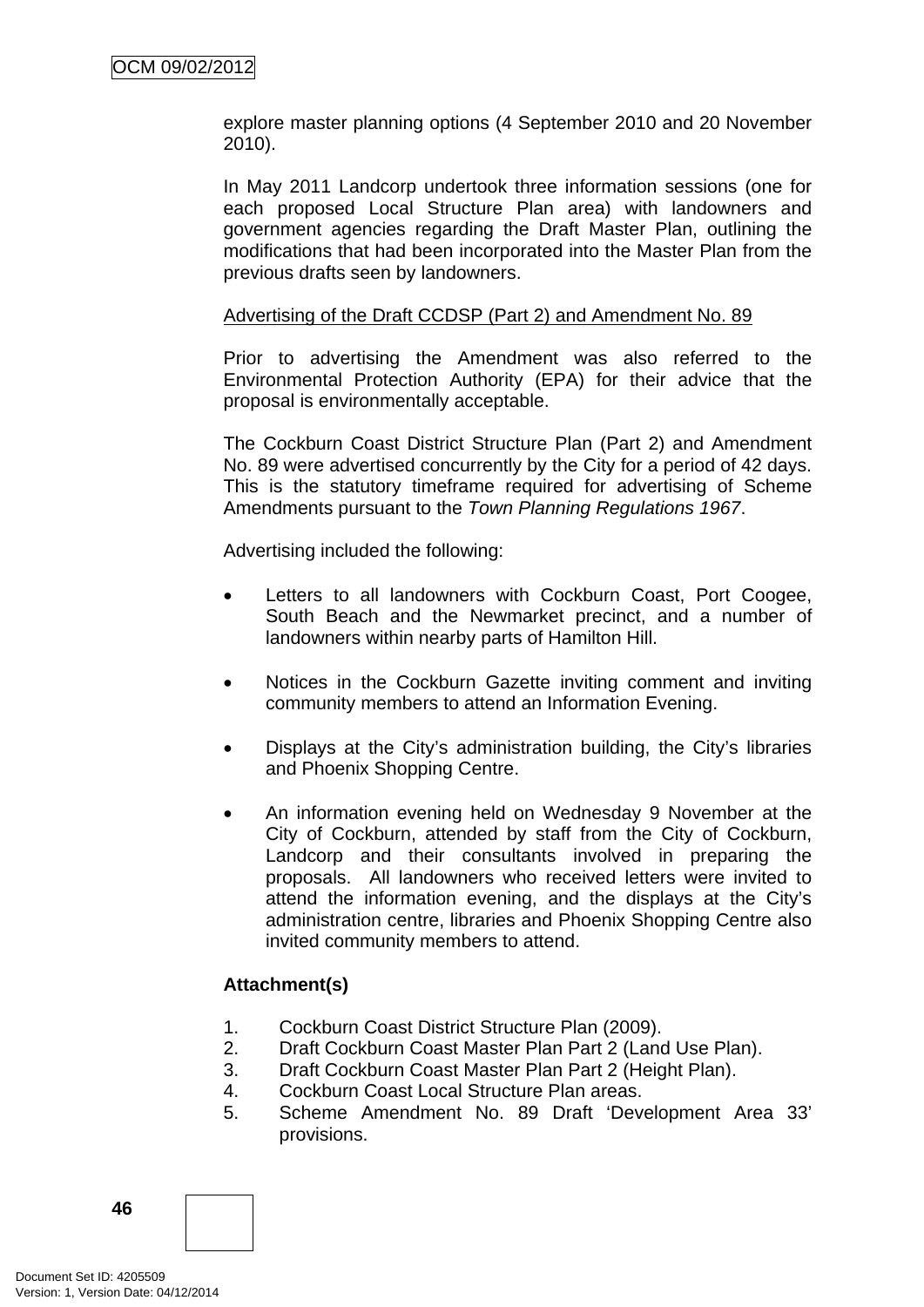explore master planning options (4 September 2010 and 20 November 2010).

In May 2011 Landcorp undertook three information sessions (one for each proposed Local Structure Plan area) with landowners and government agencies regarding the Draft Master Plan, outlining the modifications that had been incorporated into the Master Plan from the previous drafts seen by landowners.

Advertising of the Draft CCDSP (Part 2) and Amendment No. 89

Prior to advertising the Amendment was also referred to the Environmental Protection Authority (EPA) for their advice that the proposal is environmentally acceptable.

The Cockburn Coast District Structure Plan (Part 2) and Amendment No. 89 were advertised concurrently by the City for a period of 42 days. This is the statutory timeframe required for advertising of Scheme Amendments pursuant to the *Town Planning Regulations 1967*.

Advertising included the following:

- Letters to all landowners with Cockburn Coast, Port Coogee, South Beach and the Newmarket precinct, and a number of landowners within nearby parts of Hamilton Hill.
- Notices in the Cockburn Gazette inviting comment and inviting community members to attend an Information Evening.
- Displays at the City's administration building, the City's libraries and Phoenix Shopping Centre.
- An information evening held on Wednesday 9 November at the City of Cockburn, attended by staff from the City of Cockburn, Landcorp and their consultants involved in preparing the proposals. All landowners who received letters were invited to attend the information evening, and the displays at the City's administration centre, libraries and Phoenix Shopping Centre also invited community members to attend.

**Attachment(s)**

1. Cockburn Coast District Structure Plan (2009).
2. Draft Cockburn Coast Master Plan Part 2 (Land Use Plan).
3. Draft Cockburn Coast Master Plan Part 2 (Height Plan).
4. Cockburn Coast Local Structure Plan areas.
5. Scheme Amendment No. 89 Draft 'Development Area 33' provisions.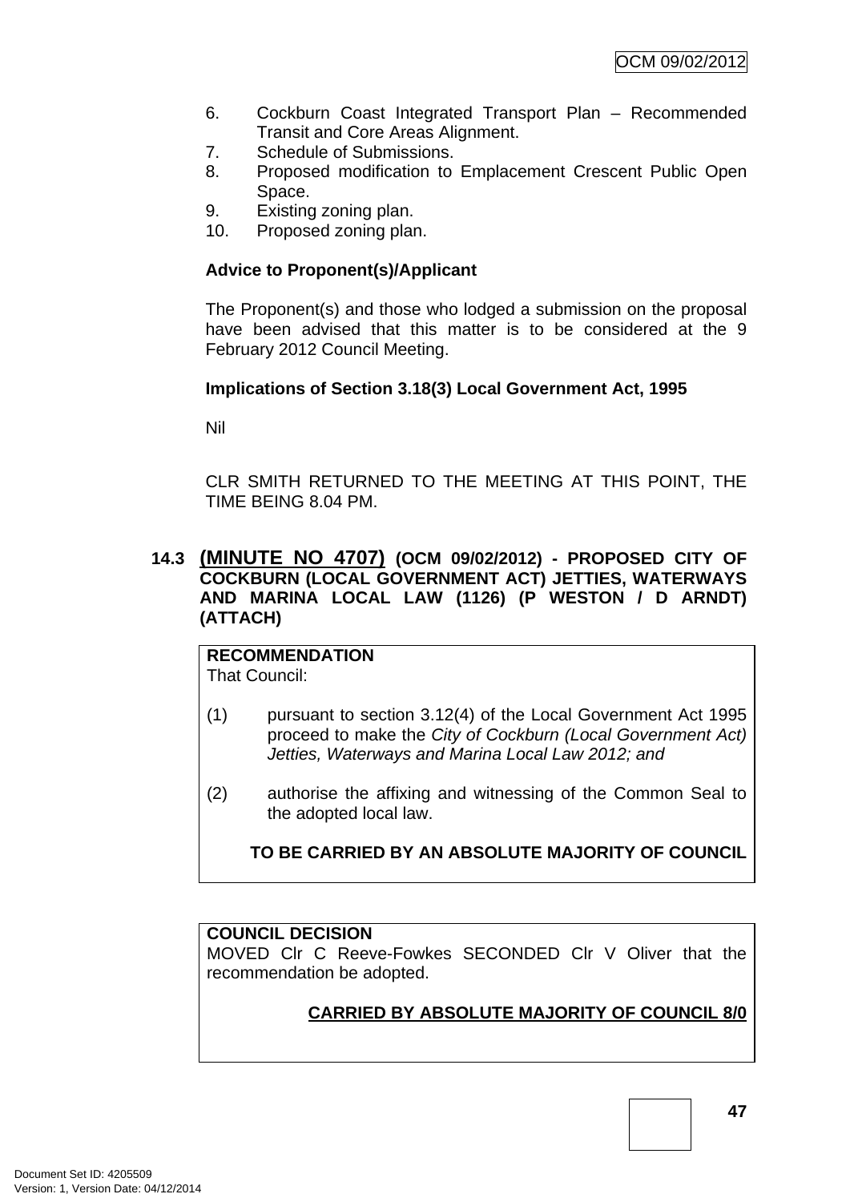6. Cockburn Coast Integrated Transport Plan – Recommended Transit and Core Areas Alignment.
7. Schedule of Submissions.
8. Proposed modification to Emplacement Crescent Public Open Space.
9. Existing zoning plan.
10. Proposed zoning plan.

**Advice to Proponent(s)/Applicant**

The Proponent(s) and those who lodged a submission on the proposal have been advised that this matter is to be considered at the 9 February 2012 Council Meeting.

**Implications of Section 3.18(3) Local Government Act, 1995**

Nil

CLR SMITH RETURNED TO THE MEETING AT THIS POINT, THE TIME BEING 8.04 PM.

### 14.3 (MINUTE NO 4707) (OCM 09/02/2012) - PROPOSED CITY OF COCKBURN (LOCAL GOVERNMENT ACT) JETTIES, WATERWAYS AND MARINA LOCAL LAW (1126) (P WESTON / D ARNDT) (ATTACH)

**RECOMMENDATION**
That Council:

(1) pursuant to section 3.12(4) of the Local Government Act 1995 proceed to make the *City of Cockburn (Local Government Act) Jetties, Waterways and Marina Local Law 2012; and*

(2) authorise the affixing and witnessing of the Common Seal to the adopted local law.

**TO BE CARRIED BY AN ABSOLUTE MAJORITY OF COUNCIL**

**COUNCIL DECISION**
MOVED Clr C Reeve-Fowkes SECONDED Clr V Oliver that the recommendation be adopted.

**CARRIED BY ABSOLUTE MAJORITY OF COUNCIL 8/0**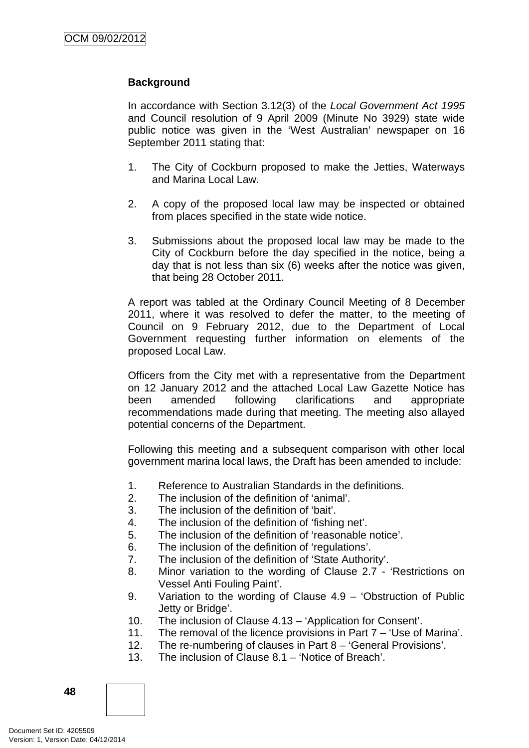## Background

In accordance with Section 3.12(3) of the *Local Government Act 1995* and Council resolution of 9 April 2009 (Minute No 3929) state wide public notice was given in the 'West Australian' newspaper on 16 September 2011 stating that:

1. The City of Cockburn proposed to make the Jetties, Waterways and Marina Local Law.

2. A copy of the proposed local law may be inspected or obtained from places specified in the state wide notice.

3. Submissions about the proposed local law may be made to the City of Cockburn before the day specified in the notice, being a day that is not less than six (6) weeks after the notice was given, that being 28 October 2011.

A report was tabled at the Ordinary Council Meeting of 8 December 2011, where it was resolved to defer the matter, to the meeting of Council on 9 February 2012, due to the Department of Local Government requesting further information on elements of the proposed Local Law.

Officers from the City met with a representative from the Department on 12 January 2012 and the attached Local Law Gazette Notice has been amended following clarifications and appropriate recommendations made during that meeting. The meeting also allayed potential concerns of the Department.

Following this meeting and a subsequent comparison with other local government marina local laws, the Draft has been amended to include:

1. Reference to Australian Standards in the definitions.
2. The inclusion of the definition of 'animal'.
3. The inclusion of the definition of 'bait'.
4. The inclusion of the definition of 'fishing net'.
5. The inclusion of the definition of 'reasonable notice'.
6. The inclusion of the definition of 'regulations'.
7. The inclusion of the definition of 'State Authority'.
8. Minor variation to the wording of Clause 2.7 - 'Restrictions on Vessel Anti Fouling Paint'.
9. Variation to the wording of Clause 4.9 – 'Obstruction of Public Jetty or Bridge'.
10. The inclusion of Clause 4.13 – 'Application for Consent'.
11. The removal of the licence provisions in Part 7 – 'Use of Marina'.
12. The re-numbering of clauses in Part 8 – 'General Provisions'.
13. The inclusion of Clause 8.1 – 'Notice of Breach'.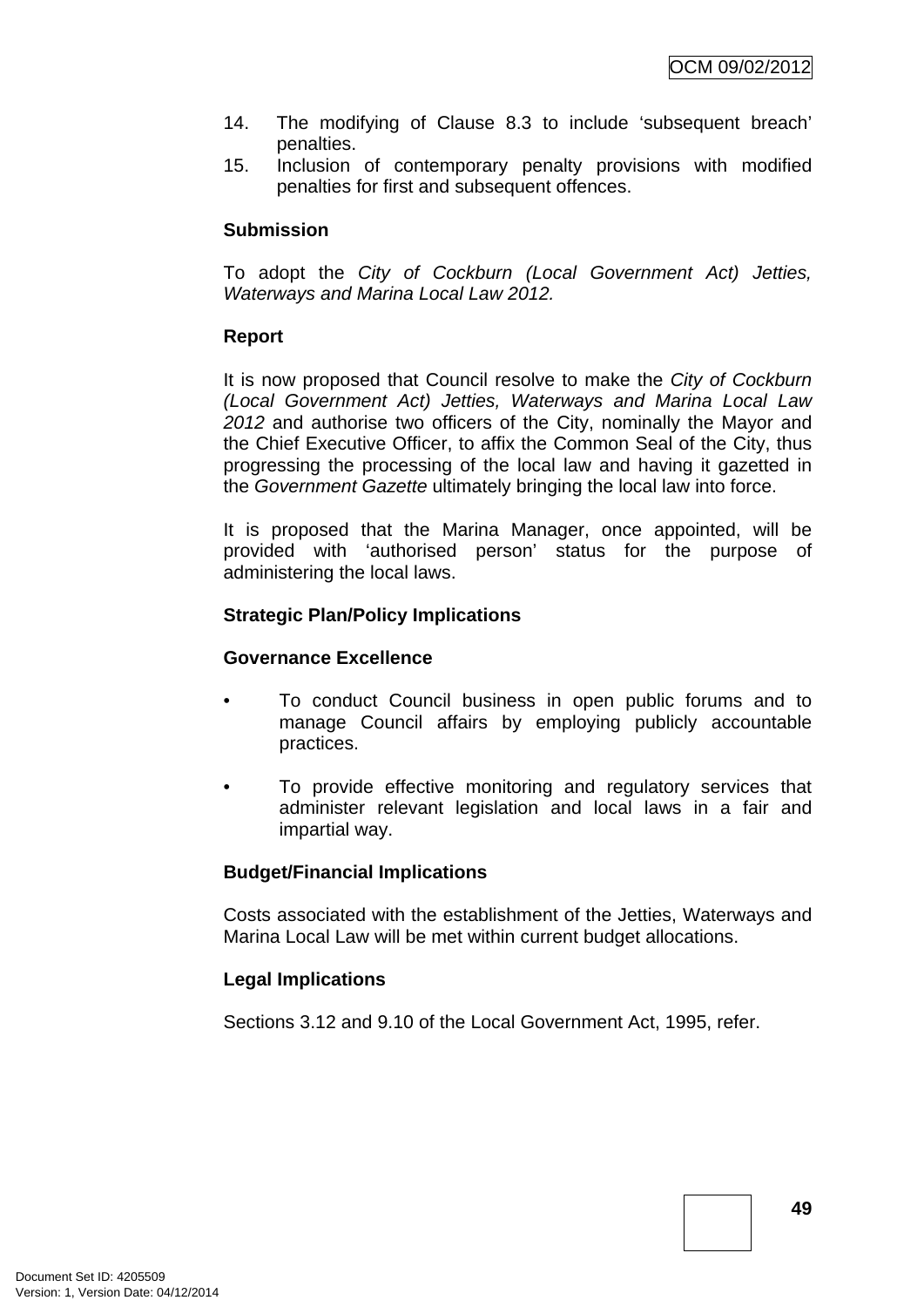14. The modifying of Clause 8.3 to include 'subsequent breach' penalties.
15. Inclusion of contemporary penalty provisions with modified penalties for first and subsequent offences.

**Submission**

To adopt the *City of Cockburn (Local Government Act) Jetties, Waterways and Marina Local Law 2012.*

**Report**

It is now proposed that Council resolve to make the *City of Cockburn (Local Government Act) Jetties, Waterways and Marina Local Law 2012* and authorise two officers of the City, nominally the Mayor and the Chief Executive Officer, to affix the Common Seal of the City, thus progressing the processing of the local law and having it gazetted in the *Government Gazette* ultimately bringing the local law into force.

It is proposed that the Marina Manager, once appointed, will be provided with 'authorised person' status for the purpose of administering the local laws.

**Strategic Plan/Policy Implications**

**Governance Excellence**

- To conduct Council business in open public forums and to manage Council affairs by employing publicly accountable practices.

- To provide effective monitoring and regulatory services that administer relevant legislation and local laws in a fair and impartial way.

**Budget/Financial Implications**

Costs associated with the establishment of the Jetties, Waterways and Marina Local Law will be met within current budget allocations.

**Legal Implications**

Sections 3.12 and 9.10 of the Local Government Act, 1995, refer.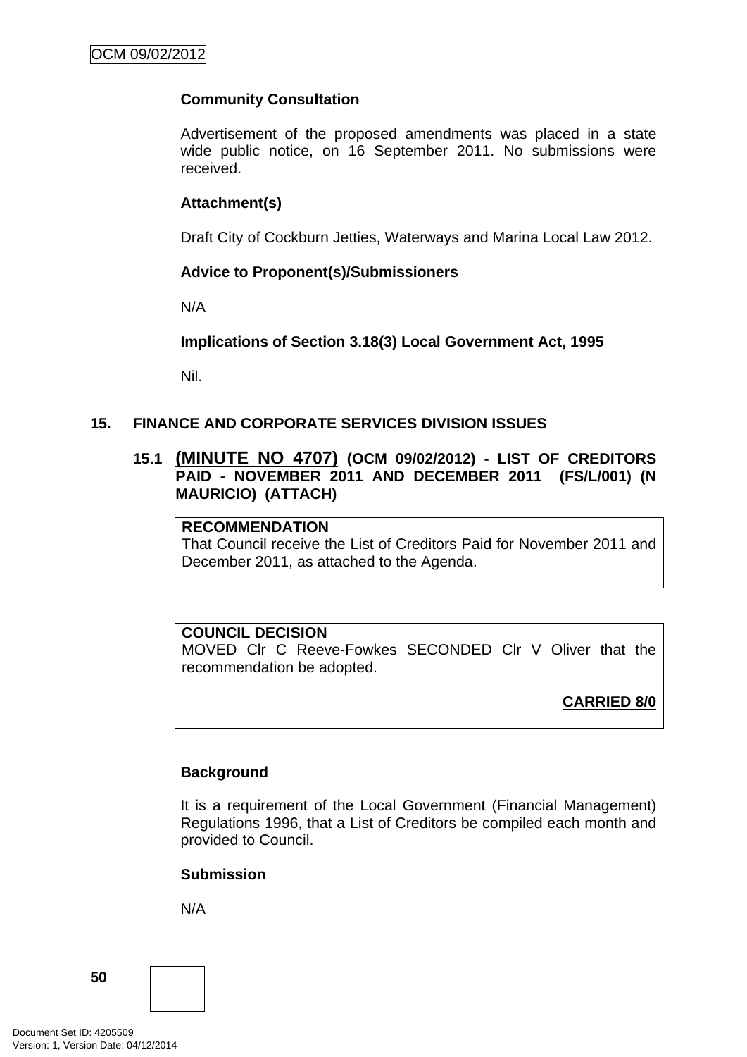**Community Consultation**

Advertisement of the proposed amendments was placed in a state wide public notice, on 16 September 2011. No submissions were received.

**Attachment(s)**

Draft City of Cockburn Jetties, Waterways and Marina Local Law 2012.

**Advice to Proponent(s)/Submissioners**

N/A

**Implications of Section 3.18(3) Local Government Act, 1995**

Nil.

## 15. FINANCE AND CORPORATE SERVICES DIVISION ISSUES

### 15.1 (MINUTE NO 4707) (OCM 09/02/2012) - LIST OF CREDITORS PAID - NOVEMBER 2011 AND DECEMBER 2011 (FS/L/001) (N MAURICIO) (ATTACH)

**RECOMMENDATION**
That Council receive the List of Creditors Paid for November 2011 and December 2011, as attached to the Agenda.

**COUNCIL DECISION**
MOVED Clr C Reeve-Fowkes SECONDED Clr V Oliver that the recommendation be adopted.

**CARRIED 8/0**

**Background**

It is a requirement of the Local Government (Financial Management) Regulations 1996, that a List of Creditors be compiled each month and provided to Council.

**Submission**

N/A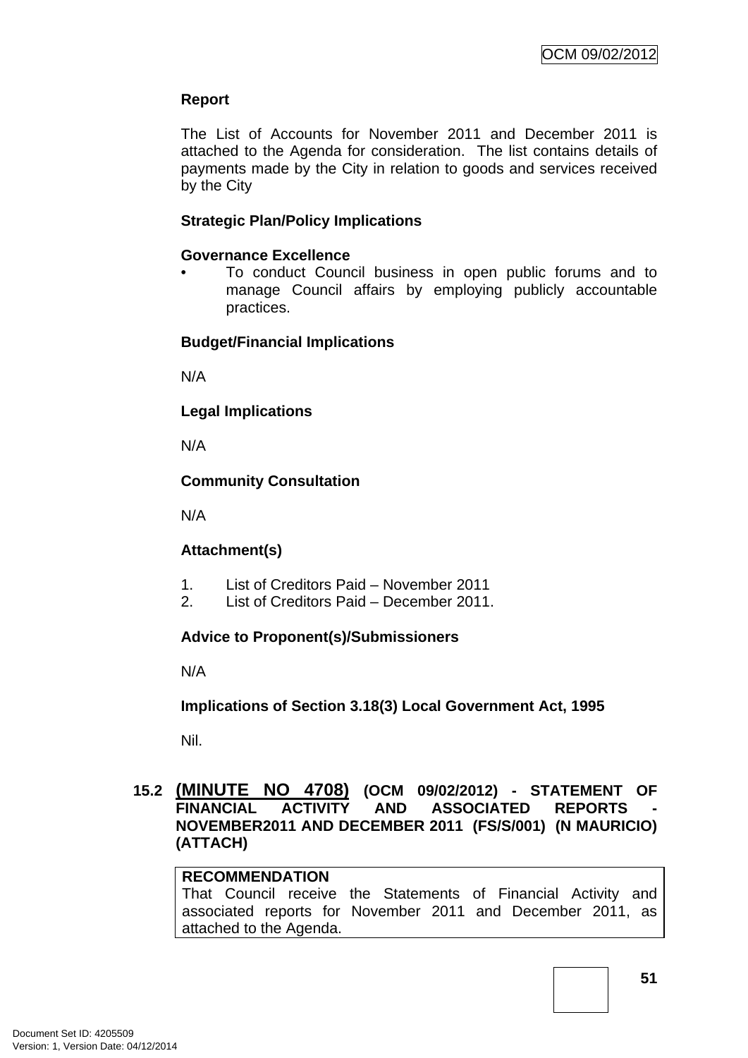**Report**

The List of Accounts for November 2011 and December 2011 is attached to the Agenda for consideration. The list contains details of payments made by the City in relation to goods and services received by the City

**Strategic Plan/Policy Implications**

**Governance Excellence**

- To conduct Council business in open public forums and to manage Council affairs by employing publicly accountable practices.

**Budget/Financial Implications**

N/A

**Legal Implications**

N/A

**Community Consultation**

N/A

**Attachment(s)**

1. List of Creditors Paid – November 2011
2. List of Creditors Paid – December 2011.

**Advice to Proponent(s)/Submissioners**

N/A

**Implications of Section 3.18(3) Local Government Act, 1995**

Nil.

## 15.2 (MINUTE NO 4708) (OCM 09/02/2012) - STATEMENT OF FINANCIAL ACTIVITY AND ASSOCIATED REPORTS - NOVEMBER2011 AND DECEMBER 2011 (FS/S/001) (N MAURICIO) (ATTACH)

**RECOMMENDATION**

That Council receive the Statements of Financial Activity and associated reports for November 2011 and December 2011, as attached to the Agenda.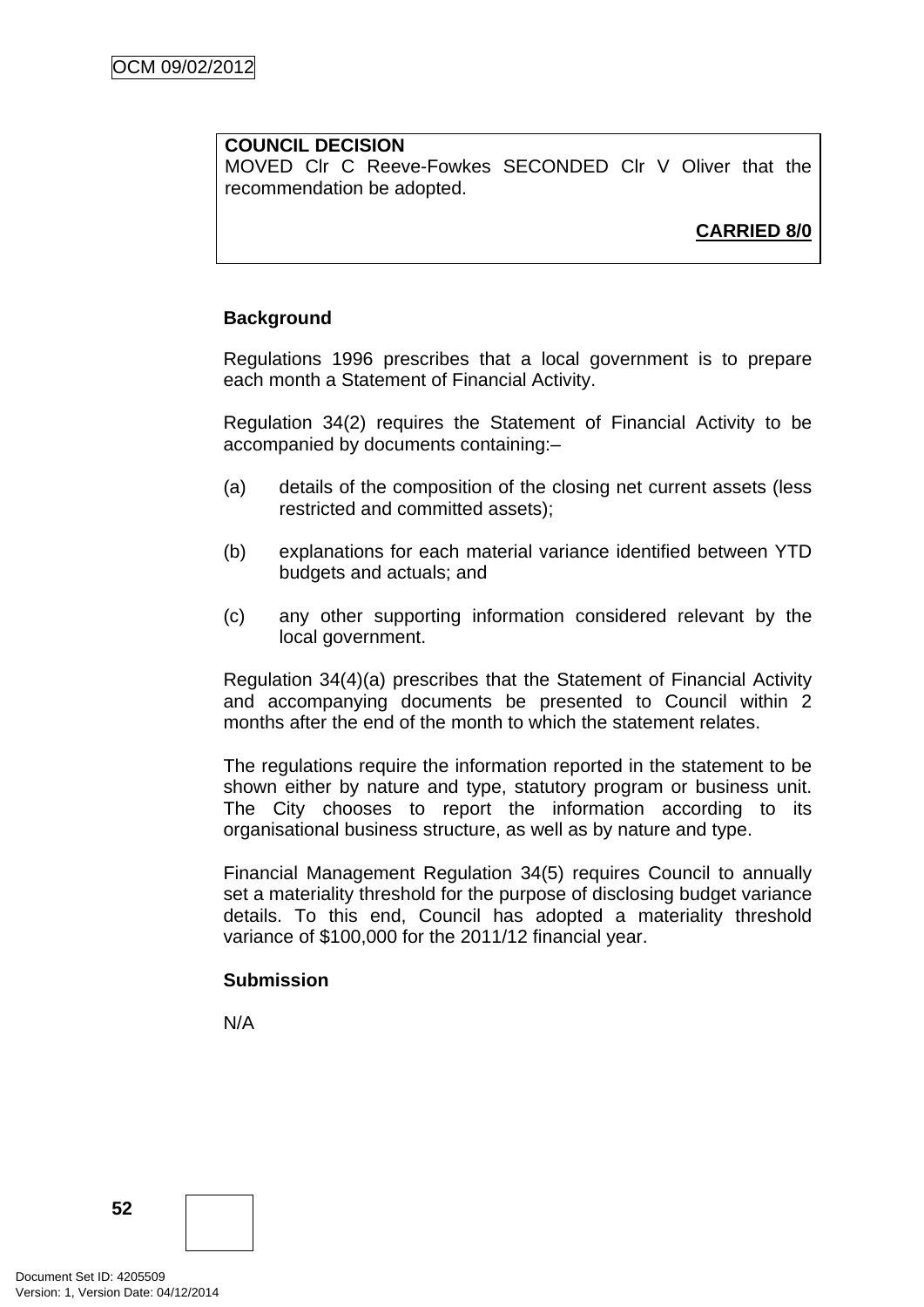**COUNCIL DECISION**
MOVED Clr C Reeve-Fowkes SECONDED Clr V Oliver that the recommendation be adopted.

**CARRIED 8/0**

**Background**

Regulations 1996 prescribes that a local government is to prepare each month a Statement of Financial Activity.

Regulation 34(2) requires the Statement of Financial Activity to be accompanied by documents containing:–

(a) details of the composition of the closing net current assets (less restricted and committed assets);

(b) explanations for each material variance identified between YTD budgets and actuals; and

(c) any other supporting information considered relevant by the local government.

Regulation 34(4)(a) prescribes that the Statement of Financial Activity and accompanying documents be presented to Council within 2 months after the end of the month to which the statement relates.

The regulations require the information reported in the statement to be shown either by nature and type, statutory program or business unit. The City chooses to report the information according to its organisational business structure, as well as by nature and type.

Financial Management Regulation 34(5) requires Council to annually set a materiality threshold for the purpose of disclosing budget variance details. To this end, Council has adopted a materiality threshold variance of $100,000 for the 2011/12 financial year.

**Submission**

N/A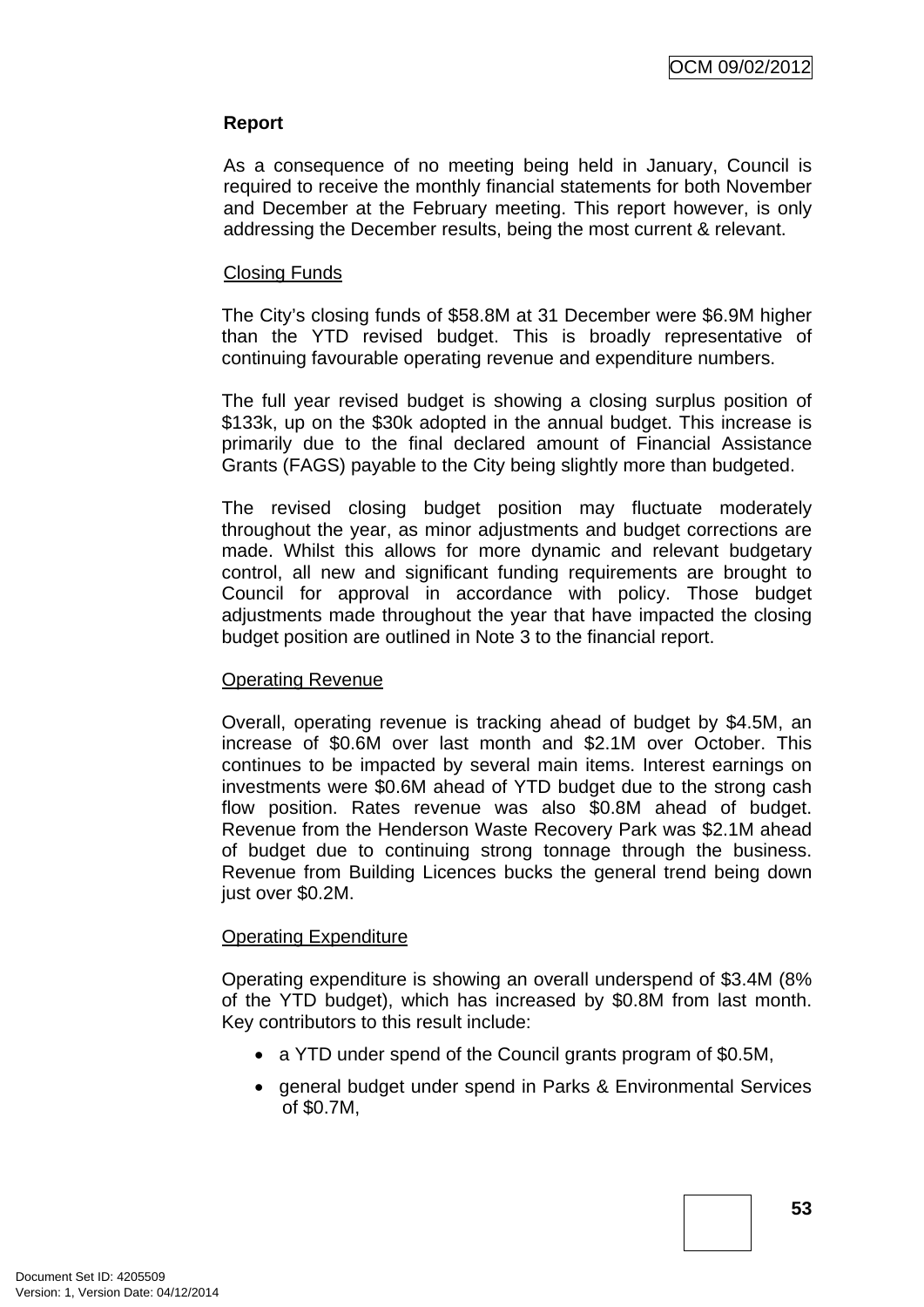## Report

As a consequence of no meeting being held in January, Council is required to receive the monthly financial statements for both November and December at the February meeting. This report however, is only addressing the December results, being the most current & relevant.

### Closing Funds

The City's closing funds of $58.8M at 31 December were $6.9M higher than the YTD revised budget. This is broadly representative of continuing favourable operating revenue and expenditure numbers.

The full year revised budget is showing a closing surplus position of $133k, up on the $30k adopted in the annual budget. This increase is primarily due to the final declared amount of Financial Assistance Grants (FAGS) payable to the City being slightly more than budgeted.

The revised closing budget position may fluctuate moderately throughout the year, as minor adjustments and budget corrections are made. Whilst this allows for more dynamic and relevant budgetary control, all new and significant funding requirements are brought to Council for approval in accordance with policy. Those budget adjustments made throughout the year that have impacted the closing budget position are outlined in Note 3 to the financial report.

### Operating Revenue

Overall, operating revenue is tracking ahead of budget by $4.5M, an increase of $0.6M over last month and $2.1M over October. This continues to be impacted by several main items. Interest earnings on investments were $0.6M ahead of YTD budget due to the strong cash flow position. Rates revenue was also $0.8M ahead of budget. Revenue from the Henderson Waste Recovery Park was $2.1M ahead of budget due to continuing strong tonnage through the business. Revenue from Building Licences bucks the general trend being down just over $0.2M.

### Operating Expenditure

Operating expenditure is showing an overall underspend of $3.4M (8% of the YTD budget), which has increased by $0.8M from last month. Key contributors to this result include:

- a YTD under spend of the Council grants program of $0.5M,
- general budget under spend in Parks & Environmental Services of $0.7M,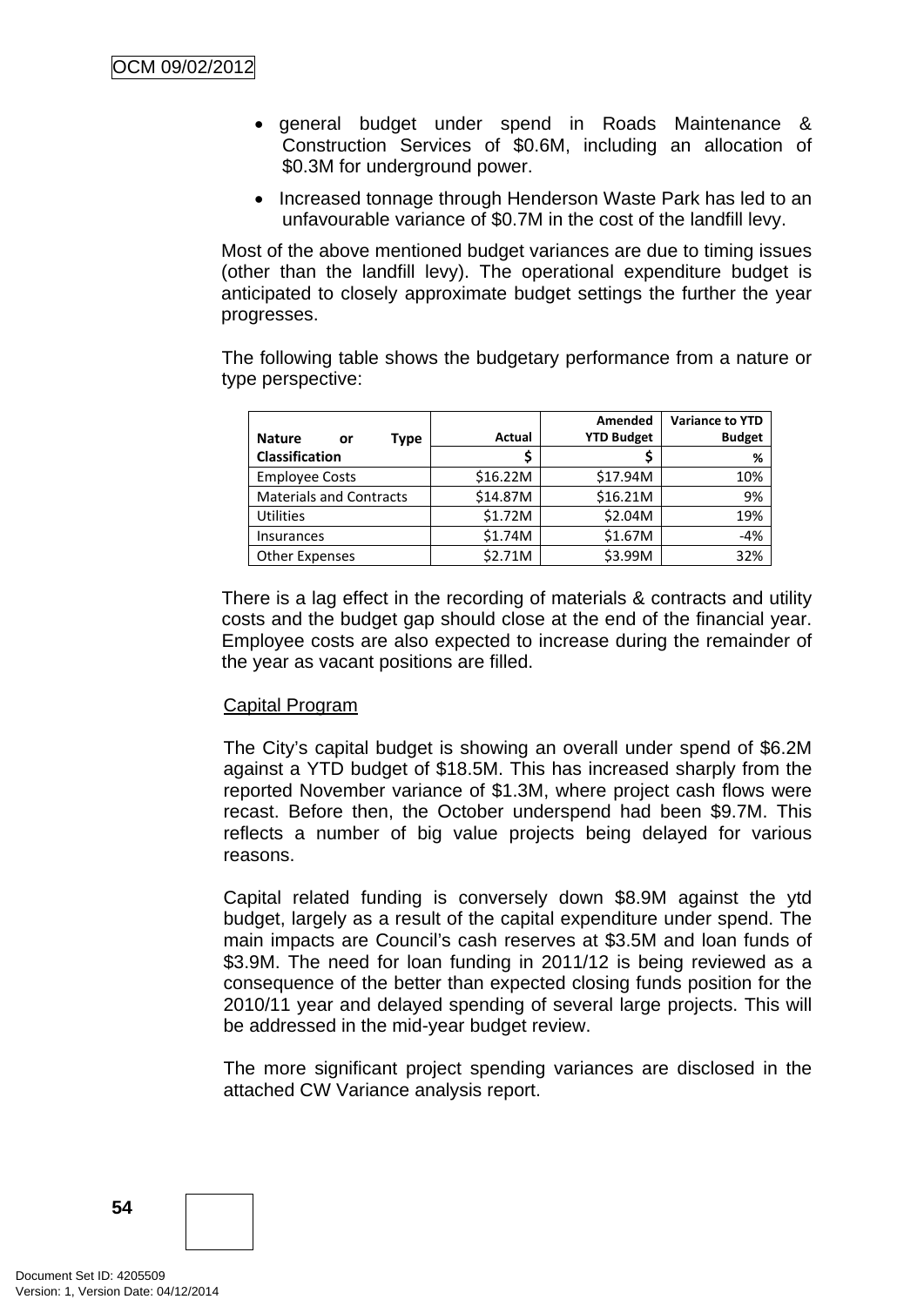- general budget under spend in Roads Maintenance & Construction Services of $0.6M, including an allocation of $0.3M for underground power.
- Increased tonnage through Henderson Waste Park has led to an unfavourable variance of $0.7M in the cost of the landfill levy.

Most of the above mentioned budget variances are due to timing issues (other than the landfill levy). The operational expenditure budget is anticipated to closely approximate budget settings the further the year progresses.

The following table shows the budgetary performance from a nature or type perspective:

| Nature or Type Classification | Actual | Amended YTD Budget | Variance to YTD Budget |
|---|---|---|---|
| | $ | $ | % |
| Employee Costs | $16.22M | $17.94M | 10% |
| Materials and Contracts | $14.87M | $16.21M | 9% |
| Utilities | $1.72M | $2.04M | 19% |
| Insurances | $1.74M | $1.67M | -4% |
| Other Expenses | $2.71M | $3.99M | 32% |

There is a lag effect in the recording of materials & contracts and utility costs and the budget gap should close at the end of the financial year. Employee costs are also expected to increase during the remainder of the year as vacant positions are filled.

Capital Program

The City's capital budget is showing an overall under spend of $6.2M against a YTD budget of $18.5M. This has increased sharply from the reported November variance of $1.3M, where project cash flows were recast. Before then, the October underspend had been $9.7M. This reflects a number of big value projects being delayed for various reasons.

Capital related funding is conversely down $8.9M against the ytd budget, largely as a result of the capital expenditure under spend. The main impacts are Council's cash reserves at $3.5M and loan funds of $3.9M. The need for loan funding in 2011/12 is being reviewed as a consequence of the better than expected closing funds position for the 2010/11 year and delayed spending of several large projects. This will be addressed in the mid-year budget review.

The more significant project spending variances are disclosed in the attached CW Variance analysis report.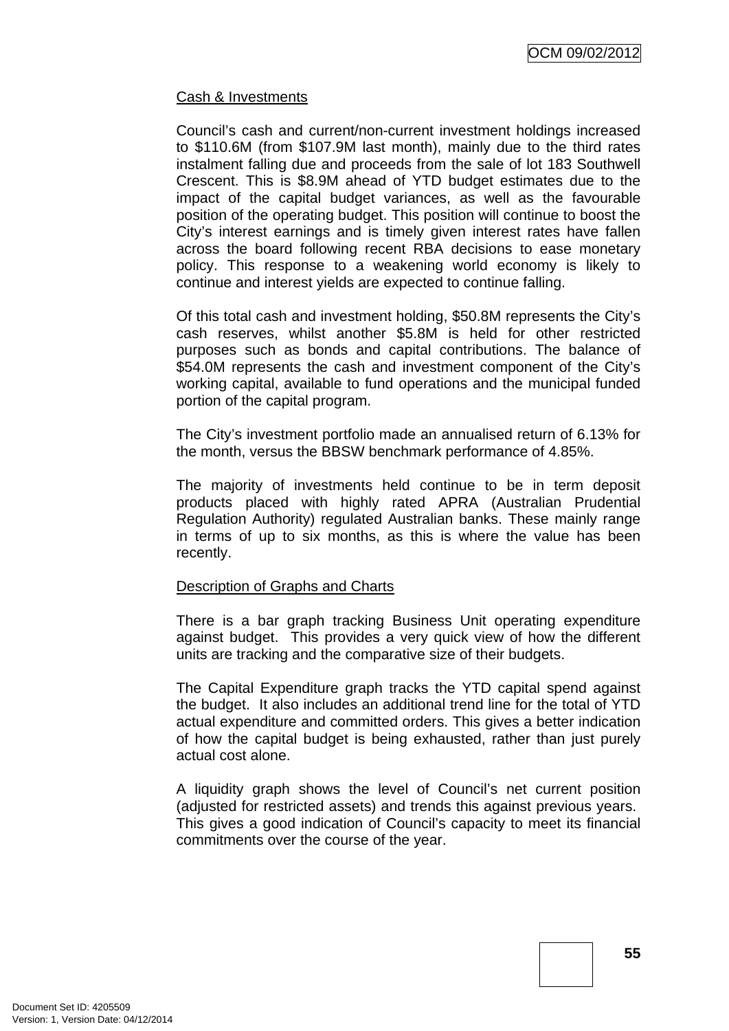Cash & Investments

Council's cash and current/non-current investment holdings increased to $110.6M (from $107.9M last month), mainly due to the third rates instalment falling due and proceeds from the sale of lot 183 Southwell Crescent. This is $8.9M ahead of YTD budget estimates due to the impact of the capital budget variances, as well as the favourable position of the operating budget. This position will continue to boost the City's interest earnings and is timely given interest rates have fallen across the board following recent RBA decisions to ease monetary policy. This response to a weakening world economy is likely to continue and interest yields are expected to continue falling.

Of this total cash and investment holding, $50.8M represents the City's cash reserves, whilst another $5.8M is held for other restricted purposes such as bonds and capital contributions. The balance of $54.0M represents the cash and investment component of the City's working capital, available to fund operations and the municipal funded portion of the capital program.

The City's investment portfolio made an annualised return of 6.13% for the month, versus the BBSW benchmark performance of 4.85%.

The majority of investments held continue to be in term deposit products placed with highly rated APRA (Australian Prudential Regulation Authority) regulated Australian banks. These mainly range in terms of up to six months, as this is where the value has been recently.

Description of Graphs and Charts

There is a bar graph tracking Business Unit operating expenditure against budget. This provides a very quick view of how the different units are tracking and the comparative size of their budgets.

The Capital Expenditure graph tracks the YTD capital spend against the budget. It also includes an additional trend line for the total of YTD actual expenditure and committed orders. This gives a better indication of how the capital budget is being exhausted, rather than just purely actual cost alone.

A liquidity graph shows the level of Council's net current position (adjusted for restricted assets) and trends this against previous years. This gives a good indication of Council's capacity to meet its financial commitments over the course of the year.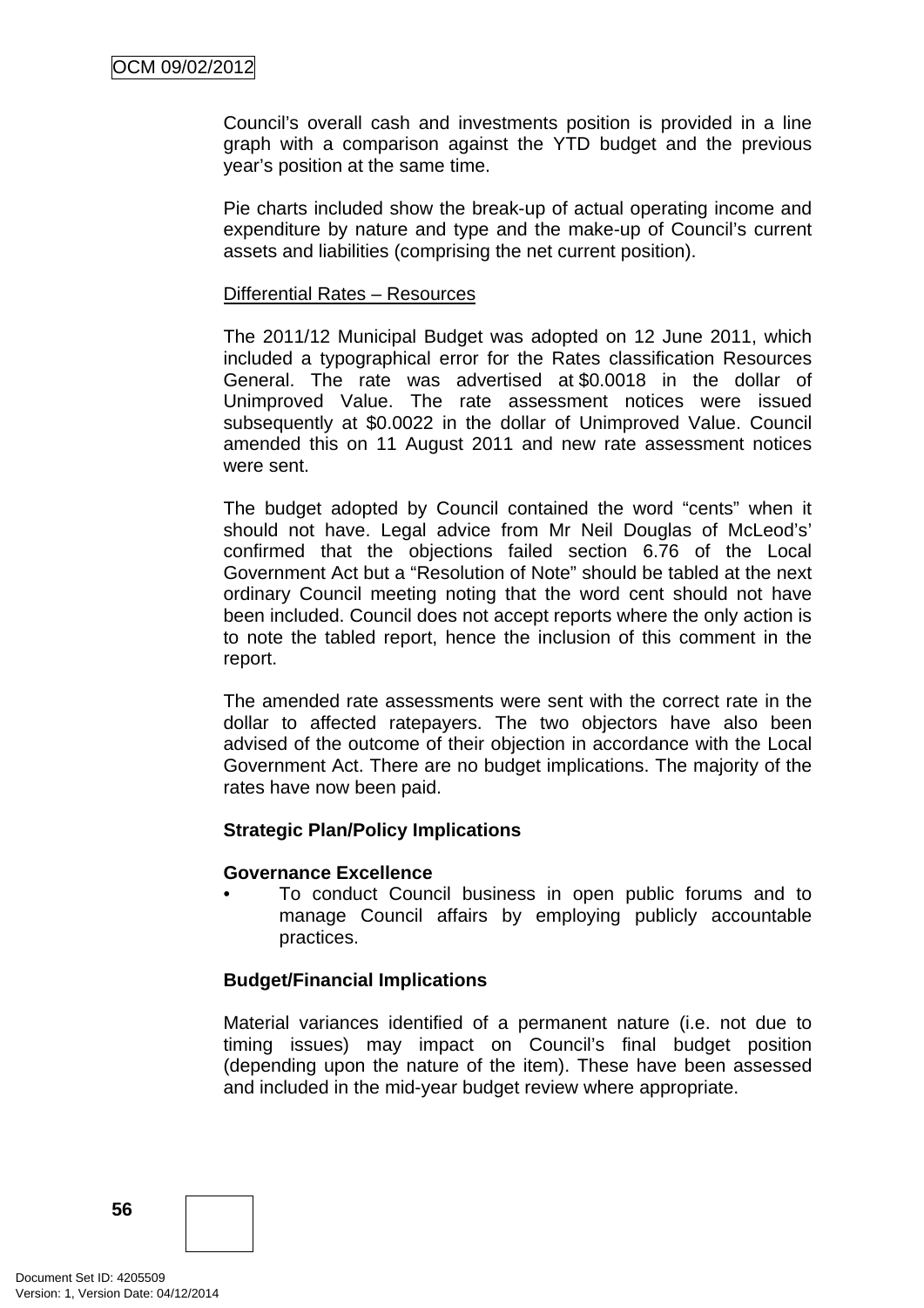Council's overall cash and investments position is provided in a line graph with a comparison against the YTD budget and the previous year's position at the same time.

Pie charts included show the break-up of actual operating income and expenditure by nature and type and the make-up of Council's current assets and liabilities (comprising the net current position).

Differential Rates – Resources

The 2011/12 Municipal Budget was adopted on 12 June 2011, which included a typographical error for the Rates classification Resources General. The rate was advertised at $0.0018 in the dollar of Unimproved Value. The rate assessment notices were issued subsequently at $0.0022 in the dollar of Unimproved Value. Council amended this on 11 August 2011 and new rate assessment notices were sent.

The budget adopted by Council contained the word "cents" when it should not have. Legal advice from Mr Neil Douglas of McLeod's' confirmed that the objections failed section 6.76 of the Local Government Act but a "Resolution of Note" should be tabled at the next ordinary Council meeting noting that the word cent should not have been included. Council does not accept reports where the only action is to note the tabled report, hence the inclusion of this comment in the report.

The amended rate assessments were sent with the correct rate in the dollar to affected ratepayers. The two objectors have also been advised of the outcome of their objection in accordance with the Local Government Act. There are no budget implications. The majority of the rates have now been paid.

**Strategic Plan/Policy Implications**

**Governance Excellence**

- To conduct Council business in open public forums and to manage Council affairs by employing publicly accountable practices.

**Budget/Financial Implications**

Material variances identified of a permanent nature (i.e. not due to timing issues) may impact on Council's final budget position (depending upon the nature of the item). These have been assessed and included in the mid-year budget review where appropriate.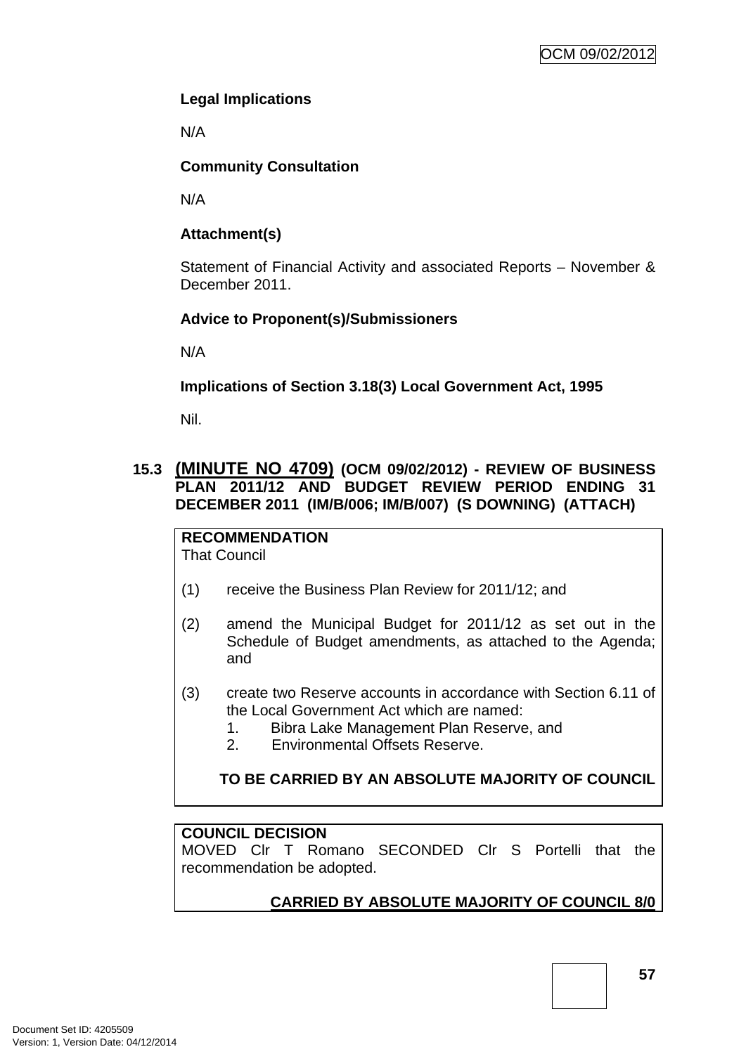**Legal Implications**

N/A

**Community Consultation**

N/A

**Attachment(s)**

Statement of Financial Activity and associated Reports – November & December 2011.

**Advice to Proponent(s)/Submissioners**

N/A

**Implications of Section 3.18(3) Local Government Act, 1995**

Nil.

## 15.3 (MINUTE NO 4709) (OCM 09/02/2012) - REVIEW OF BUSINESS PLAN 2011/12 AND BUDGET REVIEW PERIOD ENDING 31 DECEMBER 2011 (IM/B/006; IM/B/007) (S DOWNING) (ATTACH)

**RECOMMENDATION**
That Council

(1) receive the Business Plan Review for 2011/12; and

(2) amend the Municipal Budget for 2011/12 as set out in the Schedule of Budget amendments, as attached to the Agenda; and

(3) create two Reserve accounts in accordance with Section 6.11 of the Local Government Act which are named:
   1. Bibra Lake Management Plan Reserve, and
   2. Environmental Offsets Reserve.

**TO BE CARRIED BY AN ABSOLUTE MAJORITY OF COUNCIL**

**COUNCIL DECISION**
MOVED Clr T Romano SECONDED Clr S Portelli that the recommendation be adopted.

**CARRIED BY ABSOLUTE MAJORITY OF COUNCIL 8/0**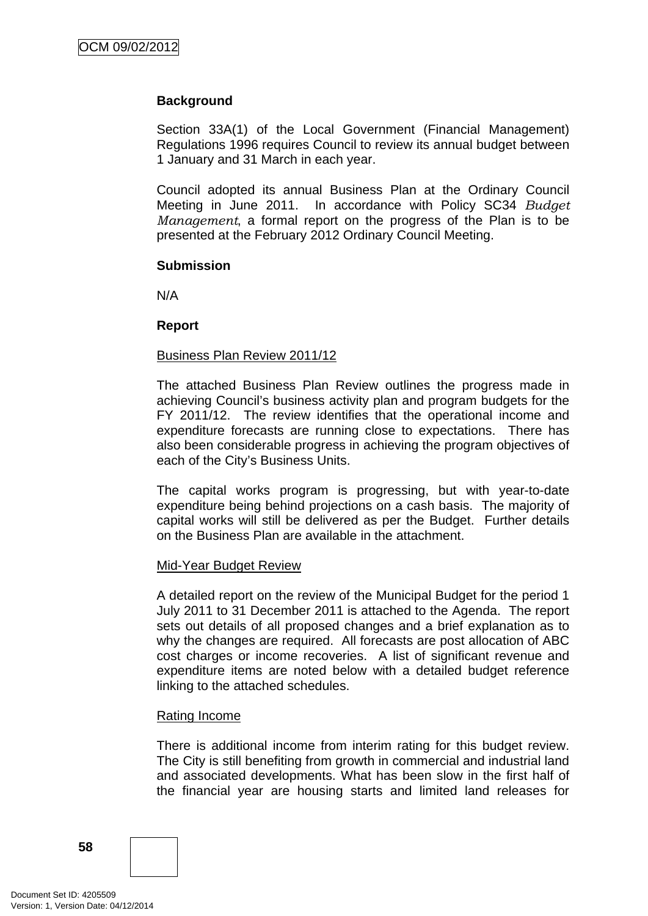**Background**

Section 33A(1) of the Local Government (Financial Management) Regulations 1996 requires Council to review its annual budget between 1 January and 31 March in each year.

Council adopted its annual Business Plan at the Ordinary Council Meeting in June 2011. In accordance with Policy SC34 *Budget Management*, a formal report on the progress of the Plan is to be presented at the February 2012 Ordinary Council Meeting.

**Submission**

N/A

**Report**

Business Plan Review 2011/12

The attached Business Plan Review outlines the progress made in achieving Council's business activity plan and program budgets for the FY 2011/12. The review identifies that the operational income and expenditure forecasts are running close to expectations. There has also been considerable progress in achieving the program objectives of each of the City's Business Units.

The capital works program is progressing, but with year-to-date expenditure being behind projections on a cash basis. The majority of capital works will still be delivered as per the Budget. Further details on the Business Plan are available in the attachment.

Mid-Year Budget Review

A detailed report on the review of the Municipal Budget for the period 1 July 2011 to 31 December 2011 is attached to the Agenda. The report sets out details of all proposed changes and a brief explanation as to why the changes are required. All forecasts are post allocation of ABC cost charges or income recoveries. A list of significant revenue and expenditure items are noted below with a detailed budget reference linking to the attached schedules.

Rating Income

There is additional income from interim rating for this budget review. The City is still benefiting from growth in commercial and industrial land and associated developments. What has been slow in the first half of the financial year are housing starts and limited land releases for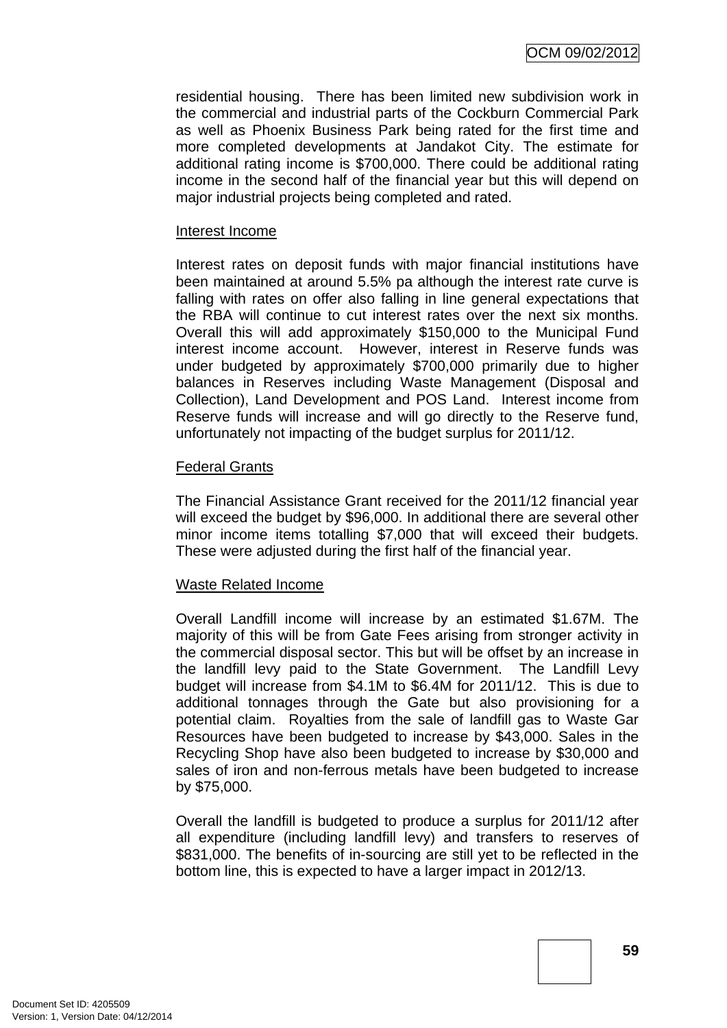residential housing. There has been limited new subdivision work in the commercial and industrial parts of the Cockburn Commercial Park as well as Phoenix Business Park being rated for the first time and more completed developments at Jandakot City. The estimate for additional rating income is $700,000. There could be additional rating income in the second half of the financial year but this will depend on major industrial projects being completed and rated.

<u>Interest Income</u>

Interest rates on deposit funds with major financial institutions have been maintained at around 5.5% pa although the interest rate curve is falling with rates on offer also falling in line general expectations that the RBA will continue to cut interest rates over the next six months. Overall this will add approximately $150,000 to the Municipal Fund interest income account. However, interest in Reserve funds was under budgeted by approximately $700,000 primarily due to higher balances in Reserves including Waste Management (Disposal and Collection), Land Development and POS Land. Interest income from Reserve funds will increase and will go directly to the Reserve fund, unfortunately not impacting of the budget surplus for 2011/12.

<u>Federal Grants</u>

The Financial Assistance Grant received for the 2011/12 financial year will exceed the budget by $96,000. In additional there are several other minor income items totalling $7,000 that will exceed their budgets. These were adjusted during the first half of the financial year.

<u>Waste Related Income</u>

Overall Landfill income will increase by an estimated $1.67M. The majority of this will be from Gate Fees arising from stronger activity in the commercial disposal sector. This but will be offset by an increase in the landfill levy paid to the State Government. The Landfill Levy budget will increase from $4.1M to $6.4M for 2011/12. This is due to additional tonnages through the Gate but also provisioning for a potential claim. Royalties from the sale of landfill gas to Waste Gar Resources have been budgeted to increase by $43,000. Sales in the Recycling Shop have also been budgeted to increase by $30,000 and sales of iron and non-ferrous metals have been budgeted to increase by $75,000.

Overall the landfill is budgeted to produce a surplus for 2011/12 after all expenditure (including landfill levy) and transfers to reserves of $831,000. The benefits of in-sourcing are still yet to be reflected in the bottom line, this is expected to have a larger impact in 2012/13.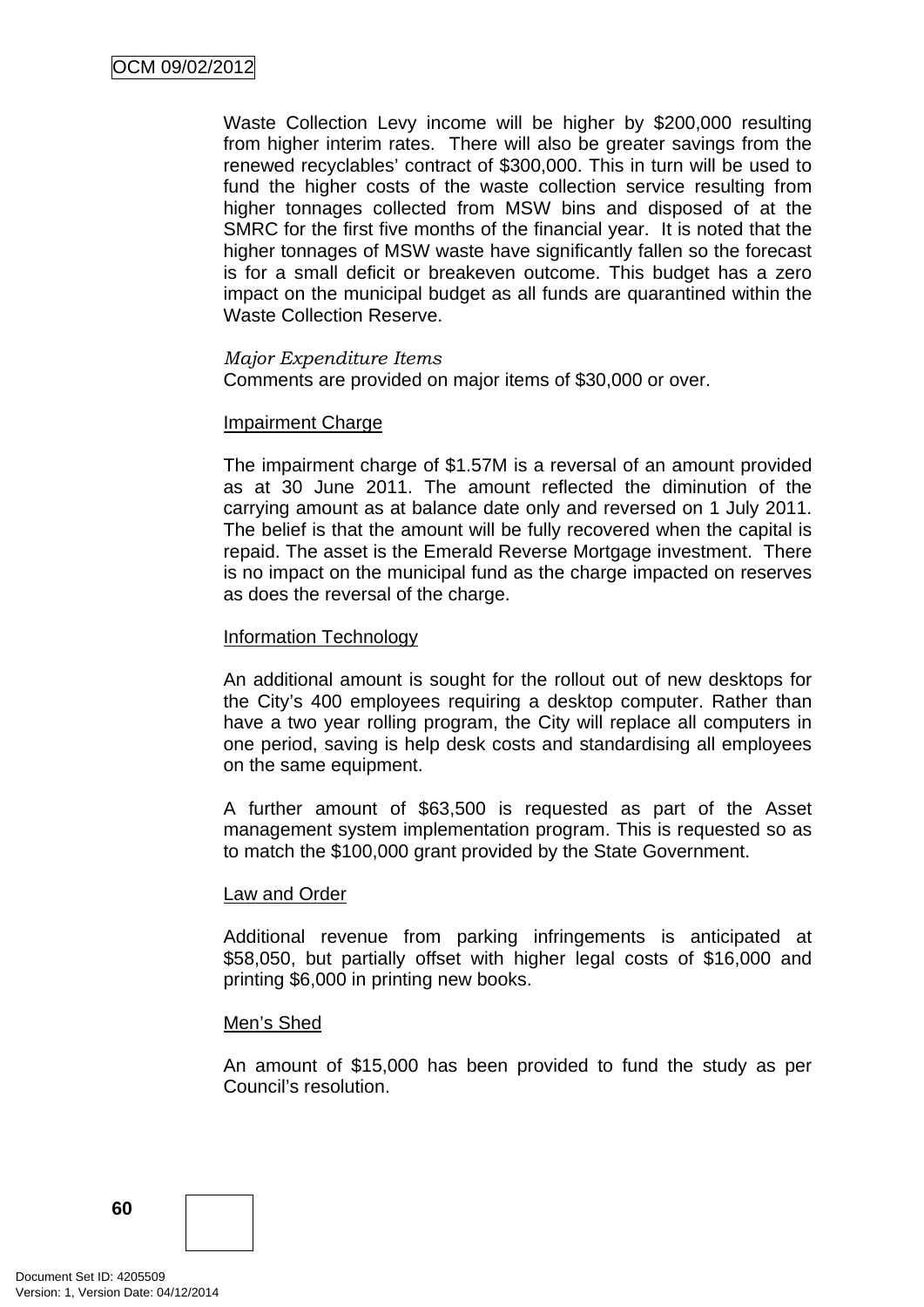Waste Collection Levy income will be higher by $200,000 resulting from higher interim rates. There will also be greater savings from the renewed recyclables' contract of $300,000. This in turn will be used to fund the higher costs of the waste collection service resulting from higher tonnages collected from MSW bins and disposed of at the SMRC for the first five months of the financial year. It is noted that the higher tonnages of MSW waste have significantly fallen so the forecast is for a small deficit or breakeven outcome. This budget has a zero impact on the municipal budget as all funds are quarantined within the Waste Collection Reserve.

*Major Expenditure Items*

Comments are provided on major items of $30,000 or over.

Impairment Charge

The impairment charge of $1.57M is a reversal of an amount provided as at 30 June 2011. The amount reflected the diminution of the carrying amount as at balance date only and reversed on 1 July 2011. The belief is that the amount will be fully recovered when the capital is repaid. The asset is the Emerald Reverse Mortgage investment. There is no impact on the municipal fund as the charge impacted on reserves as does the reversal of the charge.

Information Technology

An additional amount is sought for the rollout out of new desktops for the City's 400 employees requiring a desktop computer. Rather than have a two year rolling program, the City will replace all computers in one period, saving is help desk costs and standardising all employees on the same equipment.

A further amount of $63,500 is requested as part of the Asset management system implementation program. This is requested so as to match the $100,000 grant provided by the State Government.

Law and Order

Additional revenue from parking infringements is anticipated at $58,050, but partially offset with higher legal costs of $16,000 and printing $6,000 in printing new books.

Men's Shed

An amount of $15,000 has been provided to fund the study as per Council's resolution.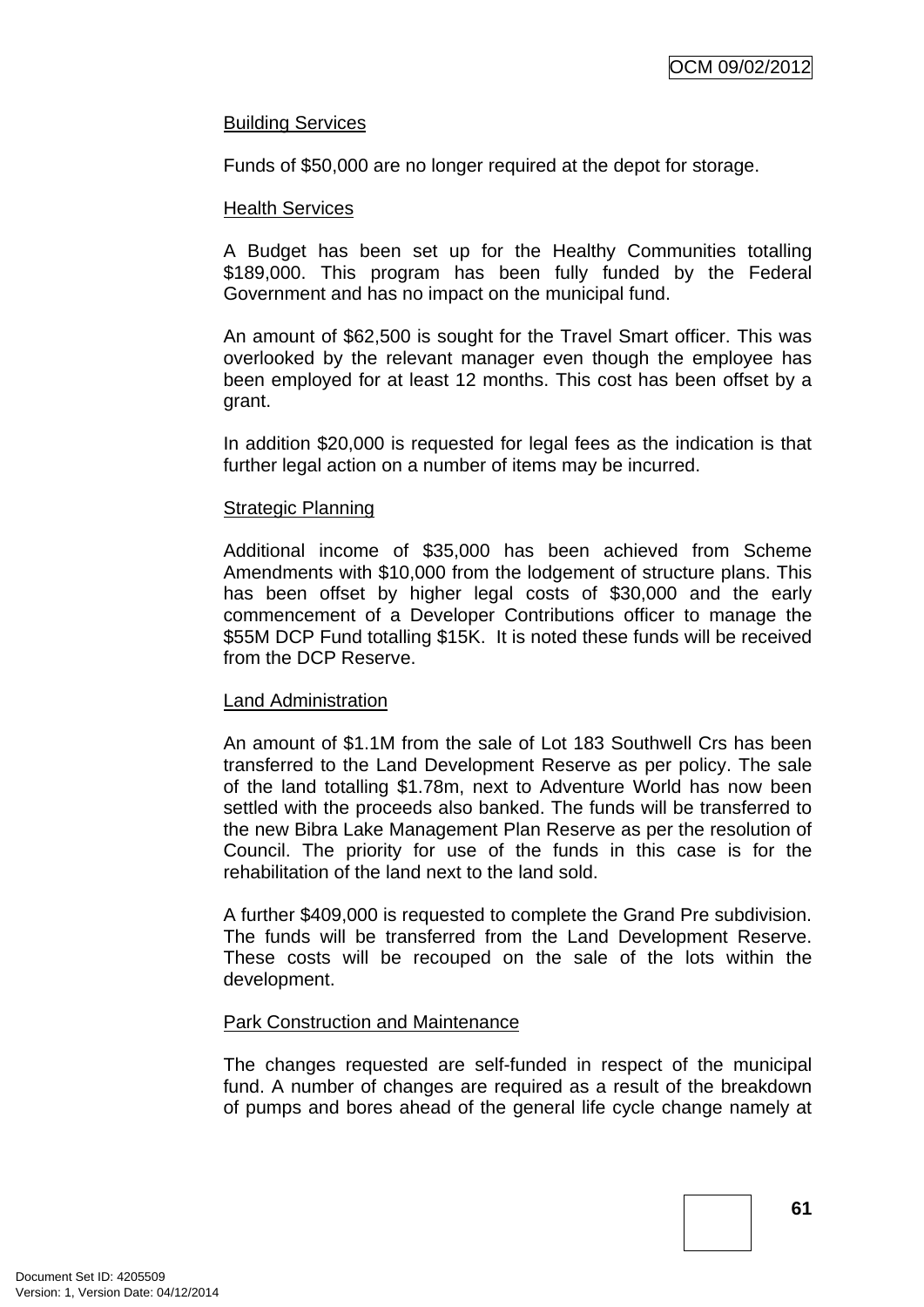<u>Building Services</u>

Funds of $50,000 are no longer required at the depot for storage.

<u>Health Services</u>

A Budget has been set up for the Healthy Communities totalling $189,000. This program has been fully funded by the Federal Government and has no impact on the municipal fund.

An amount of $62,500 is sought for the Travel Smart officer. This was overlooked by the relevant manager even though the employee has been employed for at least 12 months. This cost has been offset by a grant.

In addition $20,000 is requested for legal fees as the indication is that further legal action on a number of items may be incurred.

<u>Strategic Planning</u>

Additional income of $35,000 has been achieved from Scheme Amendments with $10,000 from the lodgement of structure plans. This has been offset by higher legal costs of $30,000 and the early commencement of a Developer Contributions officer to manage the $55M DCP Fund totalling $15K. It is noted these funds will be received from the DCP Reserve.

<u>Land Administration</u>

An amount of $1.1M from the sale of Lot 183 Southwell Crs has been transferred to the Land Development Reserve as per policy. The sale of the land totalling $1.78m, next to Adventure World has now been settled with the proceeds also banked. The funds will be transferred to the new Bibra Lake Management Plan Reserve as per the resolution of Council. The priority for use of the funds in this case is for the rehabilitation of the land next to the land sold.

A further $409,000 is requested to complete the Grand Pre subdivision. The funds will be transferred from the Land Development Reserve. These costs will be recouped on the sale of the lots within the development.

<u>Park Construction and Maintenance</u>

The changes requested are self-funded in respect of the municipal fund. A number of changes are required as a result of the breakdown of pumps and bores ahead of the general life cycle change namely at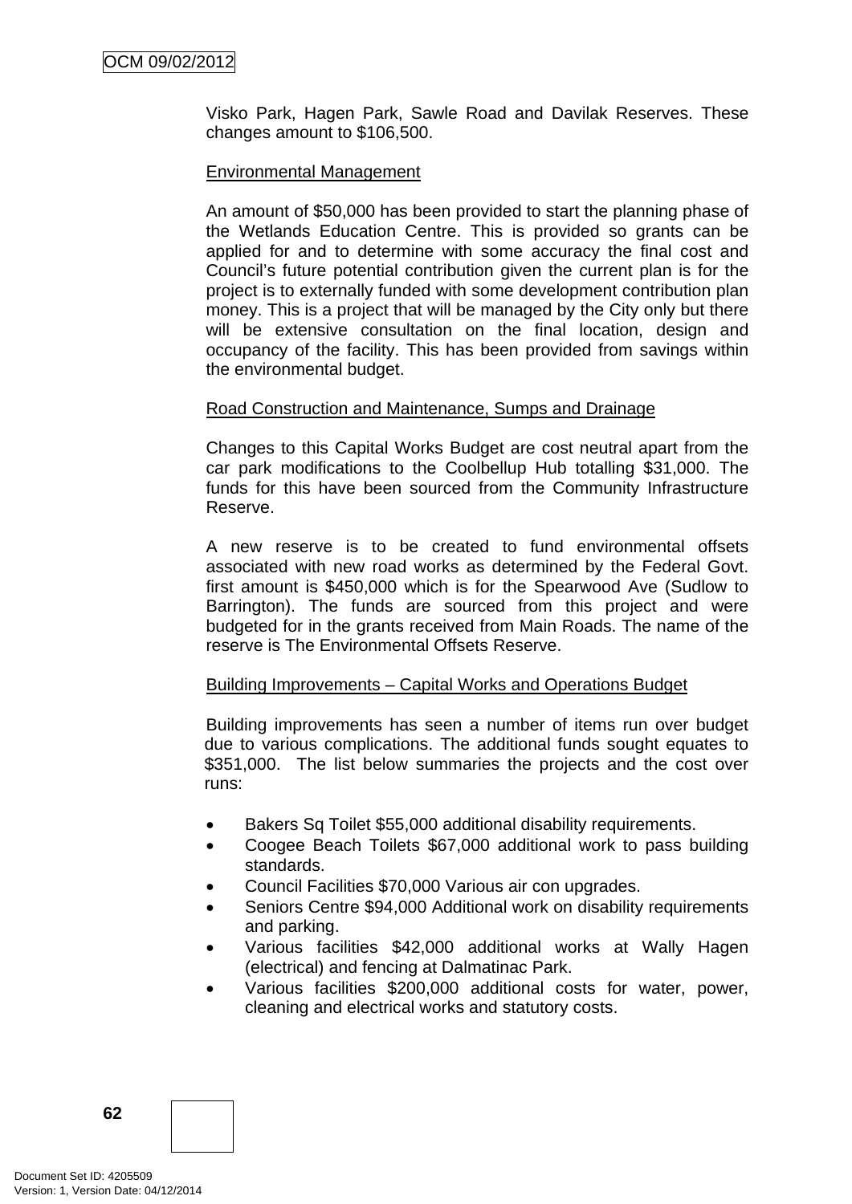Visko Park, Hagen Park, Sawle Road and Davilak Reserves. These changes amount to $106,500.

Environmental Management

An amount of $50,000 has been provided to start the planning phase of the Wetlands Education Centre. This is provided so grants can be applied for and to determine with some accuracy the final cost and Council's future potential contribution given the current plan is for the project is to externally funded with some development contribution plan money. This is a project that will be managed by the City only but there will be extensive consultation on the final location, design and occupancy of the facility. This has been provided from savings within the environmental budget.

Road Construction and Maintenance, Sumps and Drainage

Changes to this Capital Works Budget are cost neutral apart from the car park modifications to the Coolbellup Hub totalling $31,000. The funds for this have been sourced from the Community Infrastructure Reserve.

A new reserve is to be created to fund environmental offsets associated with new road works as determined by the Federal Govt. first amount is $450,000 which is for the Spearwood Ave (Sudlow to Barrington). The funds are sourced from this project and were budgeted for in the grants received from Main Roads. The name of the reserve is The Environmental Offsets Reserve.

Building Improvements – Capital Works and Operations Budget

Building improvements has seen a number of items run over budget due to various complications. The additional funds sought equates to $351,000. The list below summaries the projects and the cost over runs:

- Bakers Sq Toilet $55,000 additional disability requirements.
- Coogee Beach Toilets $67,000 additional work to pass building standards.
- Council Facilities $70,000 Various air con upgrades.
- Seniors Centre $94,000 Additional work on disability requirements and parking.
- Various facilities $42,000 additional works at Wally Hagen (electrical) and fencing at Dalmatinac Park.
- Various facilities $200,000 additional costs for water, power, cleaning and electrical works and statutory costs.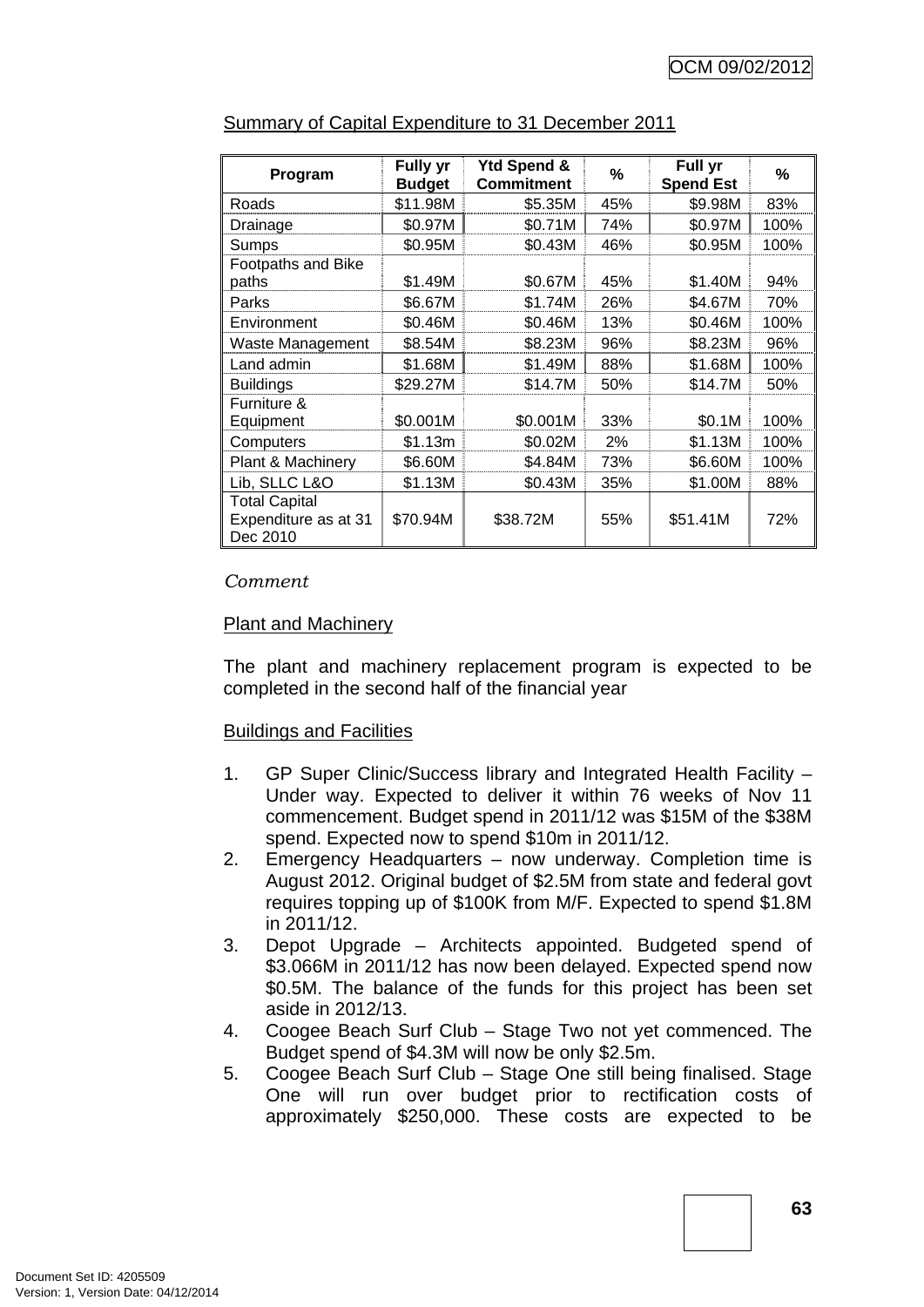Summary of Capital Expenditure to 31 December 2011

| Program | Fully yr Budget | Ytd Spend & Commitment | % | Full yr Spend Est | % |
|---|---|---|---|---|---|
| Roads | $11.98M | $5.35M | 45% | $9.98M | 83% |
| Drainage | $0.97M | $0.71M | 74% | $0.97M | 100% |
| Sumps | $0.95M | $0.43M | 46% | $0.95M | 100% |
| Footpaths and Bike paths | $1.49M | $0.67M | 45% | $1.40M | 94% |
| Parks | $6.67M | $1.74M | 26% | $4.67M | 70% |
| Environment | $0.46M | $0.46M | 13% | $0.46M | 100% |
| Waste Management | $8.54M | $8.23M | 96% | $8.23M | 96% |
| Land admin | $1.68M | $1.49M | 88% | $1.68M | 100% |
| Buildings | $29.27M | $14.7M | 50% | $14.7M | 50% |
| Furniture & Equipment | $0.001M | $0.001M | 33% | $0.1M | 100% |
| Computers | $1.13m | $0.02M | 2% | $1.13M | 100% |
| Plant & Machinery | $6.60M | $4.84M | 73% | $6.60M | 100% |
| Lib, SLLC L&O | $1.13M | $0.43M | 35% | $1.00M | 88% |
| Total Capital Expenditure as at 31 Dec 2010 | $70.94M | $38.72M | 55% | $51.41M | 72% |

*Comment*

Plant and Machinery

The plant and machinery replacement program is expected to be completed in the second half of the financial year

Buildings and Facilities

1. GP Super Clinic/Success library and Integrated Health Facility – Under way. Expected to deliver it within 76 weeks of Nov 11 commencement. Budget spend in 2011/12 was $15M of the $38M spend. Expected now to spend $10m in 2011/12.
2. Emergency Headquarters – now underway. Completion time is August 2012. Original budget of $2.5M from state and federal govt requires topping up of $100K from M/F. Expected to spend $1.8M in 2011/12.
3. Depot Upgrade – Architects appointed. Budgeted spend of $3.066M in 2011/12 has now been delayed. Expected spend now $0.5M. The balance of the funds for this project has been set aside in 2012/13.
4. Coogee Beach Surf Club – Stage Two not yet commenced. The Budget spend of $4.3M will now be only $2.5m.
5. Coogee Beach Surf Club – Stage One still being finalised. Stage One will run over budget prior to rectification costs of approximately $250,000. These costs are expected to be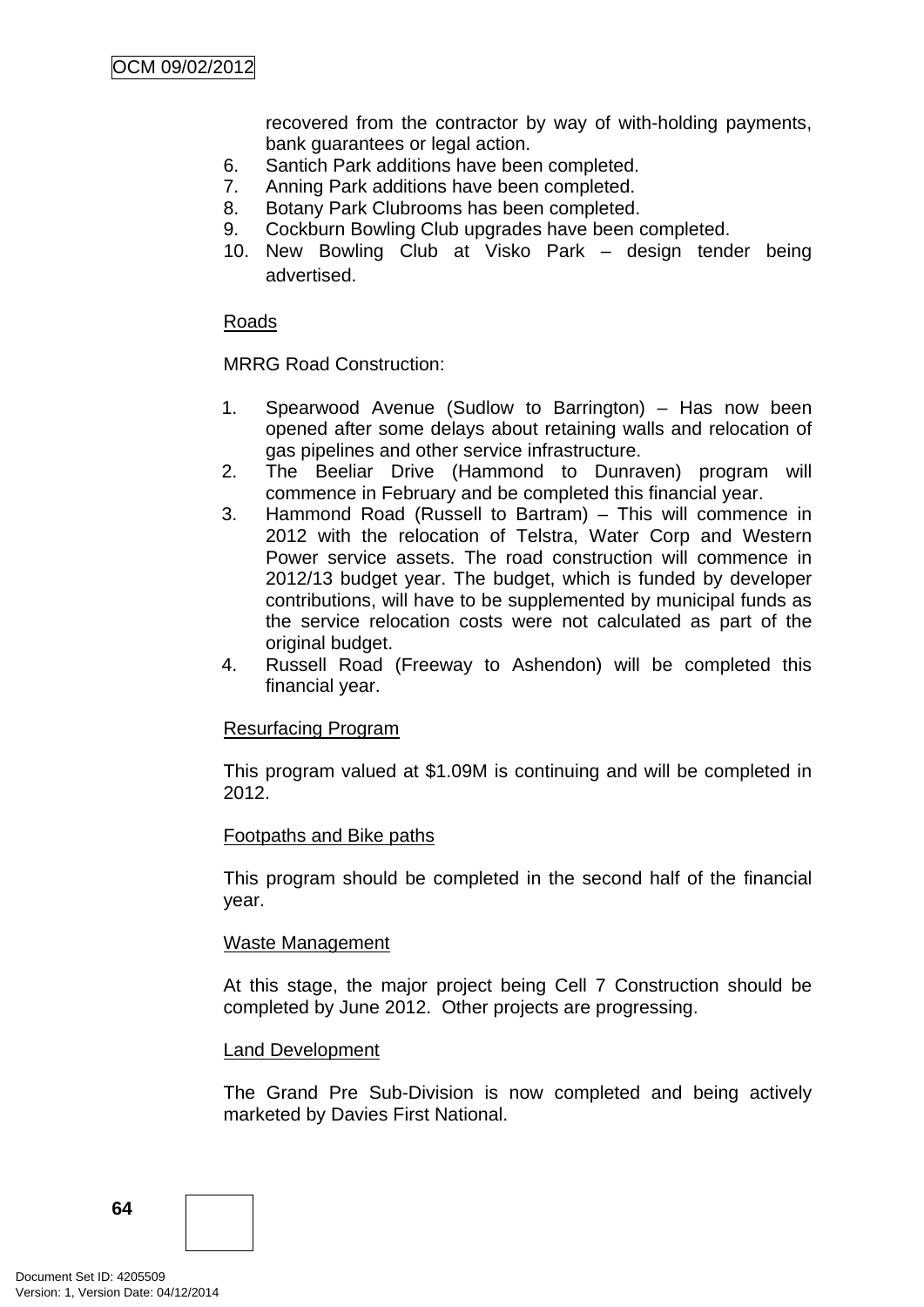recovered from the contractor by way of with-holding payments, bank guarantees or legal action.

6. Santich Park additions have been completed.
7. Anning Park additions have been completed.
8. Botany Park Clubrooms has been completed.
9. Cockburn Bowling Club upgrades have been completed.
10. New Bowling Club at Visko Park – design tender being advertised.

Roads

MRRG Road Construction:

1. Spearwood Avenue (Sudlow to Barrington) – Has now been opened after some delays about retaining walls and relocation of gas pipelines and other service infrastructure.
2. The Beeliar Drive (Hammond to Dunraven) program will commence in February and be completed this financial year.
3. Hammond Road (Russell to Bartram) – This will commence in 2012 with the relocation of Telstra, Water Corp and Western Power service assets. The road construction will commence in 2012/13 budget year. The budget, which is funded by developer contributions, will have to be supplemented by municipal funds as the service relocation costs were not calculated as part of the original budget.
4. Russell Road (Freeway to Ashendon) will be completed this financial year.

Resurfacing Program

This program valued at $1.09M is continuing and will be completed in 2012.

Footpaths and Bike paths

This program should be completed in the second half of the financial year.

Waste Management

At this stage, the major project being Cell 7 Construction should be completed by June 2012. Other projects are progressing.

Land Development

The Grand Pre Sub-Division is now completed and being actively marketed by Davies First National.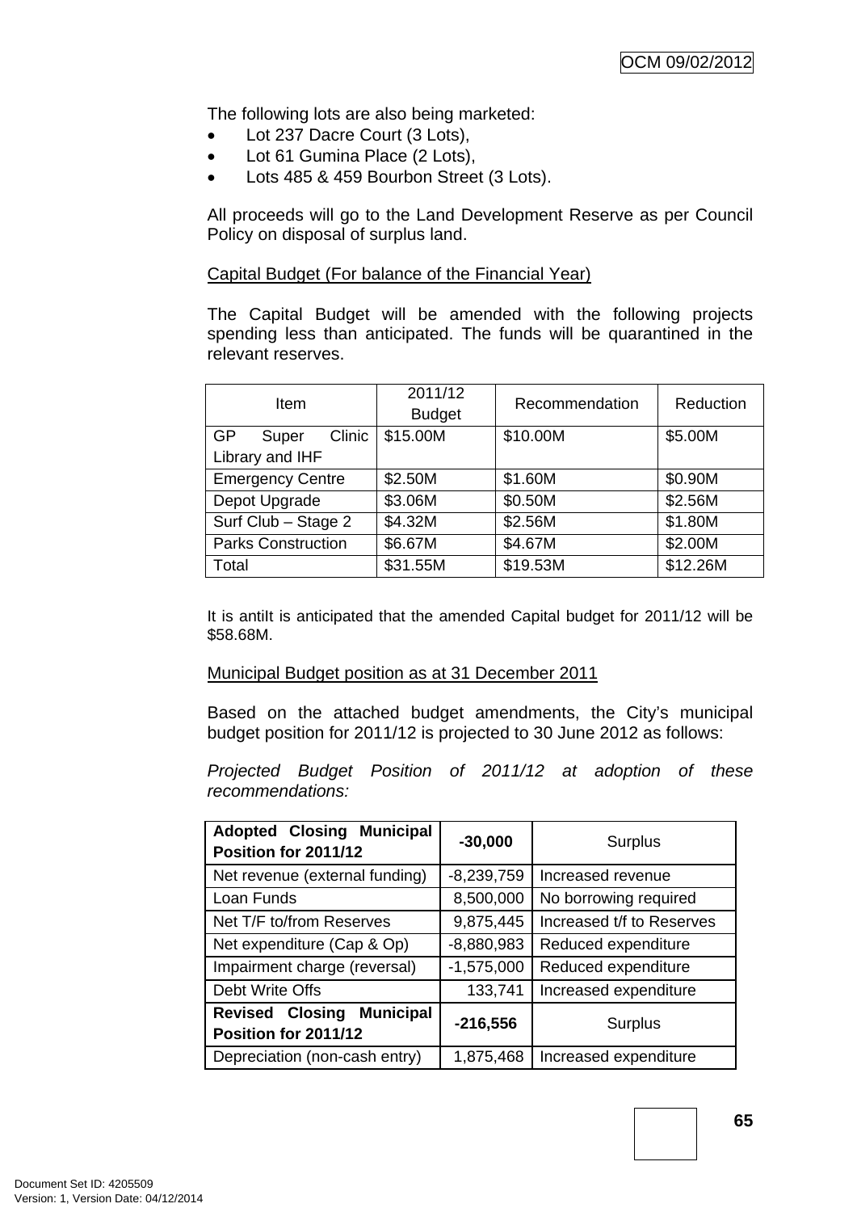The following lots are also being marketed:

- Lot 237 Dacre Court (3 Lots),
- Lot 61 Gumina Place (2 Lots),
- Lots 485 & 459 Bourbon Street (3 Lots).

All proceeds will go to the Land Development Reserve as per Council Policy on disposal of surplus land.

Capital Budget (For balance of the Financial Year)

The Capital Budget will be amended with the following projects spending less than anticipated. The funds will be quarantined in the relevant reserves.

| Item | 2011/12 Budget | Recommendation | Reduction |
|---|---|---|---|
| GP Super Clinic Library and IHF | $15.00M | $10.00M | $5.00M |
| Emergency Centre | $2.50M | $1.60M | $0.90M |
| Depot Upgrade | $3.06M | $0.50M | $2.56M |
| Surf Club – Stage 2 | $4.32M | $2.56M | $1.80M |
| Parks Construction | $6.67M | $4.67M | $2.00M |
| Total | $31.55M | $19.53M | $12.26M |

It is antiIt is anticipated that the amended Capital budget for 2011/12 will be $58.68M.

Municipal Budget position as at 31 December 2011

Based on the attached budget amendments, the City's municipal budget position for 2011/12 is projected to 30 June 2012 as follows:

*Projected Budget Position of 2011/12 at adoption of these recommendations:*

| **Adopted Closing Municipal Position for 2011/12** | **-30,000** | Surplus |
|---|---|---|
| Net revenue (external funding) | -8,239,759 | Increased revenue |
| Loan Funds | 8,500,000 | No borrowing required |
| Net T/F to/from Reserves | 9,875,445 | Increased t/f to Reserves |
| Net expenditure (Cap & Op) | -8,880,983 | Reduced expenditure |
| Impairment charge (reversal) | -1,575,000 | Reduced expenditure |
| Debt Write Offs | 133,741 | Increased expenditure |
| **Revised Closing Municipal Position for 2011/12** | **-216,556** | Surplus |
| Depreciation (non-cash entry) | 1,875,468 | Increased expenditure |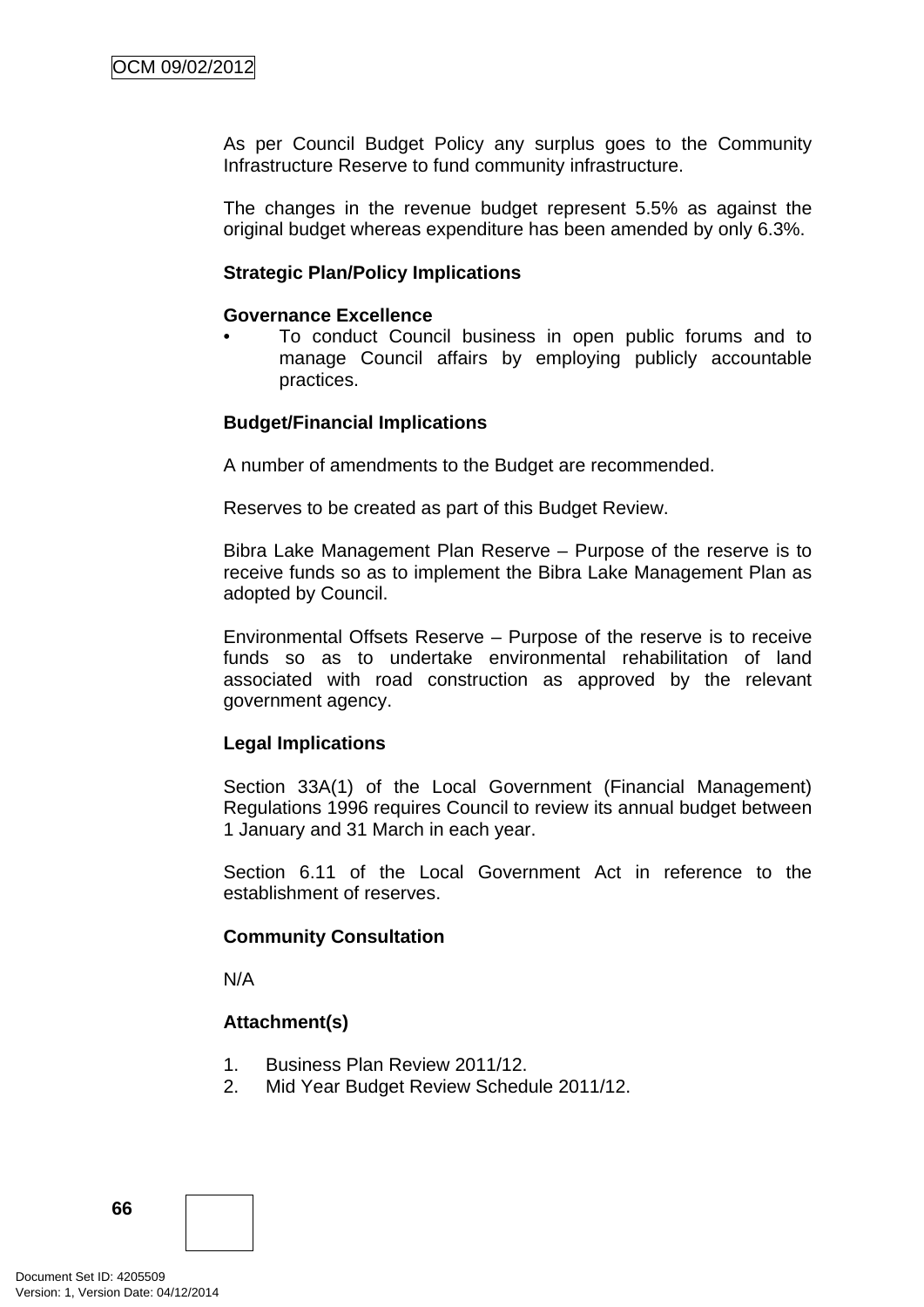As per Council Budget Policy any surplus goes to the Community Infrastructure Reserve to fund community infrastructure.

The changes in the revenue budget represent 5.5% as against the original budget whereas expenditure has been amended by only 6.3%.

**Strategic Plan/Policy Implications**

**Governance Excellence**

- To conduct Council business in open public forums and to manage Council affairs by employing publicly accountable practices.

**Budget/Financial Implications**

A number of amendments to the Budget are recommended.

Reserves to be created as part of this Budget Review.

Bibra Lake Management Plan Reserve – Purpose of the reserve is to receive funds so as to implement the Bibra Lake Management Plan as adopted by Council.

Environmental Offsets Reserve – Purpose of the reserve is to receive funds so as to undertake environmental rehabilitation of land associated with road construction as approved by the relevant government agency.

**Legal Implications**

Section 33A(1) of the Local Government (Financial Management) Regulations 1996 requires Council to review its annual budget between 1 January and 31 March in each year.

Section 6.11 of the Local Government Act in reference to the establishment of reserves.

**Community Consultation**

N/A

**Attachment(s)**

1. Business Plan Review 2011/12.
2. Mid Year Budget Review Schedule 2011/12.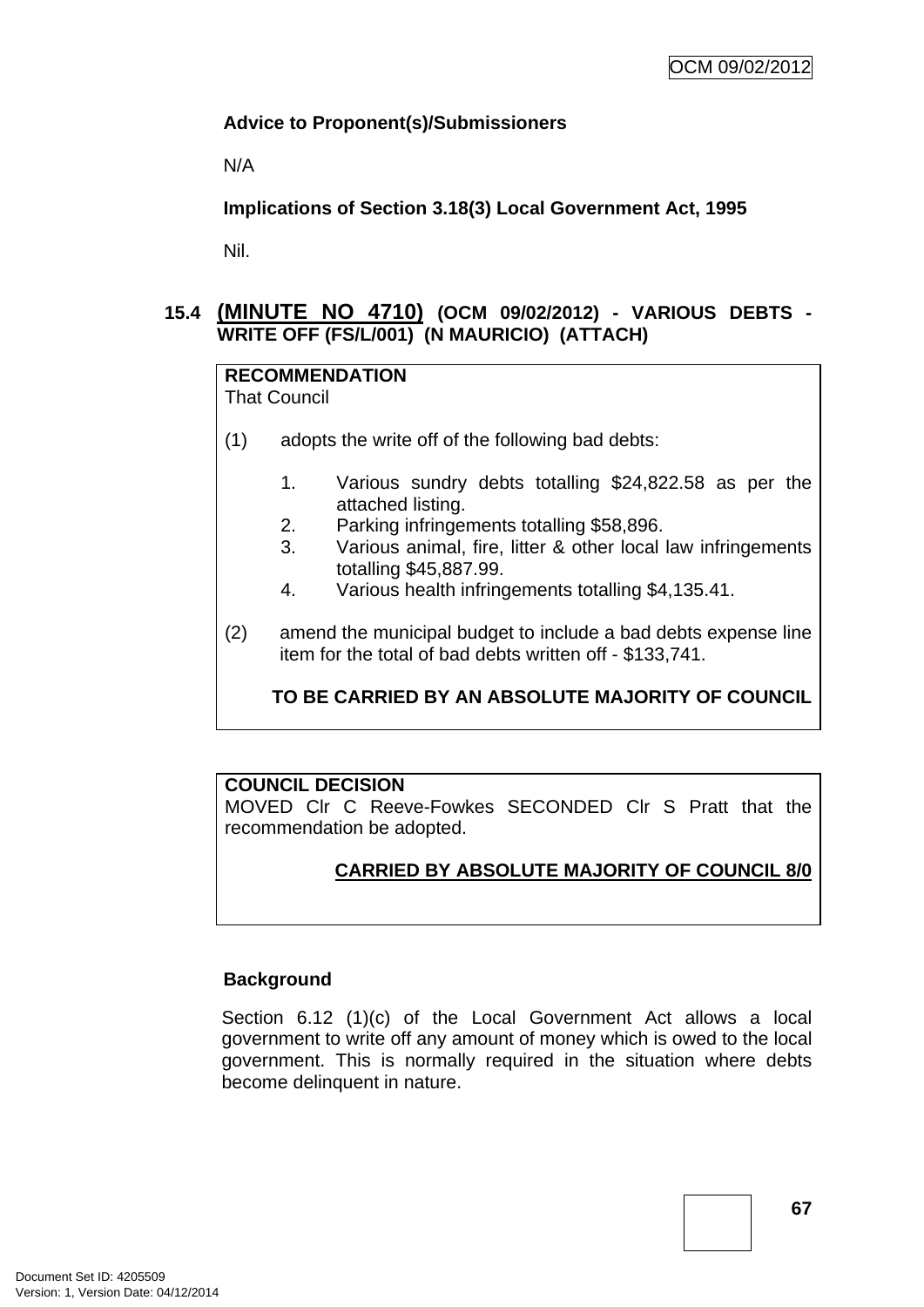**Advice to Proponent(s)/Submissioners**

N/A

**Implications of Section 3.18(3) Local Government Act, 1995**

Nil.

### 15.4 (MINUTE NO 4710) (OCM 09/02/2012) - VARIOUS DEBTS - WRITE OFF (FS/L/001) (N MAURICIO) (ATTACH)

**RECOMMENDATION**
That Council

(1) adopts the write off of the following bad debts:

1. Various sundry debts totalling $24,822.58 as per the attached listing.
2. Parking infringements totalling $58,896.
3. Various animal, fire, litter & other local law infringements totalling $45,887.99.
4. Various health infringements totalling $4,135.41.

(2) amend the municipal budget to include a bad debts expense line item for the total of bad debts written off - $133,741.

**TO BE CARRIED BY AN ABSOLUTE MAJORITY OF COUNCIL**

**COUNCIL DECISION**
MOVED Clr C Reeve-Fowkes SECONDED Clr S Pratt that the recommendation be adopted.

**CARRIED BY ABSOLUTE MAJORITY OF COUNCIL 8/0**

**Background**

Section 6.12 (1)(c) of the Local Government Act allows a local government to write off any amount of money which is owed to the local government. This is normally required in the situation where debts become delinquent in nature.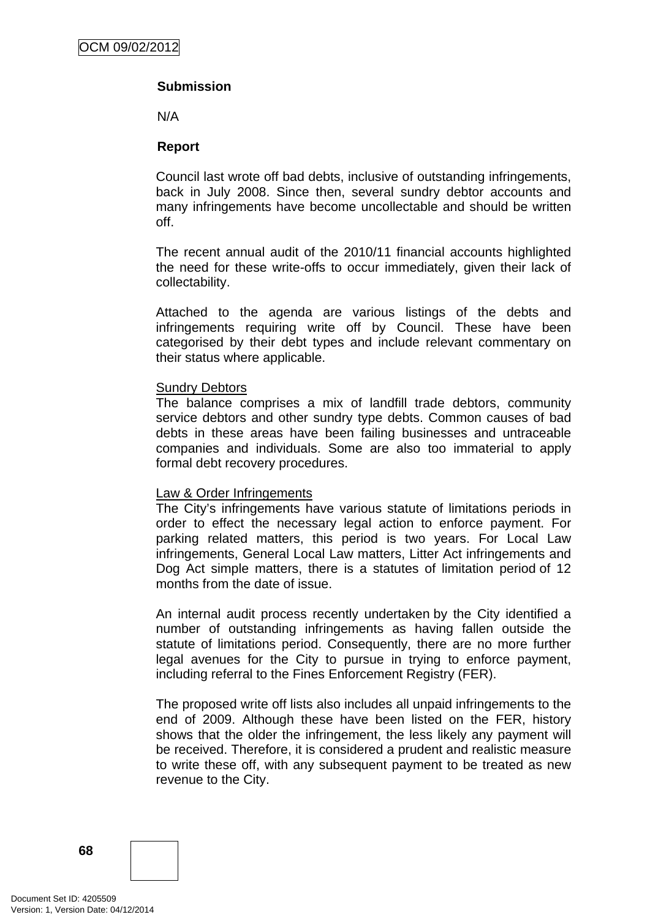**Submission**

N/A

**Report**

Council last wrote off bad debts, inclusive of outstanding infringements, back in July 2008. Since then, several sundry debtor accounts and many infringements have become uncollectable and should be written off.

The recent annual audit of the 2010/11 financial accounts highlighted the need for these write-offs to occur immediately, given their lack of collectability.

Attached to the agenda are various listings of the debts and infringements requiring write off by Council. These have been categorised by their debt types and include relevant commentary on their status where applicable.

Sundry Debtors

The balance comprises a mix of landfill trade debtors, community service debtors and other sundry type debts. Common causes of bad debts in these areas have been failing businesses and untraceable companies and individuals. Some are also too immaterial to apply formal debt recovery procedures.

Law & Order Infringements

The City's infringements have various statute of limitations periods in order to effect the necessary legal action to enforce payment. For parking related matters, this period is two years. For Local Law infringements, General Local Law matters, Litter Act infringements and Dog Act simple matters, there is a statutes of limitation period of 12 months from the date of issue.

An internal audit process recently undertaken by the City identified a number of outstanding infringements as having fallen outside the statute of limitations period. Consequently, there are no more further legal avenues for the City to pursue in trying to enforce payment, including referral to the Fines Enforcement Registry (FER).

The proposed write off lists also includes all unpaid infringements to the end of 2009. Although these have been listed on the FER, history shows that the older the infringement, the less likely any payment will be received. Therefore, it is considered a prudent and realistic measure to write these off, with any subsequent payment to be treated as new revenue to the City.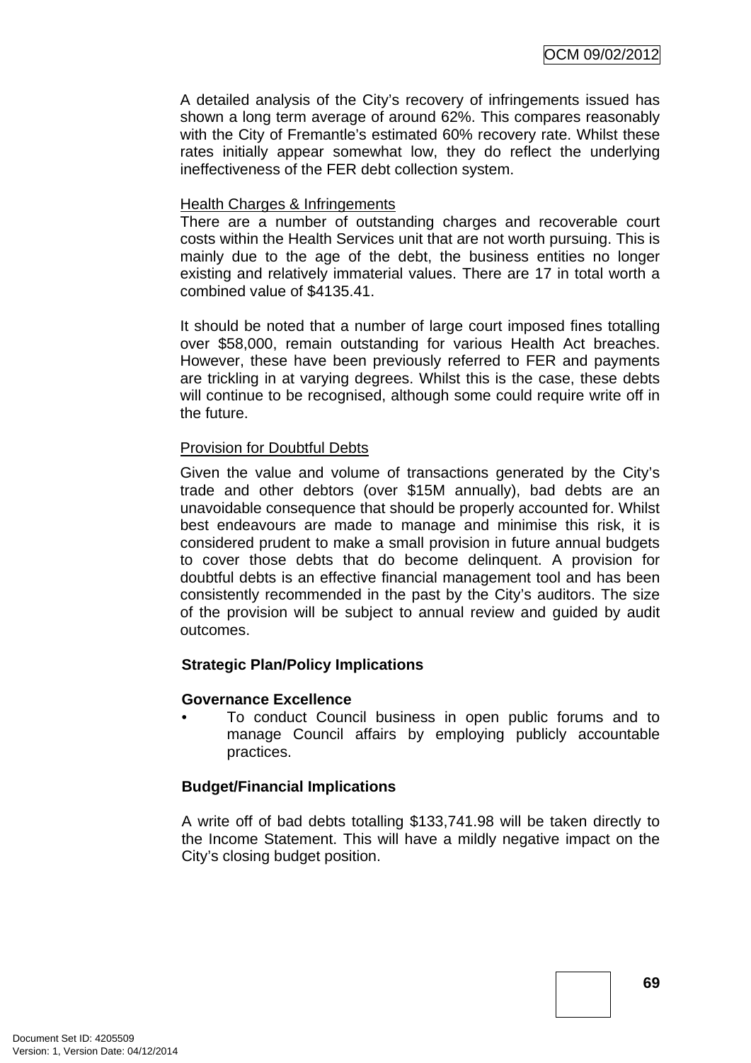A detailed analysis of the City's recovery of infringements issued has shown a long term average of around 62%. This compares reasonably with the City of Fremantle's estimated 60% recovery rate. Whilst these rates initially appear somewhat low, they do reflect the underlying ineffectiveness of the FER debt collection system.

Health Charges & Infringements

There are a number of outstanding charges and recoverable court costs within the Health Services unit that are not worth pursuing. This is mainly due to the age of the debt, the business entities no longer existing and relatively immaterial values. There are 17 in total worth a combined value of $4135.41.

It should be noted that a number of large court imposed fines totalling over $58,000, remain outstanding for various Health Act breaches. However, these have been previously referred to FER and payments are trickling in at varying degrees. Whilst this is the case, these debts will continue to be recognised, although some could require write off in the future.

Provision for Doubtful Debts

Given the value and volume of transactions generated by the City's trade and other debtors (over $15M annually), bad debts are an unavoidable consequence that should be properly accounted for. Whilst best endeavours are made to manage and minimise this risk, it is considered prudent to make a small provision in future annual budgets to cover those debts that do become delinquent. A provision for doubtful debts is an effective financial management tool and has been consistently recommended in the past by the City's auditors. The size of the provision will be subject to annual review and guided by audit outcomes.

**Strategic Plan/Policy Implications**

**Governance Excellence**

- To conduct Council business in open public forums and to manage Council affairs by employing publicly accountable practices.

**Budget/Financial Implications**

A write off of bad debts totalling $133,741.98 will be taken directly to the Income Statement. This will have a mildly negative impact on the City's closing budget position.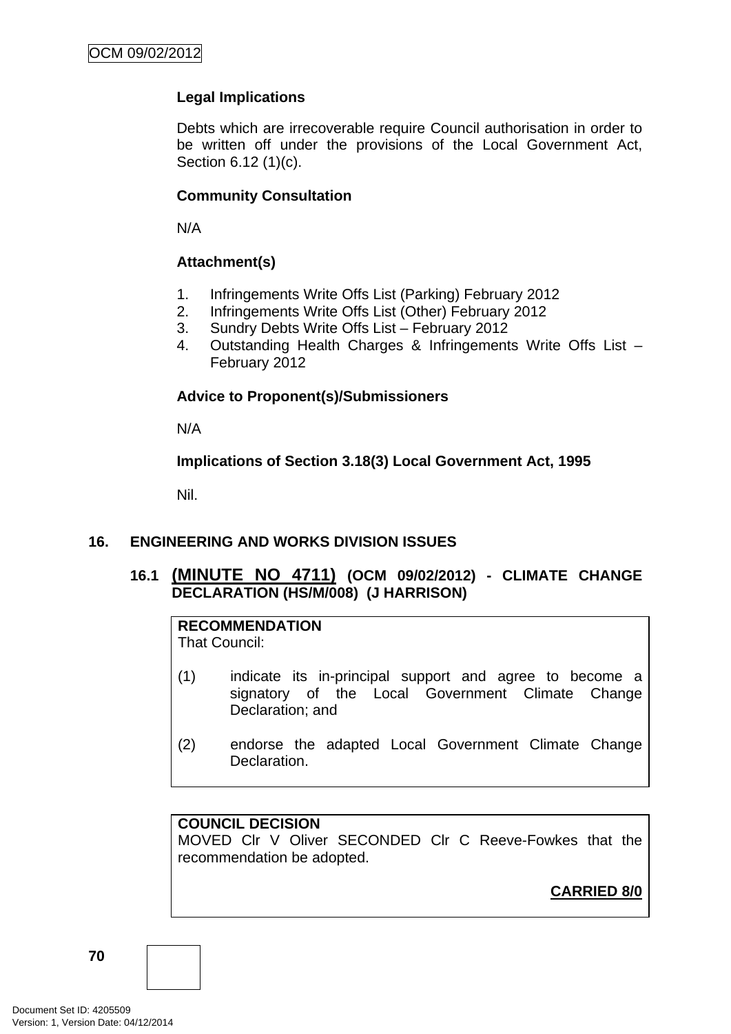**Legal Implications**

Debts which are irrecoverable require Council authorisation in order to be written off under the provisions of the Local Government Act, Section 6.12 (1)(c).

**Community Consultation**

N/A

**Attachment(s)**

1. Infringements Write Offs List (Parking) February 2012
2. Infringements Write Offs List (Other) February 2012
3. Sundry Debts Write Offs List – February 2012
4. Outstanding Health Charges & Infringements Write Offs List – February 2012

**Advice to Proponent(s)/Submissioners**

N/A

**Implications of Section 3.18(3) Local Government Act, 1995**

Nil.

## 16. ENGINEERING AND WORKS DIVISION ISSUES

### 16.1 (MINUTE NO 4711) (OCM 09/02/2012) - CLIMATE CHANGE DECLARATION (HS/M/008) (J HARRISON)

**RECOMMENDATION**
That Council:

(1) indicate its in-principal support and agree to become a signatory of the Local Government Climate Change Declaration; and

(2) endorse the adapted Local Government Climate Change Declaration.

**COUNCIL DECISION**
MOVED Clr V Oliver SECONDED Clr C Reeve-Fowkes that the recommendation be adopted.

**CARRIED 8/0**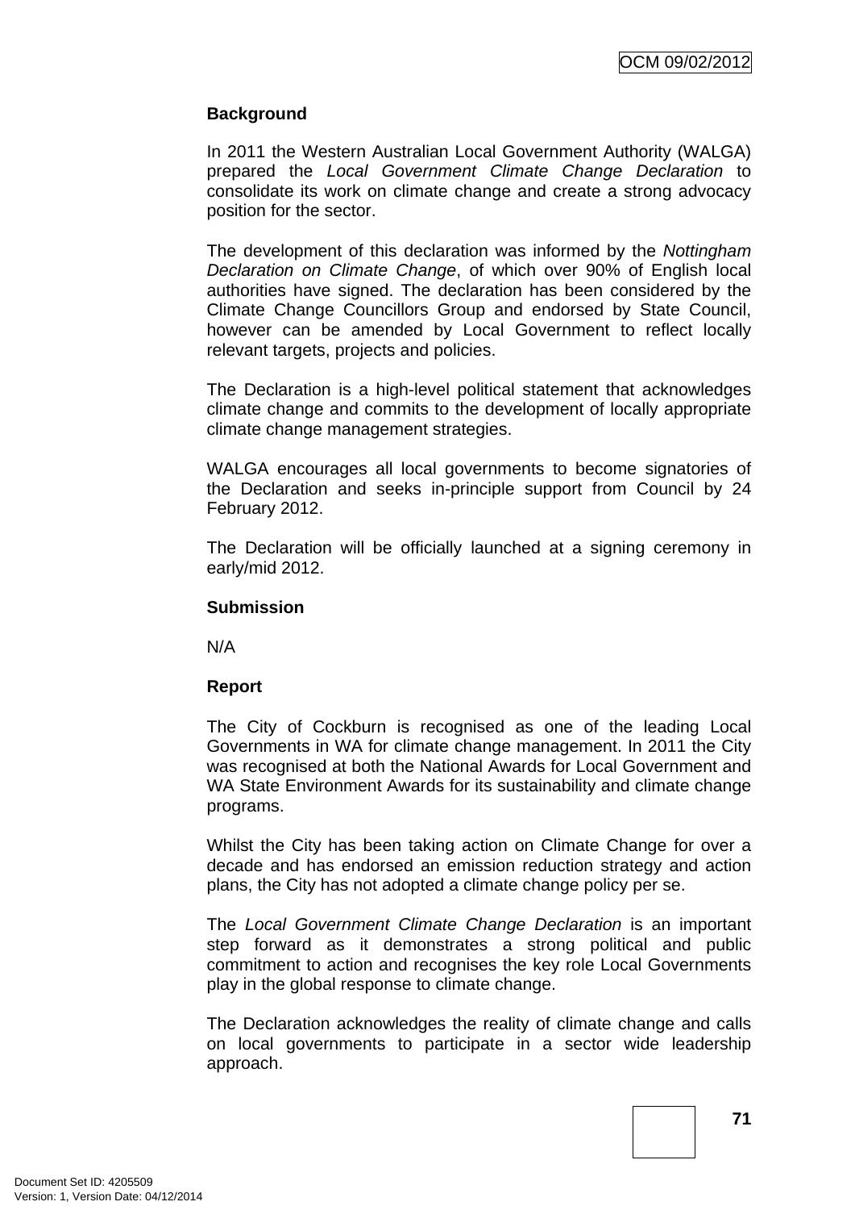### Background

In 2011 the Western Australian Local Government Authority (WALGA) prepared the *Local Government Climate Change Declaration* to consolidate its work on climate change and create a strong advocacy position for the sector.

The development of this declaration was informed by the *Nottingham Declaration on Climate Change*, of which over 90% of English local authorities have signed. The declaration has been considered by the Climate Change Councillors Group and endorsed by State Council, however can be amended by Local Government to reflect locally relevant targets, projects and policies.

The Declaration is a high-level political statement that acknowledges climate change and commits to the development of locally appropriate climate change management strategies.

WALGA encourages all local governments to become signatories of the Declaration and seeks in-principle support from Council by 24 February 2012.

The Declaration will be officially launched at a signing ceremony in early/mid 2012.

### Submission

N/A

### Report

The City of Cockburn is recognised as one of the leading Local Governments in WA for climate change management. In 2011 the City was recognised at both the National Awards for Local Government and WA State Environment Awards for its sustainability and climate change programs.

Whilst the City has been taking action on Climate Change for over a decade and has endorsed an emission reduction strategy and action plans, the City has not adopted a climate change policy per se.

The *Local Government Climate Change Declaration* is an important step forward as it demonstrates a strong political and public commitment to action and recognises the key role Local Governments play in the global response to climate change.

The Declaration acknowledges the reality of climate change and calls on local governments to participate in a sector wide leadership approach.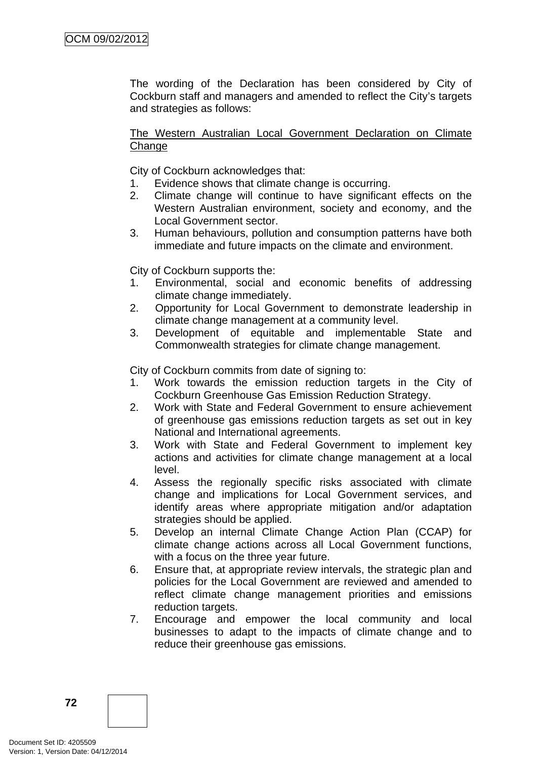The wording of the Declaration has been considered by City of Cockburn staff and managers and amended to reflect the City's targets and strategies as follows:

<u>The Western Australian Local Government Declaration on Climate Change</u>

City of Cockburn acknowledges that:

1. Evidence shows that climate change is occurring.
2. Climate change will continue to have significant effects on the Western Australian environment, society and economy, and the Local Government sector.
3. Human behaviours, pollution and consumption patterns have both immediate and future impacts on the climate and environment.

City of Cockburn supports the:

1. Environmental, social and economic benefits of addressing climate change immediately.
2. Opportunity for Local Government to demonstrate leadership in climate change management at a community level.
3. Development of equitable and implementable State and Commonwealth strategies for climate change management.

City of Cockburn commits from date of signing to:

1. Work towards the emission reduction targets in the City of Cockburn Greenhouse Gas Emission Reduction Strategy.
2. Work with State and Federal Government to ensure achievement of greenhouse gas emissions reduction targets as set out in key National and International agreements.
3. Work with State and Federal Government to implement key actions and activities for climate change management at a local level.
4. Assess the regionally specific risks associated with climate change and implications for Local Government services, and identify areas where appropriate mitigation and/or adaptation strategies should be applied.
5. Develop an internal Climate Change Action Plan (CCAP) for climate change actions across all Local Government functions, with a focus on the three year future.
6. Ensure that, at appropriate review intervals, the strategic plan and policies for the Local Government are reviewed and amended to reflect climate change management priorities and emissions reduction targets.
7. Encourage and empower the local community and local businesses to adapt to the impacts of climate change and to reduce their greenhouse gas emissions.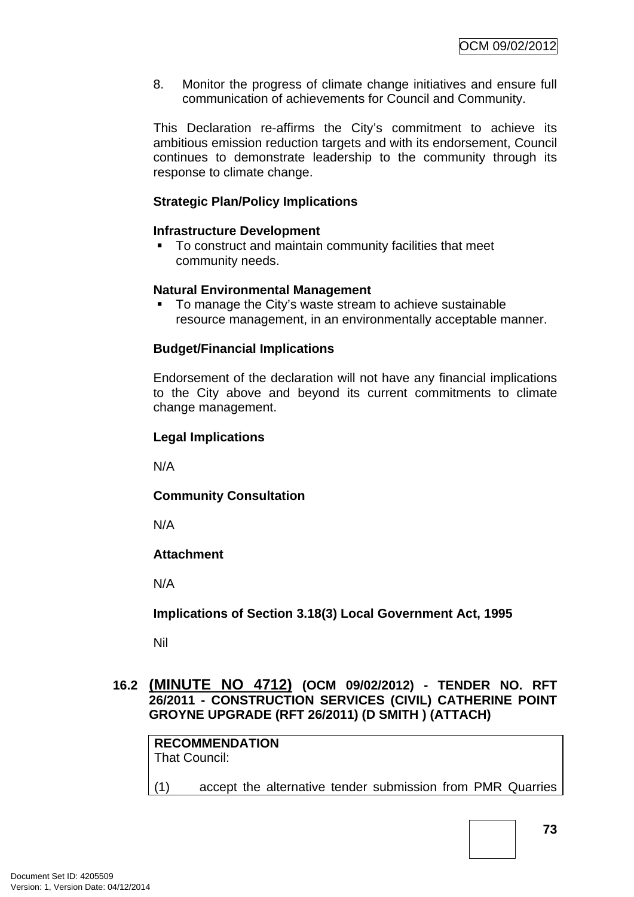8. Monitor the progress of climate change initiatives and ensure full communication of achievements for Council and Community.

This Declaration re-affirms the City's commitment to achieve its ambitious emission reduction targets and with its endorsement, Council continues to demonstrate leadership to the community through its response to climate change.

**Strategic Plan/Policy Implications**

**Infrastructure Development**

- To construct and maintain community facilities that meet community needs.

**Natural Environmental Management**

- To manage the City's waste stream to achieve sustainable resource management, in an environmentally acceptable manner.

**Budget/Financial Implications**

Endorsement of the declaration will not have any financial implications to the City above and beyond its current commitments to climate change management.

**Legal Implications**

N/A

**Community Consultation**

N/A

**Attachment**

N/A

**Implications of Section 3.18(3) Local Government Act, 1995**

Nil

## 16.2 (MINUTE NO 4712) (OCM 09/02/2012) - TENDER NO. RFT 26/2011 - CONSTRUCTION SERVICES (CIVIL) CATHERINE POINT GROYNE UPGRADE (RFT 26/2011) (D SMITH ) (ATTACH)

**RECOMMENDATION**
That Council:

(1) accept the alternative tender submission from PMR Quarries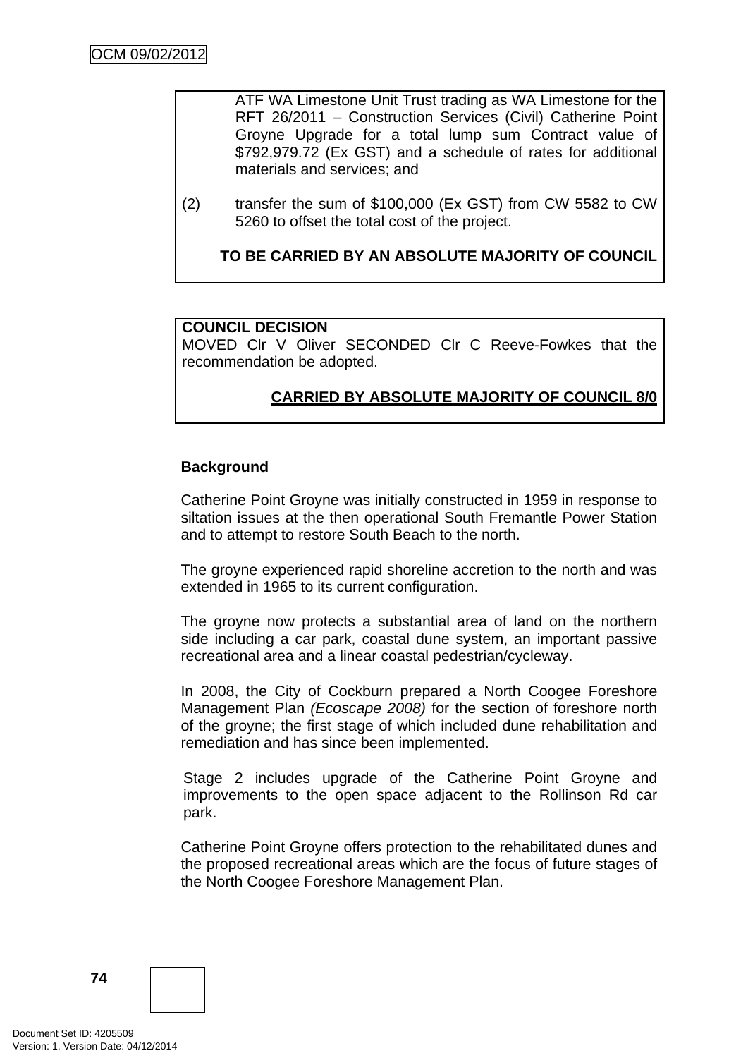ATF WA Limestone Unit Trust trading as WA Limestone for the RFT 26/2011 – Construction Services (Civil) Catherine Point Groyne Upgrade for a total lump sum Contract value of $792,979.72 (Ex GST) and a schedule of rates for additional materials and services; and

(2) transfer the sum of $100,000 (Ex GST) from CW 5582 to CW 5260 to offset the total cost of the project.

**TO BE CARRIED BY AN ABSOLUTE MAJORITY OF COUNCIL**

**COUNCIL DECISION**

MOVED Clr V Oliver SECONDED Clr C Reeve-Fowkes that the recommendation be adopted.

**CARRIED BY ABSOLUTE MAJORITY OF COUNCIL 8/0**

**Background**

Catherine Point Groyne was initially constructed in 1959 in response to siltation issues at the then operational South Fremantle Power Station and to attempt to restore South Beach to the north.

The groyne experienced rapid shoreline accretion to the north and was extended in 1965 to its current configuration.

The groyne now protects a substantial area of land on the northern side including a car park, coastal dune system, an important passive recreational area and a linear coastal pedestrian/cycleway.

In 2008, the City of Cockburn prepared a North Coogee Foreshore Management Plan *(Ecoscape 2008)* for the section of foreshore north of the groyne; the first stage of which included dune rehabilitation and remediation and has since been implemented.

Stage 2 includes upgrade of the Catherine Point Groyne and improvements to the open space adjacent to the Rollinson Rd car park.

Catherine Point Groyne offers protection to the rehabilitated dunes and the proposed recreational areas which are the focus of future stages of the North Coogee Foreshore Management Plan.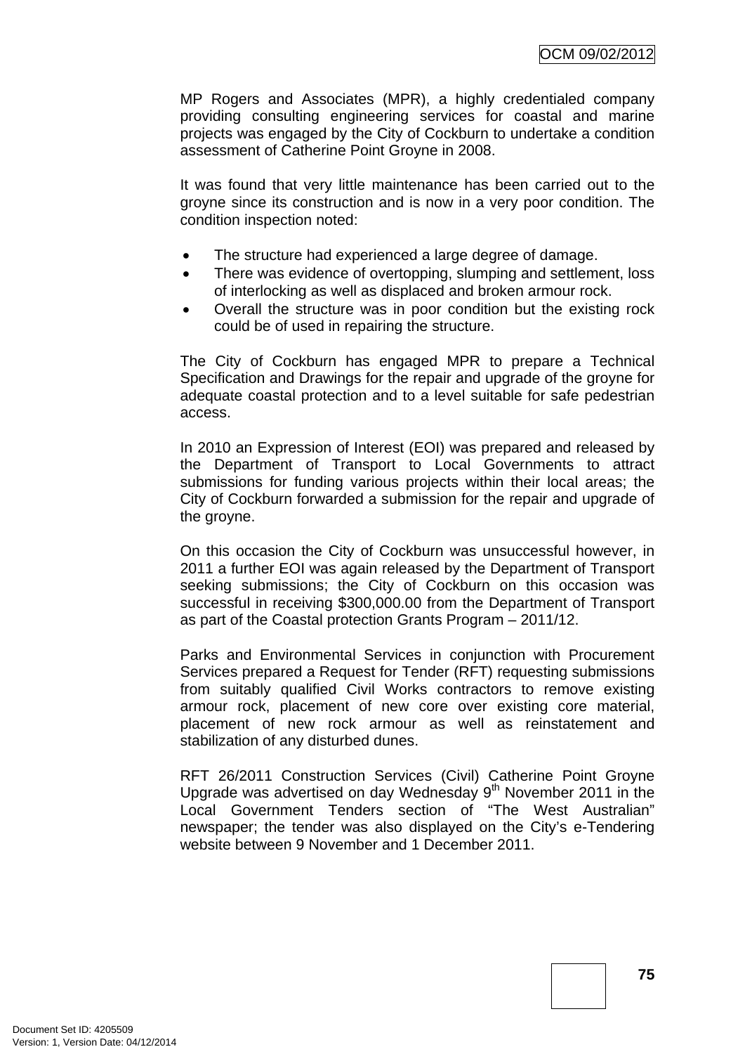MP Rogers and Associates (MPR), a highly credentialed company providing consulting engineering services for coastal and marine projects was engaged by the City of Cockburn to undertake a condition assessment of Catherine Point Groyne in 2008.

It was found that very little maintenance has been carried out to the groyne since its construction and is now in a very poor condition. The condition inspection noted:

- The structure had experienced a large degree of damage.
- There was evidence of overtopping, slumping and settlement, loss of interlocking as well as displaced and broken armour rock.
- Overall the structure was in poor condition but the existing rock could be of used in repairing the structure.

The City of Cockburn has engaged MPR to prepare a Technical Specification and Drawings for the repair and upgrade of the groyne for adequate coastal protection and to a level suitable for safe pedestrian access.

In 2010 an Expression of Interest (EOI) was prepared and released by the Department of Transport to Local Governments to attract submissions for funding various projects within their local areas; the City of Cockburn forwarded a submission for the repair and upgrade of the groyne.

On this occasion the City of Cockburn was unsuccessful however, in 2011 a further EOI was again released by the Department of Transport seeking submissions; the City of Cockburn on this occasion was successful in receiving $300,000.00 from the Department of Transport as part of the Coastal protection Grants Program – 2011/12.

Parks and Environmental Services in conjunction with Procurement Services prepared a Request for Tender (RFT) requesting submissions from suitably qualified Civil Works contractors to remove existing armour rock, placement of new core over existing core material, placement of new rock armour as well as reinstatement and stabilization of any disturbed dunes.

RFT 26/2011 Construction Services (Civil) Catherine Point Groyne Upgrade was advertised on day Wednesday 9th November 2011 in the Local Government Tenders section of "The West Australian" newspaper; the tender was also displayed on the City's e-Tendering website between 9 November and 1 December 2011.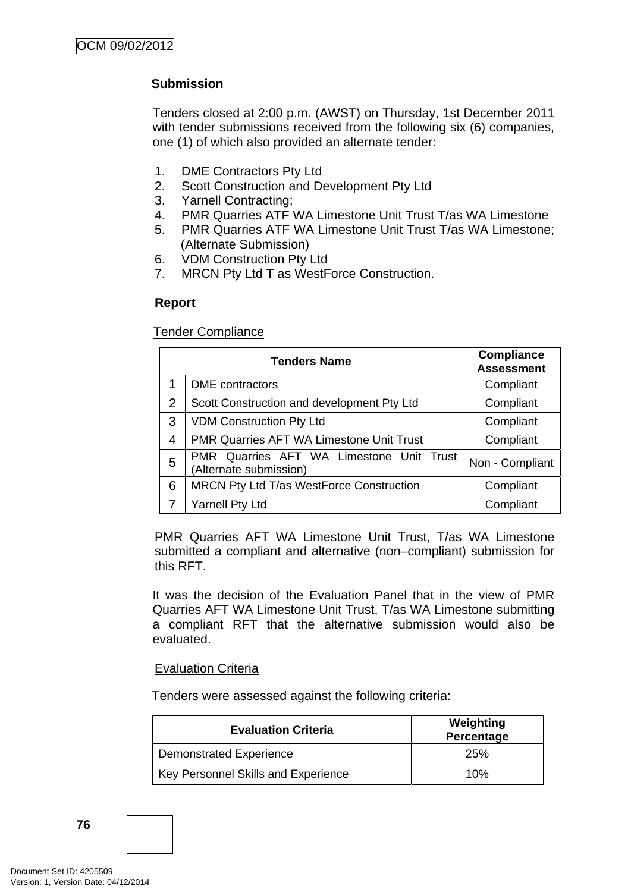**Submission**

Tenders closed at 2:00 p.m. (AWST) on Thursday, 1st December 2011 with tender submissions received from the following six (6) companies, one (1) of which also provided an alternate tender:

1. DME Contractors Pty Ltd
2. Scott Construction and Development Pty Ltd
3. Yarnell Contracting;
4. PMR Quarries ATF WA Limestone Unit Trust T/as WA Limestone
5. PMR Quarries ATF WA Limestone Unit Trust T/as WA Limestone; (Alternate Submission)
6. VDM Construction Pty Ltd
7. MRCN Pty Ltd T as WestForce Construction.

**Report**

Tender Compliance

| Tenders Name | | Compliance Assessment |
|---|---|---|
| 1 | DME contractors | Compliant |
| 2 | Scott Construction and development Pty Ltd | Compliant |
| 3 | VDM Construction Pty Ltd | Compliant |
| 4 | PMR Quarries AFT WA Limestone Unit Trust | Compliant |
| 5 | PMR Quarries AFT WA Limestone Unit Trust (Alternate submission) | Non - Compliant |
| 6 | MRCN Pty Ltd T/as WestForce Construction | Compliant |
| 7 | Yarnell Pty Ltd | Compliant |

PMR Quarries AFT WA Limestone Unit Trust, T/as WA Limestone submitted a compliant and alternative (non–compliant) submission for this RFT.

It was the decision of the Evaluation Panel that in the view of PMR Quarries AFT WA Limestone Unit Trust, T/as WA Limestone submitting a compliant RFT that the alternative submission would also be evaluated.

Evaluation Criteria

Tenders were assessed against the following criteria:

| Evaluation Criteria | Weighting Percentage |
|---|---|
| Demonstrated Experience | 25% |
| Key Personnel Skills and Experience | 10% |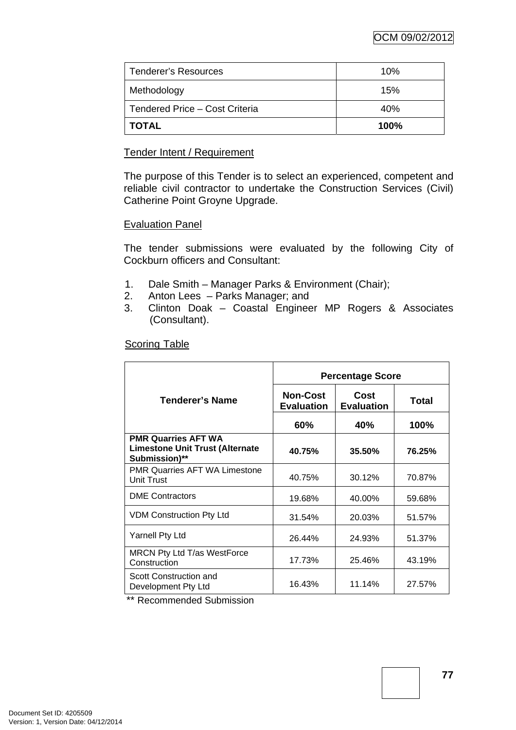| Tenderer's Resources | 10% |
|---|---|
| Methodology | 15% |
| Tendered Price – Cost Criteria | 40% |
| **TOTAL** | **100%** |

Tender Intent / Requirement

The purpose of this Tender is to select an experienced, competent and reliable civil contractor to undertake the Construction Services (Civil) Catherine Point Groyne Upgrade.

Evaluation Panel

The tender submissions were evaluated by the following City of Cockburn officers and Consultant:

1. Dale Smith – Manager Parks & Environment (Chair);
2. Anton Lees – Parks Manager; and
3. Clinton Doak – Coastal Engineer MP Rogers & Associates (Consultant).

Scoring Table

| Tenderer's Name | Percentage Score | | |
|---|---|---|---|
| | Non-Cost Evaluation | Cost Evaluation | Total |
| | 60% | 40% | 100% |
| **PMR Quarries AFT WA Limestone Unit Trust (Alternate Submission)**** | **40.75%** | **35.50%** | **76.25%** |
| PMR Quarries AFT WA Limestone Unit Trust | 40.75% | 30.12% | 70.87% |
| DME Contractors | 19.68% | 40.00% | 59.68% |
| VDM Construction Pty Ltd | 31.54% | 20.03% | 51.57% |
| Yarnell Pty Ltd | 26.44% | 24.93% | 51.37% |
| MRCN Pty Ltd T/as WestForce Construction | 17.73% | 25.46% | 43.19% |
| Scott Construction and Development Pty Ltd | 16.43% | 11.14% | 27.57% |

** Recommended Submission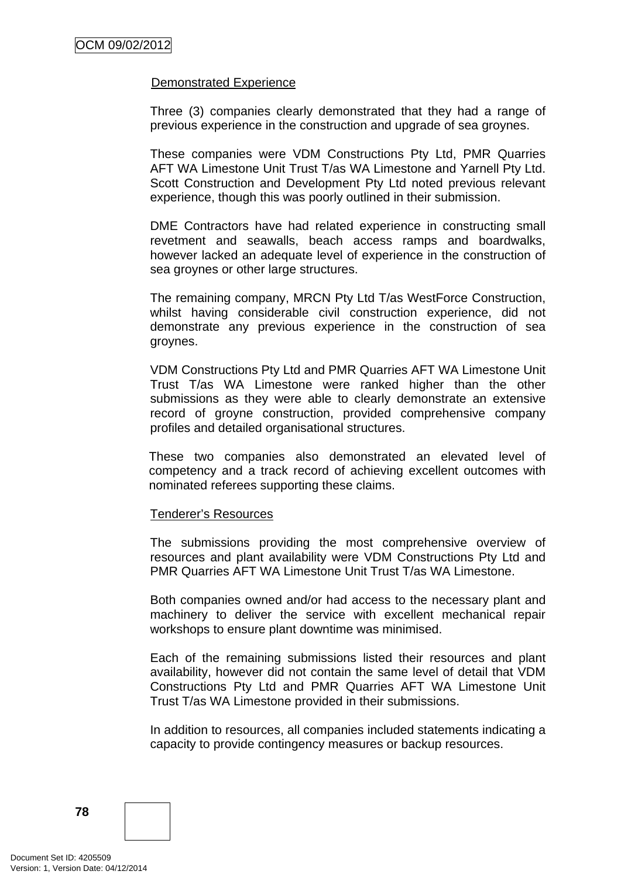Demonstrated Experience

Three (3) companies clearly demonstrated that they had a range of previous experience in the construction and upgrade of sea groynes.

These companies were VDM Constructions Pty Ltd, PMR Quarries AFT WA Limestone Unit Trust T/as WA Limestone and Yarnell Pty Ltd. Scott Construction and Development Pty Ltd noted previous relevant experience, though this was poorly outlined in their submission.

DME Contractors have had related experience in constructing small revetment and seawalls, beach access ramps and boardwalks, however lacked an adequate level of experience in the construction of sea groynes or other large structures.

The remaining company, MRCN Pty Ltd T/as WestForce Construction, whilst having considerable civil construction experience, did not demonstrate any previous experience in the construction of sea groynes.

VDM Constructions Pty Ltd and PMR Quarries AFT WA Limestone Unit Trust T/as WA Limestone were ranked higher than the other submissions as they were able to clearly demonstrate an extensive record of groyne construction, provided comprehensive company profiles and detailed organisational structures.

These two companies also demonstrated an elevated level of competency and a track record of achieving excellent outcomes with nominated referees supporting these claims.

Tenderer's Resources

The submissions providing the most comprehensive overview of resources and plant availability were VDM Constructions Pty Ltd and PMR Quarries AFT WA Limestone Unit Trust T/as WA Limestone.

Both companies owned and/or had access to the necessary plant and machinery to deliver the service with excellent mechanical repair workshops to ensure plant downtime was minimised.

Each of the remaining submissions listed their resources and plant availability, however did not contain the same level of detail that VDM Constructions Pty Ltd and PMR Quarries AFT WA Limestone Unit Trust T/as WA Limestone provided in their submissions.

In addition to resources, all companies included statements indicating a capacity to provide contingency measures or backup resources.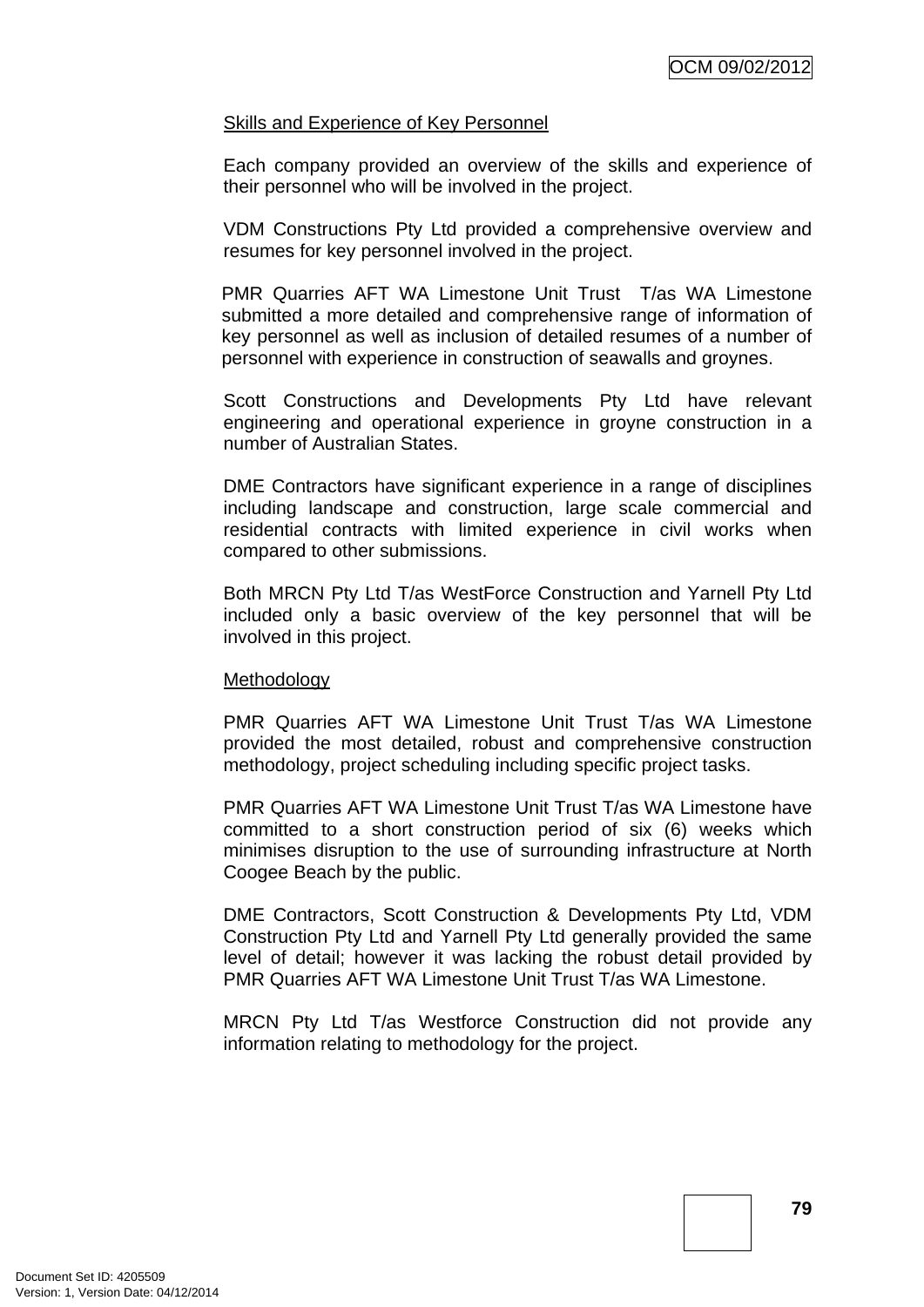Skills and Experience of Key Personnel

Each company provided an overview of the skills and experience of their personnel who will be involved in the project.

VDM Constructions Pty Ltd provided a comprehensive overview and resumes for key personnel involved in the project.

PMR Quarries AFT WA Limestone Unit Trust T/as WA Limestone submitted a more detailed and comprehensive range of information of key personnel as well as inclusion of detailed resumes of a number of personnel with experience in construction of seawalls and groynes.

Scott Constructions and Developments Pty Ltd have relevant engineering and operational experience in groyne construction in a number of Australian States.

DME Contractors have significant experience in a range of disciplines including landscape and construction, large scale commercial and residential contracts with limited experience in civil works when compared to other submissions.

Both MRCN Pty Ltd T/as WestForce Construction and Yarnell Pty Ltd included only a basic overview of the key personnel that will be involved in this project.

Methodology

PMR Quarries AFT WA Limestone Unit Trust T/as WA Limestone provided the most detailed, robust and comprehensive construction methodology, project scheduling including specific project tasks.

PMR Quarries AFT WA Limestone Unit Trust T/as WA Limestone have committed to a short construction period of six (6) weeks which minimises disruption to the use of surrounding infrastructure at North Coogee Beach by the public.

DME Contractors, Scott Construction & Developments Pty Ltd, VDM Construction Pty Ltd and Yarnell Pty Ltd generally provided the same level of detail; however it was lacking the robust detail provided by PMR Quarries AFT WA Limestone Unit Trust T/as WA Limestone.

MRCN Pty Ltd T/as Westforce Construction did not provide any information relating to methodology for the project.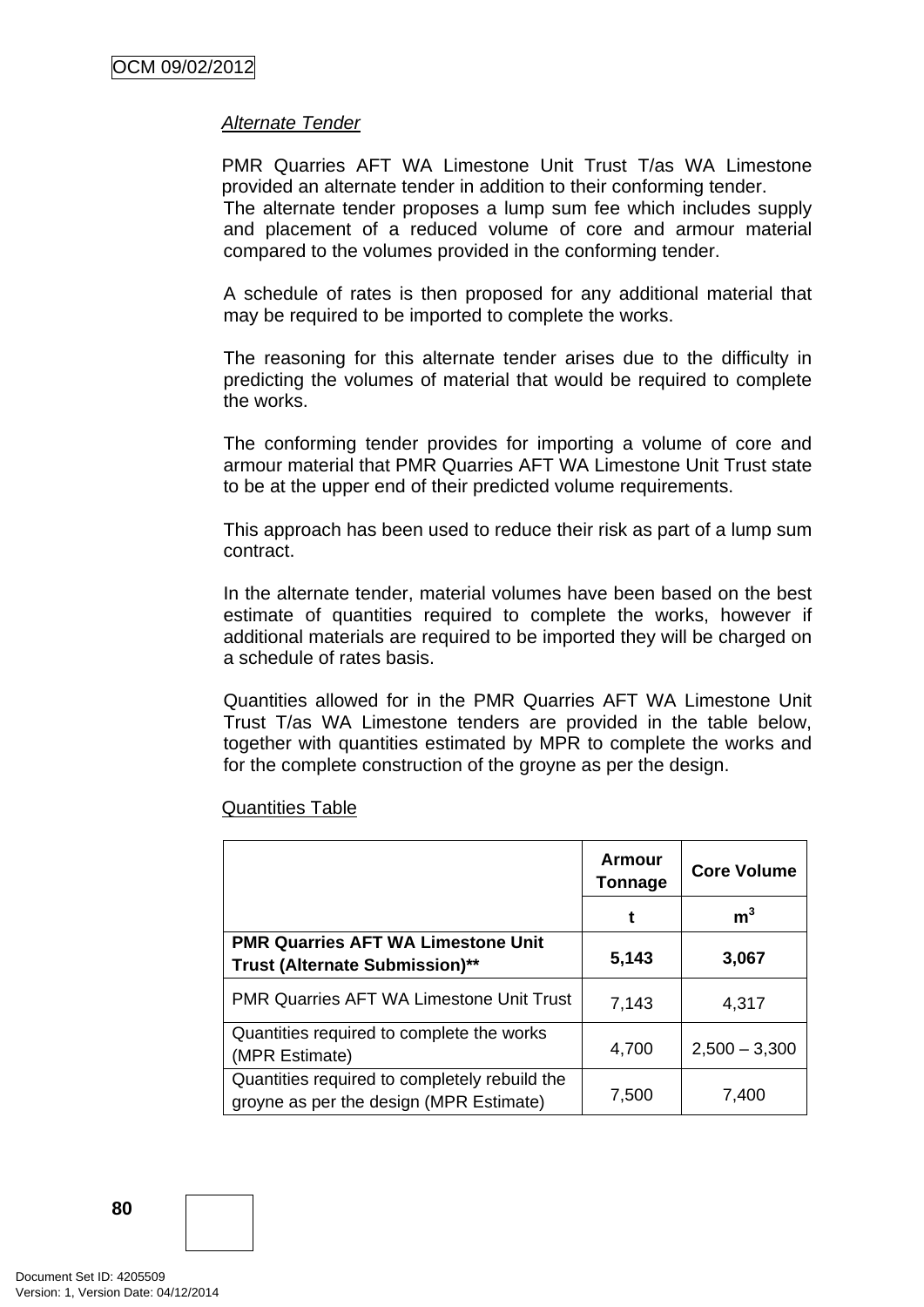*Alternate Tender*

PMR Quarries AFT WA Limestone Unit Trust T/as WA Limestone provided an alternate tender in addition to their conforming tender. The alternate tender proposes a lump sum fee which includes supply and placement of a reduced volume of core and armour material compared to the volumes provided in the conforming tender.

A schedule of rates is then proposed for any additional material that may be required to be imported to complete the works.

The reasoning for this alternate tender arises due to the difficulty in predicting the volumes of material that would be required to complete the works.

The conforming tender provides for importing a volume of core and armour material that PMR Quarries AFT WA Limestone Unit Trust state to be at the upper end of their predicted volume requirements.

This approach has been used to reduce their risk as part of a lump sum contract.

In the alternate tender, material volumes have been based on the best estimate of quantities required to complete the works, however if additional materials are required to be imported they will be charged on a schedule of rates basis.

Quantities allowed for in the PMR Quarries AFT WA Limestone Unit Trust T/as WA Limestone tenders are provided in the table below, together with quantities estimated by MPR to complete the works and for the complete construction of the groyne as per the design.

Quantities Table

| | Armour Tonnage | Core Volume |
|---|---|---|
| | t | $m^3$ |
| **PMR Quarries AFT WA Limestone Unit Trust (Alternate Submission)**** | **5,143** | **3,067** |
| PMR Quarries AFT WA Limestone Unit Trust | 7,143 | 4,317 |
| Quantities required to complete the works (MPR Estimate) | 4,700 | 2,500 – 3,300 |
| Quantities required to completely rebuild the groyne as per the design (MPR Estimate) | 7,500 | 7,400 |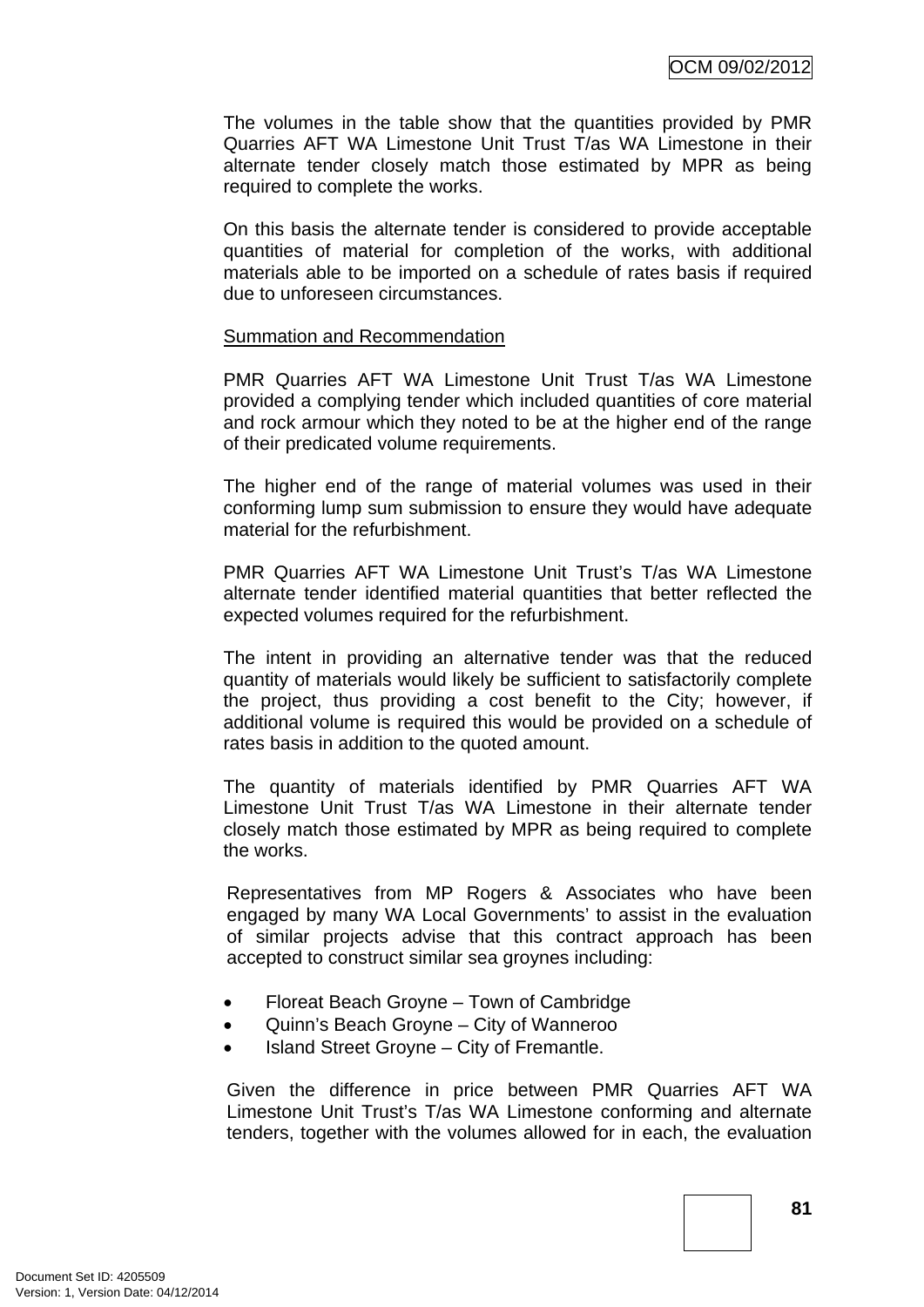The volumes in the table show that the quantities provided by PMR Quarries AFT WA Limestone Unit Trust T/as WA Limestone in their alternate tender closely match those estimated by MPR as being required to complete the works.

On this basis the alternate tender is considered to provide acceptable quantities of material for completion of the works, with additional materials able to be imported on a schedule of rates basis if required due to unforeseen circumstances.

Summation and Recommendation

PMR Quarries AFT WA Limestone Unit Trust T/as WA Limestone provided a complying tender which included quantities of core material and rock armour which they noted to be at the higher end of the range of their predicated volume requirements.

The higher end of the range of material volumes was used in their conforming lump sum submission to ensure they would have adequate material for the refurbishment.

PMR Quarries AFT WA Limestone Unit Trust's T/as WA Limestone alternate tender identified material quantities that better reflected the expected volumes required for the refurbishment.

The intent in providing an alternative tender was that the reduced quantity of materials would likely be sufficient to satisfactorily complete the project, thus providing a cost benefit to the City; however, if additional volume is required this would be provided on a schedule of rates basis in addition to the quoted amount.

The quantity of materials identified by PMR Quarries AFT WA Limestone Unit Trust T/as WA Limestone in their alternate tender closely match those estimated by MPR as being required to complete the works.

Representatives from MP Rogers & Associates who have been engaged by many WA Local Governments' to assist in the evaluation of similar projects advise that this contract approach has been accepted to construct similar sea groynes including:

- Floreat Beach Groyne – Town of Cambridge
- Quinn's Beach Groyne – City of Wanneroo
- Island Street Groyne – City of Fremantle.

Given the difference in price between PMR Quarries AFT WA Limestone Unit Trust's T/as WA Limestone conforming and alternate tenders, together with the volumes allowed for in each, the evaluation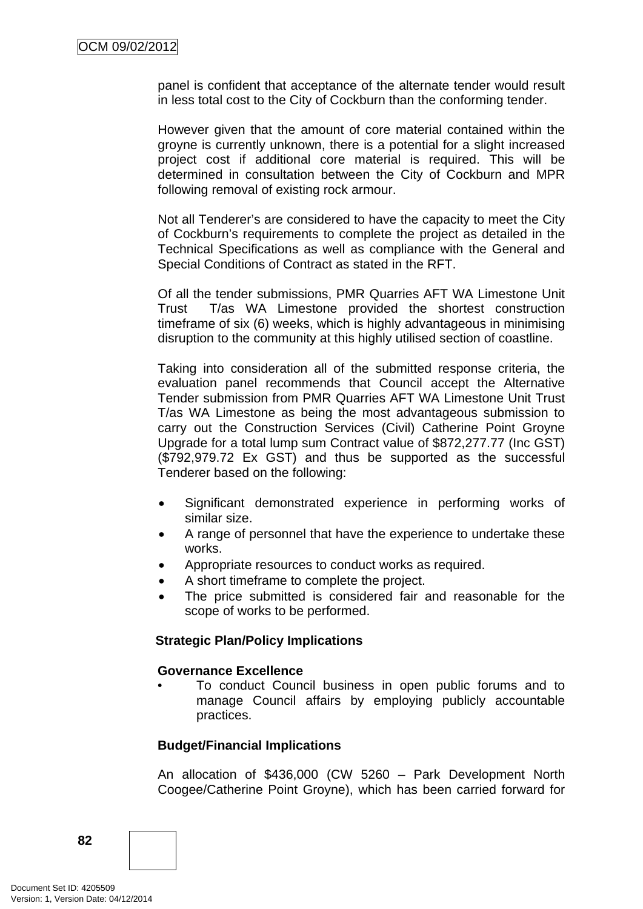panel is confident that acceptance of the alternate tender would result in less total cost to the City of Cockburn than the conforming tender.

However given that the amount of core material contained within the groyne is currently unknown, there is a potential for a slight increased project cost if additional core material is required. This will be determined in consultation between the City of Cockburn and MPR following removal of existing rock armour.

Not all Tenderer's are considered to have the capacity to meet the City of Cockburn's requirements to complete the project as detailed in the Technical Specifications as well as compliance with the General and Special Conditions of Contract as stated in the RFT.

Of all the tender submissions, PMR Quarries AFT WA Limestone Unit Trust T/as WA Limestone provided the shortest construction timeframe of six (6) weeks, which is highly advantageous in minimising disruption to the community at this highly utilised section of coastline.

Taking into consideration all of the submitted response criteria, the evaluation panel recommends that Council accept the Alternative Tender submission from PMR Quarries AFT WA Limestone Unit Trust T/as WA Limestone as being the most advantageous submission to carry out the Construction Services (Civil) Catherine Point Groyne Upgrade for a total lump sum Contract value of $872,277.77 (Inc GST) ($792,979.72 Ex GST) and thus be supported as the successful Tenderer based on the following:

- Significant demonstrated experience in performing works of similar size.
- A range of personnel that have the experience to undertake these works.
- Appropriate resources to conduct works as required.
- A short timeframe to complete the project.
- The price submitted is considered fair and reasonable for the scope of works to be performed.

**Strategic Plan/Policy Implications**

**Governance Excellence**

- To conduct Council business in open public forums and to manage Council affairs by employing publicly accountable practices.

**Budget/Financial Implications**

An allocation of $436,000 (CW 5260 – Park Development North Coogee/Catherine Point Groyne), which has been carried forward for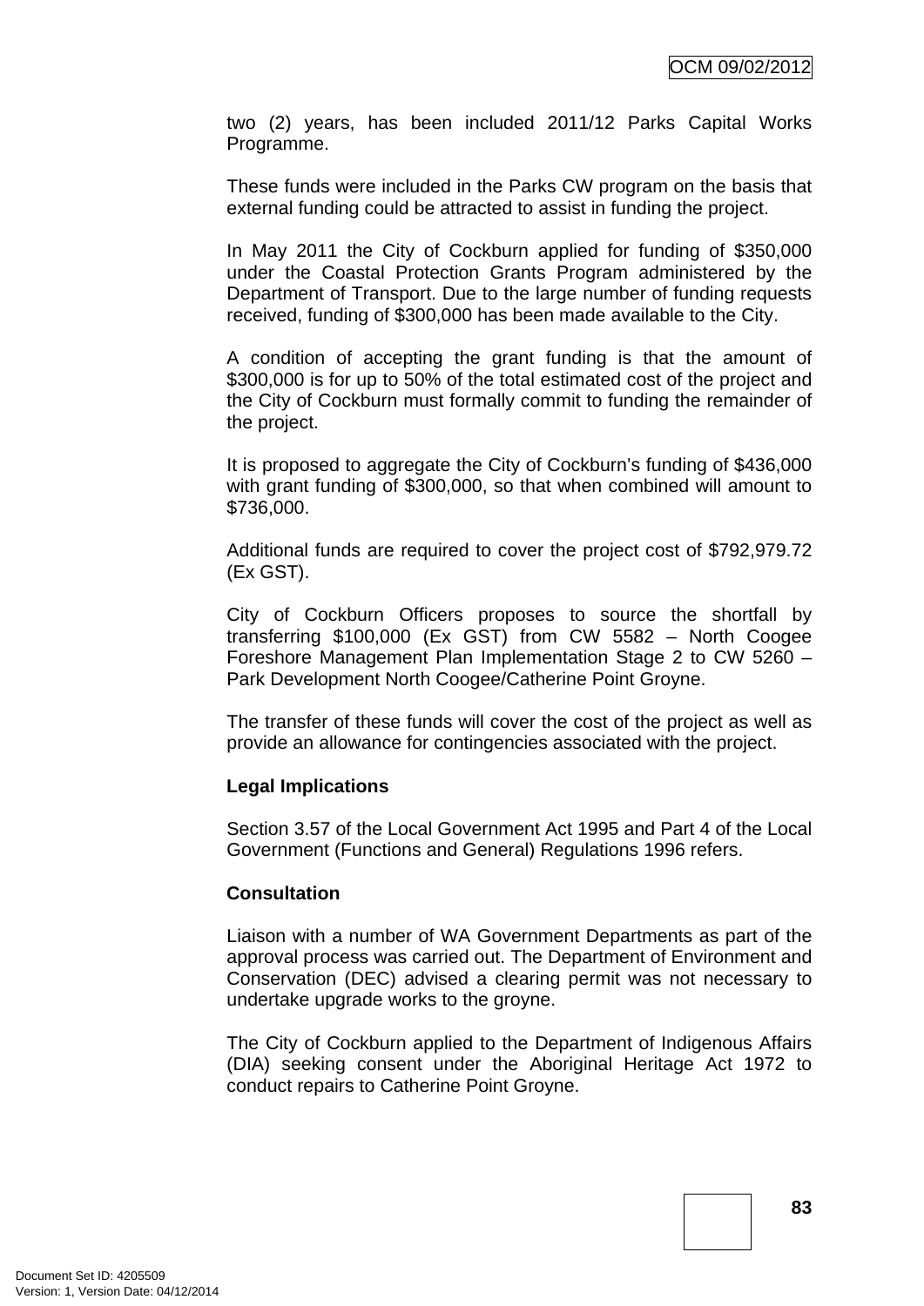two (2) years, has been included 2011/12 Parks Capital Works Programme.

These funds were included in the Parks CW program on the basis that external funding could be attracted to assist in funding the project.

In May 2011 the City of Cockburn applied for funding of $350,000 under the Coastal Protection Grants Program administered by the Department of Transport. Due to the large number of funding requests received, funding of $300,000 has been made available to the City.

A condition of accepting the grant funding is that the amount of $300,000 is for up to 50% of the total estimated cost of the project and the City of Cockburn must formally commit to funding the remainder of the project.

It is proposed to aggregate the City of Cockburn's funding of $436,000 with grant funding of $300,000, so that when combined will amount to $736,000.

Additional funds are required to cover the project cost of $792,979.72 (Ex GST).

City of Cockburn Officers proposes to source the shortfall by transferring $100,000 (Ex GST) from CW 5582 – North Coogee Foreshore Management Plan Implementation Stage 2 to CW 5260 – Park Development North Coogee/Catherine Point Groyne.

The transfer of these funds will cover the cost of the project as well as provide an allowance for contingencies associated with the project.

**Legal Implications**

Section 3.57 of the Local Government Act 1995 and Part 4 of the Local Government (Functions and General) Regulations 1996 refers.

**Consultation**

Liaison with a number of WA Government Departments as part of the approval process was carried out. The Department of Environment and Conservation (DEC) advised a clearing permit was not necessary to undertake upgrade works to the groyne.

The City of Cockburn applied to the Department of Indigenous Affairs (DIA) seeking consent under the Aboriginal Heritage Act 1972 to conduct repairs to Catherine Point Groyne.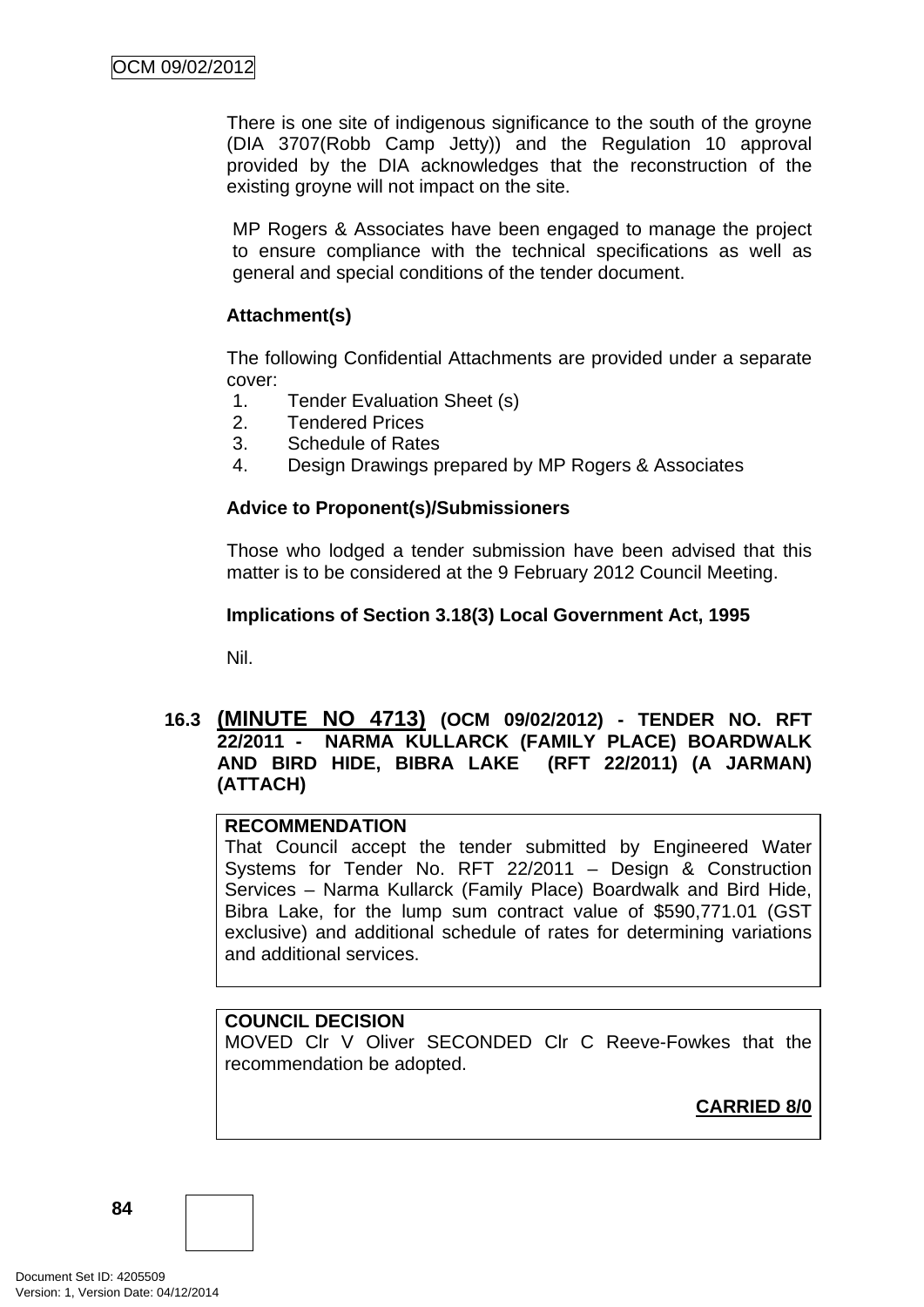There is one site of indigenous significance to the south of the groyne (DIA 3707(Robb Camp Jetty)) and the Regulation 10 approval provided by the DIA acknowledges that the reconstruction of the existing groyne will not impact on the site.

MP Rogers & Associates have been engaged to manage the project to ensure compliance with the technical specifications as well as general and special conditions of the tender document.

**Attachment(s)**

The following Confidential Attachments are provided under a separate cover:

1. Tender Evaluation Sheet (s)
2. Tendered Prices
3. Schedule of Rates
4. Design Drawings prepared by MP Rogers & Associates

**Advice to Proponent(s)/Submissioners**

Those who lodged a tender submission have been advised that this matter is to be considered at the 9 February 2012 Council Meeting.

**Implications of Section 3.18(3) Local Government Act, 1995**

Nil.

### 16.3 (MINUTE NO 4713) (OCM 09/02/2012) - TENDER NO. RFT 22/2011 - NARMA KULLARCK (FAMILY PLACE) BOARDWALK AND BIRD HIDE, BIBRA LAKE (RFT 22/2011) (A JARMAN) (ATTACH)

**RECOMMENDATION**
That Council accept the tender submitted by Engineered Water Systems for Tender No. RFT 22/2011 – Design & Construction Services – Narma Kullarck (Family Place) Boardwalk and Bird Hide, Bibra Lake, for the lump sum contract value of $590,771.01 (GST exclusive) and additional schedule of rates for determining variations and additional services.

**COUNCIL DECISION**
MOVED Clr V Oliver SECONDED Clr C Reeve-Fowkes that the recommendation be adopted.

**CARRIED 8/0**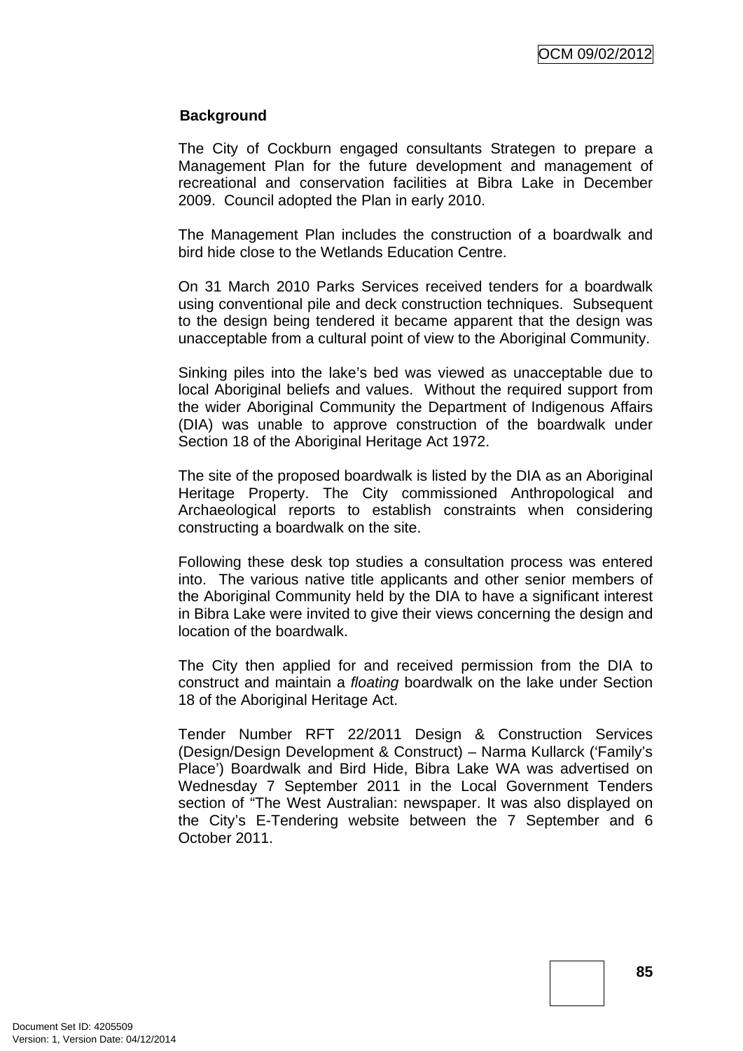## Background

The City of Cockburn engaged consultants Strategen to prepare a Management Plan for the future development and management of recreational and conservation facilities at Bibra Lake in December 2009. Council adopted the Plan in early 2010.

The Management Plan includes the construction of a boardwalk and bird hide close to the Wetlands Education Centre.

On 31 March 2010 Parks Services received tenders for a boardwalk using conventional pile and deck construction techniques. Subsequent to the design being tendered it became apparent that the design was unacceptable from a cultural point of view to the Aboriginal Community.

Sinking piles into the lake's bed was viewed as unacceptable due to local Aboriginal beliefs and values. Without the required support from the wider Aboriginal Community the Department of Indigenous Affairs (DIA) was unable to approve construction of the boardwalk under Section 18 of the Aboriginal Heritage Act 1972.

The site of the proposed boardwalk is listed by the DIA as an Aboriginal Heritage Property. The City commissioned Anthropological and Archaeological reports to establish constraints when considering constructing a boardwalk on the site.

Following these desk top studies a consultation process was entered into. The various native title applicants and other senior members of the Aboriginal Community held by the DIA to have a significant interest in Bibra Lake were invited to give their views concerning the design and location of the boardwalk.

The City then applied for and received permission from the DIA to construct and maintain a *floating* boardwalk on the lake under Section 18 of the Aboriginal Heritage Act.

Tender Number RFT 22/2011 Design & Construction Services (Design/Design Development & Construct) – Narma Kullarck ('Family's Place') Boardwalk and Bird Hide, Bibra Lake WA was advertised on Wednesday 7 September 2011 in the Local Government Tenders section of "The West Australian: newspaper. It was also displayed on the City's E-Tendering website between the 7 September and 6 October 2011.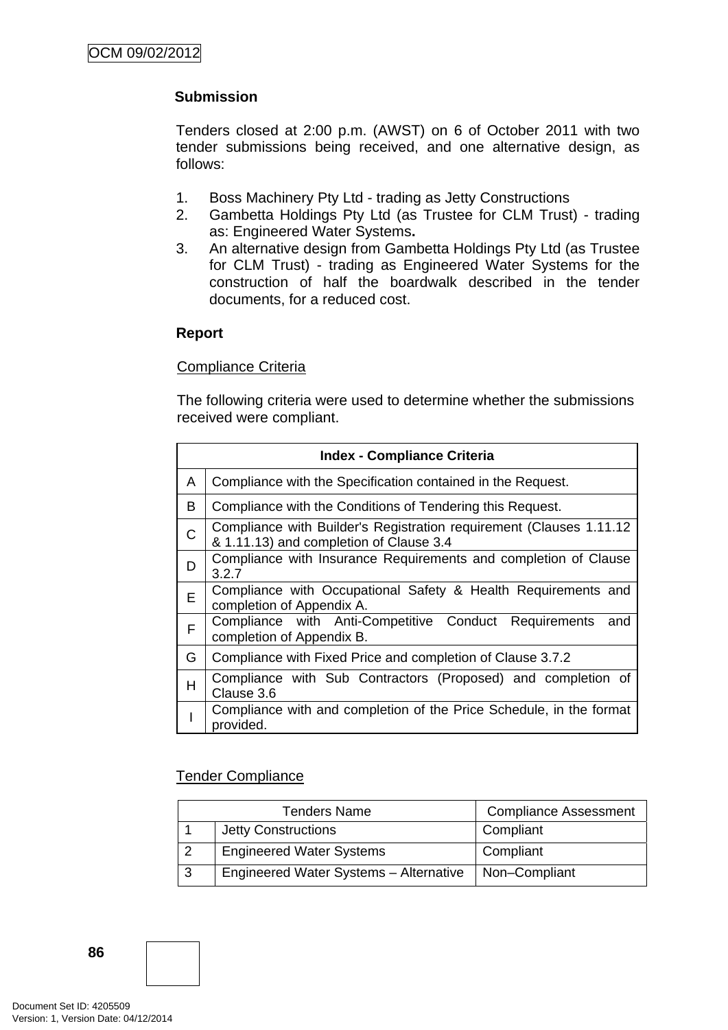**Submission**

Tenders closed at 2:00 p.m. (AWST) on 6 of October 2011 with two tender submissions being received, and one alternative design, as follows:

1. Boss Machinery Pty Ltd - trading as Jetty Constructions
2. Gambetta Holdings Pty Ltd (as Trustee for CLM Trust) - trading as: Engineered Water Systems**.**
3. An alternative design from Gambetta Holdings Pty Ltd (as Trustee for CLM Trust) - trading as Engineered Water Systems for the construction of half the boardwalk described in the tender documents, for a reduced cost.

**Report**

Compliance Criteria

The following criteria were used to determine whether the submissions received were compliant.

| Index - Compliance Criteria | |
|---|---|
| A | Compliance with the Specification contained in the Request. |
| B | Compliance with the Conditions of Tendering this Request. |
| C | Compliance with Builder's Registration requirement (Clauses 1.11.12 & 1.11.13) and completion of Clause 3.4 |
| D | Compliance with Insurance Requirements and completion of Clause 3.2.7 |
| E | Compliance with Occupational Safety & Health Requirements and completion of Appendix A. |
| F | Compliance with Anti-Competitive Conduct Requirements and completion of Appendix B. |
| G | Compliance with Fixed Price and completion of Clause 3.7.2 |
| H | Compliance with Sub Contractors (Proposed) and completion of Clause 3.6 |
| I | Compliance with and completion of the Price Schedule, in the format provided. |

Tender Compliance

| Tenders Name | | Compliance Assessment |
|---|---|---|
| 1 | Jetty Constructions | Compliant |
| 2 | Engineered Water Systems | Compliant |
| 3 | Engineered Water Systems – Alternative | Non–Compliant |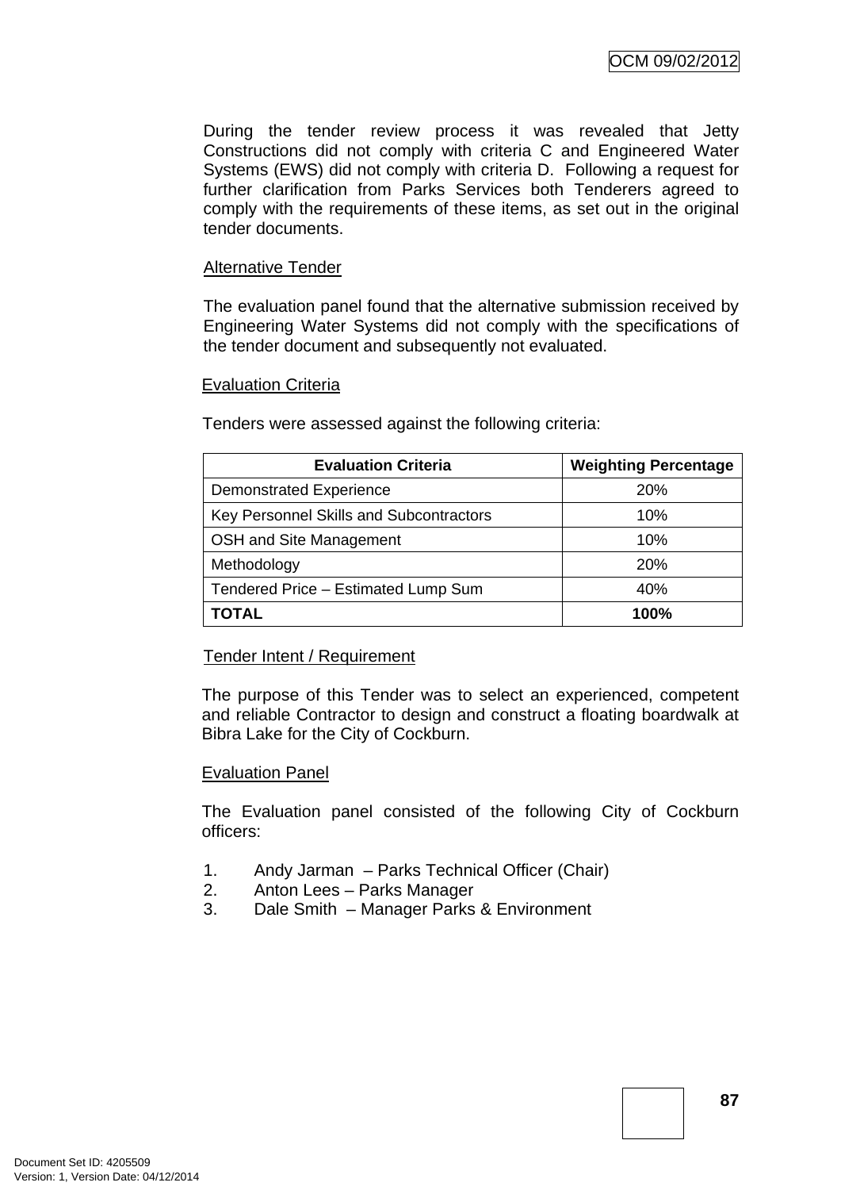During the tender review process it was revealed that Jetty Constructions did not comply with criteria C and Engineered Water Systems (EWS) did not comply with criteria D. Following a request for further clarification from Parks Services both Tenderers agreed to comply with the requirements of these items, as set out in the original tender documents.

Alternative Tender

The evaluation panel found that the alternative submission received by Engineering Water Systems did not comply with the specifications of the tender document and subsequently not evaluated.

Evaluation Criteria

Tenders were assessed against the following criteria:

| Evaluation Criteria | Weighting Percentage |
|---|---|
| Demonstrated Experience | 20% |
| Key Personnel Skills and Subcontractors | 10% |
| OSH and Site Management | 10% |
| Methodology | 20% |
| Tendered Price – Estimated Lump Sum | 40% |
| **TOTAL** | **100%** |

Tender Intent / Requirement

The purpose of this Tender was to select an experienced, competent and reliable Contractor to design and construct a floating boardwalk at Bibra Lake for the City of Cockburn.

Evaluation Panel

The Evaluation panel consisted of the following City of Cockburn officers:

1. Andy Jarman – Parks Technical Officer (Chair)
2. Anton Lees – Parks Manager
3. Dale Smith – Manager Parks & Environment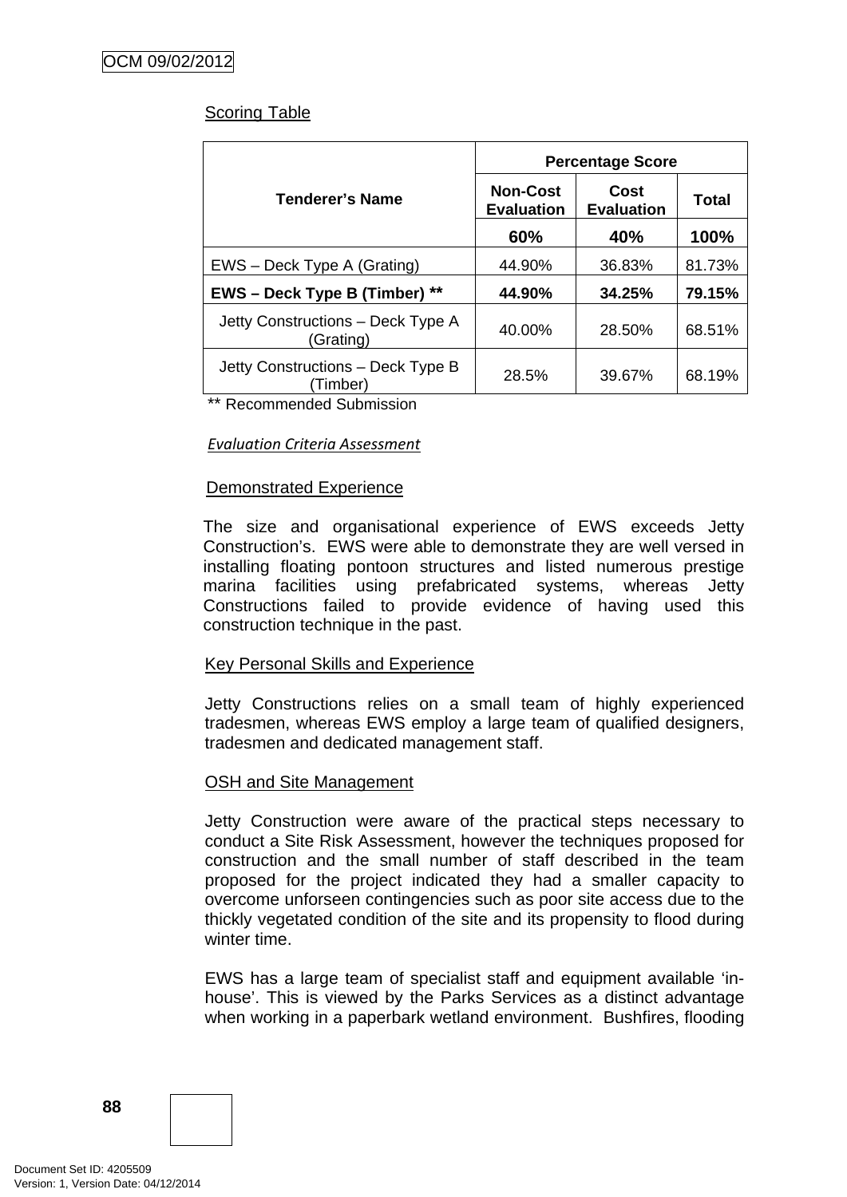Scoring Table

| Tenderer's Name | Percentage Score | | |
|---|---|---|---|
| | Non-Cost Evaluation | Cost Evaluation | Total |
| | **60%** | **40%** | **100%** |
| EWS – Deck Type A (Grating) | 44.90% | 36.83% | 81.73% |
| **EWS – Deck Type B (Timber) \*\*** | **44.90%** | **34.25%** | **79.15%** |
| Jetty Constructions – Deck Type A (Grating) | 40.00% | 28.50% | 68.51% |
| Jetty Constructions – Deck Type B (Timber) | 28.5% | 39.67% | 68.19% |

** Recommended Submission

*Evaluation Criteria Assessment*

Demonstrated Experience

The size and organisational experience of EWS exceeds Jetty Construction's. EWS were able to demonstrate they are well versed in installing floating pontoon structures and listed numerous prestige marina facilities using prefabricated systems, whereas Jetty Constructions failed to provide evidence of having used this construction technique in the past.

Key Personal Skills and Experience

Jetty Constructions relies on a small team of highly experienced tradesmen, whereas EWS employ a large team of qualified designers, tradesmen and dedicated management staff.

OSH and Site Management

Jetty Construction were aware of the practical steps necessary to conduct a Site Risk Assessment, however the techniques proposed for construction and the small number of staff described in the team proposed for the project indicated they had a smaller capacity to overcome unforseen contingencies such as poor site access due to the thickly vegetated condition of the site and its propensity to flood during winter time.

EWS has a large team of specialist staff and equipment available 'in-house'. This is viewed by the Parks Services as a distinct advantage when working in a paperbark wetland environment. Bushfires, flooding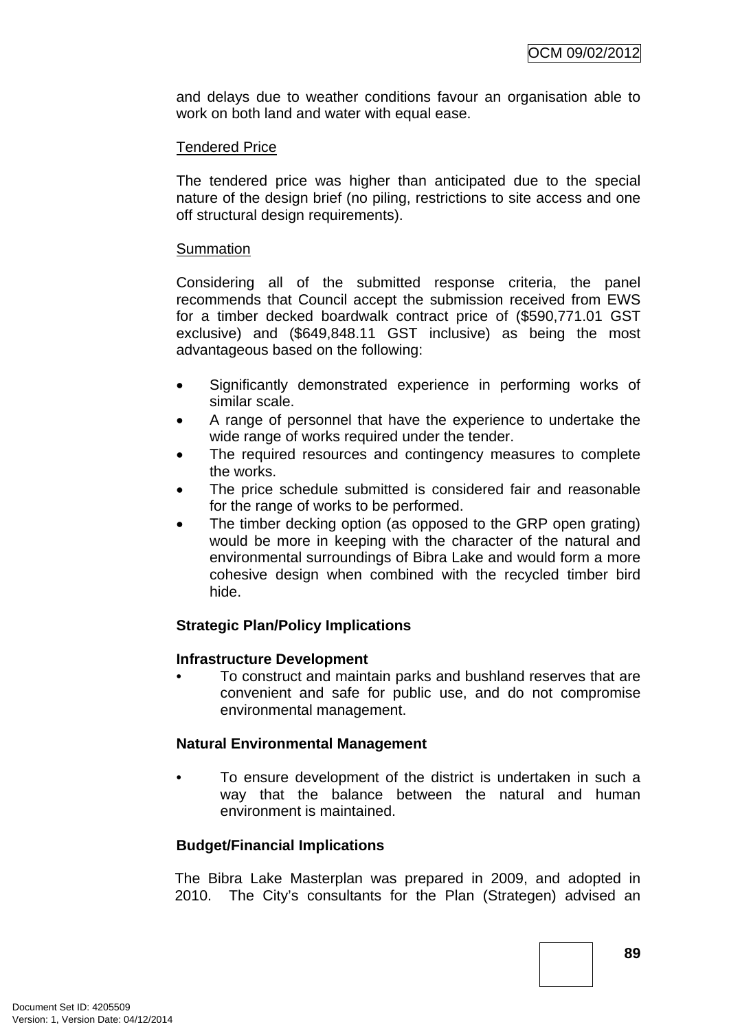and delays due to weather conditions favour an organisation able to work on both land and water with equal ease.

Tendered Price

The tendered price was higher than anticipated due to the special nature of the design brief (no piling, restrictions to site access and one off structural design requirements).

Summation

Considering all of the submitted response criteria, the panel recommends that Council accept the submission received from EWS for a timber decked boardwalk contract price of ($590,771.01 GST exclusive) and ($649,848.11 GST inclusive) as being the most advantageous based on the following:

- Significantly demonstrated experience in performing works of similar scale.
- A range of personnel that have the experience to undertake the wide range of works required under the tender.
- The required resources and contingency measures to complete the works.
- The price schedule submitted is considered fair and reasonable for the range of works to be performed.
- The timber decking option (as opposed to the GRP open grating) would be more in keeping with the character of the natural and environmental surroundings of Bibra Lake and would form a more cohesive design when combined with the recycled timber bird hide.

**Strategic Plan/Policy Implications**

**Infrastructure Development**

- To construct and maintain parks and bushland reserves that are convenient and safe for public use, and do not compromise environmental management.

**Natural Environmental Management**

- To ensure development of the district is undertaken in such a way that the balance between the natural and human environment is maintained.

**Budget/Financial Implications**

The Bibra Lake Masterplan was prepared in 2009, and adopted in 2010. The City's consultants for the Plan (Strategen) advised an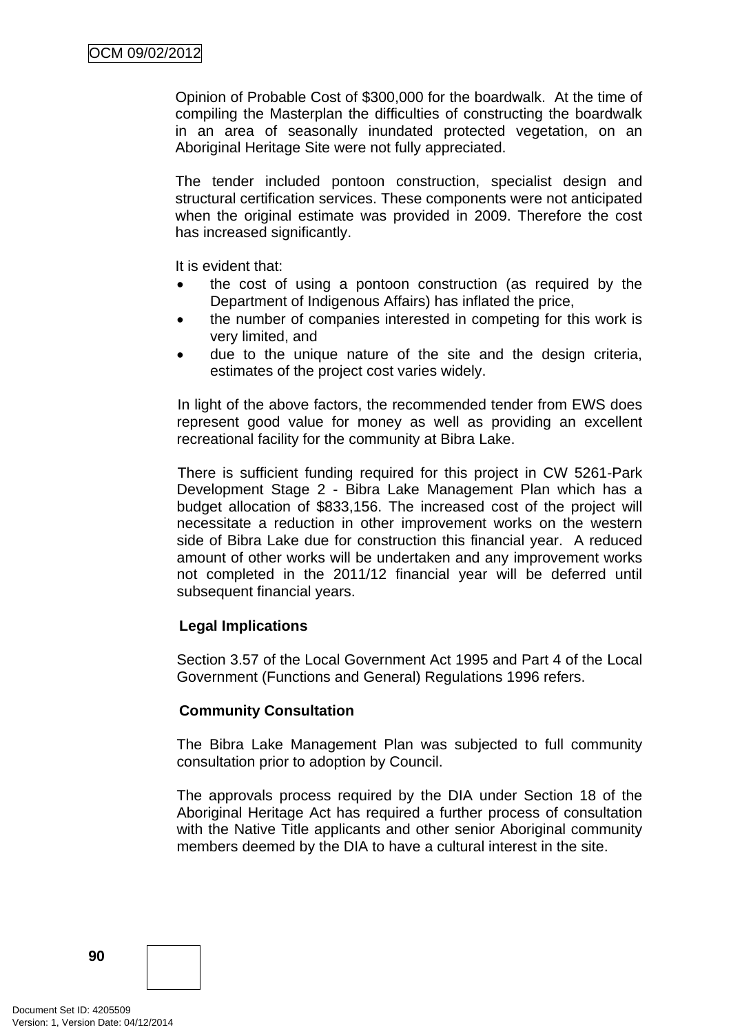Opinion of Probable Cost of $300,000 for the boardwalk. At the time of compiling the Masterplan the difficulties of constructing the boardwalk in an area of seasonally inundated protected vegetation, on an Aboriginal Heritage Site were not fully appreciated.

The tender included pontoon construction, specialist design and structural certification services. These components were not anticipated when the original estimate was provided in 2009. Therefore the cost has increased significantly.

It is evident that:

- the cost of using a pontoon construction (as required by the Department of Indigenous Affairs) has inflated the price,
- the number of companies interested in competing for this work is very limited, and
- due to the unique nature of the site and the design criteria, estimates of the project cost varies widely.

In light of the above factors, the recommended tender from EWS does represent good value for money as well as providing an excellent recreational facility for the community at Bibra Lake.

There is sufficient funding required for this project in CW 5261-Park Development Stage 2 - Bibra Lake Management Plan which has a budget allocation of $833,156. The increased cost of the project will necessitate a reduction in other improvement works on the western side of Bibra Lake due for construction this financial year. A reduced amount of other works will be undertaken and any improvement works not completed in the 2011/12 financial year will be deferred until subsequent financial years.

**Legal Implications**

Section 3.57 of the Local Government Act 1995 and Part 4 of the Local Government (Functions and General) Regulations 1996 refers.

**Community Consultation**

The Bibra Lake Management Plan was subjected to full community consultation prior to adoption by Council.

The approvals process required by the DIA under Section 18 of the Aboriginal Heritage Act has required a further process of consultation with the Native Title applicants and other senior Aboriginal community members deemed by the DIA to have a cultural interest in the site.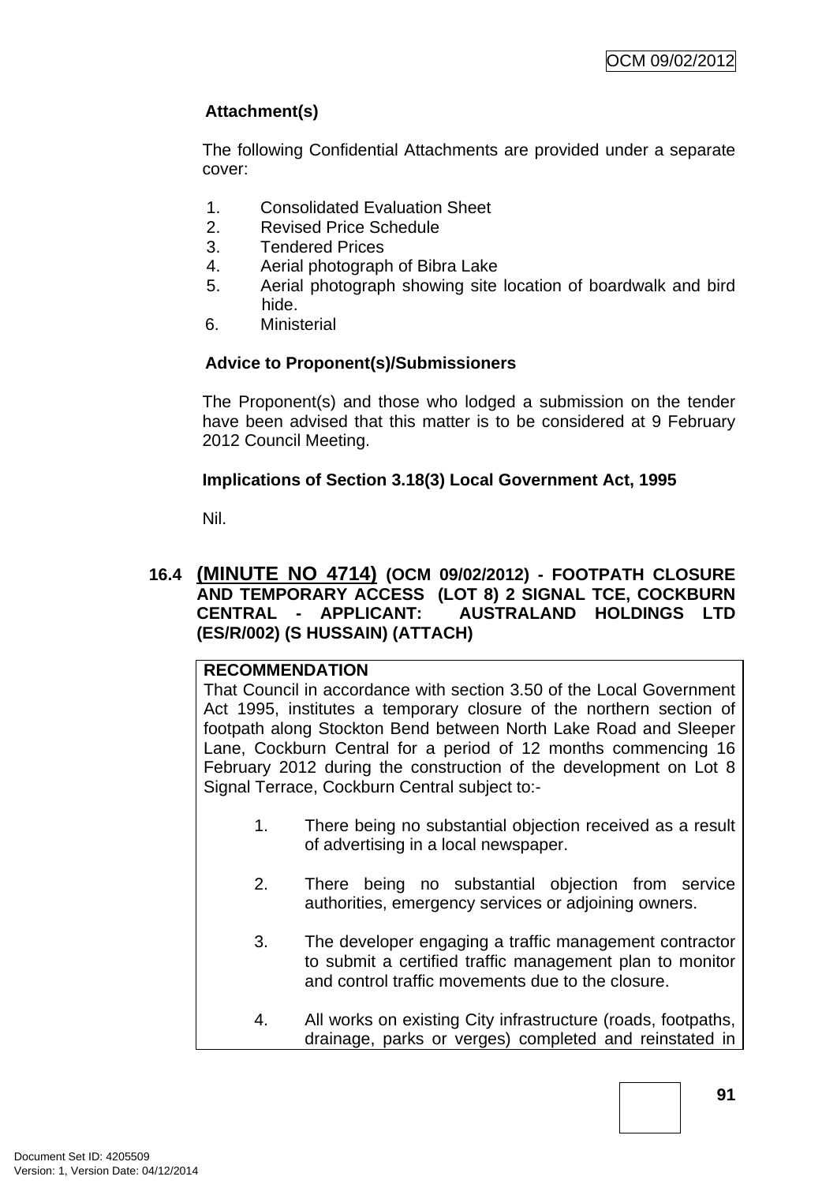**Attachment(s)**

The following Confidential Attachments are provided under a separate cover:

1. Consolidated Evaluation Sheet
2. Revised Price Schedule
3. Tendered Prices
4. Aerial photograph of Bibra Lake
5. Aerial photograph showing site location of boardwalk and bird hide.
6. Ministerial

**Advice to Proponent(s)/Submissioners**

The Proponent(s) and those who lodged a submission on the tender have been advised that this matter is to be considered at 9 February 2012 Council Meeting.

**Implications of Section 3.18(3) Local Government Act, 1995**

Nil.

### 16.4 (MINUTE NO 4714) (OCM 09/02/2012) - FOOTPATH CLOSURE AND TEMPORARY ACCESS (LOT 8) 2 SIGNAL TCE, COCKBURN CENTRAL - APPLICANT: AUSTRALAND HOLDINGS LTD (ES/R/002) (S HUSSAIN) (ATTACH)

**RECOMMENDATION**

That Council in accordance with section 3.50 of the Local Government Act 1995, institutes a temporary closure of the northern section of footpath along Stockton Bend between North Lake Road and Sleeper Lane, Cockburn Central for a period of 12 months commencing 16 February 2012 during the construction of the development on Lot 8 Signal Terrace, Cockburn Central subject to:-

1. There being no substantial objection received as a result of advertising in a local newspaper.

2. There being no substantial objection from service authorities, emergency services or adjoining owners.

3. The developer engaging a traffic management contractor to submit a certified traffic management plan to monitor and control traffic movements due to the closure.

4. All works on existing City infrastructure (roads, footpaths, drainage, parks or verges) completed and reinstated in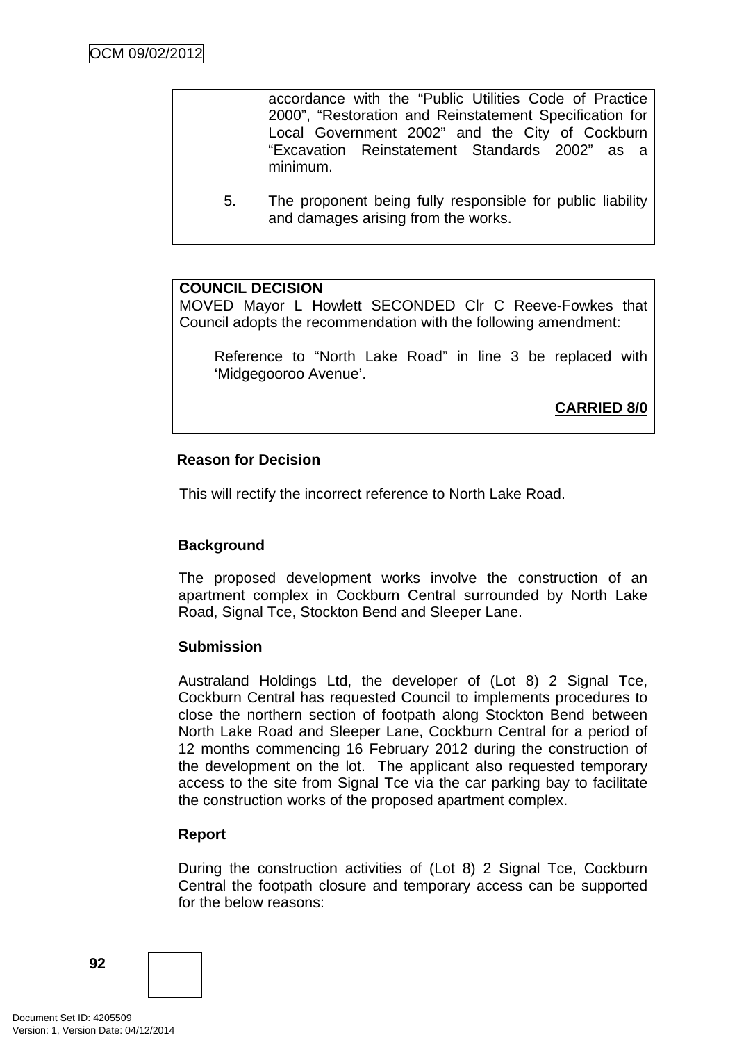accordance with the "Public Utilities Code of Practice 2000", "Restoration and Reinstatement Specification for Local Government 2002" and the City of Cockburn "Excavation Reinstatement Standards 2002" as a minimum.

5. The proponent being fully responsible for public liability and damages arising from the works.

**COUNCIL DECISION**
MOVED Mayor L Howlett SECONDED Clr C Reeve-Fowkes that Council adopts the recommendation with the following amendment:

> Reference to "North Lake Road" in line 3 be replaced with 'Midgegooroo Avenue'.

**CARRIED 8/0**

**Reason for Decision**

This will rectify the incorrect reference to North Lake Road.

**Background**

The proposed development works involve the construction of an apartment complex in Cockburn Central surrounded by North Lake Road, Signal Tce, Stockton Bend and Sleeper Lane.

**Submission**

Australand Holdings Ltd, the developer of (Lot 8) 2 Signal Tce, Cockburn Central has requested Council to implements procedures to close the northern section of footpath along Stockton Bend between North Lake Road and Sleeper Lane, Cockburn Central for a period of 12 months commencing 16 February 2012 during the construction of the development on the lot. The applicant also requested temporary access to the site from Signal Tce via the car parking bay to facilitate the construction works of the proposed apartment complex.

**Report**

During the construction activities of (Lot 8) 2 Signal Tce, Cockburn Central the footpath closure and temporary access can be supported for the below reasons: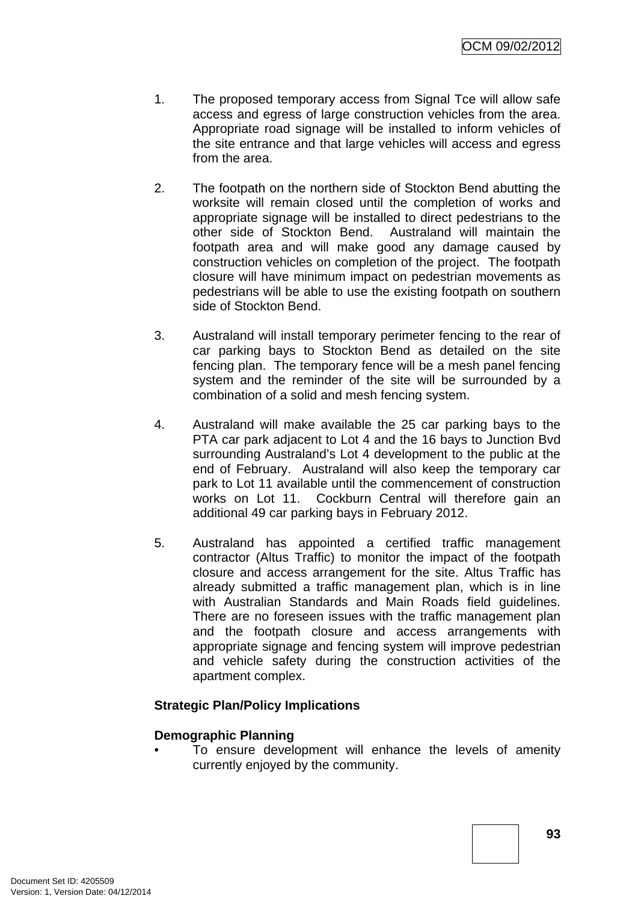1. The proposed temporary access from Signal Tce will allow safe access and egress of large construction vehicles from the area. Appropriate road signage will be installed to inform vehicles of the site entrance and that large vehicles will access and egress from the area.

2. The footpath on the northern side of Stockton Bend abutting the worksite will remain closed until the completion of works and appropriate signage will be installed to direct pedestrians to the other side of Stockton Bend. Australand will maintain the footpath area and will make good any damage caused by construction vehicles on completion of the project. The footpath closure will have minimum impact on pedestrian movements as pedestrians will be able to use the existing footpath on southern side of Stockton Bend.

3. Australand will install temporary perimeter fencing to the rear of car parking bays to Stockton Bend as detailed on the site fencing plan. The temporary fence will be a mesh panel fencing system and the reminder of the site will be surrounded by a combination of a solid and mesh fencing system.

4. Australand will make available the 25 car parking bays to the PTA car park adjacent to Lot 4 and the 16 bays to Junction Bvd surrounding Australand's Lot 4 development to the public at the end of February. Australand will also keep the temporary car park to Lot 11 available until the commencement of construction works on Lot 11. Cockburn Central will therefore gain an additional 49 car parking bays in February 2012.

5. Australand has appointed a certified traffic management contractor (Altus Traffic) to monitor the impact of the footpath closure and access arrangement for the site. Altus Traffic has already submitted a traffic management plan, which is in line with Australian Standards and Main Roads field guidelines. There are no foreseen issues with the traffic management plan and the footpath closure and access arrangements with appropriate signage and fencing system will improve pedestrian and vehicle safety during the construction activities of the apartment complex.

**Strategic Plan/Policy Implications**

**Demographic Planning**

- To ensure development will enhance the levels of amenity currently enjoyed by the community.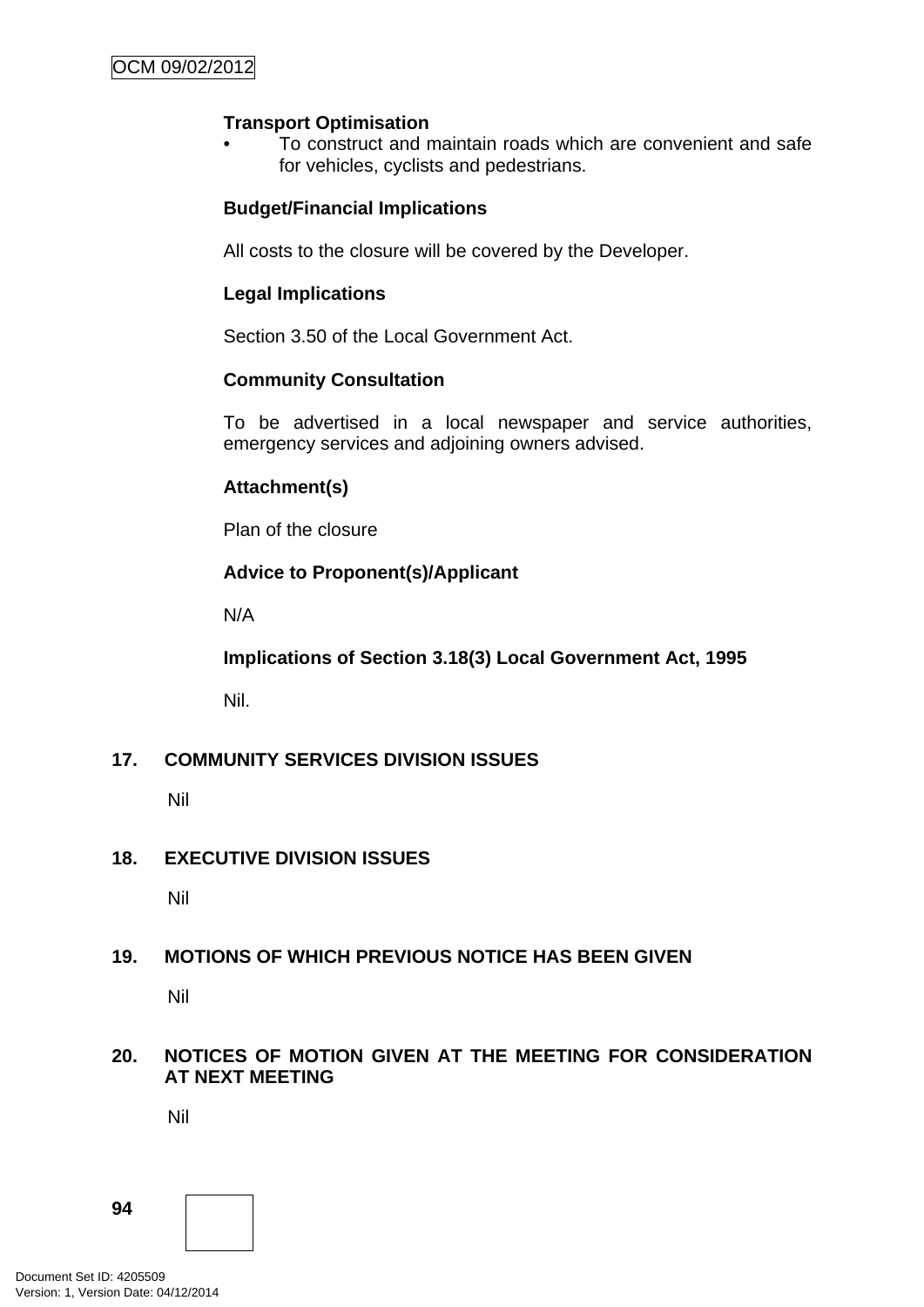**Transport Optimisation**

- To construct and maintain roads which are convenient and safe for vehicles, cyclists and pedestrians.

**Budget/Financial Implications**

All costs to the closure will be covered by the Developer.

**Legal Implications**

Section 3.50 of the Local Government Act.

**Community Consultation**

To be advertised in a local newspaper and service authorities, emergency services and adjoining owners advised.

**Attachment(s)**

Plan of the closure

**Advice to Proponent(s)/Applicant**

N/A

**Implications of Section 3.18(3) Local Government Act, 1995**

Nil.

## 17. COMMUNITY SERVICES DIVISION ISSUES

Nil

## 18. EXECUTIVE DIVISION ISSUES

Nil

## 19. MOTIONS OF WHICH PREVIOUS NOTICE HAS BEEN GIVEN

Nil

## 20. NOTICES OF MOTION GIVEN AT THE MEETING FOR CONSIDERATION AT NEXT MEETING

Nil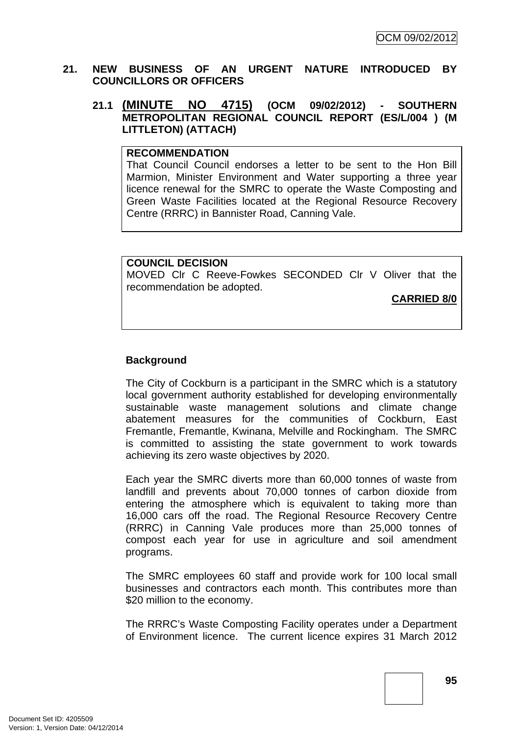## 21. NEW BUSINESS OF AN URGENT NATURE INTRODUCED BY COUNCILLORS OR OFFICERS

### 21.1 (MINUTE NO 4715) (OCM 09/02/2012) - SOUTHERN METROPOLITAN REGIONAL COUNCIL REPORT (ES/L/004 ) (M LITTLETON) (ATTACH)

**RECOMMENDATION**
That Council Council endorses a letter to be sent to the Hon Bill Marmion, Minister Environment and Water supporting a three year licence renewal for the SMRC to operate the Waste Composting and Green Waste Facilities located at the Regional Resource Recovery Centre (RRRC) in Bannister Road, Canning Vale.

**COUNCIL DECISION**
MOVED Clr C Reeve-Fowkes SECONDED Clr V Oliver that the recommendation be adopted.

**CARRIED 8/0**

**Background**

The City of Cockburn is a participant in the SMRC which is a statutory local government authority established for developing environmentally sustainable waste management solutions and climate change abatement measures for the communities of Cockburn, East Fremantle, Fremantle, Kwinana, Melville and Rockingham. The SMRC is committed to assisting the state government to work towards achieving its zero waste objectives by 2020.

Each year the SMRC diverts more than 60,000 tonnes of waste from landfill and prevents about 70,000 tonnes of carbon dioxide from entering the atmosphere which is equivalent to taking more than 16,000 cars off the road. The Regional Resource Recovery Centre (RRRC) in Canning Vale produces more than 25,000 tonnes of compost each year for use in agriculture and soil amendment programs.

The SMRC employees 60 staff and provide work for 100 local small businesses and contractors each month. This contributes more than $20 million to the economy.

The RRRC's Waste Composting Facility operates under a Department of Environment licence. The current licence expires 31 March 2012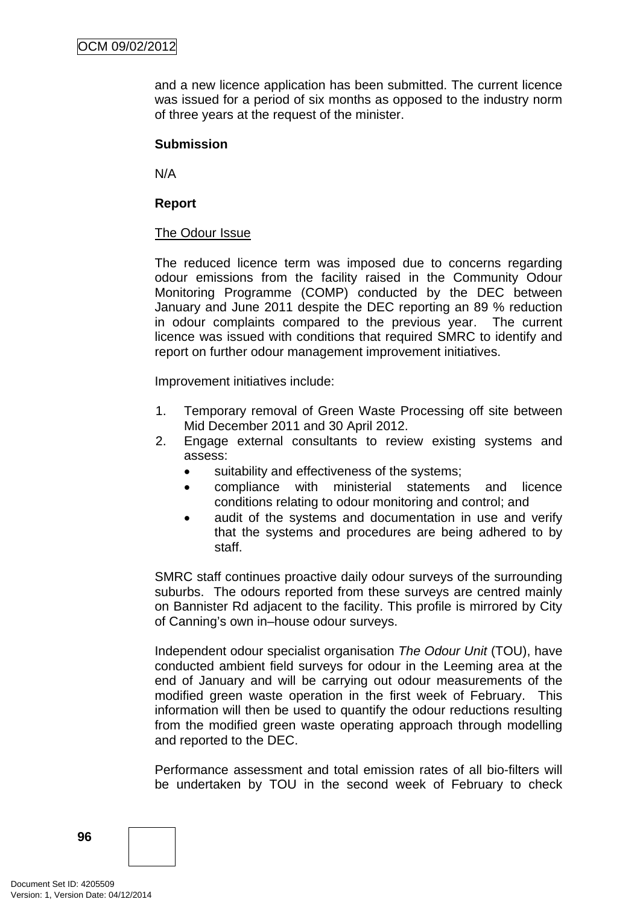and a new licence application has been submitted. The current licence was issued for a period of six months as opposed to the industry norm of three years at the request of the minister.

**Submission**

N/A

**Report**

The Odour Issue

The reduced licence term was imposed due to concerns regarding odour emissions from the facility raised in the Community Odour Monitoring Programme (COMP) conducted by the DEC between January and June 2011 despite the DEC reporting an 89 % reduction in odour complaints compared to the previous year. The current licence was issued with conditions that required SMRC to identify and report on further odour management improvement initiatives.

Improvement initiatives include:

1. Temporary removal of Green Waste Processing off site between Mid December 2011 and 30 April 2012.
2. Engage external consultants to review existing systems and assess:
   - suitability and effectiveness of the systems;
   - compliance with ministerial statements and licence conditions relating to odour monitoring and control; and
   - audit of the systems and documentation in use and verify that the systems and procedures are being adhered to by staff.

SMRC staff continues proactive daily odour surveys of the surrounding suburbs. The odours reported from these surveys are centred mainly on Bannister Rd adjacent to the facility. This profile is mirrored by City of Canning's own in–house odour surveys.

Independent odour specialist organisation *The Odour Unit* (TOU), have conducted ambient field surveys for odour in the Leeming area at the end of January and will be carrying out odour measurements of the modified green waste operation in the first week of February. This information will then be used to quantify the odour reductions resulting from the modified green waste operating approach through modelling and reported to the DEC.

Performance assessment and total emission rates of all bio-filters will be undertaken by TOU in the second week of February to check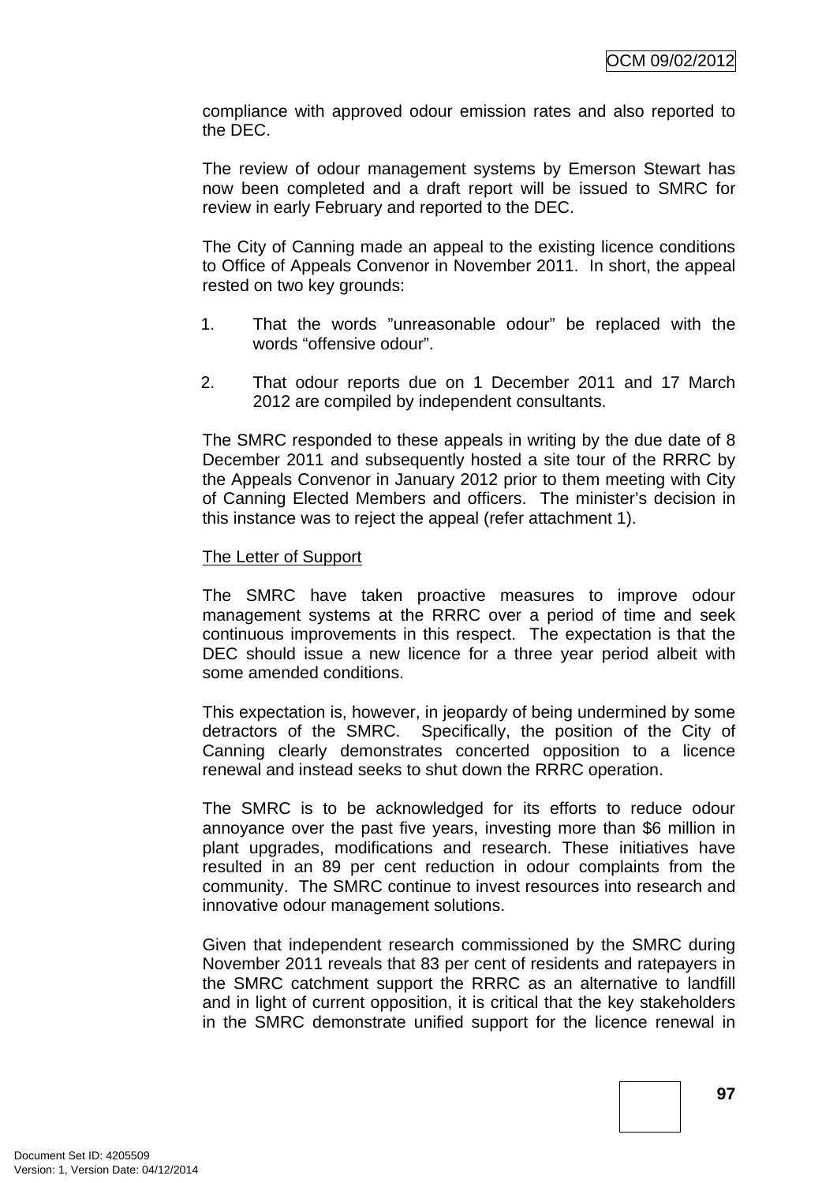compliance with approved odour emission rates and also reported to the DEC.

The review of odour management systems by Emerson Stewart has now been completed and a draft report will be issued to SMRC for review in early February and reported to the DEC.

The City of Canning made an appeal to the existing licence conditions to Office of Appeals Convenor in November 2011. In short, the appeal rested on two key grounds:

1. That the words "unreasonable odour" be replaced with the words "offensive odour".

2. That odour reports due on 1 December 2011 and 17 March 2012 are compiled by independent consultants.

The SMRC responded to these appeals in writing by the due date of 8 December 2011 and subsequently hosted a site tour of the RRRC by the Appeals Convenor in January 2012 prior to them meeting with City of Canning Elected Members and officers. The minister's decision in this instance was to reject the appeal (refer attachment 1).

<u>The Letter of Support</u>

The SMRC have taken proactive measures to improve odour management systems at the RRRC over a period of time and seek continuous improvements in this respect. The expectation is that the DEC should issue a new licence for a three year period albeit with some amended conditions.

This expectation is, however, in jeopardy of being undermined by some detractors of the SMRC. Specifically, the position of the City of Canning clearly demonstrates concerted opposition to a licence renewal and instead seeks to shut down the RRRC operation.

The SMRC is to be acknowledged for its efforts to reduce odour annoyance over the past five years, investing more than $6 million in plant upgrades, modifications and research. These initiatives have resulted in an 89 per cent reduction in odour complaints from the community. The SMRC continue to invest resources into research and innovative odour management solutions.

Given that independent research commissioned by the SMRC during November 2011 reveals that 83 per cent of residents and ratepayers in the SMRC catchment support the RRRC as an alternative to landfill and in light of current opposition, it is critical that the key stakeholders in the SMRC demonstrate unified support for the licence renewal in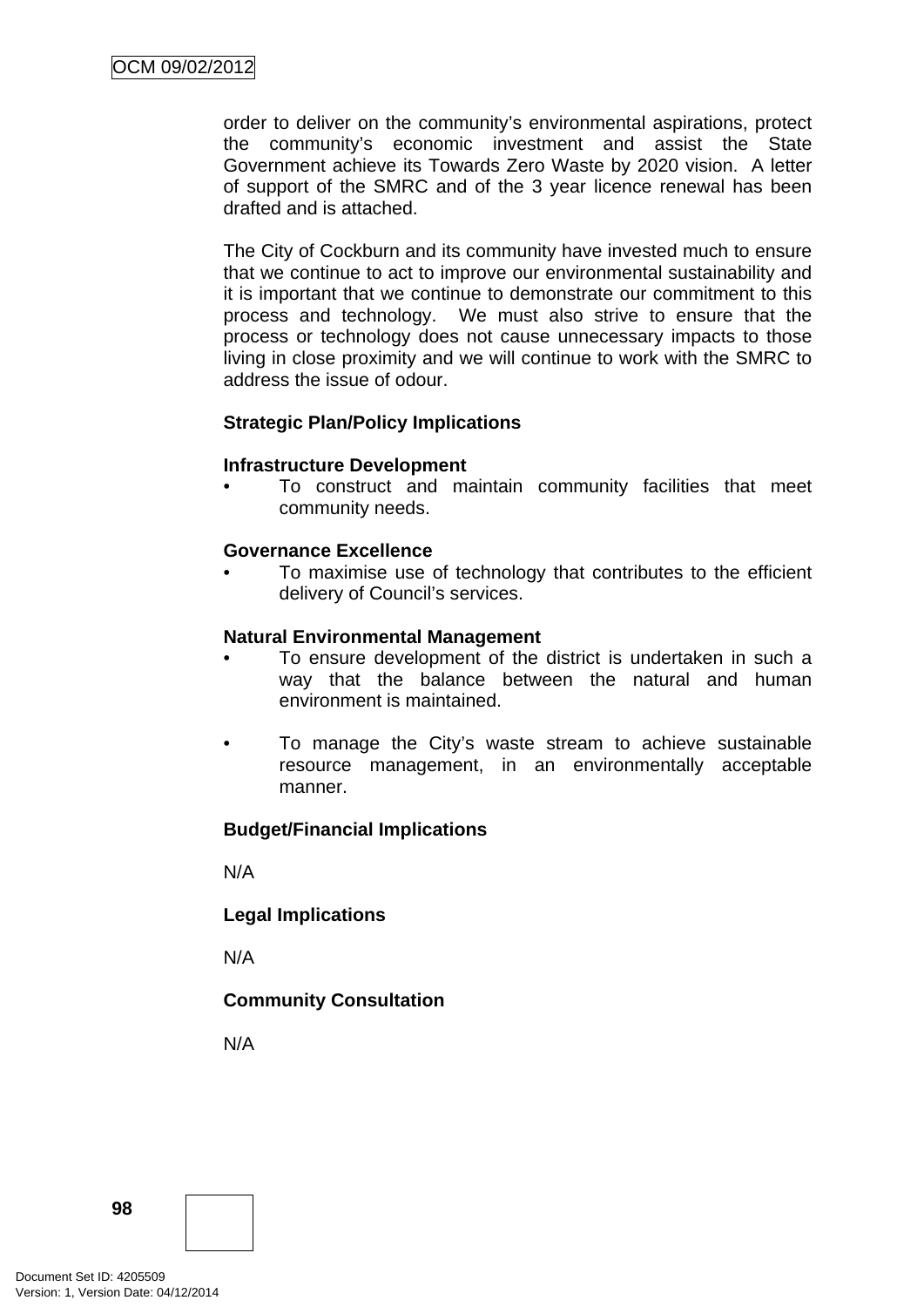order to deliver on the community's environmental aspirations, protect the community's economic investment and assist the State Government achieve its Towards Zero Waste by 2020 vision. A letter of support of the SMRC and of the 3 year licence renewal has been drafted and is attached.

The City of Cockburn and its community have invested much to ensure that we continue to act to improve our environmental sustainability and it is important that we continue to demonstrate our commitment to this process and technology. We must also strive to ensure that the process or technology does not cause unnecessary impacts to those living in close proximity and we will continue to work with the SMRC to address the issue of odour.

**Strategic Plan/Policy Implications**

**Infrastructure Development**

- To construct and maintain community facilities that meet community needs.

**Governance Excellence**

- To maximise use of technology that contributes to the efficient delivery of Council's services.

**Natural Environmental Management**

- To ensure development of the district is undertaken in such a way that the balance between the natural and human environment is maintained.

- To manage the City's waste stream to achieve sustainable resource management, in an environmentally acceptable manner.

**Budget/Financial Implications**

N/A

**Legal Implications**

N/A

**Community Consultation**

N/A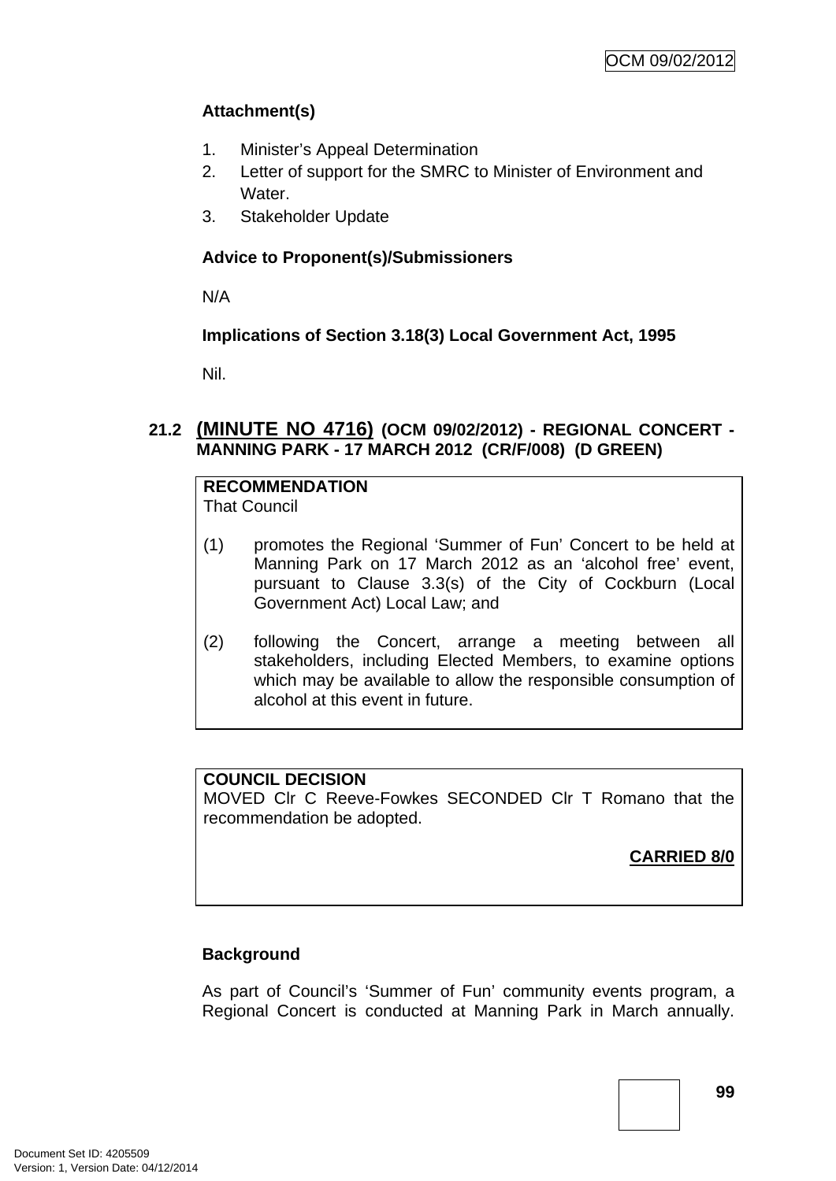### Attachment(s)

1. Minister's Appeal Determination
2. Letter of support for the SMRC to Minister of Environment and Water.
3. Stakeholder Update

### Advice to Proponent(s)/Submissioners

N/A

### Implications of Section 3.18(3) Local Government Act, 1995

Nil.

## 21.2 (MINUTE NO 4716) (OCM 09/02/2012) - REGIONAL CONCERT - MANNING PARK - 17 MARCH 2012 (CR/F/008) (D GREEN)

**RECOMMENDATION**
That Council

(1) promotes the Regional 'Summer of Fun' Concert to be held at Manning Park on 17 March 2012 as an 'alcohol free' event, pursuant to Clause 3.3(s) of the City of Cockburn (Local Government Act) Local Law; and

(2) following the Concert, arrange a meeting between all stakeholders, including Elected Members, to examine options which may be available to allow the responsible consumption of alcohol at this event in future.

**COUNCIL DECISION**
MOVED Clr C Reeve-Fowkes SECONDED Clr T Romano that the recommendation be adopted.

**CARRIED 8/0**

### Background

As part of Council's 'Summer of Fun' community events program, a Regional Concert is conducted at Manning Park in March annually.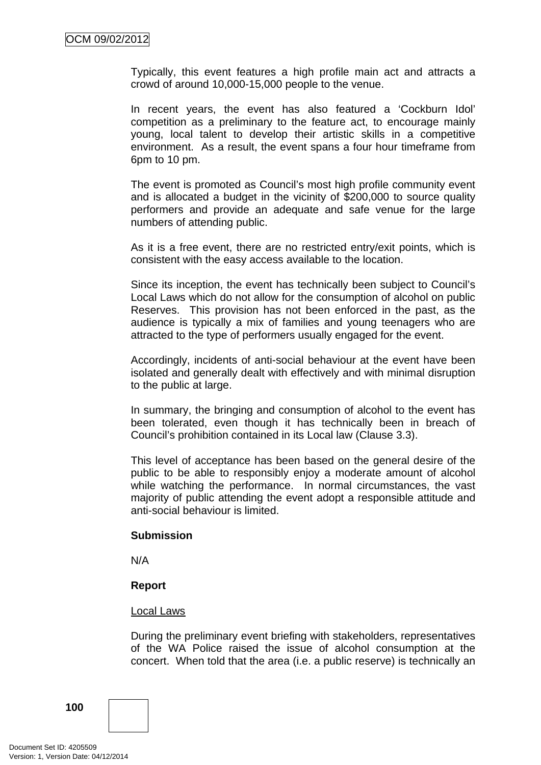Typically, this event features a high profile main act and attracts a crowd of around 10,000-15,000 people to the venue.

In recent years, the event has also featured a 'Cockburn Idol' competition as a preliminary to the feature act, to encourage mainly young, local talent to develop their artistic skills in a competitive environment. As a result, the event spans a four hour timeframe from 6pm to 10 pm.

The event is promoted as Council's most high profile community event and is allocated a budget in the vicinity of $200,000 to source quality performers and provide an adequate and safe venue for the large numbers of attending public.

As it is a free event, there are no restricted entry/exit points, which is consistent with the easy access available to the location.

Since its inception, the event has technically been subject to Council's Local Laws which do not allow for the consumption of alcohol on public Reserves. This provision has not been enforced in the past, as the audience is typically a mix of families and young teenagers who are attracted to the type of performers usually engaged for the event.

Accordingly, incidents of anti-social behaviour at the event have been isolated and generally dealt with effectively and with minimal disruption to the public at large.

In summary, the bringing and consumption of alcohol to the event has been tolerated, even though it has technically been in breach of Council's prohibition contained in its Local law (Clause 3.3).

This level of acceptance has been based on the general desire of the public to be able to responsibly enjoy a moderate amount of alcohol while watching the performance. In normal circumstances, the vast majority of public attending the event adopt a responsible attitude and anti-social behaviour is limited.

**Submission**

N/A

**Report**

Local Laws

During the preliminary event briefing with stakeholders, representatives of the WA Police raised the issue of alcohol consumption at the concert. When told that the area (i.e. a public reserve) is technically an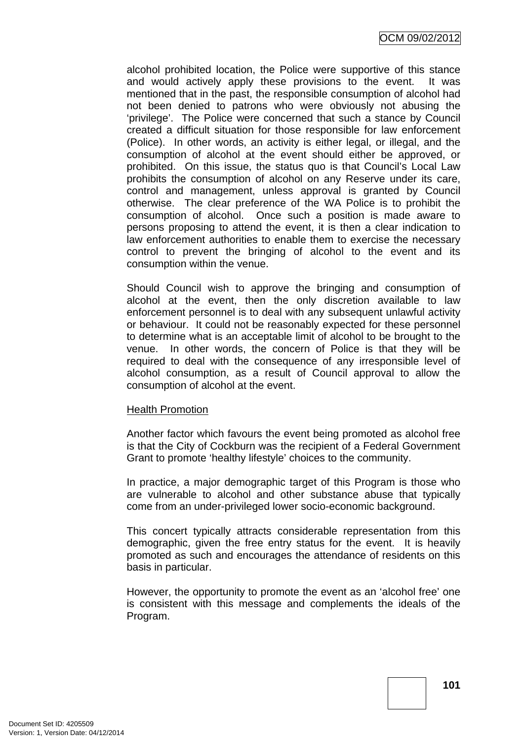alcohol prohibited location, the Police were supportive of this stance and would actively apply these provisions to the event. It was mentioned that in the past, the responsible consumption of alcohol had not been denied to patrons who were obviously not abusing the 'privilege'. The Police were concerned that such a stance by Council created a difficult situation for those responsible for law enforcement (Police). In other words, an activity is either legal, or illegal, and the consumption of alcohol at the event should either be approved, or prohibited. On this issue, the status quo is that Council's Local Law prohibits the consumption of alcohol on any Reserve under its care, control and management, unless approval is granted by Council otherwise. The clear preference of the WA Police is to prohibit the consumption of alcohol. Once such a position is made aware to persons proposing to attend the event, it is then a clear indication to law enforcement authorities to enable them to exercise the necessary control to prevent the bringing of alcohol to the event and its consumption within the venue.

Should Council wish to approve the bringing and consumption of alcohol at the event, then the only discretion available to law enforcement personnel is to deal with any subsequent unlawful activity or behaviour. It could not be reasonably expected for these personnel to determine what is an acceptable limit of alcohol to be brought to the venue. In other words, the concern of Police is that they will be required to deal with the consequence of any irresponsible level of alcohol consumption, as a result of Council approval to allow the consumption of alcohol at the event.

Health Promotion

Another factor which favours the event being promoted as alcohol free is that the City of Cockburn was the recipient of a Federal Government Grant to promote 'healthy lifestyle' choices to the community.

In practice, a major demographic target of this Program is those who are vulnerable to alcohol and other substance abuse that typically come from an under-privileged lower socio-economic background.

This concert typically attracts considerable representation from this demographic, given the free entry status for the event. It is heavily promoted as such and encourages the attendance of residents on this basis in particular.

However, the opportunity to promote the event as an 'alcohol free' one is consistent with this message and complements the ideals of the Program.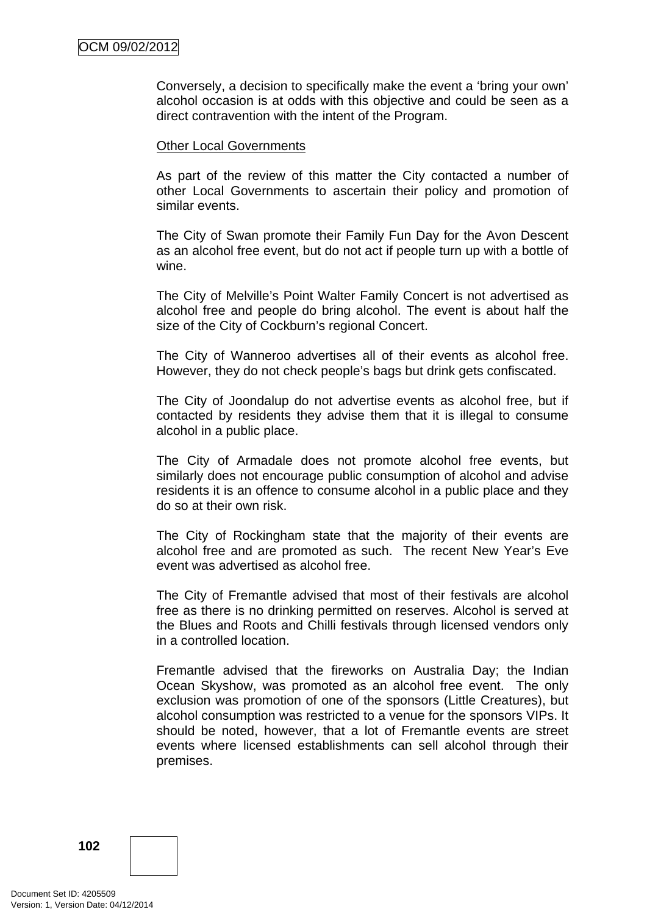Conversely, a decision to specifically make the event a 'bring your own' alcohol occasion is at odds with this objective and could be seen as a direct contravention with the intent of the Program.

Other Local Governments

As part of the review of this matter the City contacted a number of other Local Governments to ascertain their policy and promotion of similar events.

The City of Swan promote their Family Fun Day for the Avon Descent as an alcohol free event, but do not act if people turn up with a bottle of wine.

The City of Melville's Point Walter Family Concert is not advertised as alcohol free and people do bring alcohol. The event is about half the size of the City of Cockburn's regional Concert.

The City of Wanneroo advertises all of their events as alcohol free. However, they do not check people's bags but drink gets confiscated.

The City of Joondalup do not advertise events as alcohol free, but if contacted by residents they advise them that it is illegal to consume alcohol in a public place.

The City of Armadale does not promote alcohol free events, but similarly does not encourage public consumption of alcohol and advise residents it is an offence to consume alcohol in a public place and they do so at their own risk.

The City of Rockingham state that the majority of their events are alcohol free and are promoted as such. The recent New Year's Eve event was advertised as alcohol free.

The City of Fremantle advised that most of their festivals are alcohol free as there is no drinking permitted on reserves. Alcohol is served at the Blues and Roots and Chilli festivals through licensed vendors only in a controlled location.

Fremantle advised that the fireworks on Australia Day; the Indian Ocean Skyshow, was promoted as an alcohol free event. The only exclusion was promotion of one of the sponsors (Little Creatures), but alcohol consumption was restricted to a venue for the sponsors VIPs. It should be noted, however, that a lot of Fremantle events are street events where licensed establishments can sell alcohol through their premises.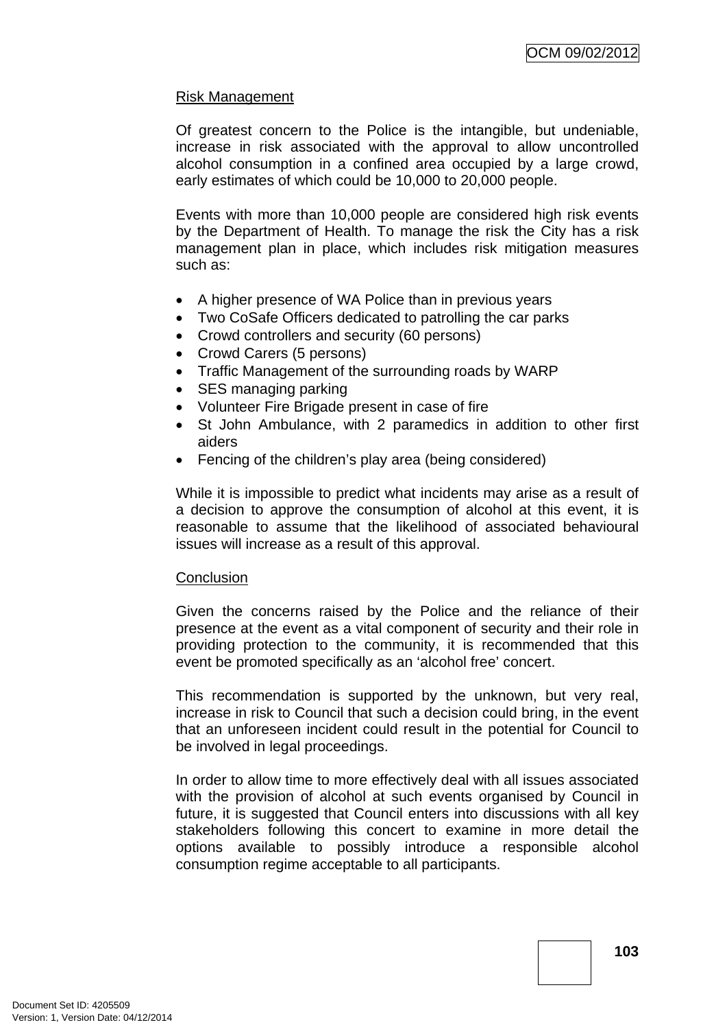Risk Management

Of greatest concern to the Police is the intangible, but undeniable, increase in risk associated with the approval to allow uncontrolled alcohol consumption in a confined area occupied by a large crowd, early estimates of which could be 10,000 to 20,000 people.

Events with more than 10,000 people are considered high risk events by the Department of Health. To manage the risk the City has a risk management plan in place, which includes risk mitigation measures such as:

- A higher presence of WA Police than in previous years
- Two CoSafe Officers dedicated to patrolling the car parks
- Crowd controllers and security (60 persons)
- Crowd Carers (5 persons)
- Traffic Management of the surrounding roads by WARP
- SES managing parking
- Volunteer Fire Brigade present in case of fire
- St John Ambulance, with 2 paramedics in addition to other first aiders
- Fencing of the children's play area (being considered)

While it is impossible to predict what incidents may arise as a result of a decision to approve the consumption of alcohol at this event, it is reasonable to assume that the likelihood of associated behavioural issues will increase as a result of this approval.

Conclusion

Given the concerns raised by the Police and the reliance of their presence at the event as a vital component of security and their role in providing protection to the community, it is recommended that this event be promoted specifically as an 'alcohol free' concert.

This recommendation is supported by the unknown, but very real, increase in risk to Council that such a decision could bring, in the event that an unforeseen incident could result in the potential for Council to be involved in legal proceedings.

In order to allow time to more effectively deal with all issues associated with the provision of alcohol at such events organised by Council in future, it is suggested that Council enters into discussions with all key stakeholders following this concert to examine in more detail the options available to possibly introduce a responsible alcohol consumption regime acceptable to all participants.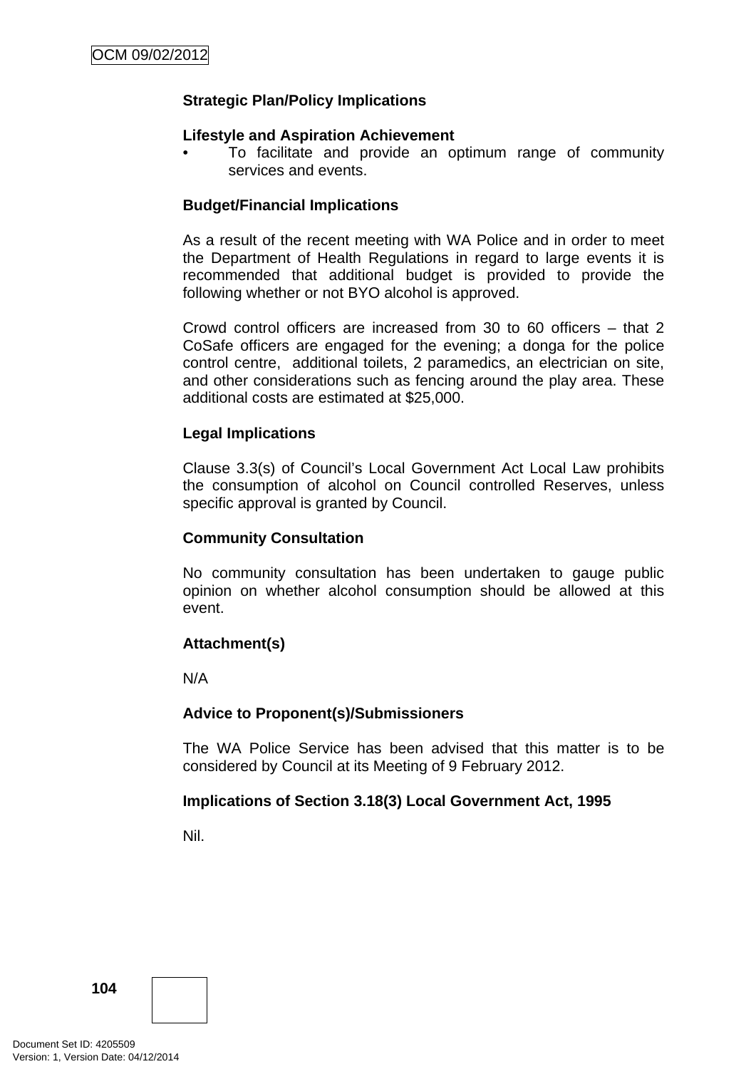**Strategic Plan/Policy Implications**

**Lifestyle and Aspiration Achievement**

- To facilitate and provide an optimum range of community services and events.

**Budget/Financial Implications**

As a result of the recent meeting with WA Police and in order to meet the Department of Health Regulations in regard to large events it is recommended that additional budget is provided to provide the following whether or not BYO alcohol is approved.

Crowd control officers are increased from 30 to 60 officers – that 2 CoSafe officers are engaged for the evening; a donga for the police control centre, additional toilets, 2 paramedics, an electrician on site, and other considerations such as fencing around the play area. These additional costs are estimated at $25,000.

**Legal Implications**

Clause 3.3(s) of Council's Local Government Act Local Law prohibits the consumption of alcohol on Council controlled Reserves, unless specific approval is granted by Council.

**Community Consultation**

No community consultation has been undertaken to gauge public opinion on whether alcohol consumption should be allowed at this event.

**Attachment(s)**

N/A

**Advice to Proponent(s)/Submissioners**

The WA Police Service has been advised that this matter is to be considered by Council at its Meeting of 9 February 2012.

**Implications of Section 3.18(3) Local Government Act, 1995**

Nil.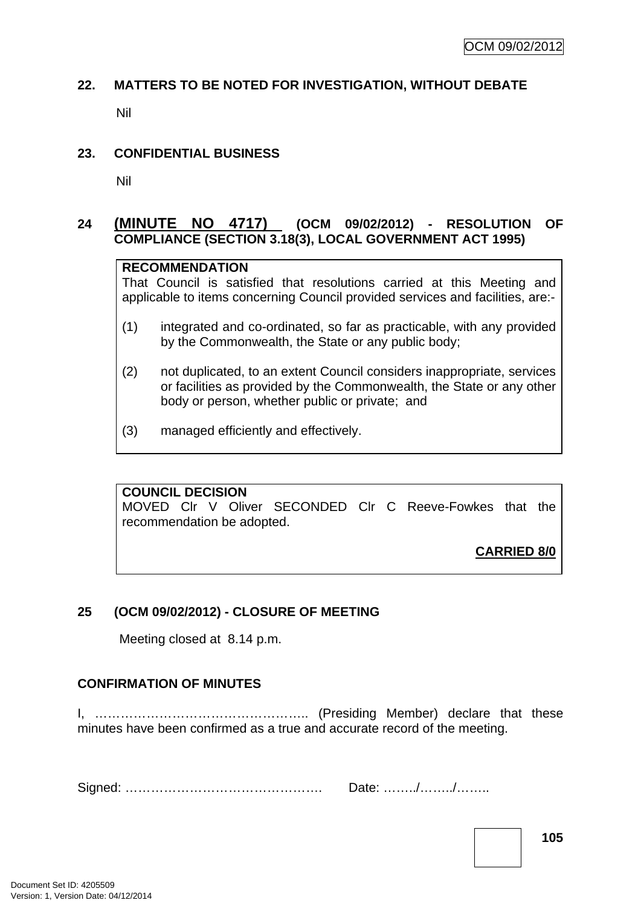## 22. MATTERS TO BE NOTED FOR INVESTIGATION, WITHOUT DEBATE

Nil

## 23. CONFIDENTIAL BUSINESS

Nil

## 24 (MINUTE NO 4717) (OCM 09/02/2012) - RESOLUTION OF COMPLIANCE (SECTION 3.18(3), LOCAL GOVERNMENT ACT 1995)

**RECOMMENDATION**

That Council is satisfied that resolutions carried at this Meeting and applicable to items concerning Council provided services and facilities, are:-

(1) integrated and co-ordinated, so far as practicable, with any provided by the Commonwealth, the State or any public body;

(2) not duplicated, to an extent Council considers inappropriate, services or facilities as provided by the Commonwealth, the State or any other body or person, whether public or private; and

(3) managed efficiently and effectively.

**COUNCIL DECISION**

MOVED Clr V Oliver SECONDED Clr C Reeve-Fowkes that the recommendation be adopted.

**CARRIED 8/0**

## 25 (OCM 09/02/2012) - CLOSURE OF MEETING

Meeting closed at 8.14 p.m.

**CONFIRMATION OF MINUTES**

I, ………………………………………….. (Presiding Member) declare that these minutes have been confirmed as a true and accurate record of the meeting.

Signed: ………………………………………. Date: ……../……../……..

Document Set ID: 4205509
Version: 1, Version Date: 04/12/2014